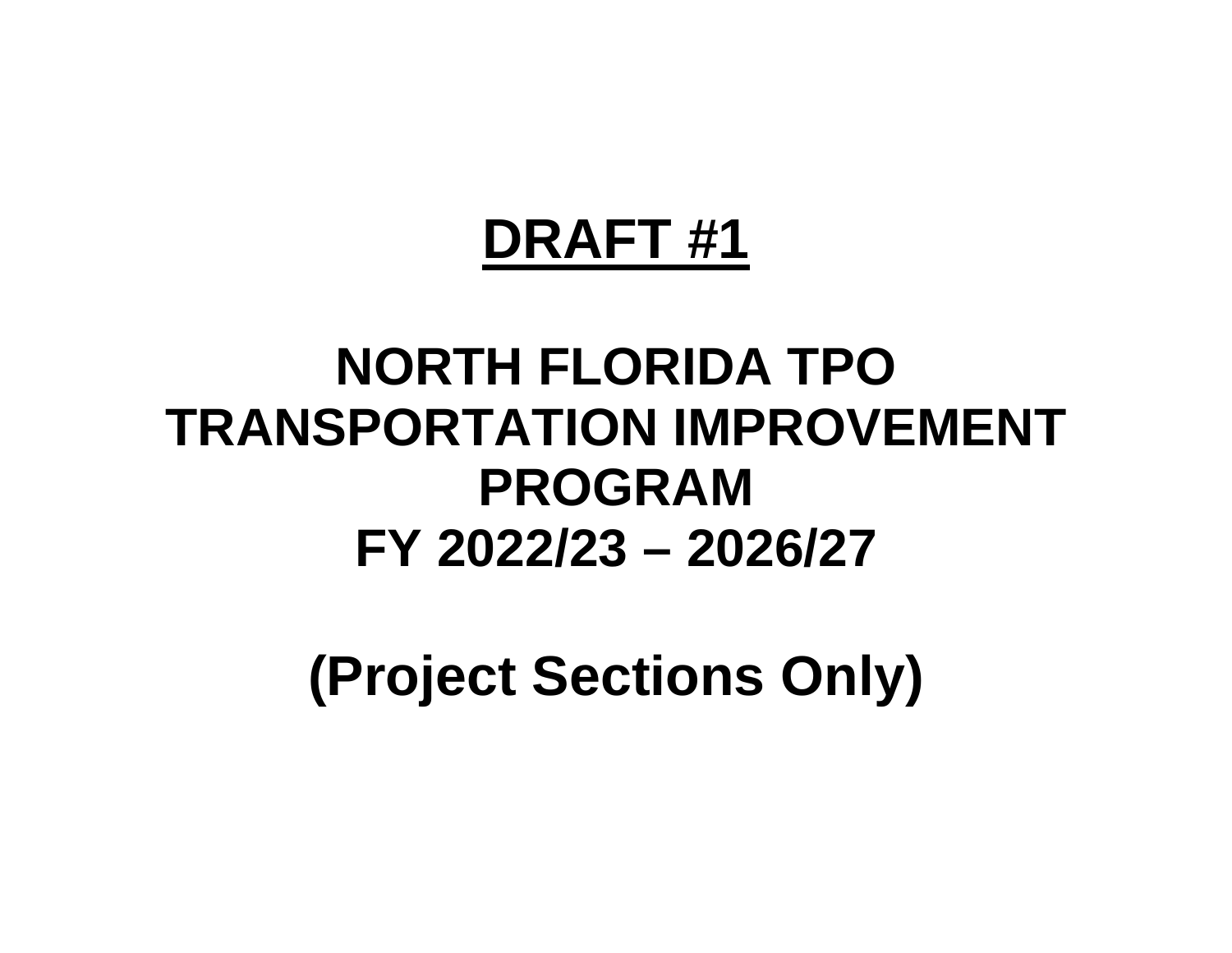# DRAFT #1

# NORTH FLORIDA TPO TRANSPORTATION IMPROVEMENT PROGRAM FY 2022/23 – 2026/27

## (Project Sections Only)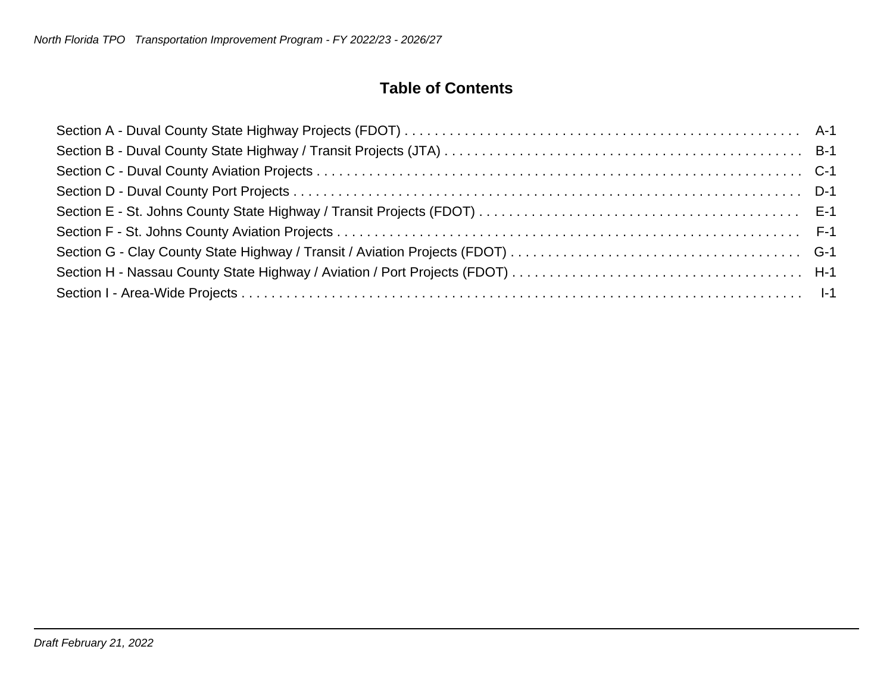# Table of Contents

| | |
|---|---|
| Section A - Duval County State Highway Projects (FDOT) | A-1 |
| Section B - Duval County State Highway / Transit Projects (JTA) | B-1 |
| Section C - Duval County Aviation Projects | C-1 |
| Section D - Duval County Port Projects | D-1 |
| Section E - St. Johns County State Highway / Transit Projects (FDOT) | E-1 |
| Section F - St. Johns County Aviation Projects | F-1 |
| Section G - Clay County State Highway / Transit / Aviation Projects (FDOT) | G-1 |
| Section H - Nassau County State Highway / Aviation / Port Projects (FDOT) | H-1 |
| Section I - Area-Wide Projects | I-1 |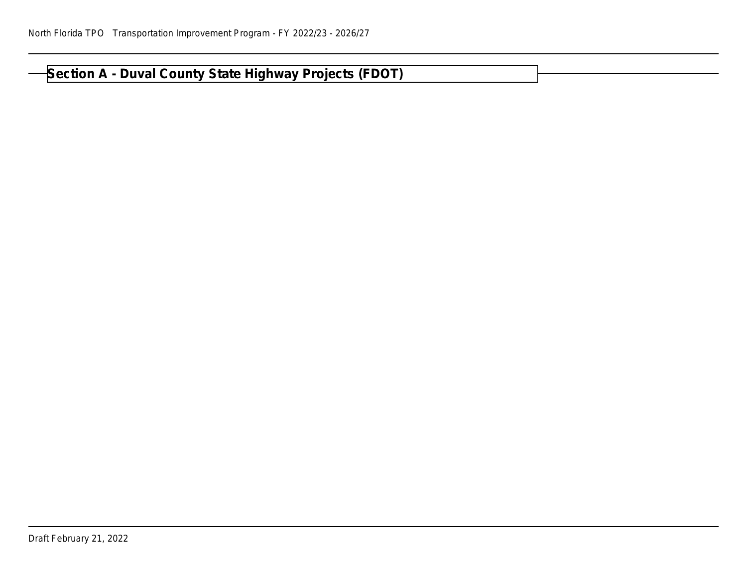# Section A - Duval County State Highway Projects (FDOT)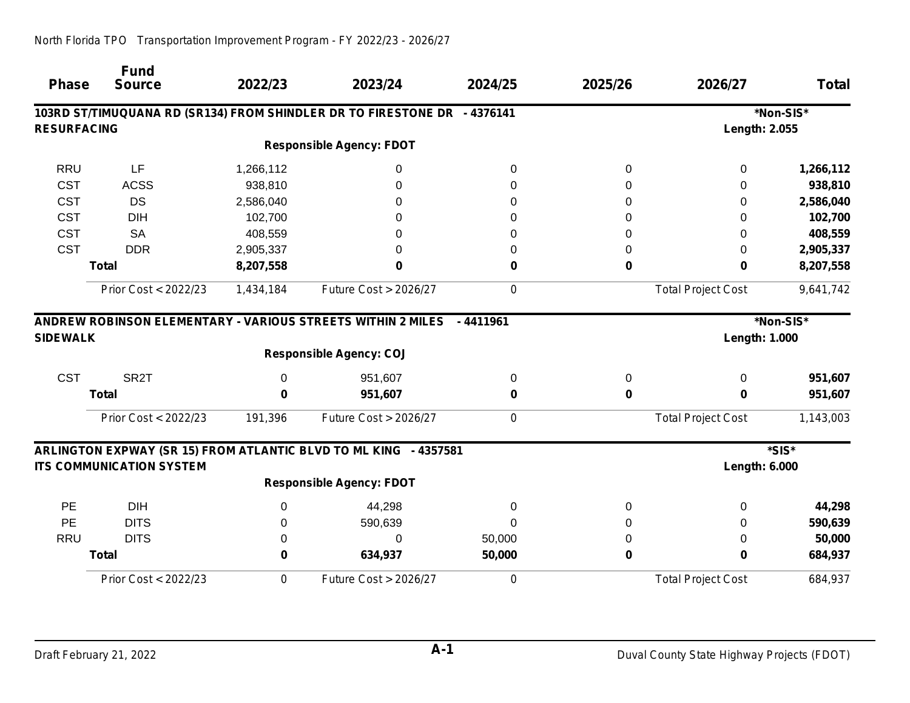| Phase | Fund Source | 2022/23 | 2023/24 | 2024/25 | 2025/26 | 2026/27 | Total |
|---|---|---|---|---|---|---|---|
| **103RD ST/TIMUQUANA RD (SR134) FROM SHINDLER DR TO FIRESTONE DR - 4376141** | | | | | | | **\*Non-SIS\*** |
| **RESURFACING** | | | | | | **Length: 2.055** | |
| | | | **Responsible Agency: FDOT** | | | | |
| RRU | LF | 1,266,112 | 0 | 0 | 0 | 0 | **1,266,112** |
| CST | ACSS | 938,810 | 0 | 0 | 0 | 0 | **938,810** |
| CST | DS | 2,586,040 | 0 | 0 | 0 | 0 | **2,586,040** |
| CST | DIH | 102,700 | 0 | 0 | 0 | 0 | **102,700** |
| CST | SA | 408,559 | 0 | 0 | 0 | 0 | **408,559** |
| CST | DDR | 2,905,337 | 0 | 0 | 0 | 0 | **2,905,337** |
| | **Total** | **8,207,558** | **0** | **0** | **0** | **0** | **8,207,558** |
| | Prior Cost < 2022/23 | 1,434,184 | Future Cost > 2026/27 | 0 | | Total Project Cost | 9,641,742 |
| **ANDREW ROBINSON ELEMENTARY - VARIOUS STREETS WITHIN 2 MILES - 4411961** | | | | | | | **\*Non-SIS\*** |
| **SIDEWALK** | | | | | | **Length: 1.000** | |
| | | | **Responsible Agency: COJ** | | | | |
| CST | SR2T | 0 | 951,607 | 0 | 0 | 0 | **951,607** |
| | **Total** | **0** | **951,607** | **0** | **0** | **0** | **951,607** |
| | Prior Cost < 2022/23 | 191,396 | Future Cost > 2026/27 | 0 | | Total Project Cost | 1,143,003 |
| **ARLINGTON EXPWAY (SR 15) FROM ATLANTIC BLVD TO ML KING - 4357581** | | | | | | | **\*SIS\*** |
| **ITS COMMUNICATION SYSTEM** | | | | | | **Length: 6.000** | |
| | | | **Responsible Agency: FDOT** | | | | |
| PE | DIH | 0 | 44,298 | 0 | 0 | 0 | **44,298** |
| PE | DITS | 0 | 590,639 | 0 | 0 | 0 | **590,639** |
| RRU | DITS | 0 | 0 | 50,000 | 0 | 0 | **50,000** |
| | **Total** | **0** | **634,937** | **50,000** | **0** | **0** | **684,937** |
| | Prior Cost < 2022/23 | 0 | Future Cost > 2026/27 | 0 | | Total Project Cost | 684,937 |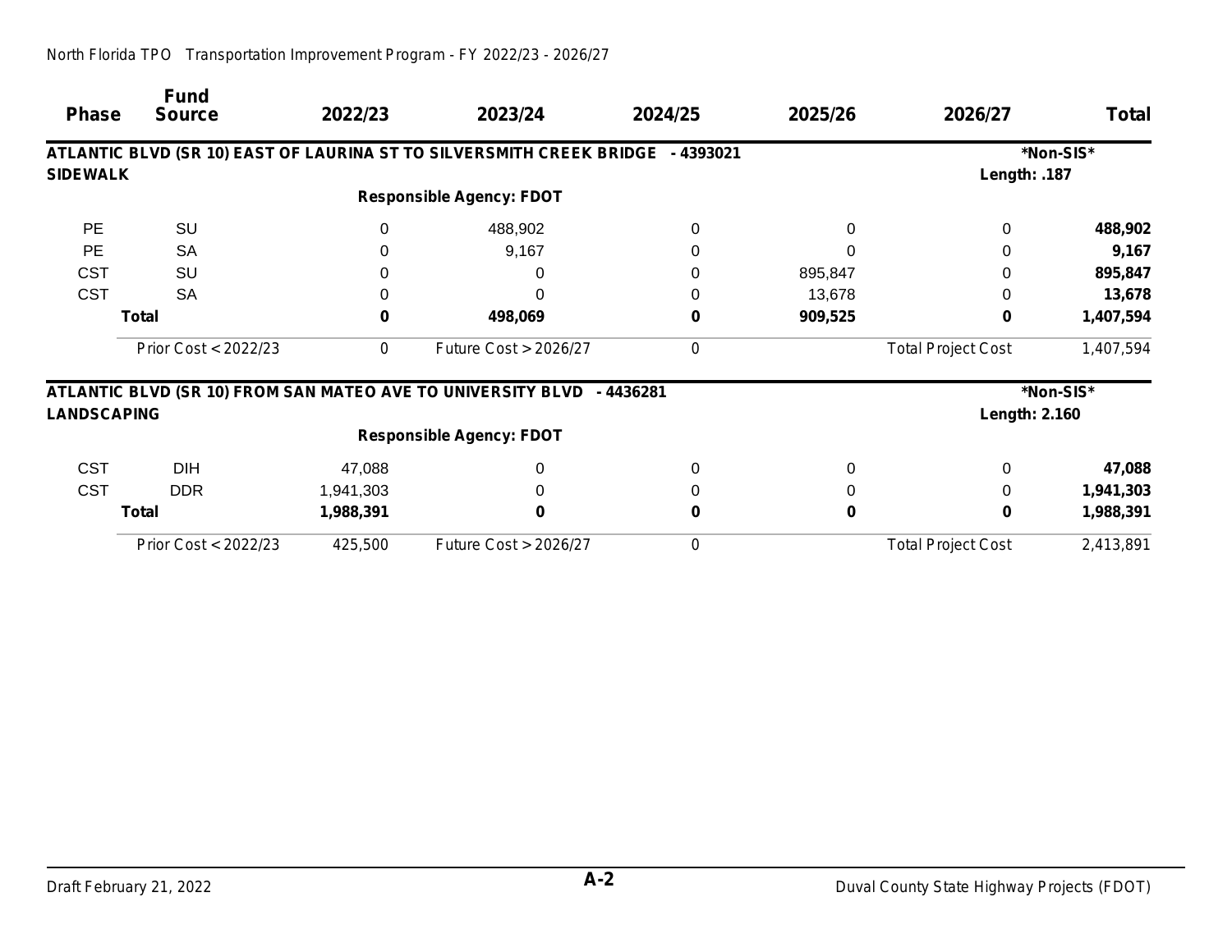| Phase | Fund Source | 2022/23 | 2023/24 | 2024/25 | 2025/26 | 2026/27 | Total |
|---|---|---|---|---|---|---|---|

**ATLANTIC BLVD (SR 10) EAST OF LAURINA ST TO SILVERSMITH CREEK BRIDGE - 4393021** *Non-SIS*

**SIDEWALK** Length: .187

**Responsible Agency: FDOT**

| Phase | Fund Source | 2022/23 | 2023/24 | 2024/25 | 2025/26 | 2026/27 | Total |
|---|---|---|---|---|---|---|---|
| PE | SU | 0 | 488,902 | 0 | 0 | 0 | **488,902** |
| PE | SA | 0 | 9,167 | 0 | 0 | 0 | **9,167** |
| CST | SU | 0 | 0 | 0 | 895,847 | 0 | **895,847** |
| CST | SA | 0 | 0 | 0 | 13,678 | 0 | **13,678** |
| | **Total** | **0** | **498,069** | **0** | **909,525** | **0** | **1,407,594** |
| | Prior Cost < 2022/23 | 0 | Future Cost > 2026/27 | 0 | | Total Project Cost | 1,407,594 |

**ATLANTIC BLVD (SR 10) FROM SAN MATEO AVE TO UNIVERSITY BLVD - 4436281** *Non-SIS*

**LANDSCAPING** Length: 2.160

**Responsible Agency: FDOT**

| Phase | Fund Source | 2022/23 | 2023/24 | 2024/25 | 2025/26 | 2026/27 | Total |
|---|---|---|---|---|---|---|---|
| CST | DIH | 47,088 | 0 | 0 | 0 | 0 | **47,088** |
| CST | DDR | 1,941,303 | 0 | 0 | 0 | 0 | **1,941,303** |
| | **Total** | **1,988,391** | **0** | **0** | **0** | **0** | **1,988,391** |
| | Prior Cost < 2022/23 | 425,500 | Future Cost > 2026/27 | 0 | | Total Project Cost | 2,413,891 |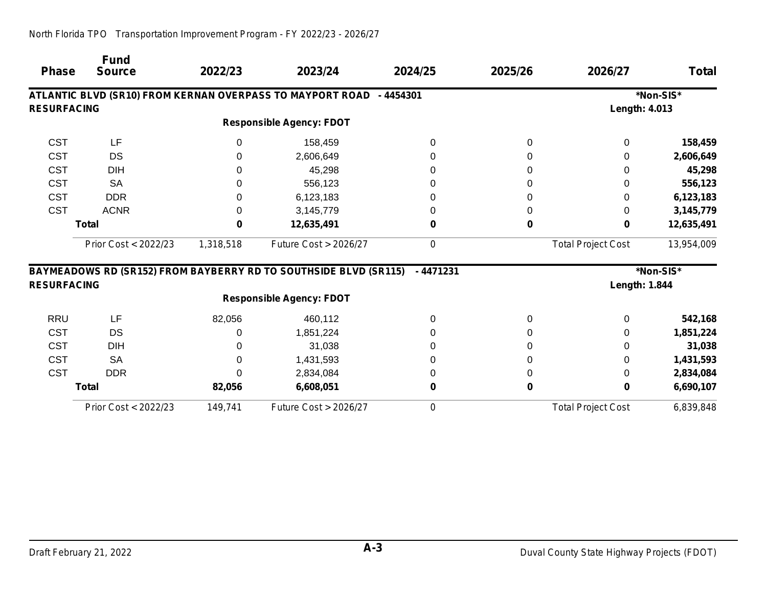| Phase | Fund Source | 2022/23 | 2023/24 | 2024/25 | 2025/26 | 2026/27 | Total |
|---|---|---|---|---|---|---|---|
| **ATLANTIC BLVD (SR10) FROM KERNAN OVERPASS TO MAYPORT ROAD - 4454301** | | | | | | | ***Non-SIS*** |
| **RESURFACING** | | | | | | **Length: 4.013** | |
| | | | **Responsible Agency: FDOT** | | | | |
| CST | LF | 0 | 158,459 | 0 | 0 | 0 | **158,459** |
| CST | DS | 0 | 2,606,649 | 0 | 0 | 0 | **2,606,649** |
| CST | DIH | 0 | 45,298 | 0 | 0 | 0 | **45,298** |
| CST | SA | 0 | 556,123 | 0 | 0 | 0 | **556,123** |
| CST | DDR | 0 | 6,123,183 | 0 | 0 | 0 | **6,123,183** |
| CST | ACNR | 0 | 3,145,779 | 0 | 0 | 0 | **3,145,779** |
| **Total** | | **0** | **12,635,491** | **0** | **0** | **0** | **12,635,491** |
| | Prior Cost < 2022/23 | 1,318,518 | Future Cost > 2026/27 | 0 | | Total Project Cost | 13,954,009 |

| Phase | Fund Source | 2022/23 | 2023/24 | 2024/25 | 2025/26 | 2026/27 | Total |
|---|---|---|---|---|---|---|---|
| **BAYMEADOWS RD (SR152) FROM BAYBERRY RD TO SOUTHSIDE BLVD (SR115) - 4471231** | | | | | | | ***Non-SIS*** |
| **RESURFACING** | | | | | | **Length: 1.844** | |
| | | | **Responsible Agency: FDOT** | | | | |
| RRU | LF | 82,056 | 460,112 | 0 | 0 | 0 | **542,168** |
| CST | DS | 0 | 1,851,224 | 0 | 0 | 0 | **1,851,224** |
| CST | DIH | 0 | 31,038 | 0 | 0 | 0 | **31,038** |
| CST | SA | 0 | 1,431,593 | 0 | 0 | 0 | **1,431,593** |
| CST | DDR | 0 | 2,834,084 | 0 | 0 | 0 | **2,834,084** |
| **Total** | | **82,056** | **6,608,051** | **0** | **0** | **0** | **6,690,107** |
| | Prior Cost < 2022/23 | 149,741 | Future Cost > 2026/27 | 0 | | Total Project Cost | 6,839,848 |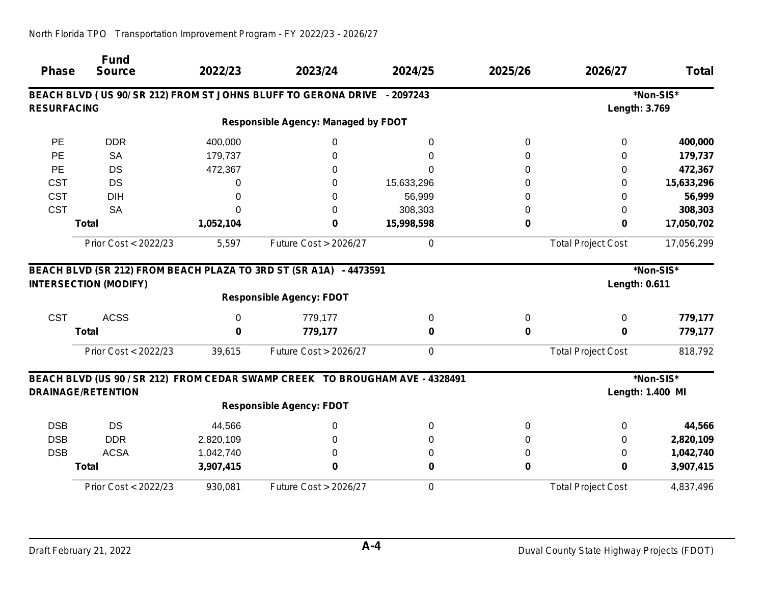| Phase | Fund Source | 2022/23 | 2023/24 | 2024/25 | 2025/26 | 2026/27 | Total |
|---|---|---|---|---|---|---|---|
| **BEACH BLVD ( US 90/ SR 212) FROM ST JOHNS BLUFF TO GERONA DRIVE - 2097243** | | | | | | | ***Non-SIS*** |
| **RESURFACING** | | | | | | **Length: 3.769** | |
| | | | **Responsible Agency: Managed by FDOT** | | | | |
| PE | DDR | 400,000 | 0 | 0 | 0 | 0 | **400,000** |
| PE | SA | 179,737 | 0 | 0 | 0 | 0 | **179,737** |
| PE | DS | 472,367 | 0 | 0 | 0 | 0 | **472,367** |
| CST | DS | 0 | 0 | 15,633,296 | 0 | 0 | **15,633,296** |
| CST | DIH | 0 | 0 | 56,999 | 0 | 0 | **56,999** |
| CST | SA | 0 | 0 | 308,303 | 0 | 0 | **308,303** |
| | **Total** | **1,052,104** | **0** | **15,998,598** | **0** | **0** | **17,050,702** |
| | Prior Cost < 2022/23 | 5,597 | Future Cost > 2026/27 | 0 | | Total Project Cost | 17,056,299 |
| **BEACH BLVD (SR 212) FROM BEACH PLAZA TO 3RD ST (SR A1A) - 4473591** | | | | | | | ***Non-SIS*** |
| **INTERSECTION (MODIFY)** | | | | | | **Length: 0.611** | |
| | | | **Responsible Agency: FDOT** | | | | |
| CST | ACSS | 0 | 779,177 | 0 | 0 | 0 | **779,177** |
| | **Total** | **0** | **779,177** | **0** | **0** | **0** | **779,177** |
| | Prior Cost < 2022/23 | 39,615 | Future Cost > 2026/27 | 0 | | Total Project Cost | 818,792 |
| **BEACH BLVD (US 90 / SR 212) FROM CEDAR SWAMP CREEK TO BROUGHAM AVE - 4328491** | | | | | | | ***Non-SIS*** |
| **DRAINAGE/RETENTION** | | | | | | **Length: 1.400 MI** | |
| | | | **Responsible Agency: FDOT** | | | | |
| DSB | DS | 44,566 | 0 | 0 | 0 | 0 | **44,566** |
| DSB | DDR | 2,820,109 | 0 | 0 | 0 | 0 | **2,820,109** |
| DSB | ACSA | 1,042,740 | 0 | 0 | 0 | 0 | **1,042,740** |
| | **Total** | **3,907,415** | **0** | **0** | **0** | **0** | **3,907,415** |
| | Prior Cost < 2022/23 | 930,081 | Future Cost > 2026/27 | 0 | | Total Project Cost | 4,837,496 |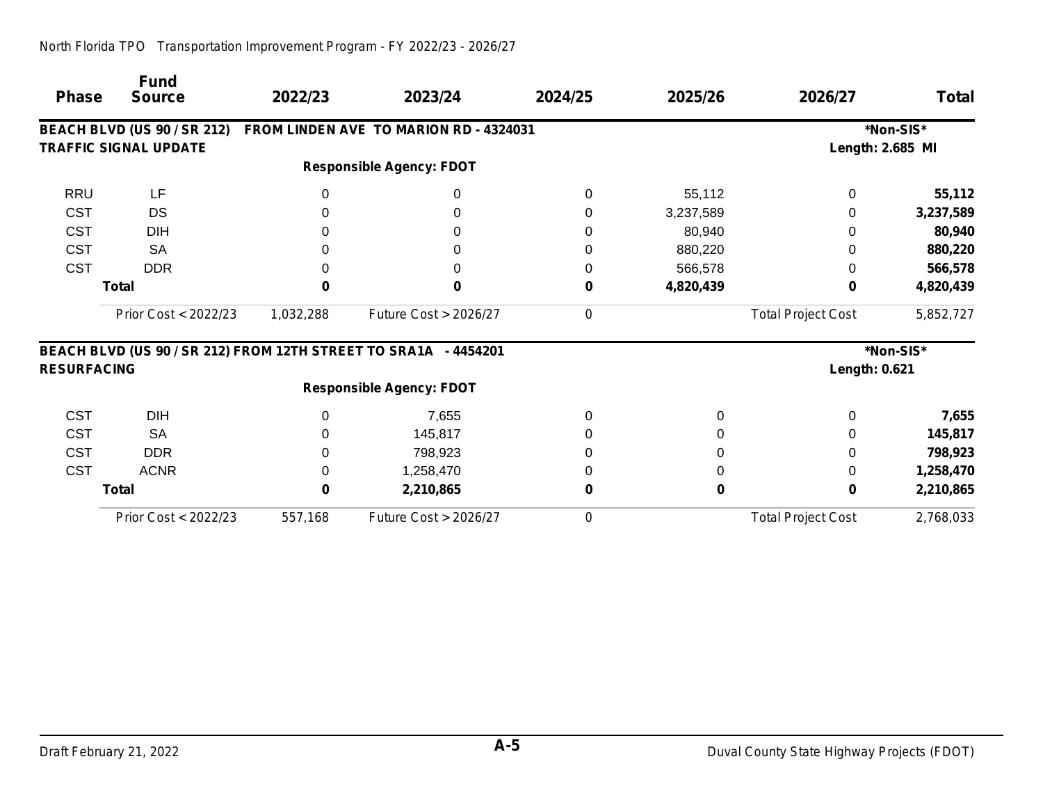| Phase | Fund Source | 2022/23 | 2023/24 | 2024/25 | 2025/26 | 2026/27 | Total |
|---|---|---|---|---|---|---|---|
| **BEACH BLVD (US 90 / SR 212) FROM LINDEN AVE TO MARION RD - 4324031** | | | | | | | ***Non-SIS*** |
| **TRAFFIC SIGNAL UPDATE** | | | | | | | **Length: 2.685 MI** |
| | | | **Responsible Agency: FDOT** | | | | |
| RRU | LF | 0 | 0 | 0 | 55,112 | 0 | **55,112** |
| CST | DS | 0 | 0 | 0 | 3,237,589 | 0 | **3,237,589** |
| CST | DIH | 0 | 0 | 0 | 80,940 | 0 | **80,940** |
| CST | SA | 0 | 0 | 0 | 880,220 | 0 | **880,220** |
| CST | DDR | 0 | 0 | 0 | 566,578 | 0 | **566,578** |
| **Total** | | **0** | **0** | **0** | **4,820,439** | **0** | **4,820,439** |
| | Prior Cost < 2022/23 | 1,032,288 | Future Cost > 2026/27 | 0 | | Total Project Cost | 5,852,727 |

| Phase | Fund Source | 2022/23 | 2023/24 | 2024/25 | 2025/26 | 2026/27 | Total |
|---|---|---|---|---|---|---|---|
| **BEACH BLVD (US 90 / SR 212) FROM 12TH STREET TO SRA1A - 4454201** | | | | | | | ***Non-SIS*** |
| **RESURFACING** | | | | | | | **Length: 0.621** |
| | | | **Responsible Agency: FDOT** | | | | |
| CST | DIH | 0 | 7,655 | 0 | 0 | 0 | **7,655** |
| CST | SA | 0 | 145,817 | 0 | 0 | 0 | **145,817** |
| CST | DDR | 0 | 798,923 | 0 | 0 | 0 | **798,923** |
| CST | ACNR | 0 | 1,258,470 | 0 | 0 | 0 | **1,258,470** |
| **Total** | | **0** | **2,210,865** | **0** | **0** | **0** | **2,210,865** |
| | Prior Cost < 2022/23 | 557,168 | Future Cost > 2026/27 | 0 | | Total Project Cost | 2,768,033 |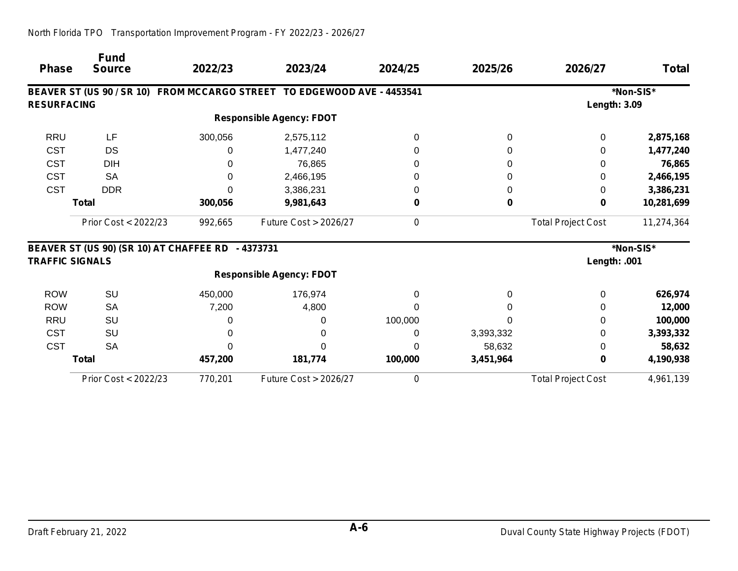| Phase | Fund Source | 2022/23 | 2023/24 | 2024/25 | 2025/26 | 2026/27 | Total |
|---|---|---|---|---|---|---|---|
| **BEAVER ST (US 90 / SR 10) FROM MCCARGO STREET TO EDGEWOOD AVE - 4453541** | | | | | | | ***Non-SIS*** |
| **RESURFACING** | | | | | | **Length: 3.09** | |
| | | | **Responsible Agency: FDOT** | | | | |
| RRU | LF | 300,056 | 2,575,112 | 0 | 0 | 0 | **2,875,168** |
| CST | DS | 0 | 1,477,240 | 0 | 0 | 0 | **1,477,240** |
| CST | DIH | 0 | 76,865 | 0 | 0 | 0 | **76,865** |
| CST | SA | 0 | 2,466,195 | 0 | 0 | 0 | **2,466,195** |
| CST | DDR | 0 | 3,386,231 | 0 | 0 | 0 | **3,386,231** |
| **Total** | | **300,056** | **9,981,643** | **0** | **0** | **0** | **10,281,699** |
| | Prior Cost < 2022/23 | 992,665 | Future Cost > 2026/27 | 0 | | Total Project Cost | 11,274,364 |

| Phase | Fund Source | 2022/23 | 2023/24 | 2024/25 | 2025/26 | 2026/27 | Total |
|---|---|---|---|---|---|---|---|
| **BEAVER ST (US 90) (SR 10) AT CHAFFEE RD - 4373731** | | | | | | | ***Non-SIS*** |
| **TRAFFIC SIGNALS** | | | | | | **Length: .001** | |
| | | | **Responsible Agency: FDOT** | | | | |
| ROW | SU | 450,000 | 176,974 | 0 | 0 | 0 | **626,974** |
| ROW | SA | 7,200 | 4,800 | 0 | 0 | 0 | **12,000** |
| RRU | SU | 0 | 0 | 100,000 | 0 | 0 | **100,000** |
| CST | SU | 0 | 0 | 0 | 3,393,332 | 0 | **3,393,332** |
| CST | SA | 0 | 0 | 0 | 58,632 | 0 | **58,632** |
| **Total** | | **457,200** | **181,774** | **100,000** | **3,451,964** | **0** | **4,190,938** |
| | Prior Cost < 2022/23 | 770,201 | Future Cost > 2026/27 | 0 | | Total Project Cost | 4,961,139 |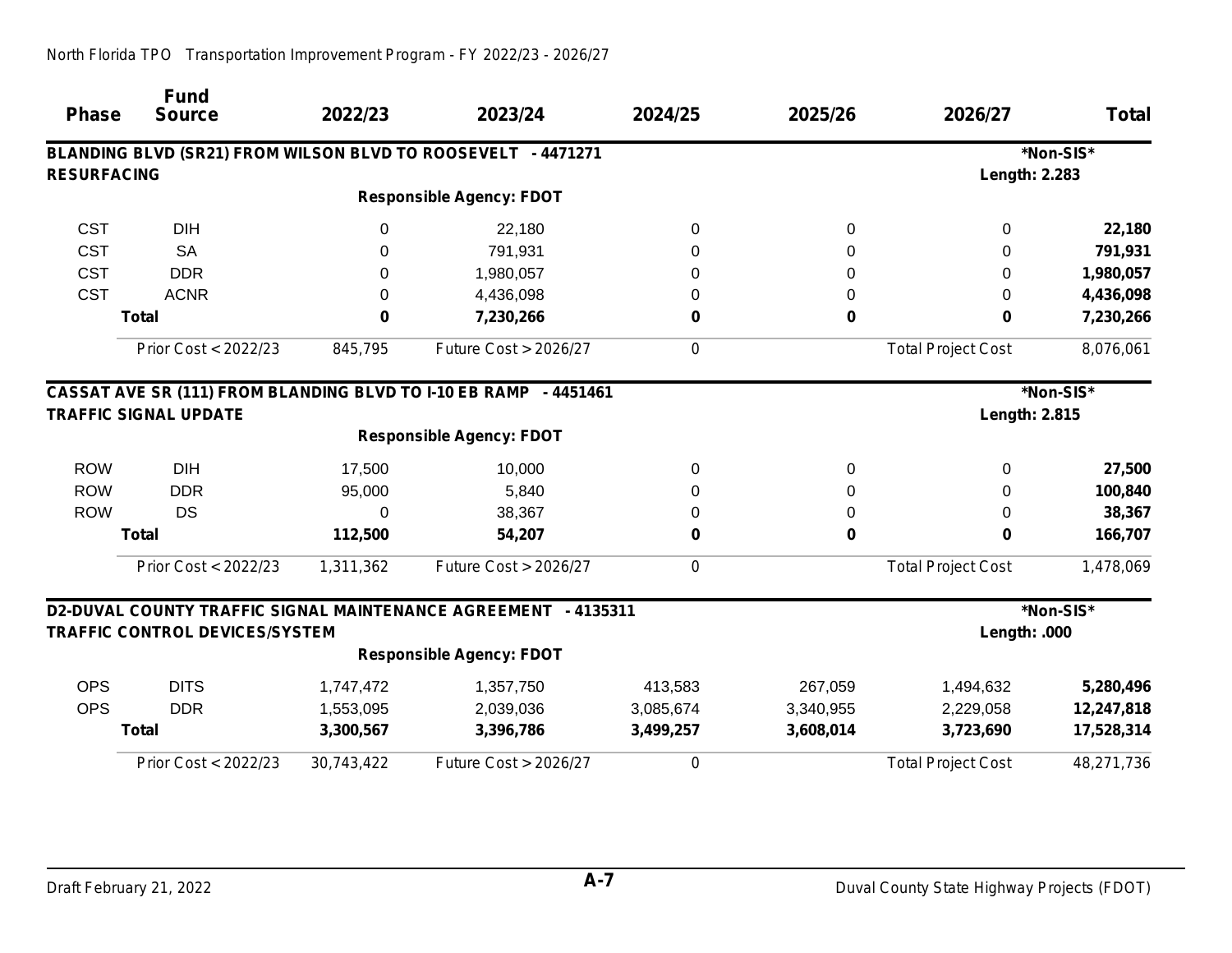| Phase | Fund Source | 2022/23 | 2023/24 | 2024/25 | 2025/26 | 2026/27 | Total |
|---|---|---|---|---|---|---|---|
| **BLANDING BLVD (SR21) FROM WILSON BLVD TO ROOSEVELT - 4471271** | | | | | | | ***Non-SIS*** |
| **RESURFACING** | | | | | | **Length: 2.283** | |
| | | | **Responsible Agency: FDOT** | | | | |
| CST | DIH | 0 | 22,180 | 0 | 0 | 0 | **22,180** |
| CST | SA | 0 | 791,931 | 0 | 0 | 0 | **791,931** |
| CST | DDR | 0 | 1,980,057 | 0 | 0 | 0 | **1,980,057** |
| CST | ACNR | 0 | 4,436,098 | 0 | 0 | 0 | **4,436,098** |
| | **Total** | **0** | **7,230,266** | **0** | **0** | **0** | **7,230,266** |
| | Prior Cost < 2022/23 | 845,795 | Future Cost > 2026/27 | 0 | | Total Project Cost | 8,076,061 |
| **CASSAT AVE SR (111) FROM BLANDING BLVD TO I-10 EB RAMP - 4451461** | | | | | | | ***Non-SIS*** |
| **TRAFFIC SIGNAL UPDATE** | | | | | | **Length: 2.815** | |
| | | | **Responsible Agency: FDOT** | | | | |
| ROW | DIH | 17,500 | 10,000 | 0 | 0 | 0 | **27,500** |
| ROW | DDR | 95,000 | 5,840 | 0 | 0 | 0 | **100,840** |
| ROW | DS | 0 | 38,367 | 0 | 0 | 0 | **38,367** |
| | **Total** | **112,500** | **54,207** | **0** | **0** | **0** | **166,707** |
| | Prior Cost < 2022/23 | 1,311,362 | Future Cost > 2026/27 | 0 | | Total Project Cost | 1,478,069 |
| **D2-DUVAL COUNTY TRAFFIC SIGNAL MAINTENANCE AGREEMENT - 4135311** | | | | | | | ***Non-SIS*** |
| **TRAFFIC CONTROL DEVICES/SYSTEM** | | | | | | **Length: .000** | |
| | | | **Responsible Agency: FDOT** | | | | |
| OPS | DITS | 1,747,472 | 1,357,750 | 413,583 | 267,059 | 1,494,632 | **5,280,496** |
| OPS | DDR | 1,553,095 | 2,039,036 | 3,085,674 | 3,340,955 | 2,229,058 | **12,247,818** |
| | **Total** | **3,300,567** | **3,396,786** | **3,499,257** | **3,608,014** | **3,723,690** | **17,528,314** |
| | Prior Cost < 2022/23 | 30,743,422 | Future Cost > 2026/27 | 0 | | Total Project Cost | 48,271,736 |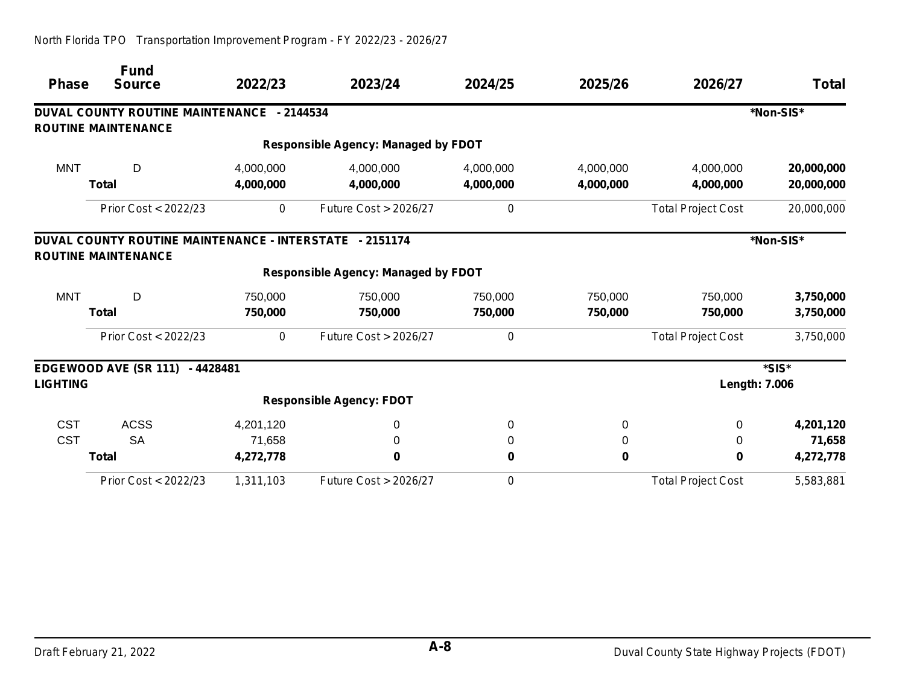| Phase | Fund Source | 2022/23 | 2023/24 | 2024/25 | 2025/26 | 2026/27 | Total |
|---|---|---|---|---|---|---|---|
| **DUVAL COUNTY ROUTINE MAINTENANCE - 2144534** | | | | | | | **\*Non-SIS\*** |
| **ROUTINE MAINTENANCE** | | | | | | | |
| | | | **Responsible Agency: Managed by FDOT** | | | | |
| MNT | D | 4,000,000 | 4,000,000 | 4,000,000 | 4,000,000 | 4,000,000 | **20,000,000** |
| | **Total** | **4,000,000** | **4,000,000** | **4,000,000** | **4,000,000** | **4,000,000** | **20,000,000** |
| | Prior Cost < 2022/23 | 0 | Future Cost > 2026/27 | 0 | | Total Project Cost | 20,000,000 |
| **DUVAL COUNTY ROUTINE MAINTENANCE - INTERSTATE - 2151174** | | | | | | | **\*Non-SIS\*** |
| **ROUTINE MAINTENANCE** | | | | | | | |
| | | | **Responsible Agency: Managed by FDOT** | | | | |
| MNT | D | 750,000 | 750,000 | 750,000 | 750,000 | 750,000 | **3,750,000** |
| | **Total** | **750,000** | **750,000** | **750,000** | **750,000** | **750,000** | **3,750,000** |
| | Prior Cost < 2022/23 | 0 | Future Cost > 2026/27 | 0 | | Total Project Cost | 3,750,000 |
| **EDGEWOOD AVE (SR 111) - 4428481** | | | | | | | **\*SIS\*** |
| **LIGHTING** | | | | | | | **Length: 7.006** |
| | | | **Responsible Agency: FDOT** | | | | |
| CST | ACSS | 4,201,120 | 0 | 0 | 0 | 0 | **4,201,120** |
| CST | SA | 71,658 | 0 | 0 | 0 | 0 | **71,658** |
| | **Total** | **4,272,778** | **0** | **0** | **0** | **0** | **4,272,778** |
| | Prior Cost < 2022/23 | 1,311,103 | Future Cost > 2026/27 | 0 | | Total Project Cost | 5,583,881 |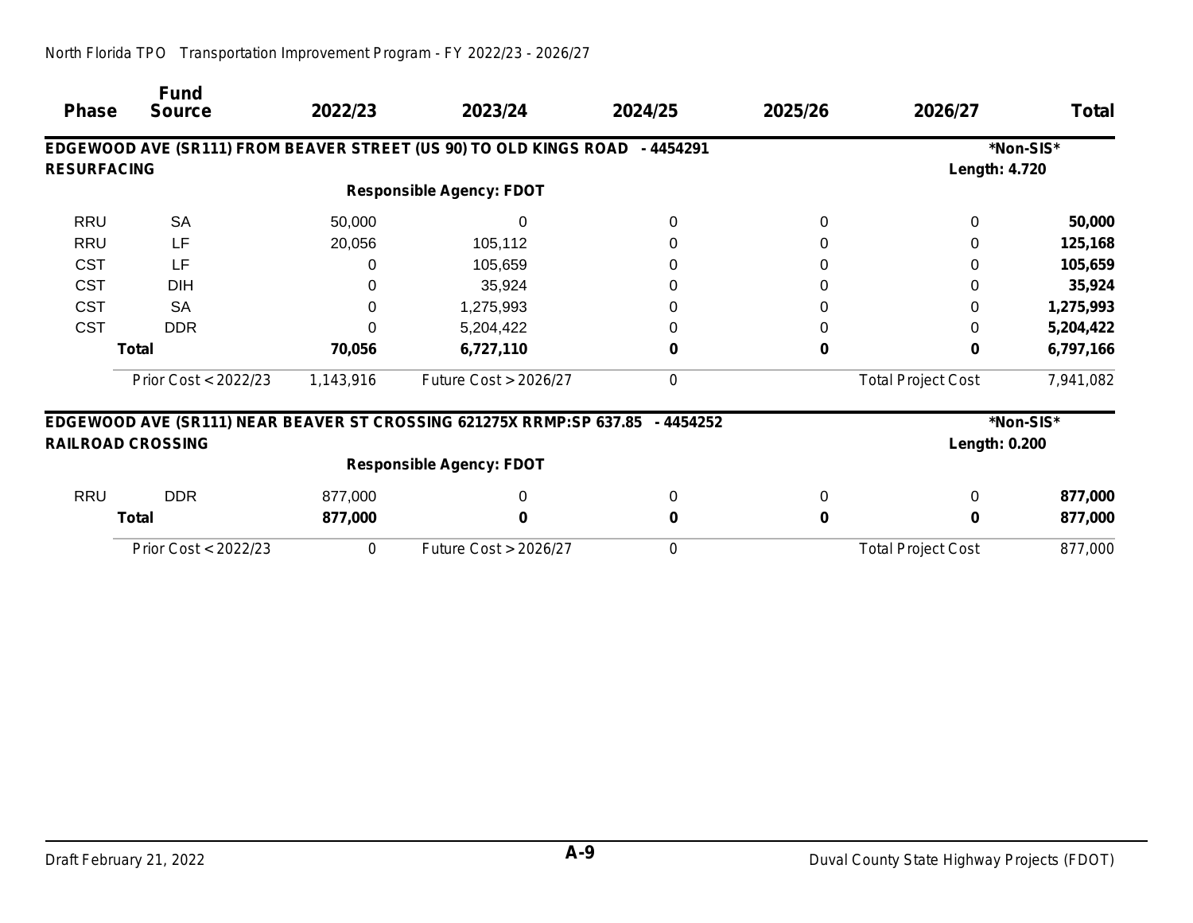| Phase | Fund Source | 2022/23 | 2023/24 | 2024/25 | 2025/26 | 2026/27 | Total |
|---|---|---|---|---|---|---|---|
| **EDGEWOOD AVE (SR111) FROM BEAVER STREET (US 90) TO OLD KINGS ROAD - 4454291** | | | | | | | ***Non-SIS*** |
| **RESURFACING** | | | | | | **Length: 4.720** | |
| | | | **Responsible Agency: FDOT** | | | | |
| RRU | SA | 50,000 | 0 | 0 | 0 | 0 | **50,000** |
| RRU | LF | 20,056 | 105,112 | 0 | 0 | 0 | **125,168** |
| CST | LF | 0 | 105,659 | 0 | 0 | 0 | **105,659** |
| CST | DIH | 0 | 35,924 | 0 | 0 | 0 | **35,924** |
| CST | SA | 0 | 1,275,993 | 0 | 0 | 0 | **1,275,993** |
| CST | DDR | 0 | 5,204,422 | 0 | 0 | 0 | **5,204,422** |
| **Total** | | **70,056** | **6,727,110** | **0** | **0** | **0** | **6,797,166** |
| | Prior Cost < 2022/23 | 1,143,916 | Future Cost > 2026/27 | 0 | | Total Project Cost | 7,941,082 |
| **EDGEWOOD AVE (SR111) NEAR BEAVER ST CROSSING 621275X RRMP:SP 637.85 - 4454252** | | | | | | | ***Non-SIS*** |
| **RAILROAD CROSSING** | | | | | | **Length: 0.200** | |
| | | | **Responsible Agency: FDOT** | | | | |
| RRU | DDR | 877,000 | 0 | 0 | 0 | 0 | **877,000** |
| **Total** | | **877,000** | **0** | **0** | **0** | **0** | **877,000** |
| | Prior Cost < 2022/23 | 0 | Future Cost > 2026/27 | 0 | | Total Project Cost | 877,000 |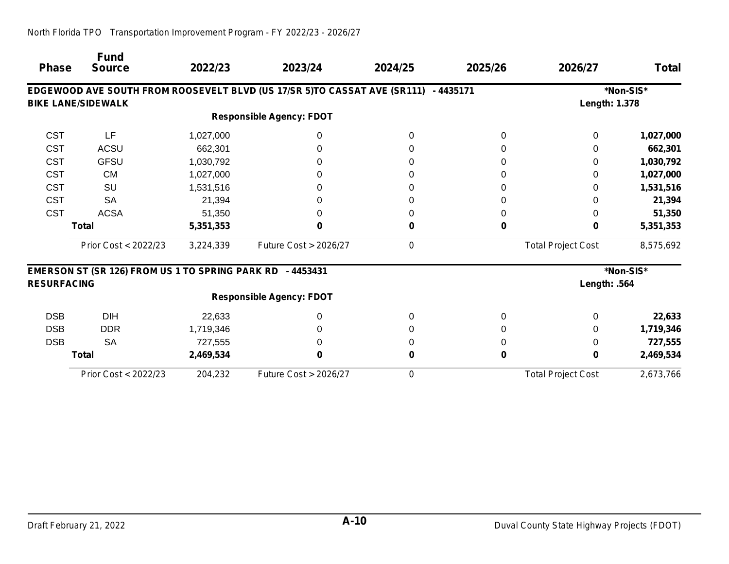| Phase | Fund Source | 2022/23 | 2023/24 | 2024/25 | 2025/26 | 2026/27 | Total |
|---|---|---|---|---|---|---|---|
| **EDGEWOOD AVE SOUTH FROM ROOSEVELT BLVD (US 17/SR 5)TO CASSAT AVE (SR111) - 4435171** | | | | | | | **\*Non-SIS\*** |
| **BIKE LANE/SIDEWALK** | | | | | | **Length: 1.378** | |
| | | | **Responsible Agency: FDOT** | | | | |
| CST | LF | 1,027,000 | 0 | 0 | 0 | 0 | **1,027,000** |
| CST | ACSU | 662,301 | 0 | 0 | 0 | 0 | **662,301** |
| CST | GFSU | 1,030,792 | 0 | 0 | 0 | 0 | **1,030,792** |
| CST | CM | 1,027,000 | 0 | 0 | 0 | 0 | **1,027,000** |
| CST | SU | 1,531,516 | 0 | 0 | 0 | 0 | **1,531,516** |
| CST | SA | 21,394 | 0 | 0 | 0 | 0 | **21,394** |
| CST | ACSA | 51,350 | 0 | 0 | 0 | 0 | **51,350** |
| **Total** | | **5,351,353** | **0** | **0** | **0** | **0** | **5,351,353** |
| | Prior Cost < 2022/23 | 3,224,339 | Future Cost > 2026/27 | 0 | | Total Project Cost | 8,575,692 |
| **EMERSON ST (SR 126) FROM US 1 TO SPRING PARK RD - 4453431** | | | | | | | **\*Non-SIS\*** |
| **RESURFACING** | | | | | | **Length: .564** | |
| | | | **Responsible Agency: FDOT** | | | | |
| DSB | DIH | 22,633 | 0 | 0 | 0 | 0 | **22,633** |
| DSB | DDR | 1,719,346 | 0 | 0 | 0 | 0 | **1,719,346** |
| DSB | SA | 727,555 | 0 | 0 | 0 | 0 | **727,555** |
| **Total** | | **2,469,534** | **0** | **0** | **0** | **0** | **2,469,534** |
| | Prior Cost < 2022/23 | 204,232 | Future Cost > 2026/27 | 0 | | Total Project Cost | 2,673,766 |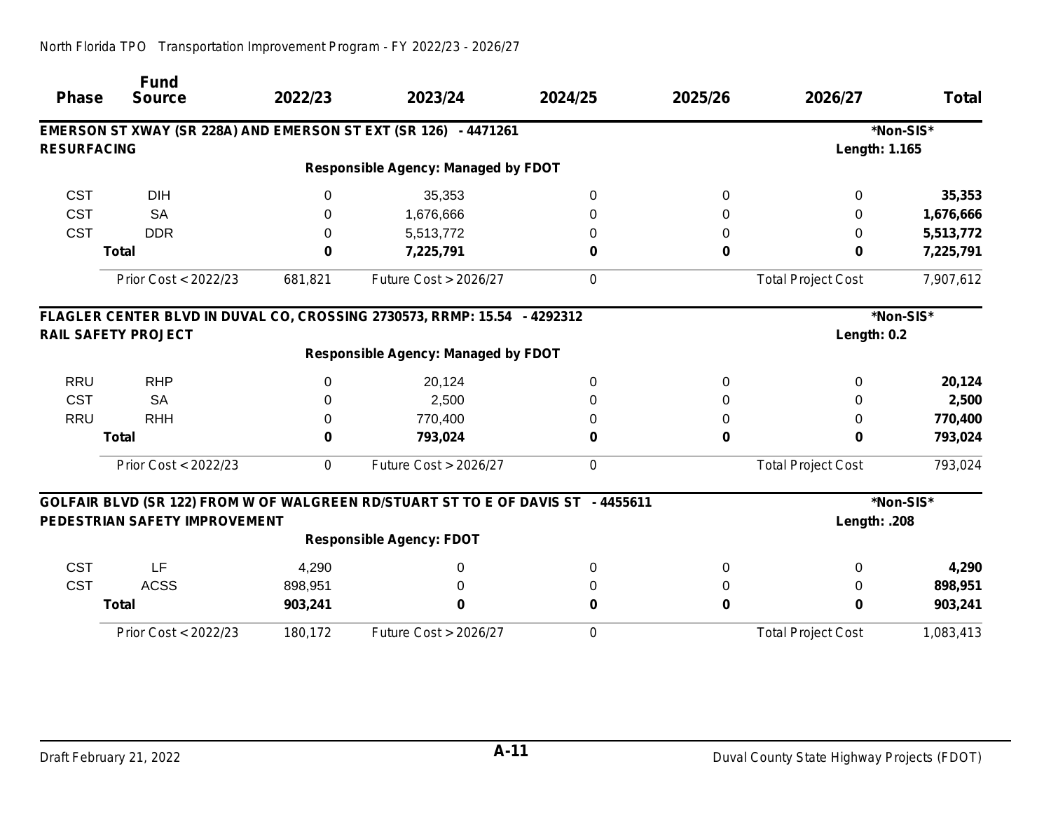| Phase | Fund Source | 2022/23 | 2023/24 | 2024/25 | 2025/26 | 2026/27 | Total |
|---|---|---|---|---|---|---|---|

**EMERSON ST XWAY (SR 228A) AND EMERSON ST EXT (SR 126) - 4471261** *Non-SIS*

**RESURFACING** Length: 1.165

**Responsible Agency: Managed by FDOT**

| Phase | Fund Source | 2022/23 | 2023/24 | 2024/25 | 2025/26 | 2026/27 | Total |
|---|---|---|---|---|---|---|---|
| CST | DIH | 0 | 35,353 | 0 | 0 | 0 | **35,353** |
| CST | SA | 0 | 1,676,666 | 0 | 0 | 0 | **1,676,666** |
| CST | DDR | 0 | 5,513,772 | 0 | 0 | 0 | **5,513,772** |
| | **Total** | **0** | **7,225,791** | **0** | **0** | **0** | **7,225,791** |
| | Prior Cost < 2022/23 | 681,821 | Future Cost > 2026/27 | 0 | | Total Project Cost | 7,907,612 |

**FLAGLER CENTER BLVD IN DUVAL CO, CROSSING 2730573, RRMP: 15.54 - 4292312** *Non-SIS*

**RAIL SAFETY PROJECT** Length: 0.2

**Responsible Agency: Managed by FDOT**

| Phase | Fund Source | 2022/23 | 2023/24 | 2024/25 | 2025/26 | 2026/27 | Total |
|---|---|---|---|---|---|---|---|
| RRU | RHP | 0 | 20,124 | 0 | 0 | 0 | **20,124** |
| CST | SA | 0 | 2,500 | 0 | 0 | 0 | **2,500** |
| RRU | RHH | 0 | 770,400 | 0 | 0 | 0 | **770,400** |
| | **Total** | **0** | **793,024** | **0** | **0** | **0** | **793,024** |
| | Prior Cost < 2022/23 | 0 | Future Cost > 2026/27 | 0 | | Total Project Cost | 793,024 |

**GOLFAIR BLVD (SR 122) FROM W OF WALGREEN RD/STUART ST TO E OF DAVIS ST - 4455611** *Non-SIS*

**PEDESTRIAN SAFETY IMPROVEMENT** Length: .208

**Responsible Agency: FDOT**

| Phase | Fund Source | 2022/23 | 2023/24 | 2024/25 | 2025/26 | 2026/27 | Total |
|---|---|---|---|---|---|---|---|
| CST | LF | 4,290 | 0 | 0 | 0 | 0 | **4,290** |
| CST | ACSS | 898,951 | 0 | 0 | 0 | 0 | **898,951** |
| | **Total** | **903,241** | **0** | **0** | **0** | **0** | **903,241** |
| | Prior Cost < 2022/23 | 180,172 | Future Cost > 2026/27 | 0 | | Total Project Cost | 1,083,413 |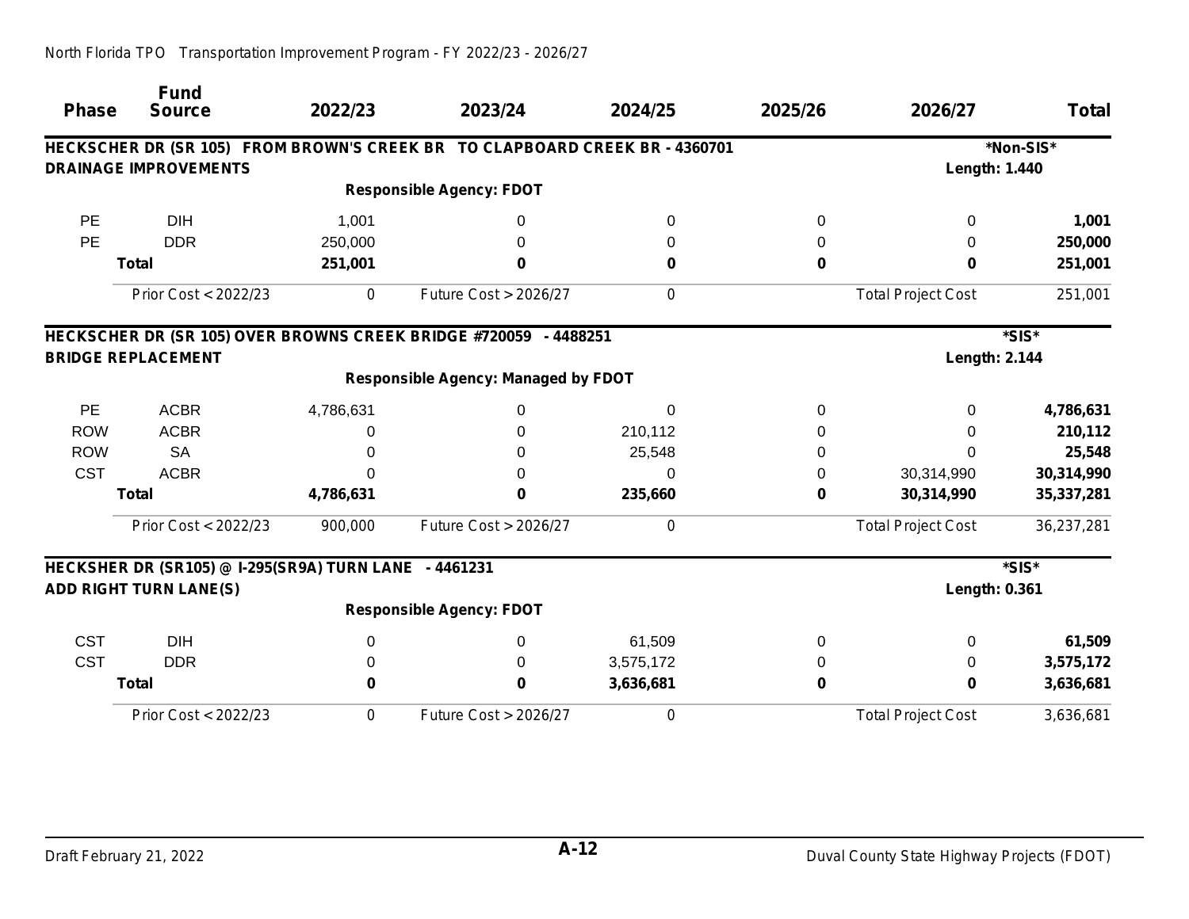| Phase | Fund Source | 2022/23 | 2023/24 | 2024/25 | 2025/26 | 2026/27 | Total |
|---|---|---|---|---|---|---|---|
| **HECKSCHER DR (SR 105) FROM BROWN'S CREEK BR TO CLAPBOARD CREEK BR - 4360701** | | | | | | | ***Non-SIS*** |
| **DRAINAGE IMPROVEMENTS** | | | | | | | **Length: 1.440** |
| | | | **Responsible Agency: FDOT** | | | | |
| PE | DIH | 1,001 | 0 | 0 | 0 | 0 | **1,001** |
| PE | DDR | 250,000 | 0 | 0 | 0 | 0 | **250,000** |
| | **Total** | **251,001** | **0** | **0** | **0** | **0** | **251,001** |
| | Prior Cost < 2022/23 | 0 | Future Cost > 2026/27 | 0 | | Total Project Cost | 251,001 |
| **HECKSCHER DR (SR 105) OVER BROWNS CREEK BRIDGE #720059 - 4488251** | | | | | | | ***SIS*** |
| **BRIDGE REPLACEMENT** | | | | | | | **Length: 2.144** |
| | | | **Responsible Agency: Managed by FDOT** | | | | |
| PE | ACBR | 4,786,631 | 0 | 0 | 0 | 0 | **4,786,631** |
| ROW | ACBR | 0 | 0 | 210,112 | 0 | 0 | **210,112** |
| ROW | SA | 0 | 0 | 25,548 | 0 | 0 | **25,548** |
| CST | ACBR | 0 | 0 | 0 | 0 | 30,314,990 | **30,314,990** |
| | **Total** | **4,786,631** | **0** | **235,660** | **0** | **30,314,990** | **35,337,281** |
| | Prior Cost < 2022/23 | 900,000 | Future Cost > 2026/27 | 0 | | Total Project Cost | 36,237,281 |
| **HECKSHER DR (SR105) @ I-295(SR9A) TURN LANE - 4461231** | | | | | | | ***SIS*** |
| **ADD RIGHT TURN LANE(S)** | | | | | | | **Length: 0.361** |
| | | | **Responsible Agency: FDOT** | | | | |
| CST | DIH | 0 | 0 | 61,509 | 0 | 0 | **61,509** |
| CST | DDR | 0 | 0 | 3,575,172 | 0 | 0 | **3,575,172** |
| | **Total** | **0** | **0** | **3,636,681** | **0** | **0** | **3,636,681** |
| | Prior Cost < 2022/23 | 0 | Future Cost > 2026/27 | 0 | | Total Project Cost | 3,636,681 |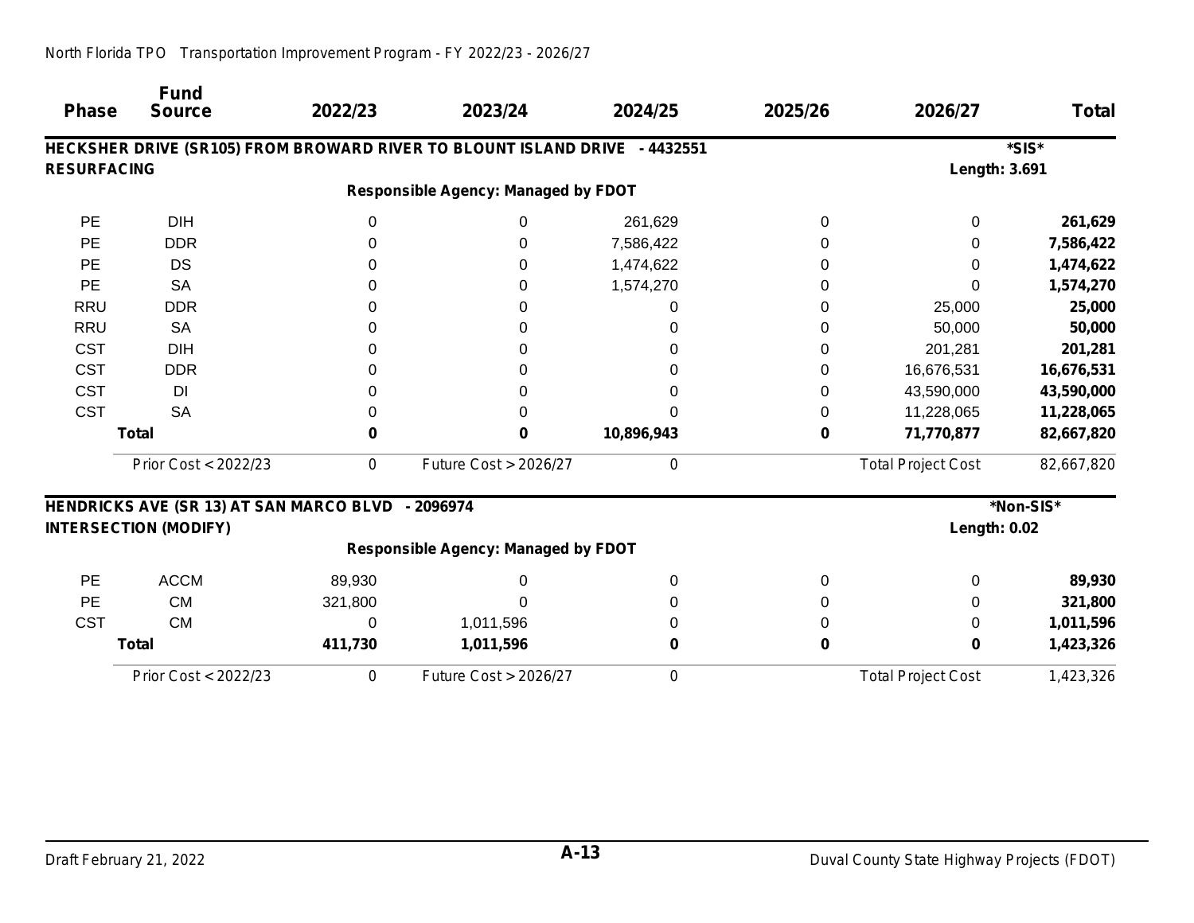| Phase | Fund Source | 2022/23 | 2023/24 | 2024/25 | 2025/26 | 2026/27 | Total |
|---|---|---|---|---|---|---|---|
| **HECKSHER DRIVE (SR105) FROM BROWARD RIVER TO BLOUNT ISLAND DRIVE - 4432551** | | | | | | | ***SIS*** |
| **RESURFACING** | | | | | | | **Length: 3.691** |
| | | **Responsible Agency: Managed by FDOT** | | | | | |
| PE | DIH | 0 | 0 | 261,629 | 0 | 0 | **261,629** |
| PE | DDR | 0 | 0 | 7,586,422 | 0 | 0 | **7,586,422** |
| PE | DS | 0 | 0 | 1,474,622 | 0 | 0 | **1,474,622** |
| PE | SA | 0 | 0 | 1,574,270 | 0 | 0 | **1,574,270** |
| RRU | DDR | 0 | 0 | 0 | 0 | 25,000 | **25,000** |
| RRU | SA | 0 | 0 | 0 | 0 | 50,000 | **50,000** |
| CST | DIH | 0 | 0 | 0 | 0 | 201,281 | **201,281** |
| CST | DDR | 0 | 0 | 0 | 0 | 16,676,531 | **16,676,531** |
| CST | DI | 0 | 0 | 0 | 0 | 43,590,000 | **43,590,000** |
| CST | SA | 0 | 0 | 0 | 0 | 11,228,065 | **11,228,065** |
| **Total** | | **0** | **0** | **10,896,943** | **0** | **71,770,877** | **82,667,820** |
| | Prior Cost < 2022/23 | 0 | Future Cost > 2026/27 | 0 | | Total Project Cost | 82,667,820 |

| Phase | Fund Source | 2022/23 | 2023/24 | 2024/25 | 2025/26 | 2026/27 | Total |
|---|---|---|---|---|---|---|---|
| **HENDRICKS AVE (SR 13) AT SAN MARCO BLVD - 2096974** | | | | | | | ***Non-SIS*** |
| **INTERSECTION (MODIFY)** | | | | | | | **Length: 0.02** |
| | | **Responsible Agency: Managed by FDOT** | | | | | |
| PE | ACCM | 89,930 | 0 | 0 | 0 | 0 | **89,930** |
| PE | CM | 321,800 | 0 | 0 | 0 | 0 | **321,800** |
| CST | CM | 0 | 1,011,596 | 0 | 0 | 0 | **1,011,596** |
| **Total** | | **411,730** | **1,011,596** | **0** | **0** | **0** | **1,423,326** |
| | Prior Cost < 2022/23 | 0 | Future Cost > 2026/27 | 0 | | Total Project Cost | 1,423,326 |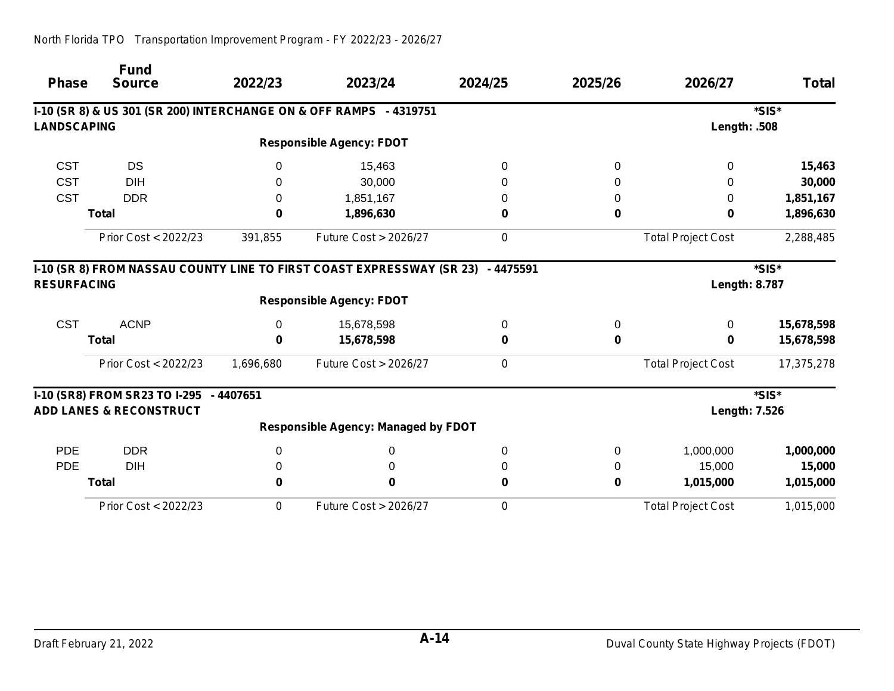| Phase | Fund Source | 2022/23 | 2023/24 | 2024/25 | 2025/26 | 2026/27 | Total |
|---|---|---|---|---|---|---|---|
| **I-10 (SR 8) & US 301 (SR 200) INTERCHANGE ON & OFF RAMPS - 4319751** | | | | | | | ***SIS*** |
| **LANDSCAPING** | | | | | | **Length: .508** | |
| | | | **Responsible Agency: FDOT** | | | | |
| CST | DS | 0 | 15,463 | 0 | 0 | 0 | **15,463** |
| CST | DIH | 0 | 30,000 | 0 | 0 | 0 | **30,000** |
| CST | DDR | 0 | 1,851,167 | 0 | 0 | 0 | **1,851,167** |
| | **Total** | **0** | **1,896,630** | **0** | **0** | **0** | **1,896,630** |
| | Prior Cost < 2022/23 | 391,855 | Future Cost > 2026/27 | 0 | | Total Project Cost | 2,288,485 |
| **I-10 (SR 8) FROM NASSAU COUNTY LINE TO FIRST COAST EXPRESSWAY (SR 23) - 4475591** | | | | | | | ***SIS*** |
| **RESURFACING** | | | | | | **Length: 8.787** | |
| | | | **Responsible Agency: FDOT** | | | | |
| CST | ACNP | 0 | 15,678,598 | 0 | 0 | 0 | **15,678,598** |
| | **Total** | **0** | **15,678,598** | **0** | **0** | **0** | **15,678,598** |
| | Prior Cost < 2022/23 | 1,696,680 | Future Cost > 2026/27 | 0 | | Total Project Cost | 17,375,278 |
| **I-10 (SR8) FROM SR23 TO I-295 - 4407651** | | | | | | | ***SIS*** |
| **ADD LANES & RECONSTRUCT** | | | | | | **Length: 7.526** | |
| | | | **Responsible Agency: Managed by FDOT** | | | | |
| PDE | DDR | 0 | 0 | 0 | 0 | 1,000,000 | **1,000,000** |
| PDE | DIH | 0 | 0 | 0 | 0 | 15,000 | **15,000** |
| | **Total** | **0** | **0** | **0** | **0** | **1,015,000** | **1,015,000** |
| | Prior Cost < 2022/23 | 0 | Future Cost > 2026/27 | 0 | | Total Project Cost | 1,015,000 |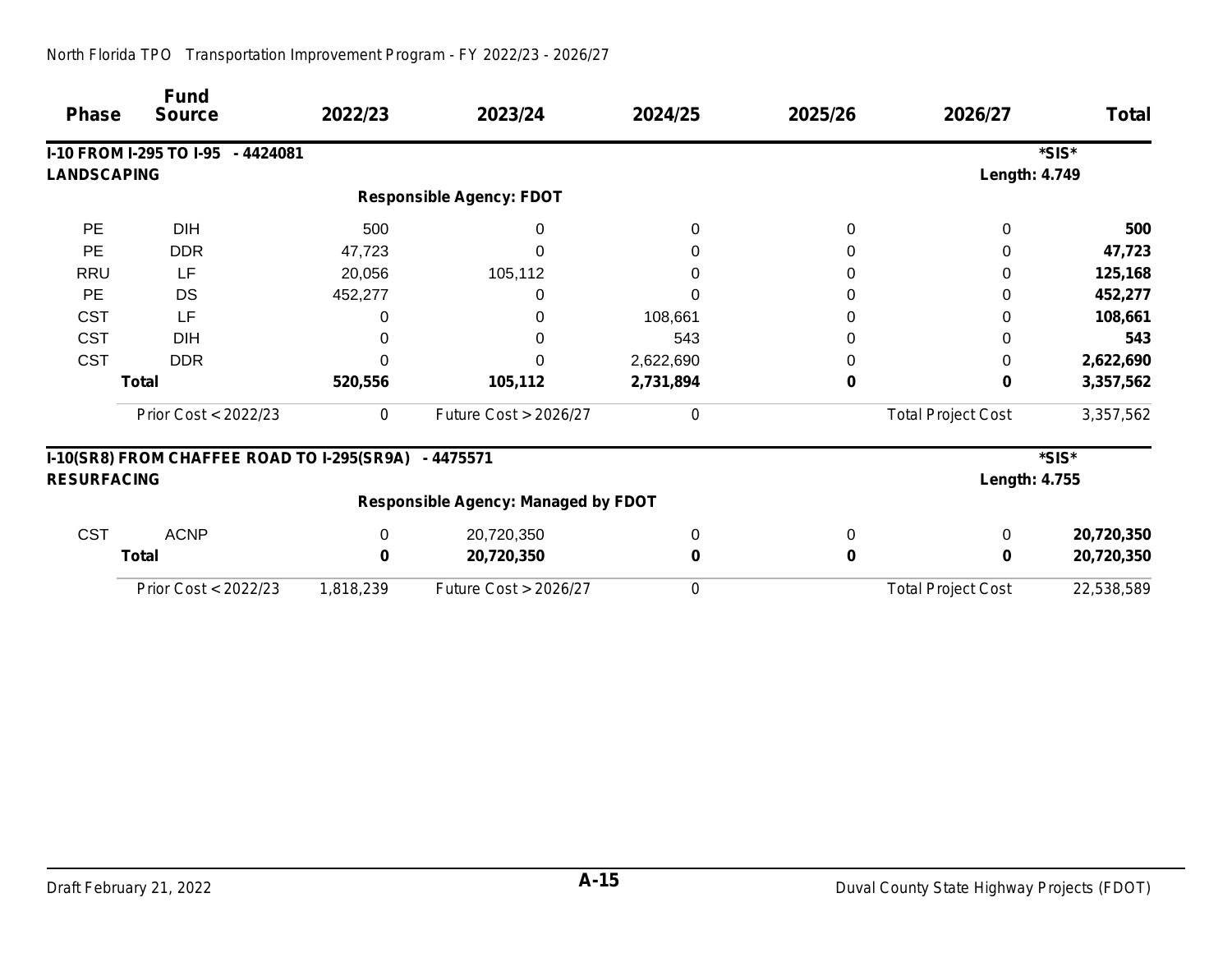| Phase | Fund Source | 2022/23 | 2023/24 | 2024/25 | 2025/26 | 2026/27 | Total |
|---|---|---|---|---|---|---|---|
| **I-10 FROM I-295 TO I-95 - 4424081** | | | | | | | ***SIS*** |
| **LANDSCAPING** | | | | | | **Length: 4.749** | |
| | | | **Responsible Agency: FDOT** | | | | |
| PE | DIH | 500 | 0 | 0 | 0 | 0 | **500** |
| PE | DDR | 47,723 | 0 | 0 | 0 | 0 | **47,723** |
| RRU | LF | 20,056 | 105,112 | 0 | 0 | 0 | **125,168** |
| PE | DS | 452,277 | 0 | 0 | 0 | 0 | **452,277** |
| CST | LF | 0 | 0 | 108,661 | 0 | 0 | **108,661** |
| CST | DIH | 0 | 0 | 543 | 0 | 0 | **543** |
| CST | DDR | 0 | 0 | 2,622,690 | 0 | 0 | **2,622,690** |
| | **Total** | **520,556** | **105,112** | **2,731,894** | **0** | **0** | **3,357,562** |
| | Prior Cost < 2022/23 | 0 | Future Cost > 2026/27 | 0 | | Total Project Cost | 3,357,562 |

| Phase | Fund Source | 2022/23 | 2023/24 | 2024/25 | 2025/26 | 2026/27 | Total |
|---|---|---|---|---|---|---|---|
| **I-10(SR8) FROM CHAFFEE ROAD TO I-295(SR9A) - 4475571** | | | | | | | ***SIS*** |
| **RESURFACING** | | | | | | **Length: 4.755** | |
| | | | **Responsible Agency: Managed by FDOT** | | | | |
| CST | ACNP | 0 | 20,720,350 | 0 | 0 | 0 | **20,720,350** |
| | **Total** | **0** | **20,720,350** | **0** | **0** | **0** | **20,720,350** |
| | Prior Cost < 2022/23 | 1,818,239 | Future Cost > 2026/27 | 0 | | Total Project Cost | 22,538,589 |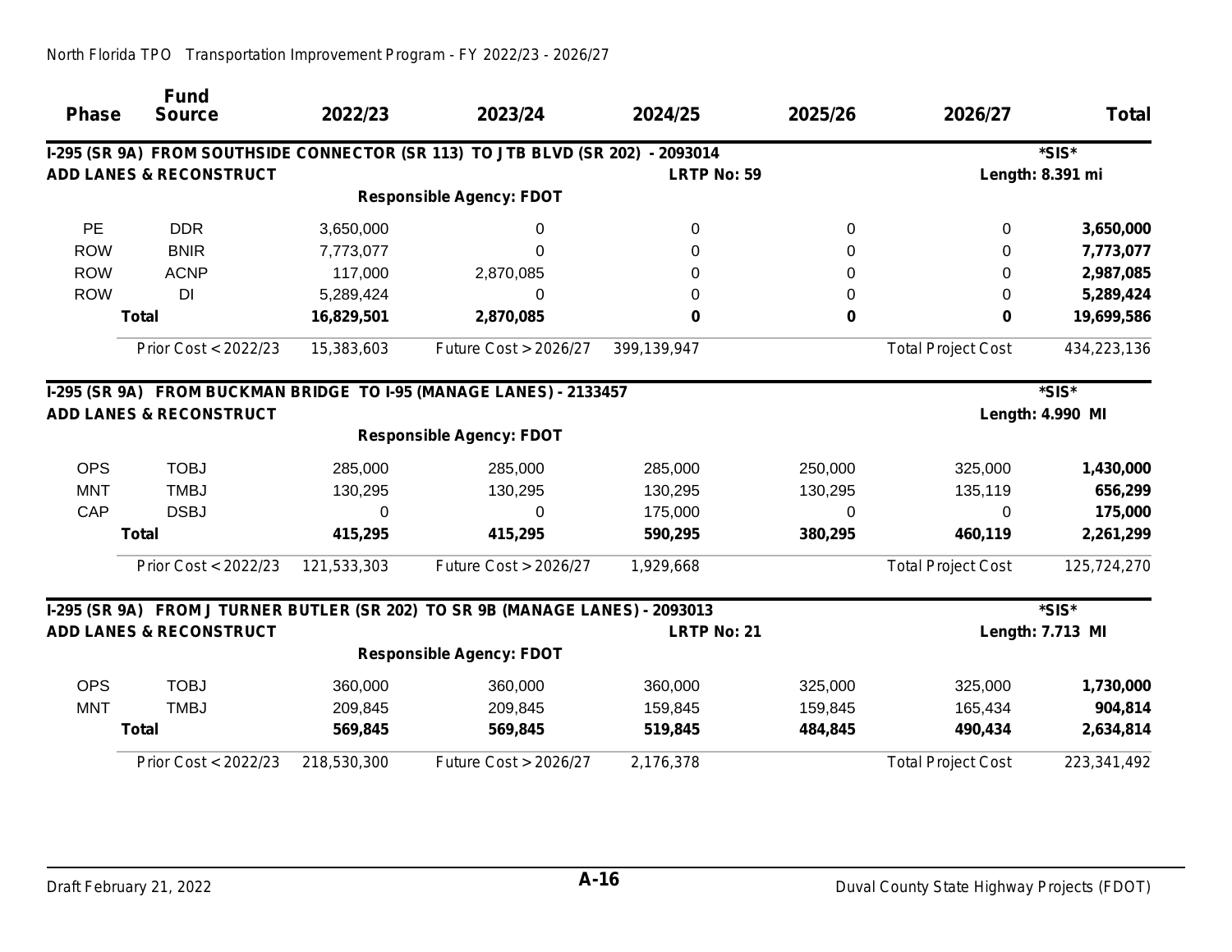| Phase | Fund Source | 2022/23 | 2023/24 | 2024/25 | 2025/26 | 2026/27 | Total |
|---|---|---|---|---|---|---|---|
| **I-295 (SR 9A) FROM SOUTHSIDE CONNECTOR (SR 113) TO JTB BLVD (SR 202) - 2093014** | | | | | | | ***SIS*** |
| **ADD LANES & RECONSTRUCT** | | | | **LRTP No: 59** | | | **Length: 8.391 mi** |
| | | | **Responsible Agency: FDOT** | | | | |
| PE | DDR | 3,650,000 | 0 | 0 | 0 | 0 | **3,650,000** |
| ROW | BNIR | 7,773,077 | 0 | 0 | 0 | 0 | **7,773,077** |
| ROW | ACNP | 117,000 | 2,870,085 | 0 | 0 | 0 | **2,987,085** |
| ROW | DI | 5,289,424 | 0 | 0 | 0 | 0 | **5,289,424** |
| **Total** | | **16,829,501** | **2,870,085** | **0** | **0** | **0** | **19,699,586** |
| | Prior Cost < 2022/23 | 15,383,603 | Future Cost > 2026/27 | 399,139,947 | | Total Project Cost | 434,223,136 |
| **I-295 (SR 9A) FROM BUCKMAN BRIDGE TO I-95 (MANAGE LANES) - 2133457** | | | | | | | ***SIS*** |
| **ADD LANES & RECONSTRUCT** | | | | | | | **Length: 4.990 MI** |
| | | | **Responsible Agency: FDOT** | | | | |
| OPS | TOBJ | 285,000 | 285,000 | 285,000 | 250,000 | 325,000 | **1,430,000** |
| MNT | TMBJ | 130,295 | 130,295 | 130,295 | 130,295 | 135,119 | **656,299** |
| CAP | DSBJ | 0 | 0 | 175,000 | 0 | 0 | **175,000** |
| **Total** | | **415,295** | **415,295** | **590,295** | **380,295** | **460,119** | **2,261,299** |
| | Prior Cost < 2022/23 | 121,533,303 | Future Cost > 2026/27 | 1,929,668 | | Total Project Cost | 125,724,270 |
| **I-295 (SR 9A) FROM J TURNER BUTLER (SR 202) TO SR 9B (MANAGE LANES) - 2093013** | | | | | | | ***SIS*** |
| **ADD LANES & RECONSTRUCT** | | | | **LRTP No: 21** | | | **Length: 7.713 MI** |
| | | | **Responsible Agency: FDOT** | | | | |
| OPS | TOBJ | 360,000 | 360,000 | 360,000 | 325,000 | 325,000 | **1,730,000** |
| MNT | TMBJ | 209,845 | 209,845 | 159,845 | 159,845 | 165,434 | **904,814** |
| **Total** | | **569,845** | **569,845** | **519,845** | **484,845** | **490,434** | **2,634,814** |
| | Prior Cost < 2022/23 | 218,530,300 | Future Cost > 2026/27 | 2,176,378 | | Total Project Cost | 223,341,492 |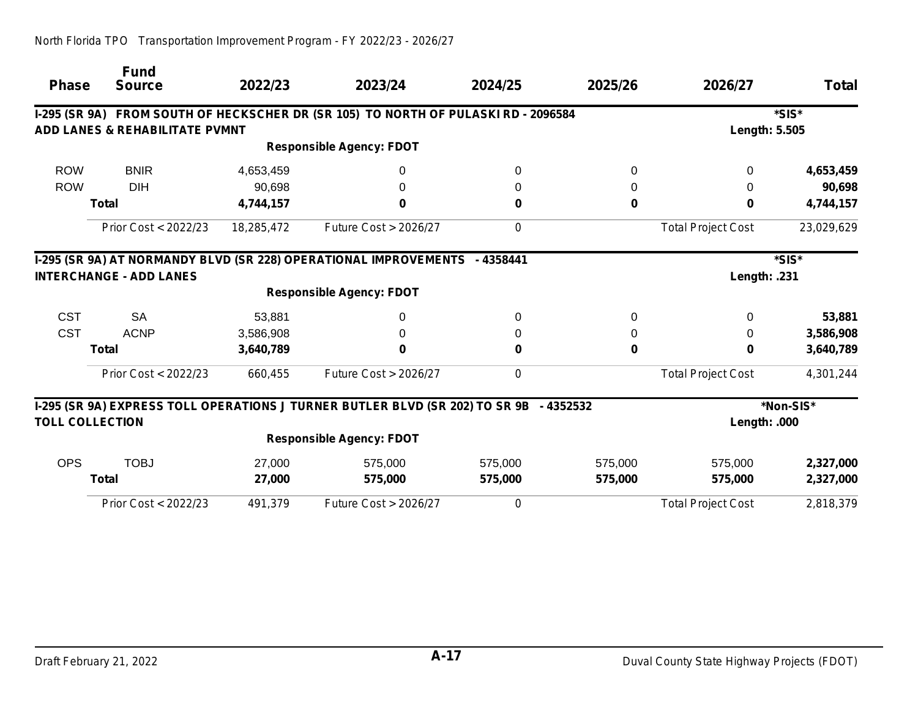| Phase | Fund Source | 2022/23 | 2023/24 | 2024/25 | 2025/26 | 2026/27 | Total |
|---|---|---|---|---|---|---|---|
| **I-295 (SR 9A) FROM SOUTH OF HECKSCHER DR (SR 105) TO NORTH OF PULASKI RD - 2096584** | | | | | | | ***SIS*** |
| **ADD LANES & REHABILITATE PVMNT** | | | | | | **Length: 5.505** | |
| | | | **Responsible Agency: FDOT** | | | | |
| ROW | BNIR | 4,653,459 | 0 | 0 | 0 | 0 | **4,653,459** |
| ROW | DIH | 90,698 | 0 | 0 | 0 | 0 | **90,698** |
| | **Total** | **4,744,157** | **0** | **0** | **0** | **0** | **4,744,157** |
| | Prior Cost < 2022/23 | 18,285,472 | Future Cost > 2026/27 | 0 | | Total Project Cost | 23,029,629 |
| **I-295 (SR 9A) AT NORMANDY BLVD (SR 228) OPERATIONAL IMPROVEMENTS - 4358441** | | | | | | | ***SIS*** |
| **INTERCHANGE - ADD LANES** | | | | | | **Length: .231** | |
| | | | **Responsible Agency: FDOT** | | | | |
| CST | SA | 53,881 | 0 | 0 | 0 | 0 | **53,881** |
| CST | ACNP | 3,586,908 | 0 | 0 | 0 | 0 | **3,586,908** |
| | **Total** | **3,640,789** | **0** | **0** | **0** | **0** | **3,640,789** |
| | Prior Cost < 2022/23 | 660,455 | Future Cost > 2026/27 | 0 | | Total Project Cost | 4,301,244 |
| **I-295 (SR 9A) EXPRESS TOLL OPERATIONS J TURNER BUTLER BLVD (SR 202) TO SR 9B - 4352532** | | | | | | | ***Non-SIS*** |
| **TOLL COLLECTION** | | | | | | **Length: .000** | |
| | | | **Responsible Agency: FDOT** | | | | |
| OPS | TOBJ | 27,000 | 575,000 | 575,000 | 575,000 | 575,000 | **2,327,000** |
| | **Total** | **27,000** | **575,000** | **575,000** | **575,000** | **575,000** | **2,327,000** |
| | Prior Cost < 2022/23 | 491,379 | Future Cost > 2026/27 | 0 | | Total Project Cost | 2,818,379 |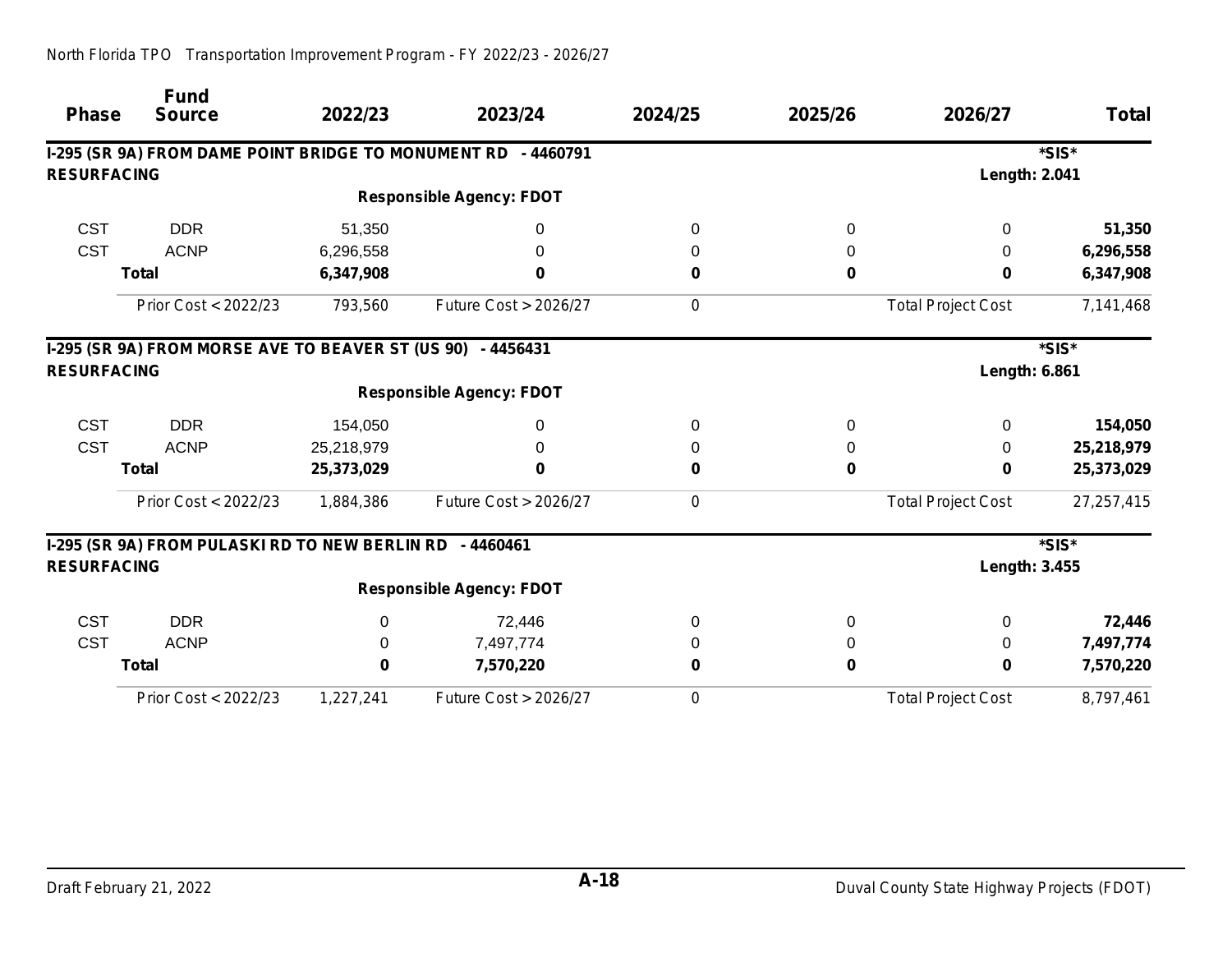| Phase | Fund Source | 2022/23 | 2023/24 | 2024/25 | 2025/26 | 2026/27 | Total |
|---|---|---|---|---|---|---|---|
| **I-295 (SR 9A) FROM DAME POINT BRIDGE TO MONUMENT RD - 4460791** | | | | | | | ***SIS*** |
| **RESURFACING** | | | | | | **Length: 2.041** | |
| | | | **Responsible Agency: FDOT** | | | | |
| CST | DDR | 51,350 | 0 | 0 | 0 | 0 | **51,350** |
| CST | ACNP | 6,296,558 | 0 | 0 | 0 | 0 | **6,296,558** |
| | **Total** | **6,347,908** | **0** | **0** | **0** | **0** | **6,347,908** |
| | Prior Cost < 2022/23 | 793,560 | Future Cost > 2026/27 | 0 | | Total Project Cost | 7,141,468 |
| **I-295 (SR 9A) FROM MORSE AVE TO BEAVER ST (US 90) - 4456431** | | | | | | | ***SIS*** |
| **RESURFACING** | | | | | | **Length: 6.861** | |
| | | | **Responsible Agency: FDOT** | | | | |
| CST | DDR | 154,050 | 0 | 0 | 0 | 0 | **154,050** |
| CST | ACNP | 25,218,979 | 0 | 0 | 0 | 0 | **25,218,979** |
| | **Total** | **25,373,029** | **0** | **0** | **0** | **0** | **25,373,029** |
| | Prior Cost < 2022/23 | 1,884,386 | Future Cost > 2026/27 | 0 | | Total Project Cost | 27,257,415 |
| **I-295 (SR 9A) FROM PULASKI RD TO NEW BERLIN RD - 4460461** | | | | | | | ***SIS*** |
| **RESURFACING** | | | | | | **Length: 3.455** | |
| | | | **Responsible Agency: FDOT** | | | | |
| CST | DDR | 0 | 72,446 | 0 | 0 | 0 | **72,446** |
| CST | ACNP | 0 | 7,497,774 | 0 | 0 | 0 | **7,497,774** |
| | **Total** | **0** | **7,570,220** | **0** | **0** | **0** | **7,570,220** |
| | Prior Cost < 2022/23 | 1,227,241 | Future Cost > 2026/27 | 0 | | Total Project Cost | 8,797,461 |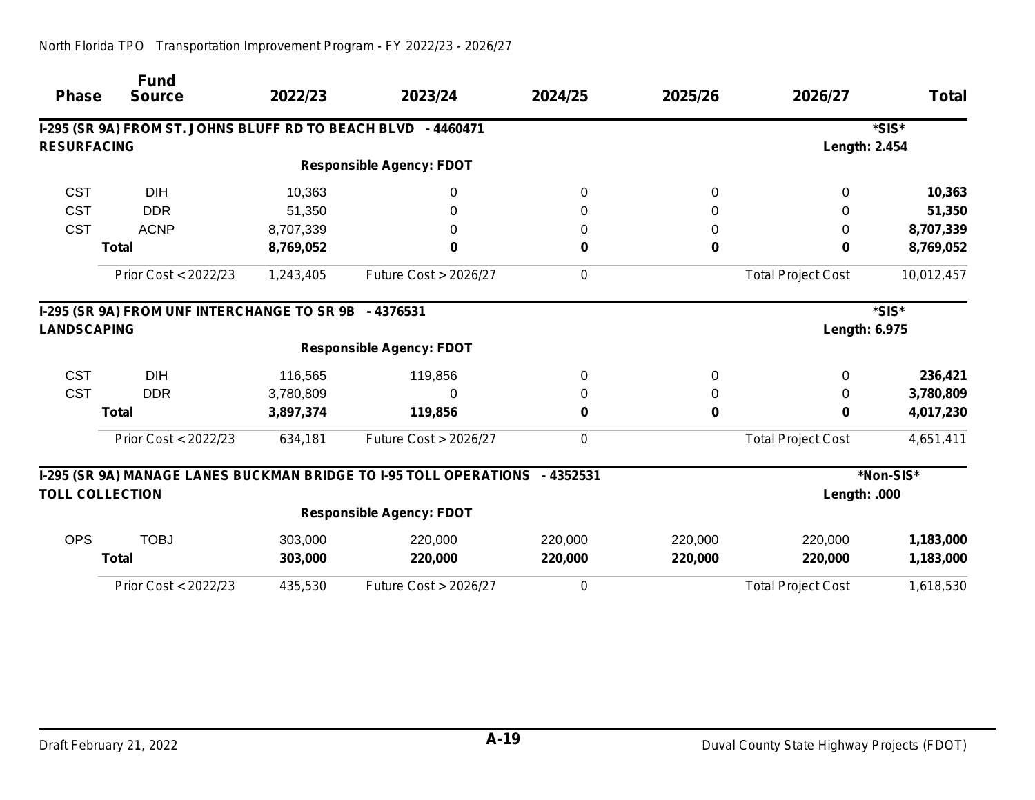| Phase | Fund Source | 2022/23 | 2023/24 | 2024/25 | 2025/26 | 2026/27 | Total |
|---|---|---|---|---|---|---|---|
| **I-295 (SR 9A) FROM ST. JOHNS BLUFF RD TO BEACH BLVD - 4460471** | | | | | | | ***SIS*** |
| **RESURFACING** | | | | | | **Length: 2.454** | |
| | | | **Responsible Agency: FDOT** | | | | |
| CST | DIH | 10,363 | 0 | 0 | 0 | 0 | **10,363** |
| CST | DDR | 51,350 | 0 | 0 | 0 | 0 | **51,350** |
| CST | ACNP | 8,707,339 | 0 | 0 | 0 | 0 | **8,707,339** |
| | **Total** | **8,769,052** | **0** | **0** | **0** | **0** | **8,769,052** |
| | Prior Cost < 2022/23 | 1,243,405 | Future Cost > 2026/27 | 0 | | Total Project Cost | 10,012,457 |
| **I-295 (SR 9A) FROM UNF INTERCHANGE TO SR 9B - 4376531** | | | | | | | ***SIS*** |
| **LANDSCAPING** | | | | | | **Length: 6.975** | |
| | | | **Responsible Agency: FDOT** | | | | |
| CST | DIH | 116,565 | 119,856 | 0 | 0 | 0 | **236,421** |
| CST | DDR | 3,780,809 | 0 | 0 | 0 | 0 | **3,780,809** |
| | **Total** | **3,897,374** | **119,856** | **0** | **0** | **0** | **4,017,230** |
| | Prior Cost < 2022/23 | 634,181 | Future Cost > 2026/27 | 0 | | Total Project Cost | 4,651,411 |
| **I-295 (SR 9A) MANAGE LANES BUCKMAN BRIDGE TO I-95 TOLL OPERATIONS - 4352531** | | | | | | | ***Non-SIS*** |
| **TOLL COLLECTION** | | | | | | **Length: .000** | |
| | | | **Responsible Agency: FDOT** | | | | |
| OPS | TOBJ | 303,000 | 220,000 | 220,000 | 220,000 | 220,000 | **1,183,000** |
| | **Total** | **303,000** | **220,000** | **220,000** | **220,000** | **220,000** | **1,183,000** |
| | Prior Cost < 2022/23 | 435,530 | Future Cost > 2026/27 | 0 | | Total Project Cost | 1,618,530 |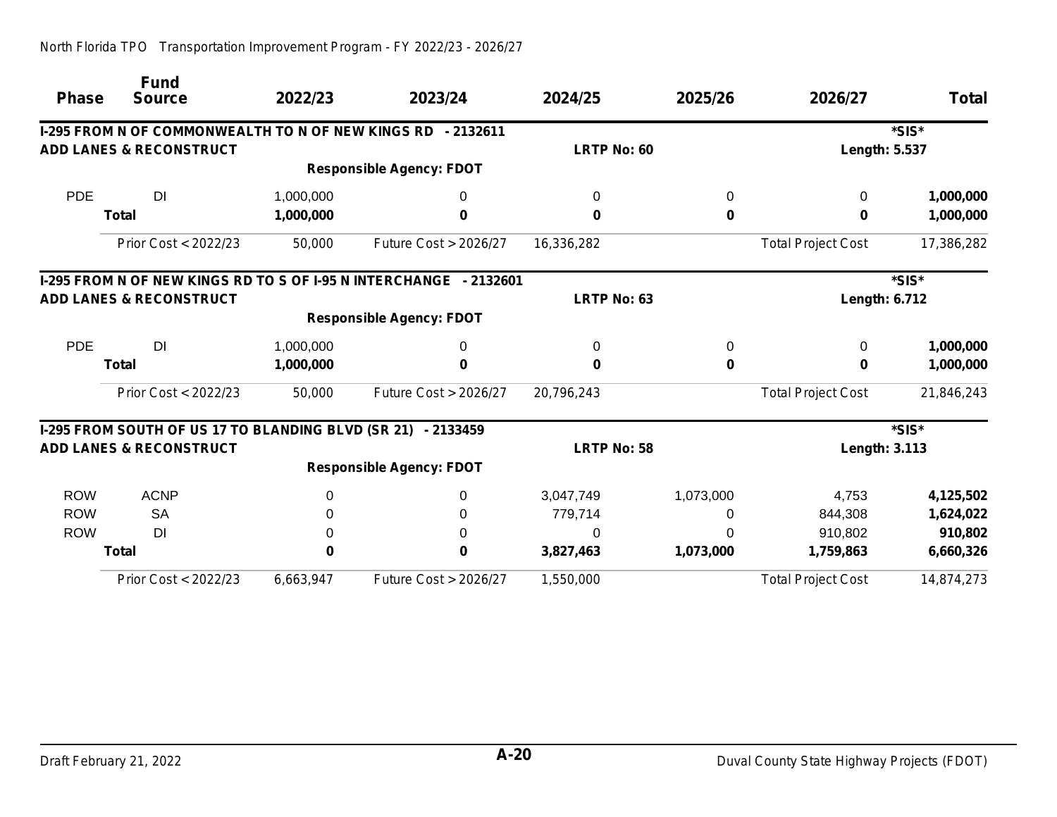| Phase | Fund Source | 2022/23 | 2023/24 | 2024/25 | 2025/26 | 2026/27 | Total |
|---|---|---|---|---|---|---|---|
| **I-295 FROM N OF COMMONWEALTH TO N OF NEW KINGS RD - 2132611** | | | | | | | ***SIS*** |
| **ADD LANES & RECONSTRUCT** | | | | **LRTP No: 60** | | **Length: 5.537** | |
| | | | **Responsible Agency: FDOT** | | | | |
| PDE | DI | 1,000,000 | 0 | 0 | 0 | 0 | **1,000,000** |
| | **Total** | **1,000,000** | **0** | **0** | **0** | **0** | **1,000,000** |
| | Prior Cost < 2022/23 | 50,000 | Future Cost > 2026/27 | 16,336,282 | | Total Project Cost | 17,386,282 |
| **I-295 FROM N OF NEW KINGS RD TO S OF I-95 N INTERCHANGE - 2132601** | | | | | | | ***SIS*** |
| **ADD LANES & RECONSTRUCT** | | | | **LRTP No: 63** | | **Length: 6.712** | |
| | | | **Responsible Agency: FDOT** | | | | |
| PDE | DI | 1,000,000 | 0 | 0 | 0 | 0 | **1,000,000** |
| | **Total** | **1,000,000** | **0** | **0** | **0** | **0** | **1,000,000** |
| | Prior Cost < 2022/23 | 50,000 | Future Cost > 2026/27 | 20,796,243 | | Total Project Cost | 21,846,243 |
| **I-295 FROM SOUTH OF US 17 TO BLANDING BLVD (SR 21) - 2133459** | | | | | | | ***SIS*** |
| **ADD LANES & RECONSTRUCT** | | | | **LRTP No: 58** | | **Length: 3.113** | |
| | | | **Responsible Agency: FDOT** | | | | |
| ROW | ACNP | 0 | 0 | 3,047,749 | 1,073,000 | 4,753 | **4,125,502** |
| ROW | SA | 0 | 0 | 779,714 | 0 | 844,308 | **1,624,022** |
| ROW | DI | 0 | 0 | 0 | 0 | 910,802 | **910,802** |
| | **Total** | **0** | **0** | **3,827,463** | **1,073,000** | **1,759,863** | **6,660,326** |
| | Prior Cost < 2022/23 | 6,663,947 | Future Cost > 2026/27 | 1,550,000 | | Total Project Cost | 14,874,273 |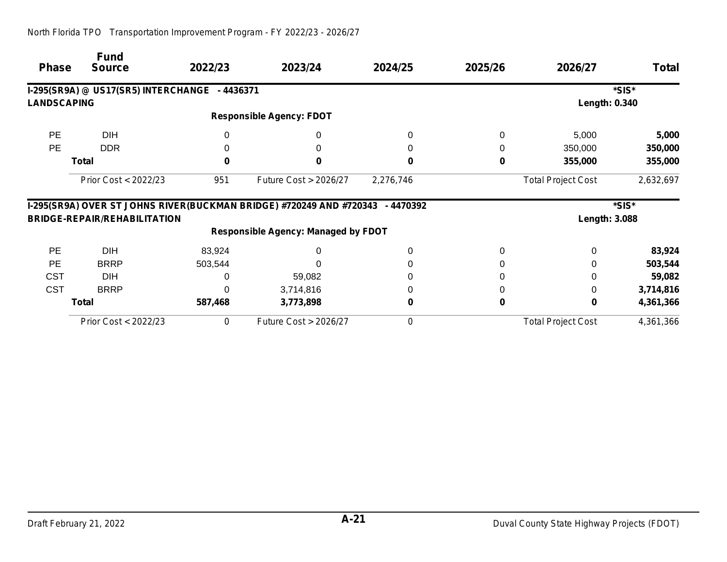| Phase | Fund Source | 2022/23 | 2023/24 | 2024/25 | 2025/26 | 2026/27 | Total |
|---|---|---|---|---|---|---|---|
| **I-295(SR9A) @ US17(SR5) INTERCHANGE - 4436371** | | | | | | | ***SIS*** |
| **LANDSCAPING** | | | | | | **Length: 0.340** | |
| | | | **Responsible Agency: FDOT** | | | | |
| PE | DIH | 0 | 0 | 0 | 0 | 5,000 | **5,000** |
| PE | DDR | 0 | 0 | 0 | 0 | 350,000 | **350,000** |
| | **Total** | **0** | **0** | **0** | **0** | **355,000** | **355,000** |
| | Prior Cost < 2022/23 | 951 | Future Cost > 2026/27 | 2,276,746 | | Total Project Cost | 2,632,697 |

| Phase | Fund Source | 2022/23 | 2023/24 | 2024/25 | 2025/26 | 2026/27 | Total |
|---|---|---|---|---|---|---|---|
| **I-295(SR9A) OVER ST JOHNS RIVER(BUCKMAN BRIDGE) #720249 AND #720343 - 4470392** | | | | | | | ***SIS*** |
| **BRIDGE-REPAIR/REHABILITATION** | | | | | | **Length: 3.088** | |
| | | | **Responsible Agency: Managed by FDOT** | | | | |
| PE | DIH | 83,924 | 0 | 0 | 0 | 0 | **83,924** |
| PE | BRRP | 503,544 | 0 | 0 | 0 | 0 | **503,544** |
| CST | DIH | 0 | 59,082 | 0 | 0 | 0 | **59,082** |
| CST | BRRP | 0 | 3,714,816 | 0 | 0 | 0 | **3,714,816** |
| | **Total** | **587,468** | **3,773,898** | **0** | **0** | **0** | **4,361,366** |
| | Prior Cost < 2022/23 | 0 | Future Cost > 2026/27 | 0 | | Total Project Cost | 4,361,366 |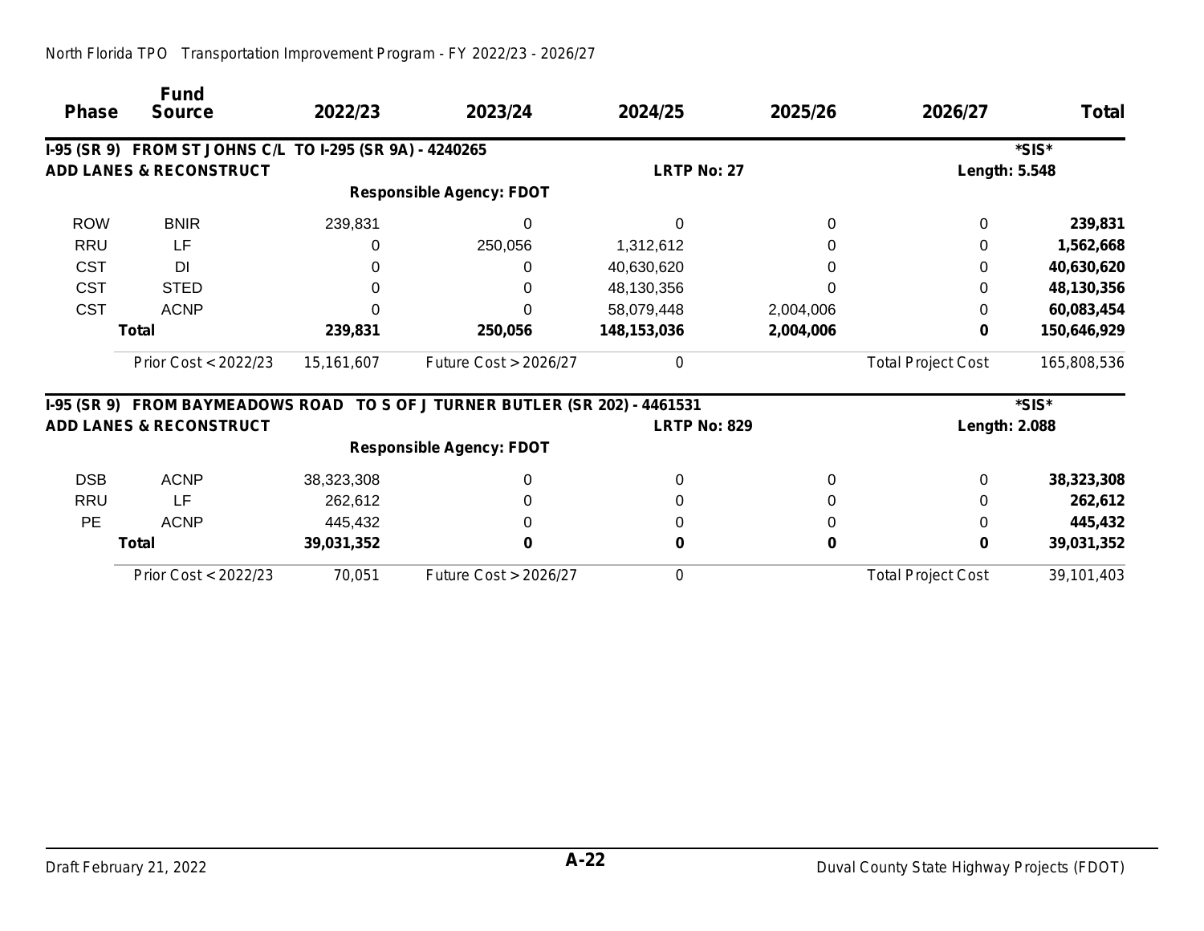| Phase | Fund Source | 2022/23 | 2023/24 | 2024/25 | 2025/26 | 2026/27 | Total |
|---|---|---|---|---|---|---|---|
| **I-95 (SR 9) FROM ST JOHNS C/L TO I-295 (SR 9A) - 4240265** | | | | | | | ***SIS*** |
| **ADD LANES & RECONSTRUCT** | | | | **LRTP No: 27** | | **Length: 5.548** | |
| | | | **Responsible Agency: FDOT** | | | | |
| ROW | BNIR | 239,831 | 0 | 0 | 0 | 0 | **239,831** |
| RRU | LF | 0 | 250,056 | 1,312,612 | 0 | 0 | **1,562,668** |
| CST | DI | 0 | 0 | 40,630,620 | 0 | 0 | **40,630,620** |
| CST | STED | 0 | 0 | 48,130,356 | 0 | 0 | **48,130,356** |
| CST | ACNP | 0 | 0 | 58,079,448 | 2,004,006 | 0 | **60,083,454** |
| **Total** | | **239,831** | **250,056** | **148,153,036** | **2,004,006** | **0** | **150,646,929** |
| | Prior Cost < 2022/23 | 15,161,607 | Future Cost > 2026/27 | 0 | | Total Project Cost | 165,808,536 |

| Phase | Fund Source | 2022/23 | 2023/24 | 2024/25 | 2025/26 | 2026/27 | Total |
|---|---|---|---|---|---|---|---|
| **I-95 (SR 9) FROM BAYMEADOWS ROAD TO S OF J TURNER BUTLER (SR 202) - 4461531** | | | | | | | ***SIS*** |
| **ADD LANES & RECONSTRUCT** | | | | **LRTP No: 829** | | **Length: 2.088** | |
| | | | **Responsible Agency: FDOT** | | | | |
| DSB | ACNP | 38,323,308 | 0 | 0 | 0 | 0 | **38,323,308** |
| RRU | LF | 262,612 | 0 | 0 | 0 | 0 | **262,612** |
| PE | ACNP | 445,432 | 0 | 0 | 0 | 0 | **445,432** |
| **Total** | | **39,031,352** | **0** | **0** | **0** | **0** | **39,031,352** |
| | Prior Cost < 2022/23 | 70,051 | Future Cost > 2026/27 | 0 | | Total Project Cost | 39,101,403 |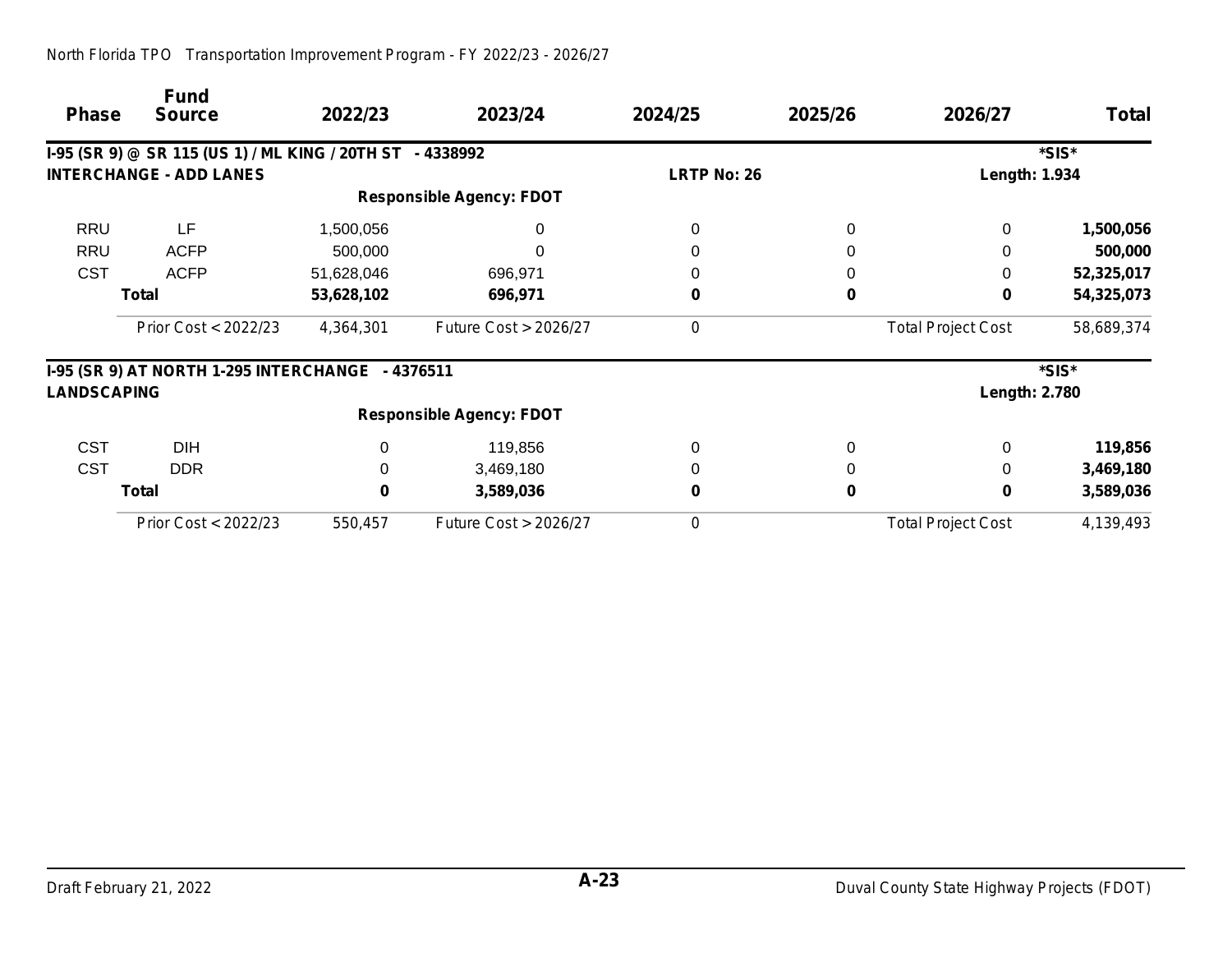| Phase | Fund Source | 2022/23 | 2023/24 | 2024/25 | 2025/26 | 2026/27 | Total |
|---|---|---|---|---|---|---|---|
| **I-95 (SR 9) @ SR 115 (US 1) / ML KING / 20TH ST - 4338992** | | | | | | | ***SIS*** |
| **INTERCHANGE - ADD LANES** | | | | **LRTP No: 26** | | **Length: 1.934** | |
| | | | **Responsible Agency: FDOT** | | | | |
| RRU | LF | 1,500,056 | 0 | 0 | 0 | 0 | **1,500,056** |
| RRU | ACFP | 500,000 | 0 | 0 | 0 | 0 | **500,000** |
| CST | ACFP | 51,628,046 | 696,971 | 0 | 0 | 0 | **52,325,017** |
| | **Total** | **53,628,102** | **696,971** | **0** | **0** | **0** | **54,325,073** |
| | Prior Cost < 2022/23 | 4,364,301 | Future Cost > 2026/27 | 0 | | Total Project Cost | 58,689,374 |

| Phase | Fund Source | 2022/23 | 2023/24 | 2024/25 | 2025/26 | 2026/27 | Total |
|---|---|---|---|---|---|---|---|
| **I-95 (SR 9) AT NORTH 1-295 INTERCHANGE - 4376511** | | | | | | | ***SIS*** |
| **LANDSCAPING** | | | | | | **Length: 2.780** | |
| | | | **Responsible Agency: FDOT** | | | | |
| CST | DIH | 0 | 119,856 | 0 | 0 | 0 | **119,856** |
| CST | DDR | 0 | 3,469,180 | 0 | 0 | 0 | **3,469,180** |
| | **Total** | **0** | **3,589,036** | **0** | **0** | **0** | **3,589,036** |
| | Prior Cost < 2022/23 | 550,457 | Future Cost > 2026/27 | 0 | | Total Project Cost | 4,139,493 |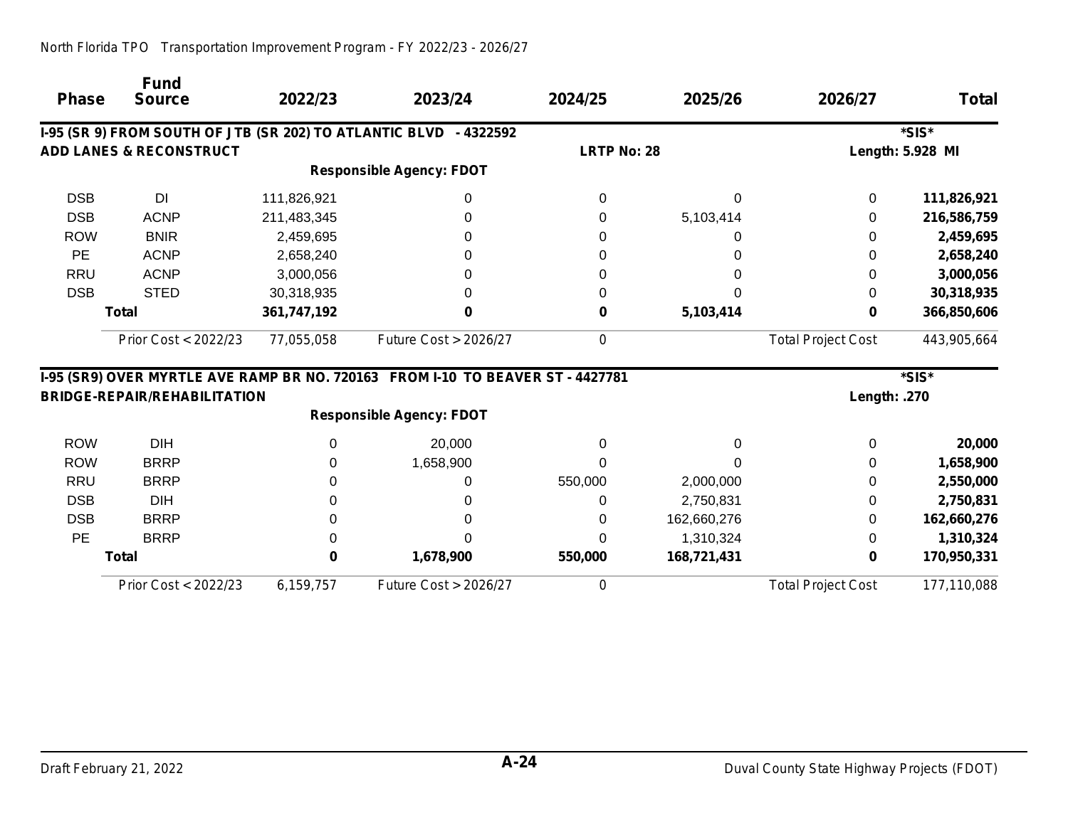| Phase | Fund Source | 2022/23 | 2023/24 | 2024/25 | 2025/26 | 2026/27 | Total |
|---|---|---|---|---|---|---|---|

**I-95 (SR 9) FROM SOUTH OF JTB (SR 202) TO ATLANTIC BLVD - 4322592** — *SIS*

**ADD LANES & RECONSTRUCT** — **LRTP No: 28** — **Length: 5.928 MI**

**Responsible Agency: FDOT**

| Phase | Fund Source | 2022/23 | 2023/24 | 2024/25 | 2025/26 | 2026/27 | Total |
|---|---|---|---|---|---|---|---|
| DSB | DI | 111,826,921 | 0 | 0 | 0 | 0 | **111,826,921** |
| DSB | ACNP | 211,483,345 | 0 | 0 | 5,103,414 | 0 | **216,586,759** |
| ROW | BNIR | 2,459,695 | 0 | 0 | 0 | 0 | **2,459,695** |
| PE | ACNP | 2,658,240 | 0 | 0 | 0 | 0 | **2,658,240** |
| RRU | ACNP | 3,000,056 | 0 | 0 | 0 | 0 | **3,000,056** |
| DSB | STED | 30,318,935 | 0 | 0 | 0 | 0 | **30,318,935** |
| **Total** | | **361,747,192** | **0** | **0** | **5,103,414** | **0** | **366,850,606** |
| | Prior Cost < 2022/23 | 77,055,058 | Future Cost > 2026/27 | 0 | | Total Project Cost | 443,905,664 |

**I-95 (SR9) OVER MYRTLE AVE RAMP BR NO. 720163 FROM I-10 TO BEAVER ST - 4427781** — *SIS*

**BRIDGE-REPAIR/REHABILITATION** — **Length: .270**

**Responsible Agency: FDOT**

| Phase | Fund Source | 2022/23 | 2023/24 | 2024/25 | 2025/26 | 2026/27 | Total |
|---|---|---|---|---|---|---|---|
| ROW | DIH | 0 | 20,000 | 0 | 0 | 0 | **20,000** |
| ROW | BRRP | 0 | 1,658,900 | 0 | 0 | 0 | **1,658,900** |
| RRU | BRRP | 0 | 0 | 550,000 | 2,000,000 | 0 | **2,550,000** |
| DSB | DIH | 0 | 0 | 0 | 2,750,831 | 0 | **2,750,831** |
| DSB | BRRP | 0 | 0 | 0 | 162,660,276 | 0 | **162,660,276** |
| PE | BRRP | 0 | 0 | 0 | 1,310,324 | 0 | **1,310,324** |
| **Total** | | **0** | **1,678,900** | **550,000** | **168,721,431** | **0** | **170,950,331** |
| | Prior Cost < 2022/23 | 6,159,757 | Future Cost > 2026/27 | 0 | | Total Project Cost | 177,110,088 |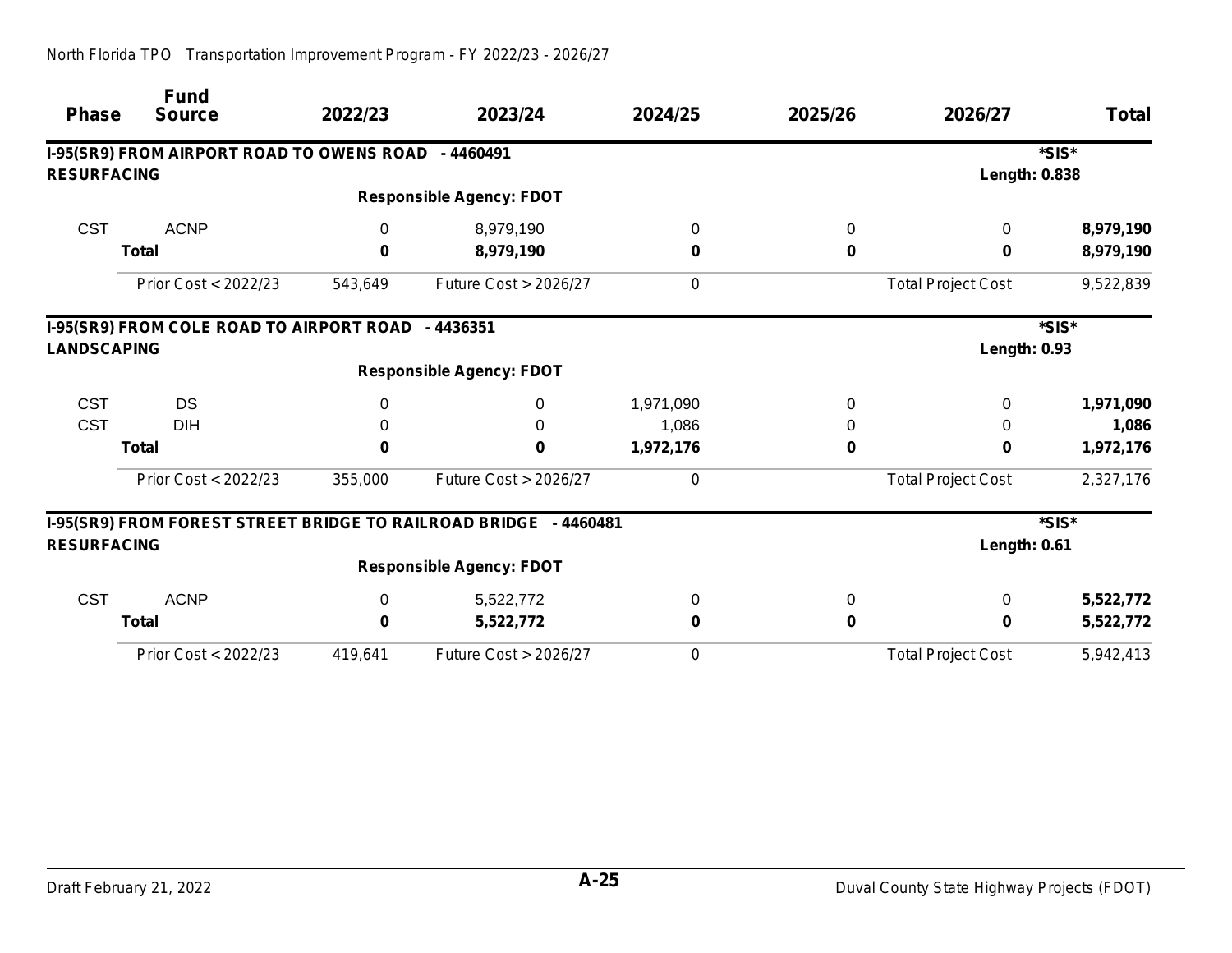| Phase | Fund Source | 2022/23 | 2023/24 | 2024/25 | 2025/26 | 2026/27 | Total |
|---|---|---|---|---|---|---|---|
| **I-95(SR9) FROM AIRPORT ROAD TO OWENS ROAD - 4460491** | | | | | | | ***SIS*** |
| **RESURFACING** | | | | | | **Length: 0.838** | |
| | | | **Responsible Agency: FDOT** | | | | |
| CST | ACNP | 0 | 8,979,190 | 0 | 0 | 0 | **8,979,190** |
| | **Total** | **0** | **8,979,190** | **0** | **0** | **0** | **8,979,190** |
| | Prior Cost < 2022/23 | 543,649 | Future Cost > 2026/27 | 0 | | Total Project Cost | 9,522,839 |
| **I-95(SR9) FROM COLE ROAD TO AIRPORT ROAD - 4436351** | | | | | | | ***SIS*** |
| **LANDSCAPING** | | | | | | **Length: 0.93** | |
| | | | **Responsible Agency: FDOT** | | | | |
| CST | DS | 0 | 0 | 1,971,090 | 0 | 0 | **1,971,090** |
| CST | DIH | 0 | 0 | 1,086 | 0 | 0 | **1,086** |
| | **Total** | **0** | **0** | **1,972,176** | **0** | **0** | **1,972,176** |
| | Prior Cost < 2022/23 | 355,000 | Future Cost > 2026/27 | 0 | | Total Project Cost | 2,327,176 |
| **I-95(SR9) FROM FOREST STREET BRIDGE TO RAILROAD BRIDGE - 4460481** | | | | | | | ***SIS*** |
| **RESURFACING** | | | | | | **Length: 0.61** | |
| | | | **Responsible Agency: FDOT** | | | | |
| CST | ACNP | 0 | 5,522,772 | 0 | 0 | 0 | **5,522,772** |
| | **Total** | **0** | **5,522,772** | **0** | **0** | **0** | **5,522,772** |
| | Prior Cost < 2022/23 | 419,641 | Future Cost > 2026/27 | 0 | | Total Project Cost | 5,942,413 |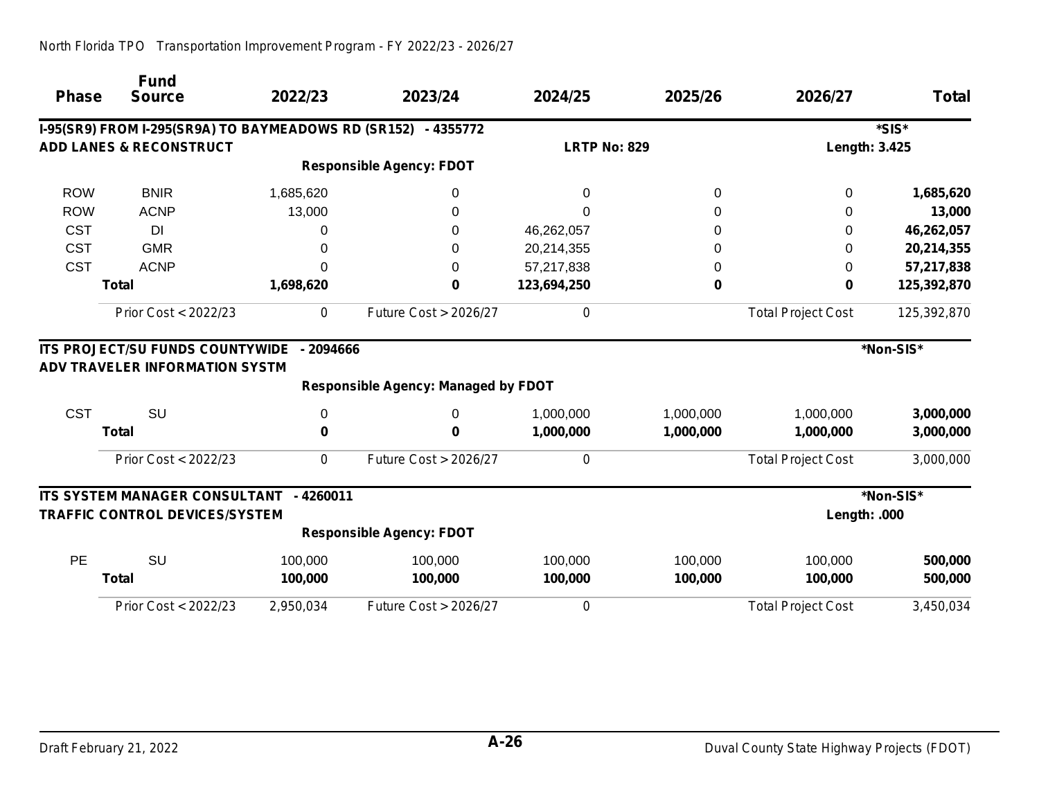| Phase | Fund Source | 2022/23 | 2023/24 | 2024/25 | 2025/26 | 2026/27 | Total |
|---|---|---|---|---|---|---|---|

**I-95(SR9) FROM I-295(SR9A) TO BAYMEADOWS RD (SR152) - 4355772** *SIS*

**ADD LANES & RECONSTRUCT** **LRTP No: 829** **Length: 3.425**

**Responsible Agency: FDOT**

| Phase | Fund Source | 2022/23 | 2023/24 | 2024/25 | 2025/26 | 2026/27 | Total |
|---|---|---|---|---|---|---|---|
| ROW | BNIR | 1,685,620 | 0 | 0 | 0 | 0 | **1,685,620** |
| ROW | ACNP | 13,000 | 0 | 0 | 0 | 0 | **13,000** |
| CST | DI | 0 | 0 | 46,262,057 | 0 | 0 | **46,262,057** |
| CST | GMR | 0 | 0 | 20,214,355 | 0 | 0 | **20,214,355** |
| CST | ACNP | 0 | 0 | 57,217,838 | 0 | 0 | **57,217,838** |
| | **Total** | **1,698,620** | **0** | **123,694,250** | **0** | **0** | **125,392,870** |

| Prior Cost < 2022/23 | 0 | Future Cost > 2026/27 | 0 | Total Project Cost | 125,392,870 |
|---|---|---|---|---|---|

**ITS PROJECT/SU FUNDS COUNTYWIDE - 2094666** *Non-SIS*

**ADV TRAVELER INFORMATION SYSTM**

**Responsible Agency: Managed by FDOT**

| Phase | Fund Source | 2022/23 | 2023/24 | 2024/25 | 2025/26 | 2026/27 | Total |
|---|---|---|---|---|---|---|---|
| CST | SU | 0 | 0 | 1,000,000 | 1,000,000 | 1,000,000 | **3,000,000** |
| | **Total** | **0** | **0** | **1,000,000** | **1,000,000** | **1,000,000** | **3,000,000** |

| Prior Cost < 2022/23 | 0 | Future Cost > 2026/27 | 0 | Total Project Cost | 3,000,000 |
|---|---|---|---|---|---|

**ITS SYSTEM MANAGER CONSULTANT - 4260011** *Non-SIS*

**TRAFFIC CONTROL DEVICES/SYSTEM** **Length: .000**

**Responsible Agency: FDOT**

| Phase | Fund Source | 2022/23 | 2023/24 | 2024/25 | 2025/26 | 2026/27 | Total |
|---|---|---|---|---|---|---|---|
| PE | SU | 100,000 | 100,000 | 100,000 | 100,000 | 100,000 | **500,000** |
| | **Total** | **100,000** | **100,000** | **100,000** | **100,000** | **100,000** | **500,000** |

| Prior Cost < 2022/23 | 2,950,034 | Future Cost > 2026/27 | 0 | Total Project Cost | 3,450,034 |
|---|---|---|---|---|---|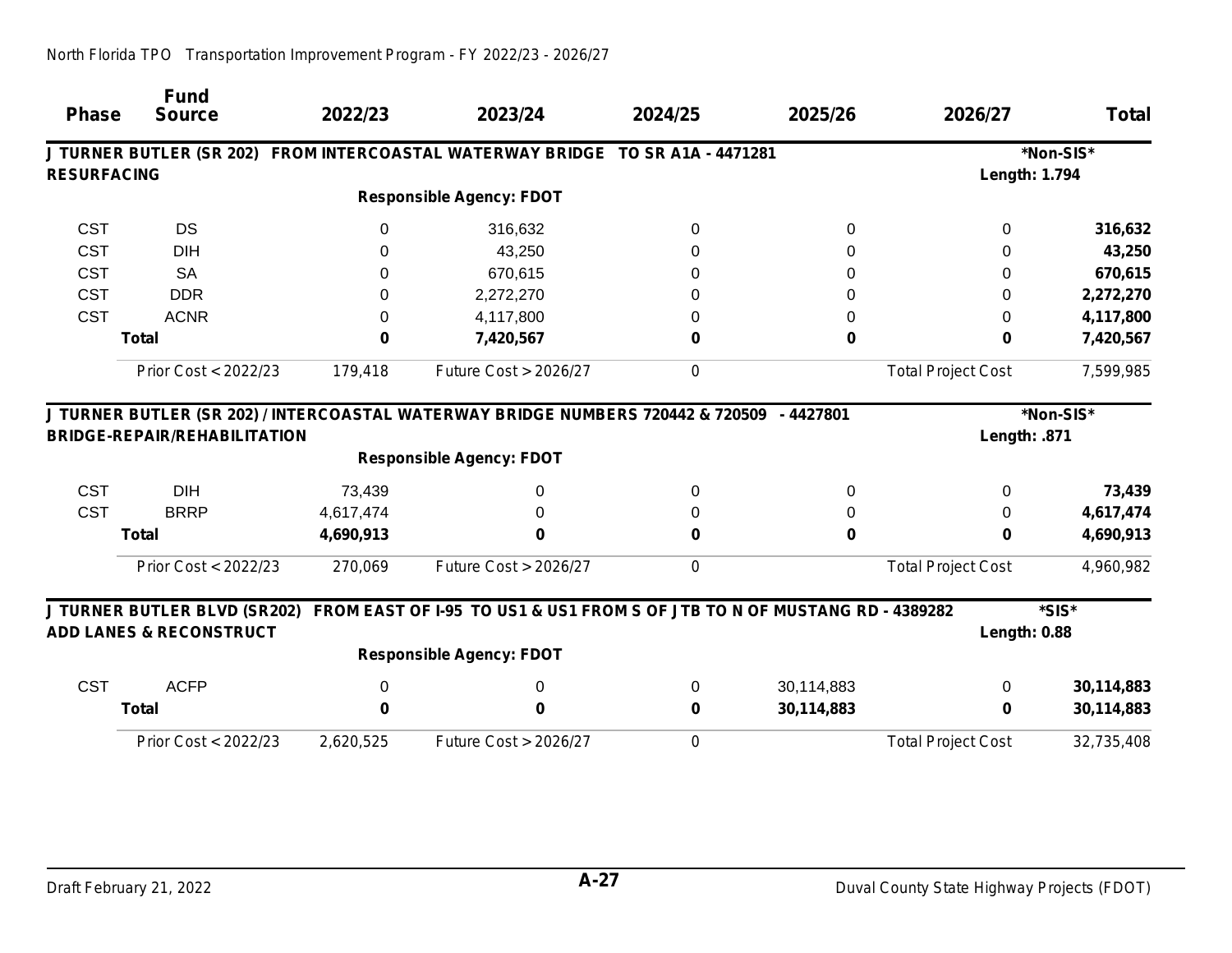| Phase | Fund Source | 2022/23 | 2023/24 | 2024/25 | 2025/26 | 2026/27 | Total |
|---|---|---|---|---|---|---|---|
| **J TURNER BUTLER (SR 202) FROM INTERCOASTAL WATERWAY BRIDGE TO SR A1A - 4471281** | | | | | | | ***Non-SIS*** |
| **RESURFACING** | | | | | | **Length: 1.794** | |
| | | | **Responsible Agency: FDOT** | | | | |
| CST | DS | 0 | 316,632 | 0 | 0 | 0 | **316,632** |
| CST | DIH | 0 | 43,250 | 0 | 0 | 0 | **43,250** |
| CST | SA | 0 | 670,615 | 0 | 0 | 0 | **670,615** |
| CST | DDR | 0 | 2,272,270 | 0 | 0 | 0 | **2,272,270** |
| CST | ACNR | 0 | 4,117,800 | 0 | 0 | 0 | **4,117,800** |
| | **Total** | **0** | **7,420,567** | **0** | **0** | **0** | **7,420,567** |
| | Prior Cost < 2022/23 | 179,418 | Future Cost > 2026/27 | 0 | | Total Project Cost | 7,599,985 |
| **J TURNER BUTLER (SR 202) / INTERCOASTAL WATERWAY BRIDGE NUMBERS 720442 & 720509 - 4427801** | | | | | | | ***Non-SIS*** |
| **BRIDGE-REPAIR/REHABILITATION** | | | | | | **Length: .871** | |
| | | | **Responsible Agency: FDOT** | | | | |
| CST | DIH | 73,439 | 0 | 0 | 0 | 0 | **73,439** |
| CST | BRRP | 4,617,474 | 0 | 0 | 0 | 0 | **4,617,474** |
| | **Total** | **4,690,913** | **0** | **0** | **0** | **0** | **4,690,913** |
| | Prior Cost < 2022/23 | 270,069 | Future Cost > 2026/27 | 0 | | Total Project Cost | 4,960,982 |
| **J TURNER BUTLER BLVD (SR202) FROM EAST OF I-95 TO US1 & US1 FROM S OF JTB TO N OF MUSTANG RD - 4389282** | | | | | | | ***SIS*** |
| **ADD LANES & RECONSTRUCT** | | | | | | **Length: 0.88** | |
| | | | **Responsible Agency: FDOT** | | | | |
| CST | ACFP | 0 | 0 | 0 | 30,114,883 | 0 | **30,114,883** |
| | **Total** | **0** | **0** | **0** | **30,114,883** | **0** | **30,114,883** |
| | Prior Cost < 2022/23 | 2,620,525 | Future Cost > 2026/27 | 0 | | Total Project Cost | 32,735,408 |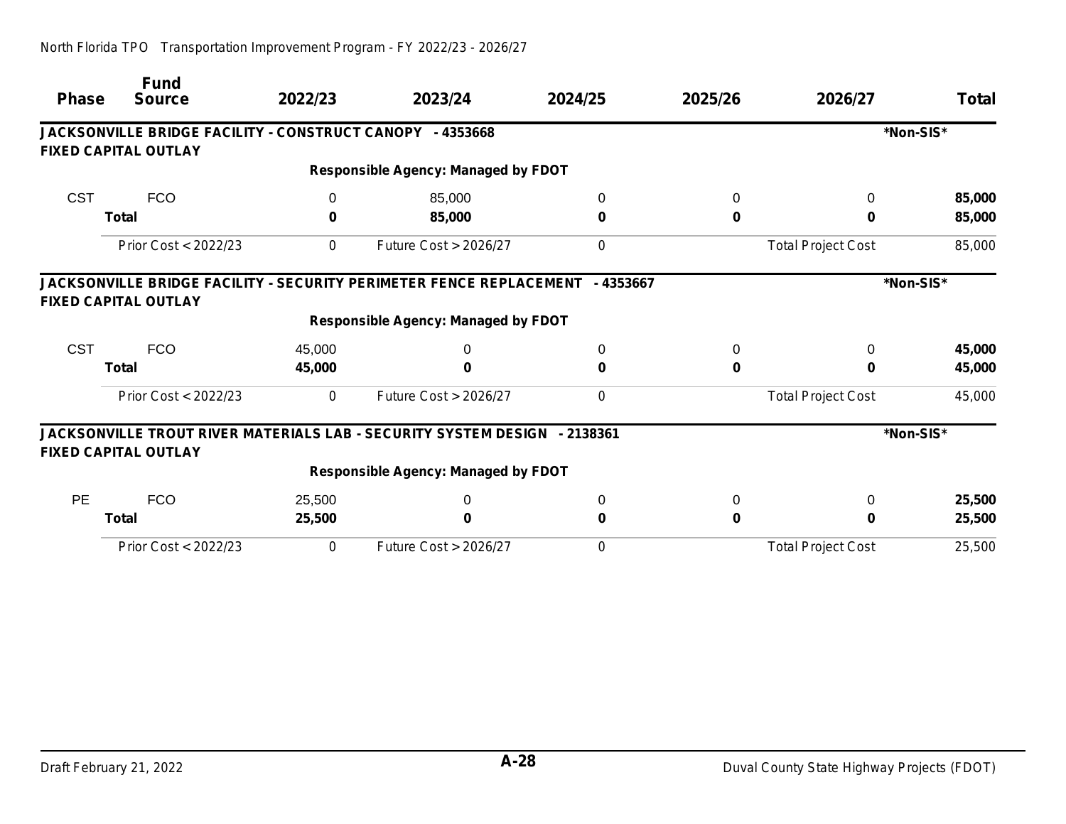| Phase | Fund Source | 2022/23 | 2023/24 | 2024/25 | 2025/26 | 2026/27 | Total |
|---|---|---|---|---|---|---|---|
| **JACKSONVILLE BRIDGE FACILITY - CONSTRUCT CANOPY - 4353668** | | | | | | | ***Non-SIS*** |
| **FIXED CAPITAL OUTLAY** | | | | | | | |
| | | | **Responsible Agency: Managed by FDOT** | | | | |
| CST | FCO | 0 | 85,000 | 0 | 0 | 0 | **85,000** |
| | **Total** | **0** | **85,000** | **0** | **0** | **0** | **85,000** |
| | Prior Cost < 2022/23 | 0 | Future Cost > 2026/27 | 0 | | Total Project Cost | 85,000 |
| **JACKSONVILLE BRIDGE FACILITY - SECURITY PERIMETER FENCE REPLACEMENT - 4353667** | | | | | | | ***Non-SIS*** |
| **FIXED CAPITAL OUTLAY** | | | | | | | |
| | | | **Responsible Agency: Managed by FDOT** | | | | |
| CST | FCO | 45,000 | 0 | 0 | 0 | 0 | **45,000** |
| | **Total** | **45,000** | **0** | **0** | **0** | **0** | **45,000** |
| | Prior Cost < 2022/23 | 0 | Future Cost > 2026/27 | 0 | | Total Project Cost | 45,000 |
| **JACKSONVILLE TROUT RIVER MATERIALS LAB - SECURITY SYSTEM DESIGN - 2138361** | | | | | | | ***Non-SIS*** |
| **FIXED CAPITAL OUTLAY** | | | | | | | |
| | | | **Responsible Agency: Managed by FDOT** | | | | |
| PE | FCO | 25,500 | 0 | 0 | 0 | 0 | **25,500** |
| | **Total** | **25,500** | **0** | **0** | **0** | **0** | **25,500** |
| | Prior Cost < 2022/23 | 0 | Future Cost > 2026/27 | 0 | | Total Project Cost | 25,500 |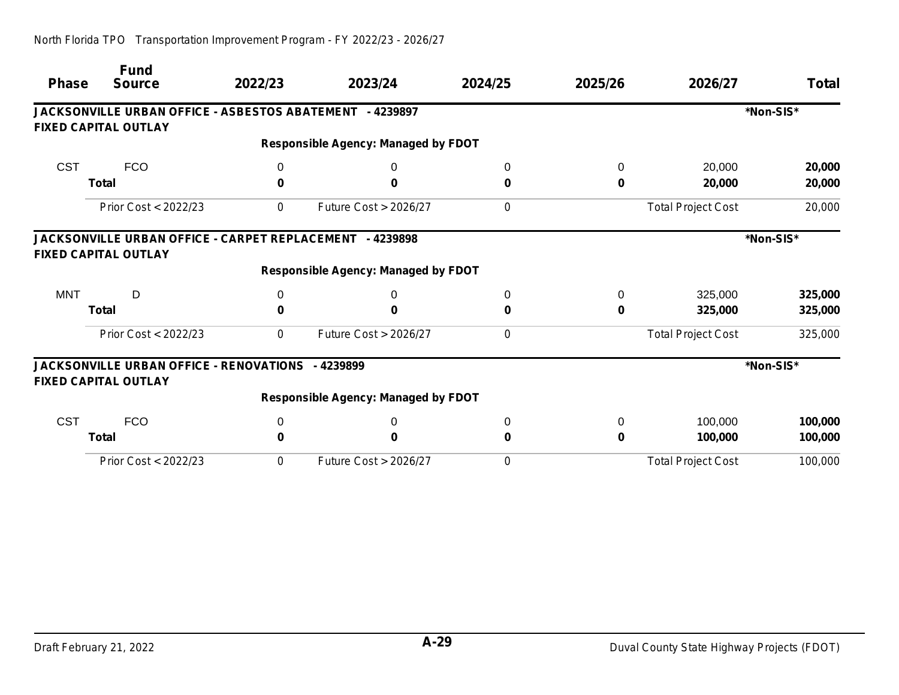| Phase | Fund Source | 2022/23 | 2023/24 | 2024/25 | 2025/26 | 2026/27 | Total |
|---|---|---|---|---|---|---|---|

**JACKSONVILLE URBAN OFFICE - ASBESTOS ABATEMENT - 4239897** *Non-SIS*

**FIXED CAPITAL OUTLAY**

**Responsible Agency: Managed by FDOT**

| Phase | Fund Source | 2022/23 | 2023/24 | 2024/25 | 2025/26 | 2026/27 | Total |
|---|---|---|---|---|---|---|---|
| CST | FCO | 0 | 0 | 0 | 0 | 20,000 | **20,000** |
| | **Total** | **0** | **0** | **0** | **0** | **20,000** | **20,000** |
| | Prior Cost < 2022/23 | 0 | Future Cost > 2026/27 | 0 | | Total Project Cost | 20,000 |

**JACKSONVILLE URBAN OFFICE - CARPET REPLACEMENT - 4239898** *Non-SIS*

**FIXED CAPITAL OUTLAY**

**Responsible Agency: Managed by FDOT**

| Phase | Fund Source | 2022/23 | 2023/24 | 2024/25 | 2025/26 | 2026/27 | Total |
|---|---|---|---|---|---|---|---|
| MNT | D | 0 | 0 | 0 | 0 | 325,000 | **325,000** |
| | **Total** | **0** | **0** | **0** | **0** | **325,000** | **325,000** |
| | Prior Cost < 2022/23 | 0 | Future Cost > 2026/27 | 0 | | Total Project Cost | 325,000 |

**JACKSONVILLE URBAN OFFICE - RENOVATIONS - 4239899** *Non-SIS*

**FIXED CAPITAL OUTLAY**

**Responsible Agency: Managed by FDOT**

| Phase | Fund Source | 2022/23 | 2023/24 | 2024/25 | 2025/26 | 2026/27 | Total |
|---|---|---|---|---|---|---|---|
| CST | FCO | 0 | 0 | 0 | 0 | 100,000 | **100,000** |
| | **Total** | **0** | **0** | **0** | **0** | **100,000** | **100,000** |
| | Prior Cost < 2022/23 | 0 | Future Cost > 2026/27 | 0 | | Total Project Cost | 100,000 |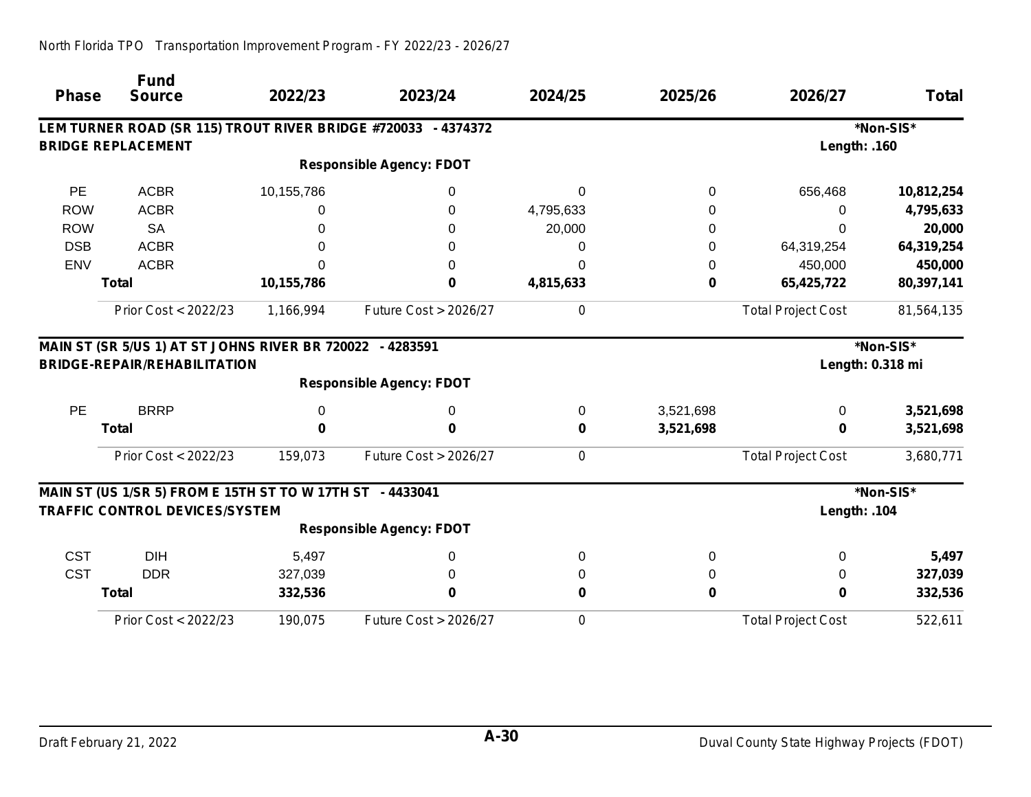| Phase | Fund Source | 2022/23 | 2023/24 | 2024/25 | 2025/26 | 2026/27 | Total |
|---|---|---|---|---|---|---|---|

**LEM TURNER ROAD (SR 115) TROUT RIVER BRIDGE #720033 - 4374372** *Non-SIS*

**BRIDGE REPLACEMENT** Length: .160

**Responsible Agency: FDOT**

| Phase | Fund Source | 2022/23 | 2023/24 | 2024/25 | 2025/26 | 2026/27 | Total |
|---|---|---|---|---|---|---|---|
| PE | ACBR | 10,155,786 | 0 | 0 | 0 | 656,468 | **10,812,254** |
| ROW | ACBR | 0 | 0 | 4,795,633 | 0 | 0 | **4,795,633** |
| ROW | SA | 0 | 0 | 20,000 | 0 | 0 | **20,000** |
| DSB | ACBR | 0 | 0 | 0 | 0 | 64,319,254 | **64,319,254** |
| ENV | ACBR | 0 | 0 | 0 | 0 | 450,000 | **450,000** |
| | **Total** | **10,155,786** | **0** | **4,815,633** | **0** | **65,425,722** | **80,397,141** |
| | Prior Cost < 2022/23 | 1,166,994 | Future Cost > 2026/27 | 0 | | Total Project Cost | 81,564,135 |

**MAIN ST (SR 5/US 1) AT ST JOHNS RIVER BR 720022 - 4283591** *Non-SIS*

**BRIDGE-REPAIR/REHABILITATION** Length: 0.318 mi

**Responsible Agency: FDOT**

| Phase | Fund Source | 2022/23 | 2023/24 | 2024/25 | 2025/26 | 2026/27 | Total |
|---|---|---|---|---|---|---|---|
| PE | BRRP | 0 | 0 | 0 | 3,521,698 | 0 | **3,521,698** |
| | **Total** | **0** | **0** | **0** | **3,521,698** | **0** | **3,521,698** |
| | Prior Cost < 2022/23 | 159,073 | Future Cost > 2026/27 | 0 | | Total Project Cost | 3,680,771 |

**MAIN ST (US 1/SR 5) FROM E 15TH ST TO W 17TH ST - 4433041** *Non-SIS*

**TRAFFIC CONTROL DEVICES/SYSTEM** Length: .104

**Responsible Agency: FDOT**

| Phase | Fund Source | 2022/23 | 2023/24 | 2024/25 | 2025/26 | 2026/27 | Total |
|---|---|---|---|---|---|---|---|
| CST | DIH | 5,497 | 0 | 0 | 0 | 0 | **5,497** |
| CST | DDR | 327,039 | 0 | 0 | 0 | 0 | **327,039** |
| | **Total** | **332,536** | **0** | **0** | **0** | **0** | **332,536** |
| | Prior Cost < 2022/23 | 190,075 | Future Cost > 2026/27 | 0 | | Total Project Cost | 522,611 |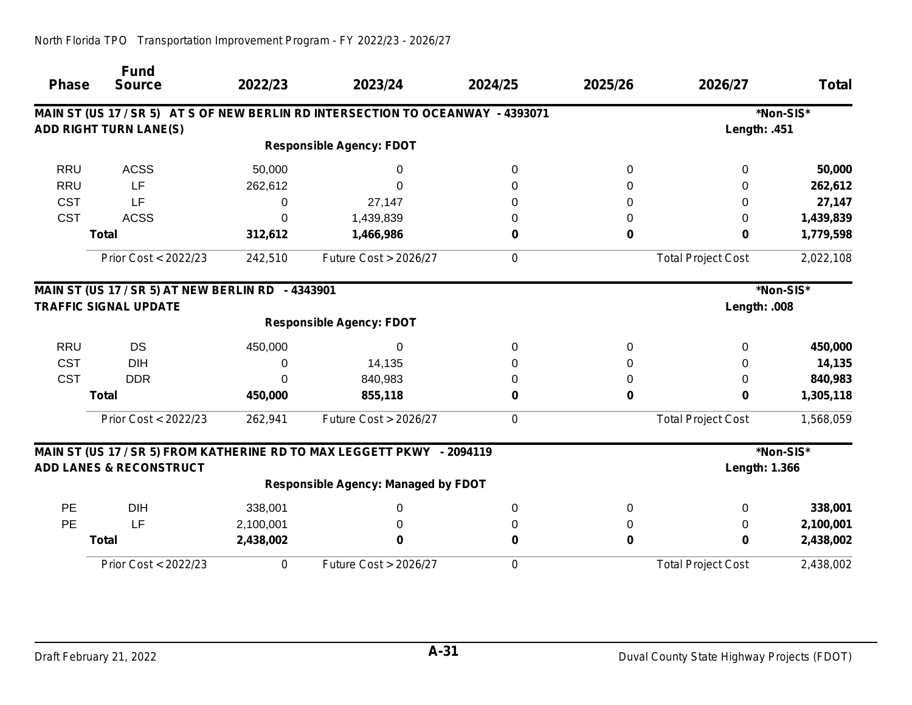| Phase | Fund Source | 2022/23 | 2023/24 | 2024/25 | 2025/26 | 2026/27 | Total |
|---|---|---|---|---|---|---|---|

**MAIN ST (US 17 / SR 5) AT S OF NEW BERLIN RD INTERSECTION TO OCEANWAY - 4393071** *Non-SIS*
**ADD RIGHT TURN LANE(S)** Length: .451
**Responsible Agency: FDOT**

| Phase | Fund Source | 2022/23 | 2023/24 | 2024/25 | 2025/26 | 2026/27 | Total |
|---|---|---|---|---|---|---|---|
| RRU | ACSS | 50,000 | 0 | 0 | 0 | 0 | **50,000** |
| RRU | LF | 262,612 | 0 | 0 | 0 | 0 | **262,612** |
| CST | LF | 0 | 27,147 | 0 | 0 | 0 | **27,147** |
| CST | ACSS | 0 | 1,439,839 | 0 | 0 | 0 | **1,439,839** |
| **Total** | | **312,612** | **1,466,986** | **0** | **0** | **0** | **1,779,598** |
| | Prior Cost < 2022/23 | 242,510 | Future Cost > 2026/27 | 0 | | Total Project Cost | 2,022,108 |

**MAIN ST (US 17 / SR 5) AT NEW BERLIN RD - 4343901** *Non-SIS*
**TRAFFIC SIGNAL UPDATE** Length: .008
**Responsible Agency: FDOT**

| Phase | Fund Source | 2022/23 | 2023/24 | 2024/25 | 2025/26 | 2026/27 | Total |
|---|---|---|---|---|---|---|---|
| RRU | DS | 450,000 | 0 | 0 | 0 | 0 | **450,000** |
| CST | DIH | 0 | 14,135 | 0 | 0 | 0 | **14,135** |
| CST | DDR | 0 | 840,983 | 0 | 0 | 0 | **840,983** |
| **Total** | | **450,000** | **855,118** | **0** | **0** | **0** | **1,305,118** |
| | Prior Cost < 2022/23 | 262,941 | Future Cost > 2026/27 | 0 | | Total Project Cost | 1,568,059 |

**MAIN ST (US 17 / SR 5) FROM KATHERINE RD TO MAX LEGGETT PKWY - 2094119** *Non-SIS*
**ADD LANES & RECONSTRUCT** Length: 1.366
**Responsible Agency: Managed by FDOT**

| Phase | Fund Source | 2022/23 | 2023/24 | 2024/25 | 2025/26 | 2026/27 | Total |
|---|---|---|---|---|---|---|---|
| PE | DIH | 338,001 | 0 | 0 | 0 | 0 | **338,001** |
| PE | LF | 2,100,001 | 0 | 0 | 0 | 0 | **2,100,001** |
| **Total** | | **2,438,002** | **0** | **0** | **0** | **0** | **2,438,002** |
| | Prior Cost < 2022/23 | 0 | Future Cost > 2026/27 | 0 | | Total Project Cost | 2,438,002 |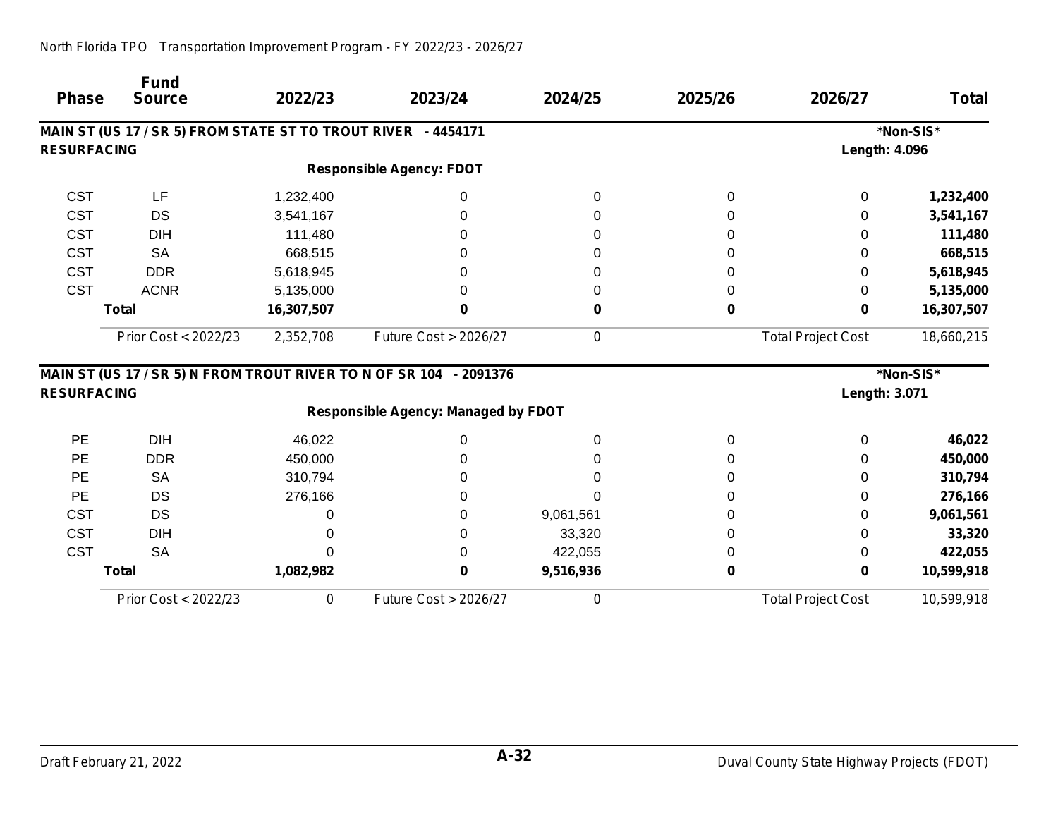| Phase | Fund Source | 2022/23 | 2023/24 | 2024/25 | 2025/26 | 2026/27 | Total |
|---|---|---|---|---|---|---|---|
| **MAIN ST (US 17 / SR 5) FROM STATE ST TO TROUT RIVER - 4454171** | | | | | | | ***Non-SIS*** |
| **RESURFACING** | | | | | | **Length: 4.096** | |
| | | | **Responsible Agency: FDOT** | | | | |
| CST | LF | 1,232,400 | 0 | 0 | 0 | 0 | **1,232,400** |
| CST | DS | 3,541,167 | 0 | 0 | 0 | 0 | **3,541,167** |
| CST | DIH | 111,480 | 0 | 0 | 0 | 0 | **111,480** |
| CST | SA | 668,515 | 0 | 0 | 0 | 0 | **668,515** |
| CST | DDR | 5,618,945 | 0 | 0 | 0 | 0 | **5,618,945** |
| CST | ACNR | 5,135,000 | 0 | 0 | 0 | 0 | **5,135,000** |
| | **Total** | **16,307,507** | **0** | **0** | **0** | **0** | **16,307,507** |
| | Prior Cost < 2022/23 | 2,352,708 | Future Cost > 2026/27 | 0 | | Total Project Cost | 18,660,215 |
| **MAIN ST (US 17 / SR 5) N FROM TROUT RIVER TO N OF SR 104 - 2091376** | | | | | | | ***Non-SIS*** |
| **RESURFACING** | | | | | | **Length: 3.071** | |
| | | | **Responsible Agency: Managed by FDOT** | | | | |
| PE | DIH | 46,022 | 0 | 0 | 0 | 0 | **46,022** |
| PE | DDR | 450,000 | 0 | 0 | 0 | 0 | **450,000** |
| PE | SA | 310,794 | 0 | 0 | 0 | 0 | **310,794** |
| PE | DS | 276,166 | 0 | 0 | 0 | 0 | **276,166** |
| CST | DS | 0 | 0 | 9,061,561 | 0 | 0 | **9,061,561** |
| CST | DIH | 0 | 0 | 33,320 | 0 | 0 | **33,320** |
| CST | SA | 0 | 0 | 422,055 | 0 | 0 | **422,055** |
| | **Total** | **1,082,982** | **0** | **9,516,936** | **0** | **0** | **10,599,918** |
| | Prior Cost < 2022/23 | 0 | Future Cost > 2026/27 | 0 | | Total Project Cost | 10,599,918 |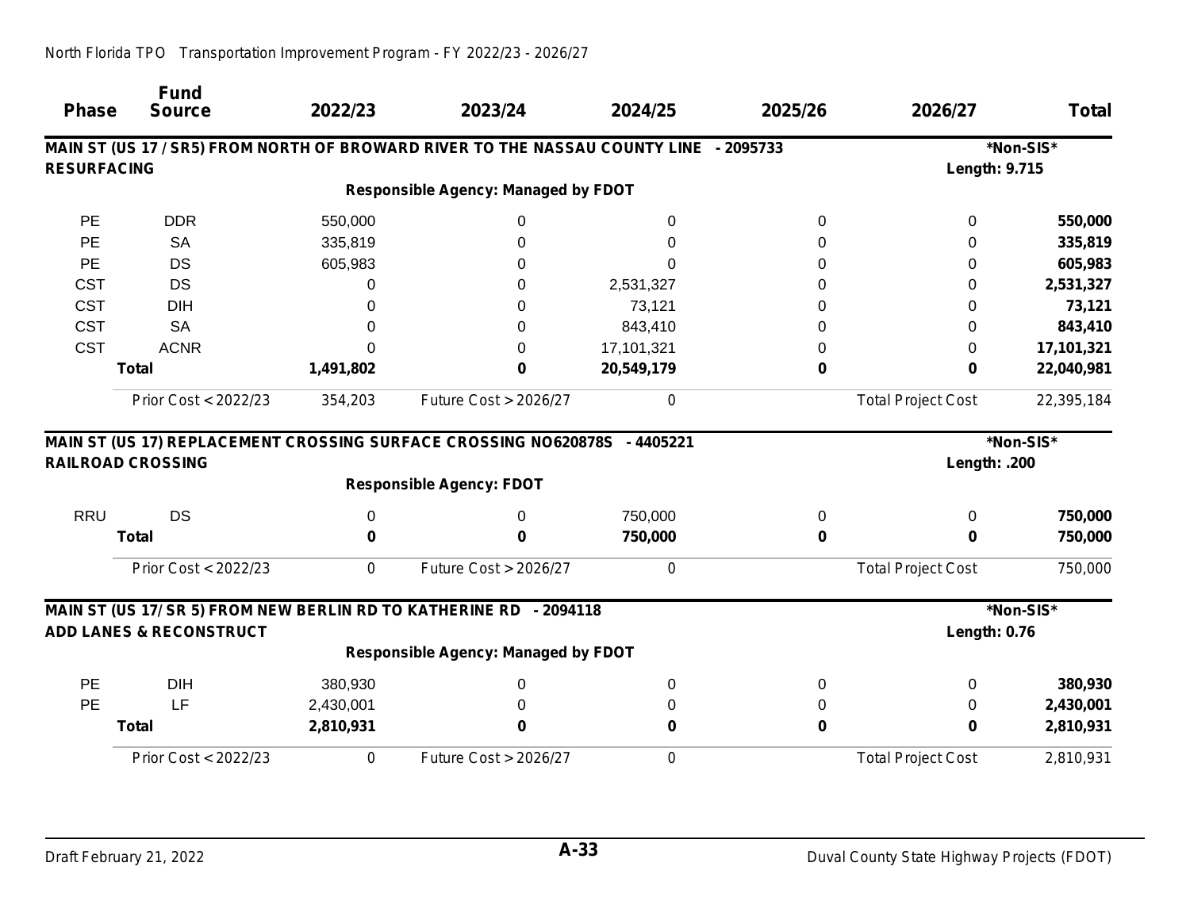| Phase | Fund Source | 2022/23 | 2023/24 | 2024/25 | 2025/26 | 2026/27 | Total |
|---|---|---|---|---|---|---|---|
| **MAIN ST (US 17 / SR5) FROM NORTH OF BROWARD RIVER TO THE NASSAU COUNTY LINE - 2095733** | | | | | | | ***Non-SIS*** |
| **RESURFACING** | | | | | | **Length: 9.715** | |
| | | | **Responsible Agency: Managed by FDOT** | | | | |
| PE | DDR | 550,000 | 0 | 0 | 0 | 0 | **550,000** |
| PE | SA | 335,819 | 0 | 0 | 0 | 0 | **335,819** |
| PE | DS | 605,983 | 0 | 0 | 0 | 0 | **605,983** |
| CST | DS | 0 | 0 | 2,531,327 | 0 | 0 | **2,531,327** |
| CST | DIH | 0 | 0 | 73,121 | 0 | 0 | **73,121** |
| CST | SA | 0 | 0 | 843,410 | 0 | 0 | **843,410** |
| CST | ACNR | 0 | 0 | 17,101,321 | 0 | 0 | **17,101,321** |
| **Total** | | **1,491,802** | **0** | **20,549,179** | **0** | **0** | **22,040,981** |
| | Prior Cost < 2022/23 | 354,203 | Future Cost > 2026/27 | 0 | | Total Project Cost | 22,395,184 |
| **MAIN ST (US 17) REPLACEMENT CROSSING SURFACE CROSSING NO620878S - 4405221** | | | | | | | ***Non-SIS*** |
| **RAILROAD CROSSING** | | | | | | **Length: .200** | |
| | | | **Responsible Agency: FDOT** | | | | |
| RRU | DS | 0 | 0 | 750,000 | 0 | 0 | **750,000** |
| **Total** | | **0** | **0** | **750,000** | **0** | **0** | **750,000** |
| | Prior Cost < 2022/23 | 0 | Future Cost > 2026/27 | 0 | | Total Project Cost | 750,000 |
| **MAIN ST (US 17/ SR 5) FROM NEW BERLIN RD TO KATHERINE RD - 2094118** | | | | | | | ***Non-SIS*** |
| **ADD LANES & RECONSTRUCT** | | | | | | **Length: 0.76** | |
| | | | **Responsible Agency: Managed by FDOT** | | | | |
| PE | DIH | 380,930 | 0 | 0 | 0 | 0 | **380,930** |
| PE | LF | 2,430,001 | 0 | 0 | 0 | 0 | **2,430,001** |
| **Total** | | **2,810,931** | **0** | **0** | **0** | **0** | **2,810,931** |
| | Prior Cost < 2022/23 | 0 | Future Cost > 2026/27 | 0 | | Total Project Cost | 2,810,931 |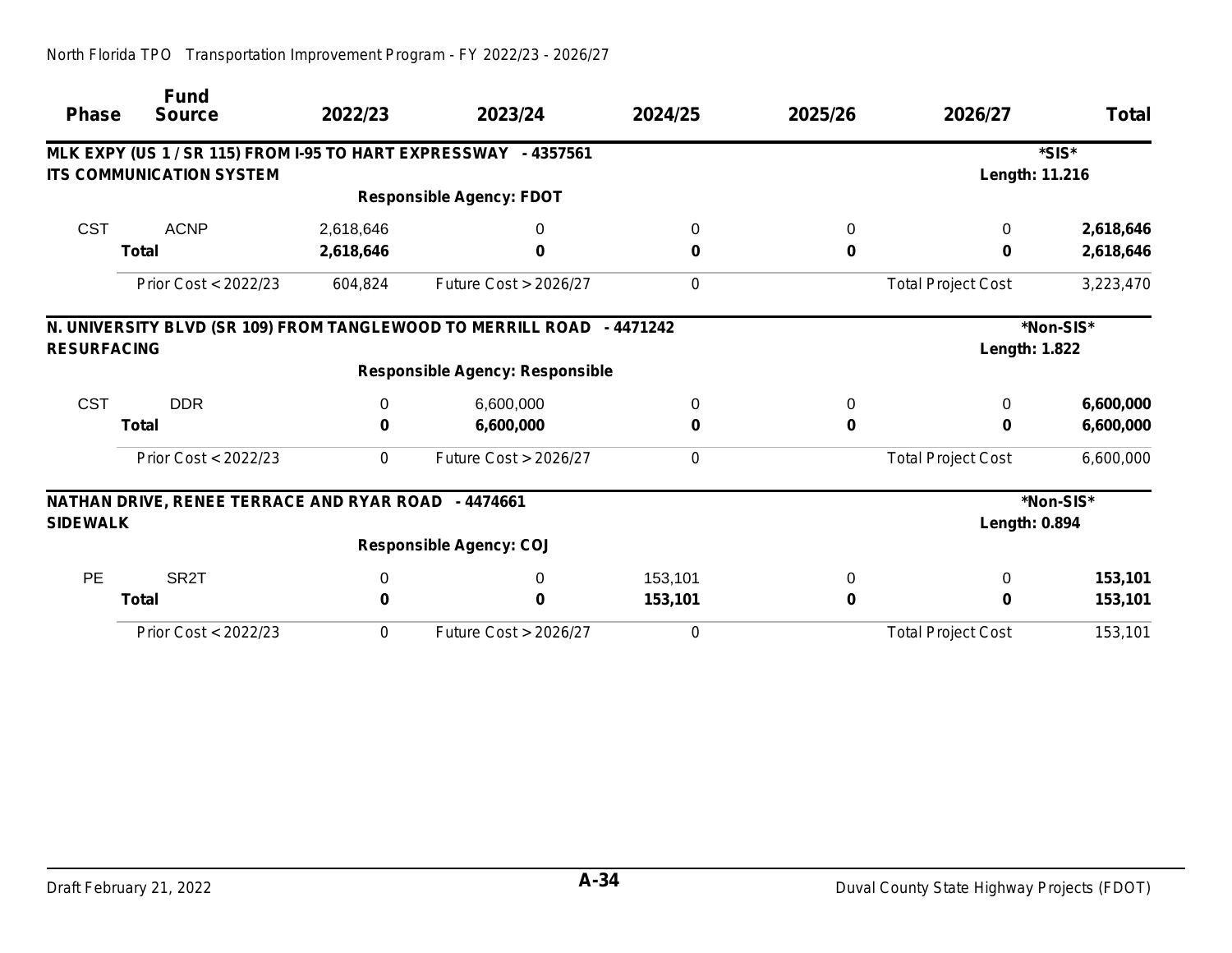| Phase | Fund Source | 2022/23 | 2023/24 | 2024/25 | 2025/26 | 2026/27 | Total |
|---|---|---|---|---|---|---|---|
| **MLK EXPY (US 1 / SR 115) FROM I-95 TO HART EXPRESSWAY - 4357561** | | | | | | | **\*SIS\*** |
| **ITS COMMUNICATION SYSTEM** | | | | | | **Length: 11.216** | |
| | | | **Responsible Agency: FDOT** | | | | |
| CST | ACNP | 2,618,646 | 0 | 0 | 0 | 0 | **2,618,646** |
| | **Total** | **2,618,646** | **0** | **0** | **0** | **0** | **2,618,646** |
| | Prior Cost < 2022/23 | 604,824 | Future Cost > 2026/27 | 0 | | Total Project Cost | 3,223,470 |
| **N. UNIVERSITY BLVD (SR 109) FROM TANGLEWOOD TO MERRILL ROAD - 4471242** | | | | | | | **\*Non-SIS\*** |
| **RESURFACING** | | | | | | **Length: 1.822** | |
| | | | **Responsible Agency: Responsible** | | | | |
| CST | DDR | 0 | 6,600,000 | 0 | 0 | 0 | **6,600,000** |
| | **Total** | **0** | **6,600,000** | **0** | **0** | **0** | **6,600,000** |
| | Prior Cost < 2022/23 | 0 | Future Cost > 2026/27 | 0 | | Total Project Cost | 6,600,000 |
| **NATHAN DRIVE, RENEE TERRACE AND RYAR ROAD - 4474661** | | | | | | | **\*Non-SIS\*** |
| **SIDEWALK** | | | | | | **Length: 0.894** | |
| | | | **Responsible Agency: COJ** | | | | |
| PE | SR2T | 0 | 0 | 153,101 | 0 | 0 | **153,101** |
| | **Total** | **0** | **0** | **153,101** | **0** | **0** | **153,101** |
| | Prior Cost < 2022/23 | 0 | Future Cost > 2026/27 | 0 | | Total Project Cost | 153,101 |

Draft February 21, 2022

Duval County State Highway Projects (FDOT)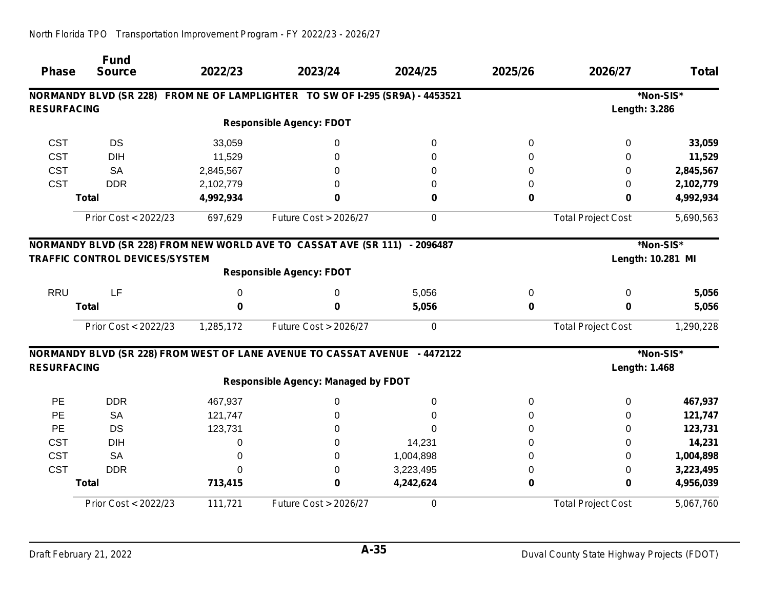| Phase | Fund Source | 2022/23 | 2023/24 | 2024/25 | 2025/26 | 2026/27 | Total |
|---|---|---|---|---|---|---|---|

**NORMANDY BLVD (SR 228) FROM NE OF LAMPLIGHTER TO SW OF I-295 (SR9A) - 4453521** — *Non-SIS*

**RESURFACING** — Length: 3.286

**Responsible Agency: FDOT**

| Phase | Fund Source | 2022/23 | 2023/24 | 2024/25 | 2025/26 | 2026/27 | Total |
|---|---|---|---|---|---|---|---|
| CST | DS | 33,059 | 0 | 0 | 0 | 0 | **33,059** |
| CST | DIH | 11,529 | 0 | 0 | 0 | 0 | **11,529** |
| CST | SA | 2,845,567 | 0 | 0 | 0 | 0 | **2,845,567** |
| CST | DDR | 2,102,779 | 0 | 0 | 0 | 0 | **2,102,779** |
| | **Total** | **4,992,934** | **0** | **0** | **0** | **0** | **4,992,934** |
| | Prior Cost < 2022/23 | 697,629 | Future Cost > 2026/27 | 0 | | Total Project Cost | 5,690,563 |

**NORMANDY BLVD (SR 228) FROM NEW WORLD AVE TO CASSAT AVE (SR 111) - 2096487** — *Non-SIS*

**TRAFFIC CONTROL DEVICES/SYSTEM** — Length: 10.281 MI

**Responsible Agency: FDOT**

| Phase | Fund Source | 2022/23 | 2023/24 | 2024/25 | 2025/26 | 2026/27 | Total |
|---|---|---|---|---|---|---|---|
| RRU | LF | 0 | 0 | 5,056 | 0 | 0 | **5,056** |
| | **Total** | **0** | **0** | **5,056** | **0** | **0** | **5,056** |
| | Prior Cost < 2022/23 | 1,285,172 | Future Cost > 2026/27 | 0 | | Total Project Cost | 1,290,228 |

**NORMANDY BLVD (SR 228) FROM WEST OF LANE AVENUE TO CASSAT AVENUE - 4472122** — *Non-SIS*

**RESURFACING** — Length: 1.468

**Responsible Agency: Managed by FDOT**

| Phase | Fund Source | 2022/23 | 2023/24 | 2024/25 | 2025/26 | 2026/27 | Total |
|---|---|---|---|---|---|---|---|
| PE | DDR | 467,937 | 0 | 0 | 0 | 0 | **467,937** |
| PE | SA | 121,747 | 0 | 0 | 0 | 0 | **121,747** |
| PE | DS | 123,731 | 0 | 0 | 0 | 0 | **123,731** |
| CST | DIH | 0 | 0 | 14,231 | 0 | 0 | **14,231** |
| CST | SA | 0 | 0 | 1,004,898 | 0 | 0 | **1,004,898** |
| CST | DDR | 0 | 0 | 3,223,495 | 0 | 0 | **3,223,495** |
| | **Total** | **713,415** | **0** | **4,242,624** | **0** | **0** | **4,956,039** |
| | Prior Cost < 2022/23 | 111,721 | Future Cost > 2026/27 | 0 | | Total Project Cost | 5,067,760 |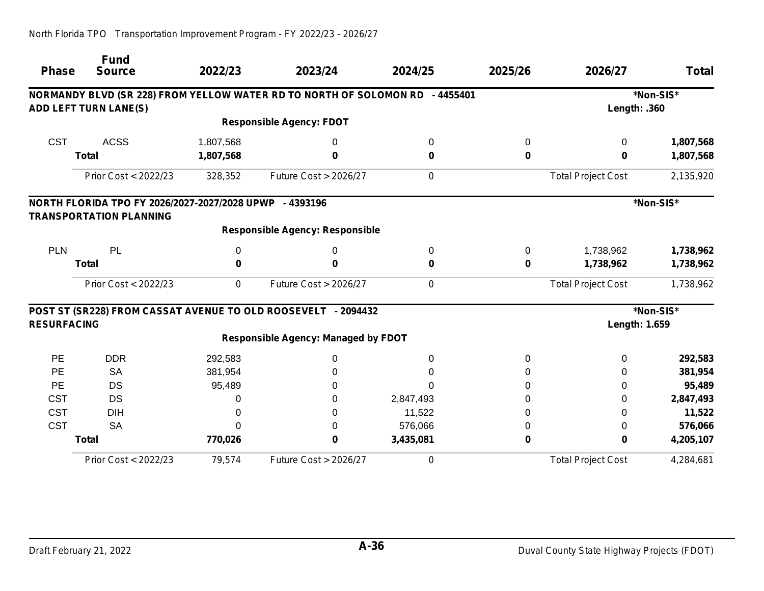| Phase | Fund Source | 2022/23 | 2023/24 | 2024/25 | 2025/26 | 2026/27 | Total |
|---|---|---|---|---|---|---|---|
| **NORMANDY BLVD (SR 228) FROM YELLOW WATER RD TO NORTH OF SOLOMON RD - 4455401** | | | | | | | ***Non-SIS*** |
| **ADD LEFT TURN LANE(S)** | | | | | | **Length: .360** | |
| | | | **Responsible Agency: FDOT** | | | | |
| CST | ACSS | 1,807,568 | 0 | 0 | 0 | 0 | **1,807,568** |
| | **Total** | **1,807,568** | **0** | **0** | **0** | **0** | **1,807,568** |
| | Prior Cost < 2022/23 | 328,352 | Future Cost > 2026/27 | 0 | | Total Project Cost | 2,135,920 |
| **NORTH FLORIDA TPO FY 2026/2027-2027/2028 UPWP - 4393196** | | | | | | | ***Non-SIS*** |
| **TRANSPORTATION PLANNING** | | | | | | | |
| | | | **Responsible Agency: Responsible** | | | | |
| PLN | PL | 0 | 0 | 0 | 0 | 1,738,962 | **1,738,962** |
| | **Total** | **0** | **0** | **0** | **0** | **1,738,962** | **1,738,962** |
| | Prior Cost < 2022/23 | 0 | Future Cost > 2026/27 | 0 | | Total Project Cost | 1,738,962 |
| **POST ST (SR228) FROM CASSAT AVENUE TO OLD ROOSEVELT - 2094432** | | | | | | | ***Non-SIS*** |
| **RESURFACING** | | | | | | **Length: 1.659** | |
| | | | **Responsible Agency: Managed by FDOT** | | | | |
| PE | DDR | 292,583 | 0 | 0 | 0 | 0 | **292,583** |
| PE | SA | 381,954 | 0 | 0 | 0 | 0 | **381,954** |
| PE | DS | 95,489 | 0 | 0 | 0 | 0 | **95,489** |
| CST | DS | 0 | 0 | 2,847,493 | 0 | 0 | **2,847,493** |
| CST | DIH | 0 | 0 | 11,522 | 0 | 0 | **11,522** |
| CST | SA | 0 | 0 | 576,066 | 0 | 0 | **576,066** |
| | **Total** | **770,026** | **0** | **3,435,081** | **0** | **0** | **4,205,107** |
| | Prior Cost < 2022/23 | 79,574 | Future Cost > 2026/27 | 0 | | Total Project Cost | 4,284,681 |

Draft February 21, 2022

Duval County State Highway Projects (FDOT)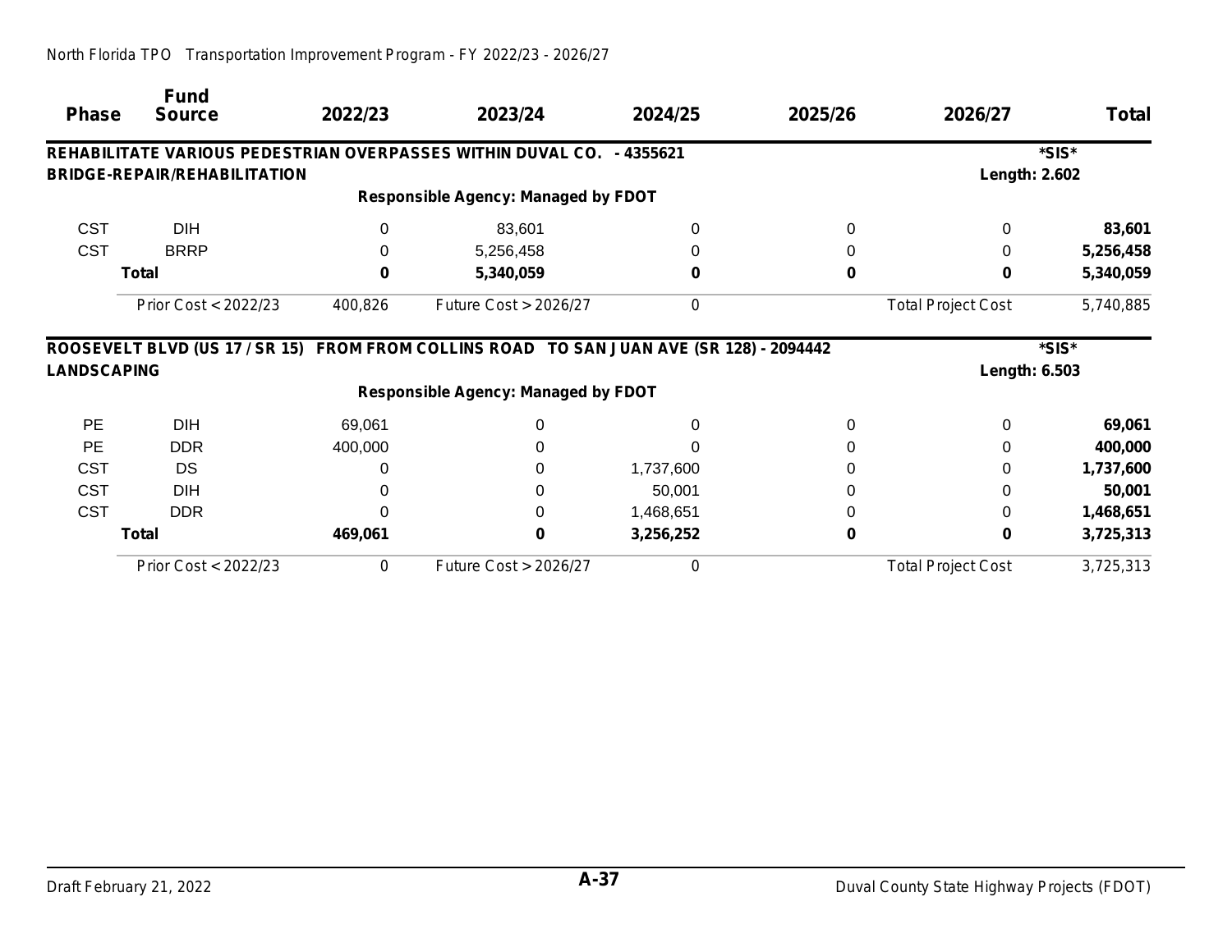| Phase | Fund Source | 2022/23 | 2023/24 | 2024/25 | 2025/26 | 2026/27 | Total |
|---|---|---|---|---|---|---|---|

**REHABILITATE VARIOUS PEDESTRIAN OVERPASSES WITHIN DUVAL CO. - 4355621** *SIS*

**BRIDGE-REPAIR/REHABILITATION** **Length: 2.602**

**Responsible Agency: Managed by FDOT**

| Phase | Fund Source | 2022/23 | 2023/24 | 2024/25 | 2025/26 | 2026/27 | Total |
|---|---|---|---|---|---|---|---|
| CST | DIH | 0 | 83,601 | 0 | 0 | 0 | **83,601** |
| CST | BRRP | 0 | 5,256,458 | 0 | 0 | 0 | **5,256,458** |
| | **Total** | **0** | **5,340,059** | **0** | **0** | **0** | **5,340,059** |
| | Prior Cost < 2022/23 | 400,826 | Future Cost > 2026/27 | 0 | | Total Project Cost | 5,740,885 |

**ROOSEVELT BLVD (US 17 / SR 15) FROM FROM COLLINS ROAD TO SAN JUAN AVE (SR 128) - 2094442** *SIS*

**LANDSCAPING** **Length: 6.503**

**Responsible Agency: Managed by FDOT**

| Phase | Fund Source | 2022/23 | 2023/24 | 2024/25 | 2025/26 | 2026/27 | Total |
|---|---|---|---|---|---|---|---|
| PE | DIH | 69,061 | 0 | 0 | 0 | 0 | **69,061** |
| PE | DDR | 400,000 | 0 | 0 | 0 | 0 | **400,000** |
| CST | DS | 0 | 0 | 1,737,600 | 0 | 0 | **1,737,600** |
| CST | DIH | 0 | 0 | 50,001 | 0 | 0 | **50,001** |
| CST | DDR | 0 | 0 | 1,468,651 | 0 | 0 | **1,468,651** |
| | **Total** | **469,061** | **0** | **3,256,252** | **0** | **0** | **3,725,313** |
| | Prior Cost < 2022/23 | 0 | Future Cost > 2026/27 | 0 | | Total Project Cost | 3,725,313 |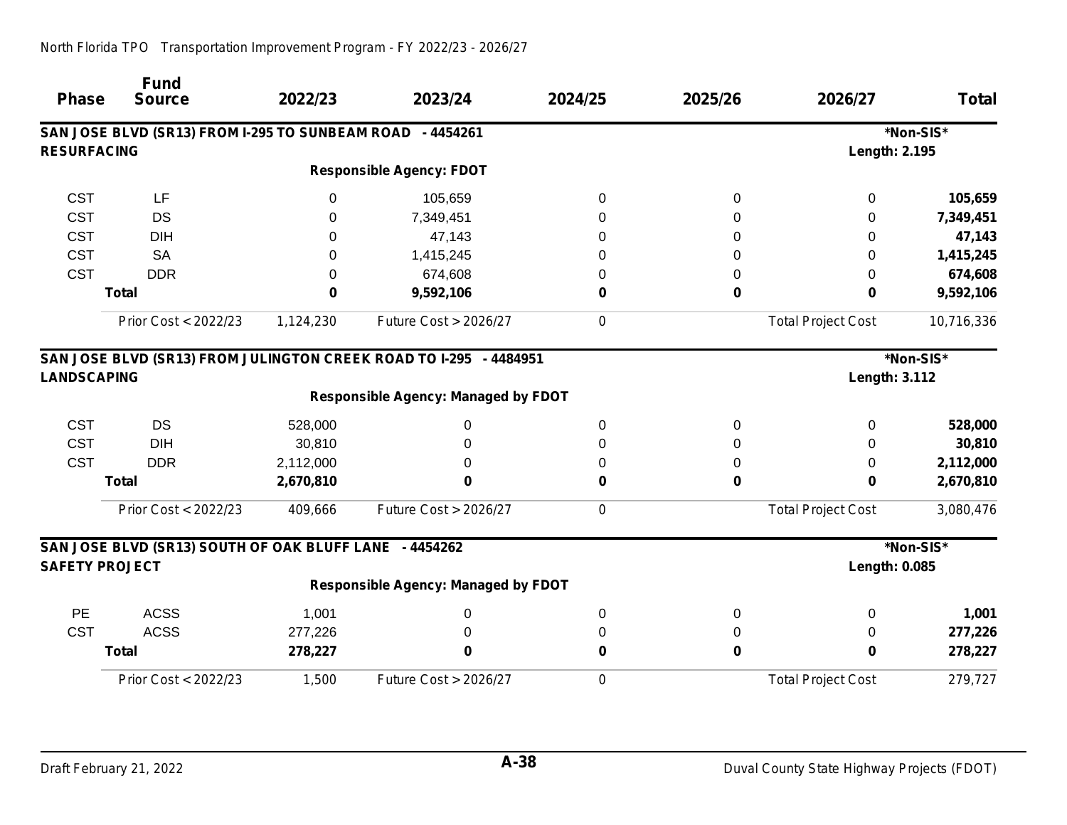| Phase | Fund Source | 2022/23 | 2023/24 | 2024/25 | 2025/26 | 2026/27 | Total |
|---|---|---|---|---|---|---|---|
| **SAN JOSE BLVD (SR13) FROM I-295 TO SUNBEAM ROAD - 4454261** | | | | | | | ***Non-SIS*** |
| **RESURFACING** | | | | | | **Length: 2.195** | |
| | | | **Responsible Agency: FDOT** | | | | |
| CST | LF | 0 | 105,659 | 0 | 0 | 0 | **105,659** |
| CST | DS | 0 | 7,349,451 | 0 | 0 | 0 | **7,349,451** |
| CST | DIH | 0 | 47,143 | 0 | 0 | 0 | **47,143** |
| CST | SA | 0 | 1,415,245 | 0 | 0 | 0 | **1,415,245** |
| CST | DDR | 0 | 674,608 | 0 | 0 | 0 | **674,608** |
| | **Total** | **0** | **9,592,106** | **0** | **0** | **0** | **9,592,106** |
| | Prior Cost < 2022/23 | 1,124,230 | Future Cost > 2026/27 | 0 | | Total Project Cost | 10,716,336 |

| Phase | Fund Source | 2022/23 | 2023/24 | 2024/25 | 2025/26 | 2026/27 | Total |
|---|---|---|---|---|---|---|---|
| **SAN JOSE BLVD (SR13) FROM JULINGTON CREEK ROAD TO I-295 - 4484951** | | | | | | | ***Non-SIS*** |
| **LANDSCAPING** | | | | | | **Length: 3.112** | |
| | | | **Responsible Agency: Managed by FDOT** | | | | |
| CST | DS | 528,000 | 0 | 0 | 0 | 0 | **528,000** |
| CST | DIH | 30,810 | 0 | 0 | 0 | 0 | **30,810** |
| CST | DDR | 2,112,000 | 0 | 0 | 0 | 0 | **2,112,000** |
| | **Total** | **2,670,810** | **0** | **0** | **0** | **0** | **2,670,810** |
| | Prior Cost < 2022/23 | 409,666 | Future Cost > 2026/27 | 0 | | Total Project Cost | 3,080,476 |

| Phase | Fund Source | 2022/23 | 2023/24 | 2024/25 | 2025/26 | 2026/27 | Total |
|---|---|---|---|---|---|---|---|
| **SAN JOSE BLVD (SR13) SOUTH OF OAK BLUFF LANE - 4454262** | | | | | | | ***Non-SIS*** |
| **SAFETY PROJECT** | | | | | | **Length: 0.085** | |
| | | | **Responsible Agency: Managed by FDOT** | | | | |
| PE | ACSS | 1,001 | 0 | 0 | 0 | 0 | **1,001** |
| CST | ACSS | 277,226 | 0 | 0 | 0 | 0 | **277,226** |
| | **Total** | **278,227** | **0** | **0** | **0** | **0** | **278,227** |
| | Prior Cost < 2022/23 | 1,500 | Future Cost > 2026/27 | 0 | | Total Project Cost | 279,727 |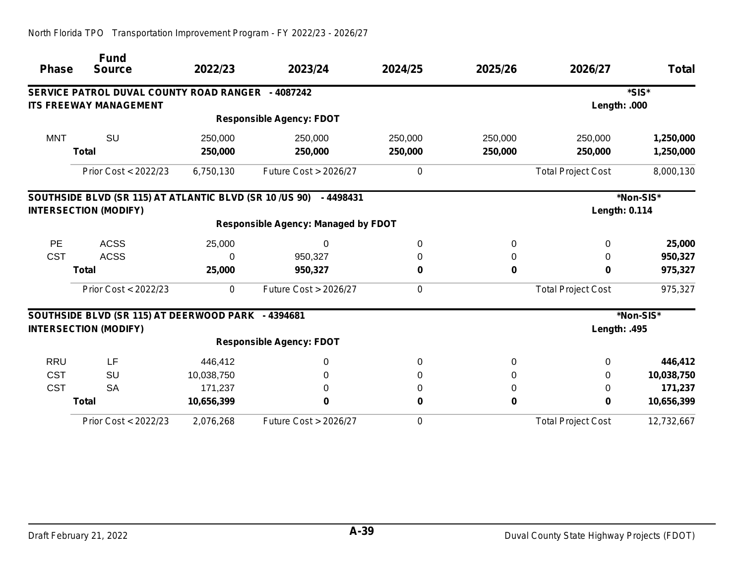| Phase | Fund Source | 2022/23 | 2023/24 | 2024/25 | 2025/26 | 2026/27 | Total |
|---|---|---|---|---|---|---|---|
| **SERVICE PATROL DUVAL COUNTY ROAD RANGER - 4087242** | | | | | | | ***SIS*** |
| **ITS FREEWAY MANAGEMENT** | | | | | | **Length: .000** | |
| | | | **Responsible Agency: FDOT** | | | | |
| MNT | SU | 250,000 | 250,000 | 250,000 | 250,000 | 250,000 | **1,250,000** |
| | **Total** | **250,000** | **250,000** | **250,000** | **250,000** | **250,000** | **1,250,000** |
| | Prior Cost < 2022/23 | 6,750,130 | Future Cost > 2026/27 | 0 | | Total Project Cost | 8,000,130 |
| **SOUTHSIDE BLVD (SR 115) AT ATLANTIC BLVD (SR 10 /US 90) - 4498431** | | | | | | | ***Non-SIS*** |
| **INTERSECTION (MODIFY)** | | | | | | **Length: 0.114** | |
| | | | **Responsible Agency: Managed by FDOT** | | | | |
| PE | ACSS | 25,000 | 0 | 0 | 0 | 0 | **25,000** |
| CST | ACSS | 0 | 950,327 | 0 | 0 | 0 | **950,327** |
| | **Total** | **25,000** | **950,327** | **0** | **0** | **0** | **975,327** |
| | Prior Cost < 2022/23 | 0 | Future Cost > 2026/27 | 0 | | Total Project Cost | 975,327 |
| **SOUTHSIDE BLVD (SR 115) AT DEERWOOD PARK - 4394681** | | | | | | | ***Non-SIS*** |
| **INTERSECTION (MODIFY)** | | | | | | **Length: .495** | |
| | | | **Responsible Agency: FDOT** | | | | |
| RRU | LF | 446,412 | 0 | 0 | 0 | 0 | **446,412** |
| CST | SU | 10,038,750 | 0 | 0 | 0 | 0 | **10,038,750** |
| CST | SA | 171,237 | 0 | 0 | 0 | 0 | **171,237** |
| | **Total** | **10,656,399** | **0** | **0** | **0** | **0** | **10,656,399** |
| | Prior Cost < 2022/23 | 2,076,268 | Future Cost > 2026/27 | 0 | | Total Project Cost | 12,732,667 |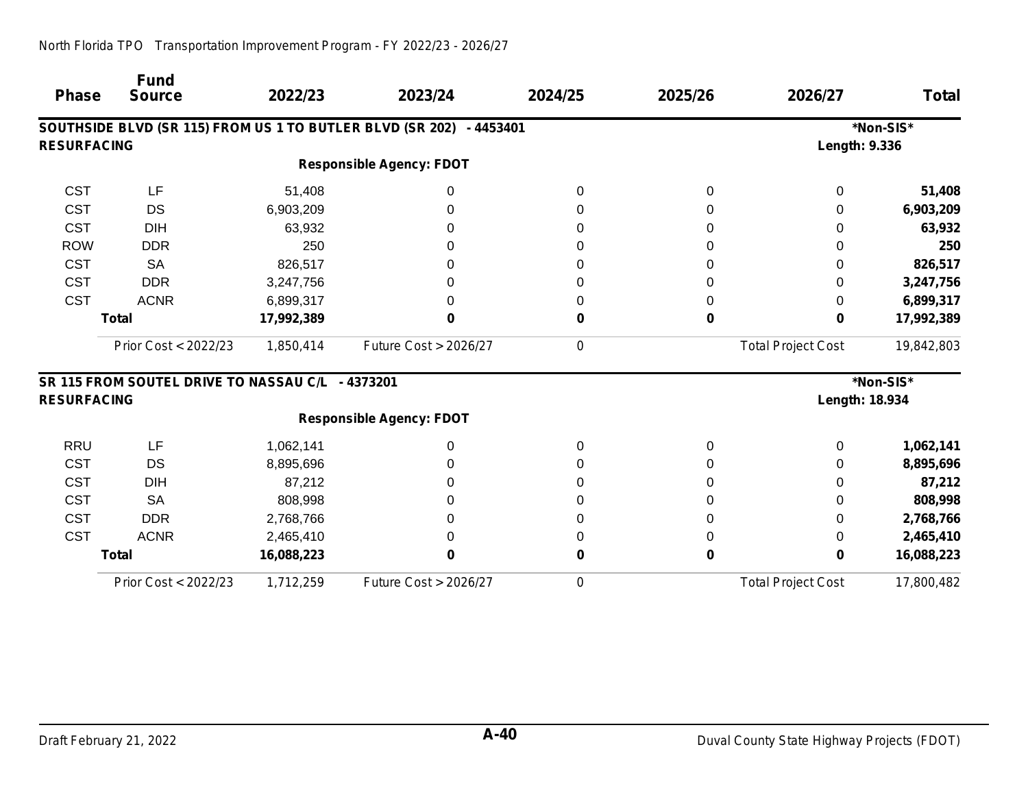| Phase | Fund Source | 2022/23 | 2023/24 | 2024/25 | 2025/26 | 2026/27 | Total |
|---|---|---|---|---|---|---|---|
| **SOUTHSIDE BLVD (SR 115) FROM US 1 TO BUTLER BLVD (SR 202) - 4453401** | | | | | | | **\*Non-SIS\*** |
| **RESURFACING** | | | | | | **Length: 9.336** | |
| | | | **Responsible Agency: FDOT** | | | | |
| CST | LF | 51,408 | 0 | 0 | 0 | 0 | **51,408** |
| CST | DS | 6,903,209 | 0 | 0 | 0 | 0 | **6,903,209** |
| CST | DIH | 63,932 | 0 | 0 | 0 | 0 | **63,932** |
| ROW | DDR | 250 | 0 | 0 | 0 | 0 | **250** |
| CST | SA | 826,517 | 0 | 0 | 0 | 0 | **826,517** |
| CST | DDR | 3,247,756 | 0 | 0 | 0 | 0 | **3,247,756** |
| CST | ACNR | 6,899,317 | 0 | 0 | 0 | 0 | **6,899,317** |
| **Total** | | **17,992,389** | **0** | **0** | **0** | **0** | **17,992,389** |
| | Prior Cost < 2022/23 | 1,850,414 | Future Cost > 2026/27 | 0 | | Total Project Cost | 19,842,803 |

| Phase | Fund Source | 2022/23 | 2023/24 | 2024/25 | 2025/26 | 2026/27 | Total |
|---|---|---|---|---|---|---|---|
| **SR 115 FROM SOUTEL DRIVE TO NASSAU C/L - 4373201** | | | | | | | **\*Non-SIS\*** |
| **RESURFACING** | | | | | | **Length: 18.934** | |
| | | | **Responsible Agency: FDOT** | | | | |
| RRU | LF | 1,062,141 | 0 | 0 | 0 | 0 | **1,062,141** |
| CST | DS | 8,895,696 | 0 | 0 | 0 | 0 | **8,895,696** |
| CST | DIH | 87,212 | 0 | 0 | 0 | 0 | **87,212** |
| CST | SA | 808,998 | 0 | 0 | 0 | 0 | **808,998** |
| CST | DDR | 2,768,766 | 0 | 0 | 0 | 0 | **2,768,766** |
| CST | ACNR | 2,465,410 | 0 | 0 | 0 | 0 | **2,465,410** |
| **Total** | | **16,088,223** | **0** | **0** | **0** | **0** | **16,088,223** |
| | Prior Cost < 2022/23 | 1,712,259 | Future Cost > 2026/27 | 0 | | Total Project Cost | 17,800,482 |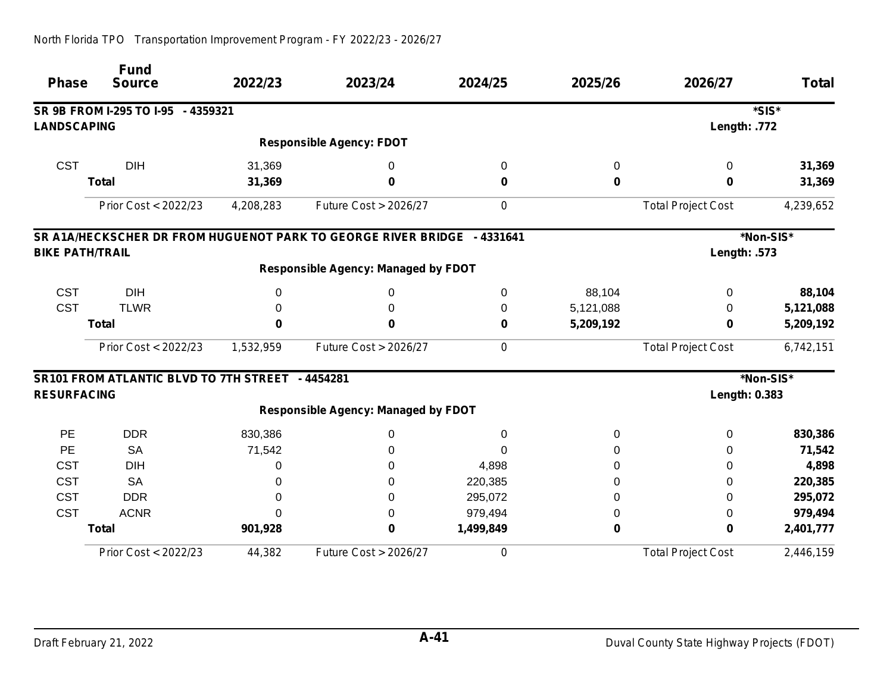| Phase | Fund Source | 2022/23 | 2023/24 | 2024/25 | 2025/26 | 2026/27 | Total |
|---|---|---|---|---|---|---|---|
| **SR 9B FROM I-295 TO I-95 - 4359321** | | | | | | | **\*SIS\*** |
| **LANDSCAPING** | | | | | | **Length: .772** | |
| | | | **Responsible Agency: FDOT** | | | | |
| CST | DIH | 31,369 | 0 | 0 | 0 | 0 | **31,369** |
| | **Total** | **31,369** | **0** | **0** | **0** | **0** | **31,369** |
| | Prior Cost < 2022/23 | 4,208,283 | Future Cost > 2026/27 | 0 | | Total Project Cost | 4,239,652 |
| **SR A1A/HECKSCHER DR FROM HUGUENOT PARK TO GEORGE RIVER BRIDGE - 4331641** | | | | | | | **\*Non-SIS\*** |
| **BIKE PATH/TRAIL** | | | | | | **Length: .573** | |
| | | | **Responsible Agency: Managed by FDOT** | | | | |
| CST | DIH | 0 | 0 | 0 | 88,104 | 0 | **88,104** |
| CST | TLWR | 0 | 0 | 0 | 5,121,088 | 0 | **5,121,088** |
| | **Total** | **0** | **0** | **0** | **5,209,192** | **0** | **5,209,192** |
| | Prior Cost < 2022/23 | 1,532,959 | Future Cost > 2026/27 | 0 | | Total Project Cost | 6,742,151 |
| **SR101 FROM ATLANTIC BLVD TO 7TH STREET - 4454281** | | | | | | | **\*Non-SIS\*** |
| **RESURFACING** | | | | | | **Length: 0.383** | |
| | | | **Responsible Agency: Managed by FDOT** | | | | |
| PE | DDR | 830,386 | 0 | 0 | 0 | 0 | **830,386** |
| PE | SA | 71,542 | 0 | 0 | 0 | 0 | **71,542** |
| CST | DIH | 0 | 0 | 4,898 | 0 | 0 | **4,898** |
| CST | SA | 0 | 0 | 220,385 | 0 | 0 | **220,385** |
| CST | DDR | 0 | 0 | 295,072 | 0 | 0 | **295,072** |
| CST | ACNR | 0 | 0 | 979,494 | 0 | 0 | **979,494** |
| | **Total** | **901,928** | **0** | **1,499,849** | **0** | **0** | **2,401,777** |
| | Prior Cost < 2022/23 | 44,382 | Future Cost > 2026/27 | 0 | | Total Project Cost | 2,446,159 |

Draft February 21, 2022

Duval County State Highway Projects (FDOT)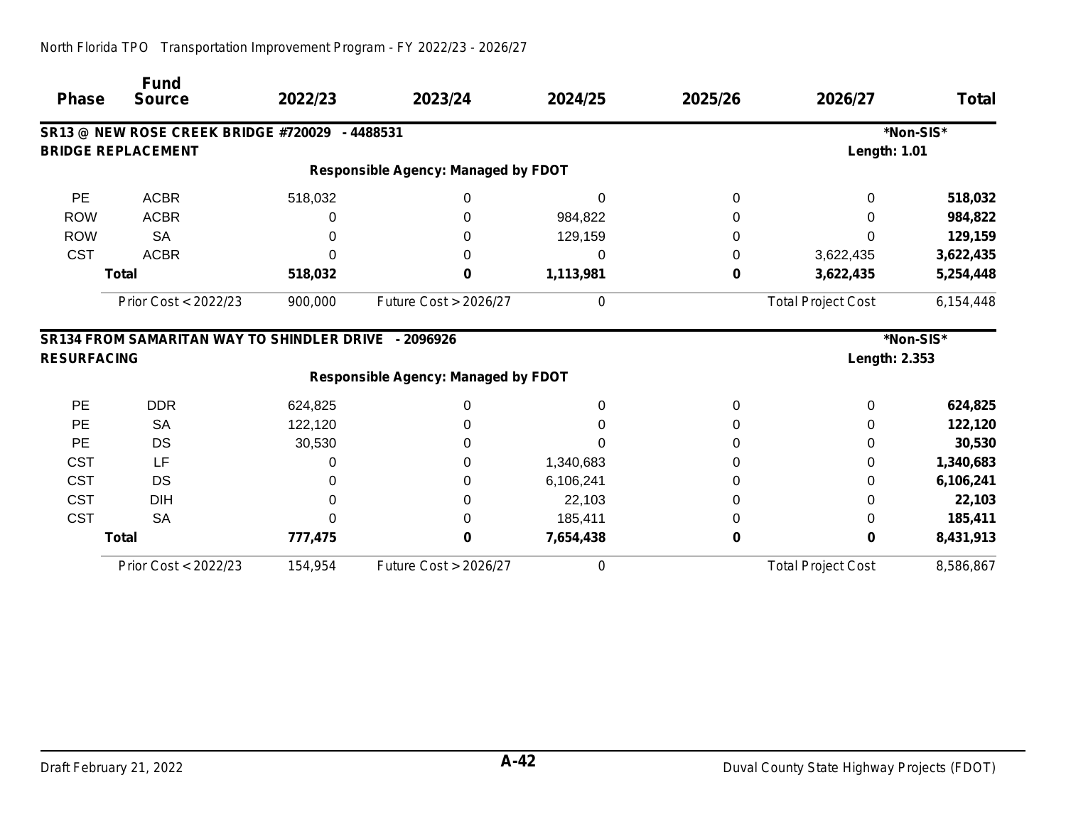| Phase | Fund Source | 2022/23 | 2023/24 | 2024/25 | 2025/26 | 2026/27 | Total |
|---|---|---|---|---|---|---|---|

**SR13 @ NEW ROSE CREEK BRIDGE #720029 - 4488531** *Non-SIS*

**BRIDGE REPLACEMENT** Length: 1.01

**Responsible Agency: Managed by FDOT**

| Phase | Fund Source | 2022/23 | 2023/24 | 2024/25 | 2025/26 | 2026/27 | Total |
|---|---|---|---|---|---|---|---|
| PE | ACBR | 518,032 | 0 | 0 | 0 | 0 | **518,032** |
| ROW | ACBR | 0 | 0 | 984,822 | 0 | 0 | **984,822** |
| ROW | SA | 0 | 0 | 129,159 | 0 | 0 | **129,159** |
| CST | ACBR | 0 | 0 | 0 | 0 | 3,622,435 | **3,622,435** |
| | **Total** | **518,032** | **0** | **1,113,981** | **0** | **3,622,435** | **5,254,448** |
| | Prior Cost < 2022/23 | 900,000 | Future Cost > 2026/27 | 0 | | Total Project Cost | 6,154,448 |

**SR134 FROM SAMARITAN WAY TO SHINDLER DRIVE - 2096926** *Non-SIS*

**RESURFACING** Length: 2.353

**Responsible Agency: Managed by FDOT**

| Phase | Fund Source | 2022/23 | 2023/24 | 2024/25 | 2025/26 | 2026/27 | Total |
|---|---|---|---|---|---|---|---|
| PE | DDR | 624,825 | 0 | 0 | 0 | 0 | **624,825** |
| PE | SA | 122,120 | 0 | 0 | 0 | 0 | **122,120** |
| PE | DS | 30,530 | 0 | 0 | 0 | 0 | **30,530** |
| CST | LF | 0 | 0 | 1,340,683 | 0 | 0 | **1,340,683** |
| CST | DS | 0 | 0 | 6,106,241 | 0 | 0 | **6,106,241** |
| CST | DIH | 0 | 0 | 22,103 | 0 | 0 | **22,103** |
| CST | SA | 0 | 0 | 185,411 | 0 | 0 | **185,411** |
| | **Total** | **777,475** | **0** | **7,654,438** | **0** | **0** | **8,431,913** |
| | Prior Cost < 2022/23 | 154,954 | Future Cost > 2026/27 | 0 | | Total Project Cost | 8,586,867 |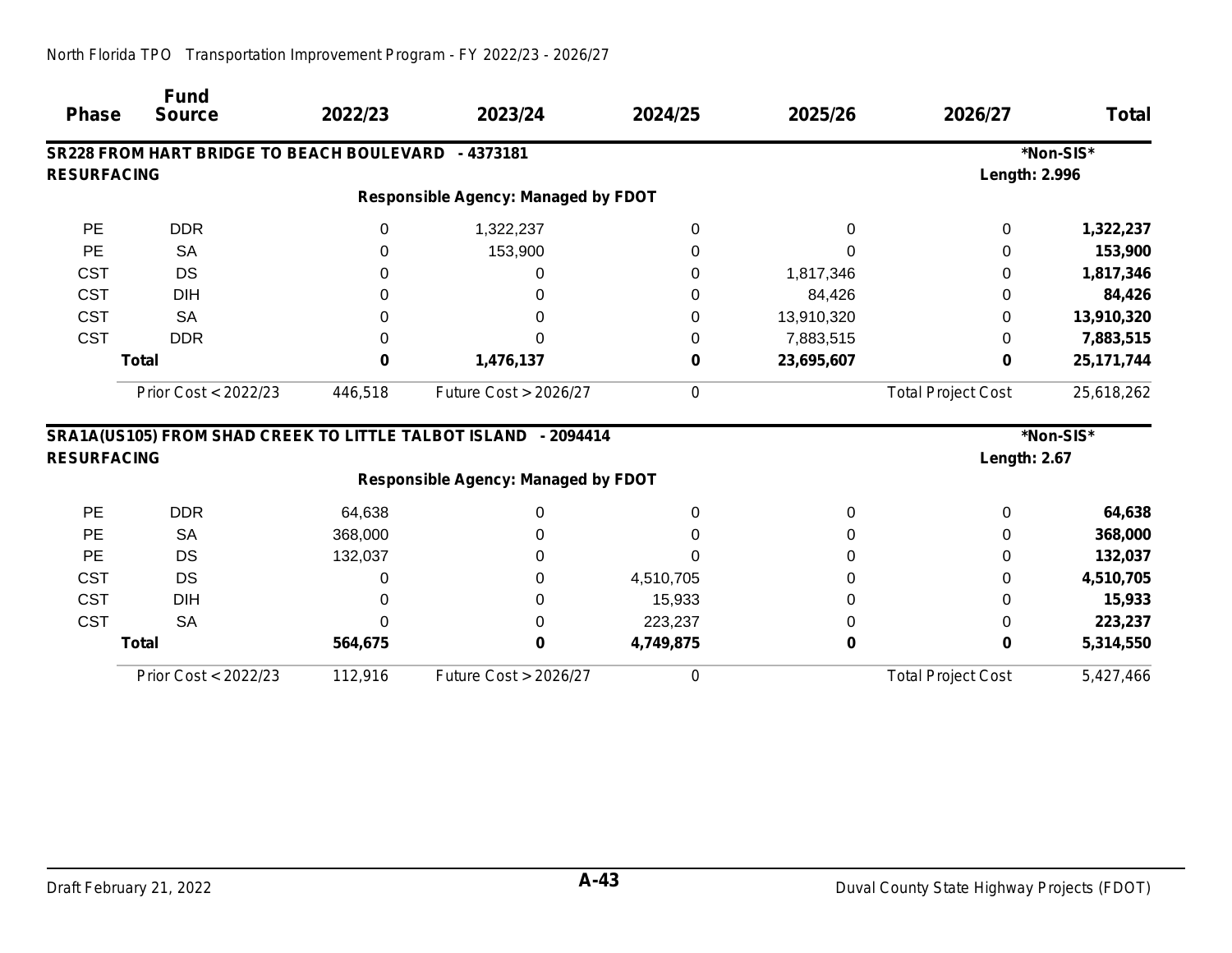| Phase | Fund Source | 2022/23 | 2023/24 | 2024/25 | 2025/26 | 2026/27 | Total |
|---|---|---|---|---|---|---|---|
| **SR228 FROM HART BRIDGE TO BEACH BOULEVARD - 4373181** | | | | | | | ***Non-SIS*** |
| **RESURFACING** | | | | | | **Length: 2.996** | |
| | | | **Responsible Agency: Managed by FDOT** | | | | |
| PE | DDR | 0 | 1,322,237 | 0 | 0 | 0 | **1,322,237** |
| PE | SA | 0 | 153,900 | 0 | 0 | 0 | **153,900** |
| CST | DS | 0 | 0 | 0 | 1,817,346 | 0 | **1,817,346** |
| CST | DIH | 0 | 0 | 0 | 84,426 | 0 | **84,426** |
| CST | SA | 0 | 0 | 0 | 13,910,320 | 0 | **13,910,320** |
| CST | DDR | 0 | 0 | 0 | 7,883,515 | 0 | **7,883,515** |
| | **Total** | **0** | **1,476,137** | **0** | **23,695,607** | **0** | **25,171,744** |
| | Prior Cost < 2022/23 | 446,518 | Future Cost > 2026/27 | 0 | | Total Project Cost | 25,618,262 |

| Phase | Fund Source | 2022/23 | 2023/24 | 2024/25 | 2025/26 | 2026/27 | Total |
|---|---|---|---|---|---|---|---|
| **SRA1A(US105) FROM SHAD CREEK TO LITTLE TALBOT ISLAND - 2094414** | | | | | | | ***Non-SIS*** |
| **RESURFACING** | | | | | | **Length: 2.67** | |
| | | | **Responsible Agency: Managed by FDOT** | | | | |
| PE | DDR | 64,638 | 0 | 0 | 0 | 0 | **64,638** |
| PE | SA | 368,000 | 0 | 0 | 0 | 0 | **368,000** |
| PE | DS | 132,037 | 0 | 0 | 0 | 0 | **132,037** |
| CST | DS | 0 | 0 | 4,510,705 | 0 | 0 | **4,510,705** |
| CST | DIH | 0 | 0 | 15,933 | 0 | 0 | **15,933** |
| CST | SA | 0 | 0 | 223,237 | 0 | 0 | **223,237** |
| | **Total** | **564,675** | **0** | **4,749,875** | **0** | **0** | **5,314,550** |
| | Prior Cost < 2022/23 | 112,916 | Future Cost > 2026/27 | 0 | | Total Project Cost | 5,427,466 |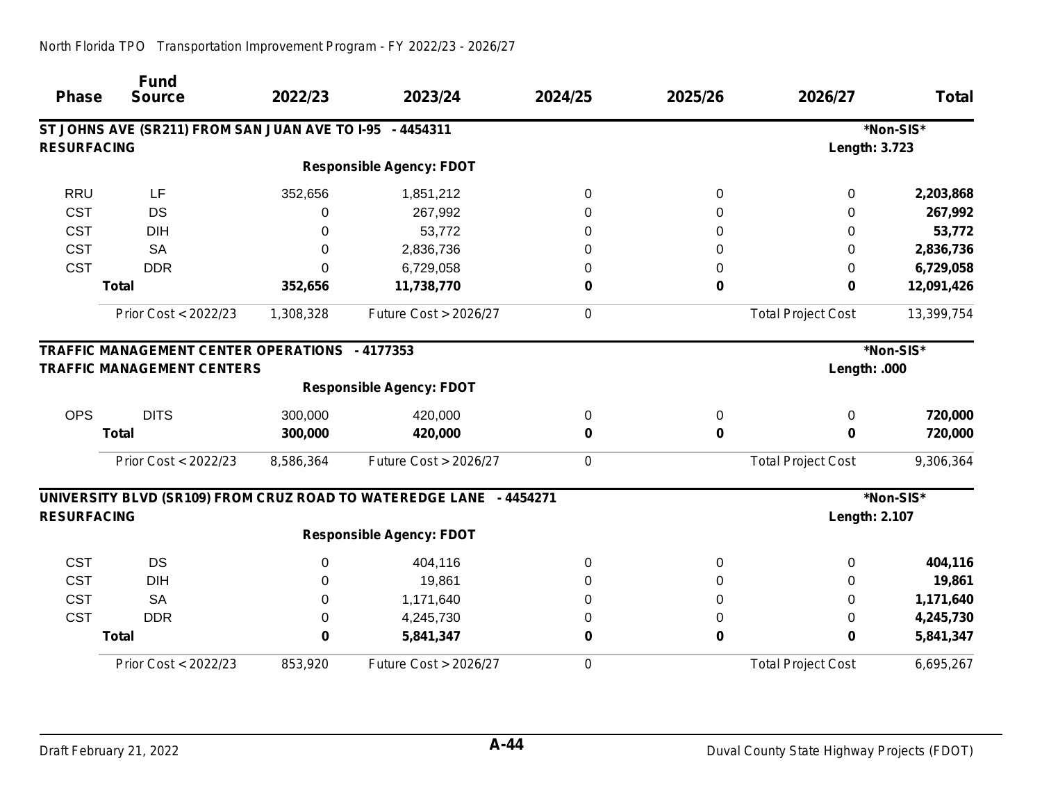| Phase | Fund Source | 2022/23 | 2023/24 | 2024/25 | 2025/26 | 2026/27 | Total |
|---|---|---|---|---|---|---|---|
| **ST JOHNS AVE (SR211) FROM SAN JUAN AVE TO I-95 - 4454311** | | | | | | | ***Non-SIS*** |
| **RESURFACING** | | | | | | **Length: 3.723** | |
| | | | **Responsible Agency: FDOT** | | | | |
| RRU | LF | 352,656 | 1,851,212 | 0 | 0 | 0 | **2,203,868** |
| CST | DS | 0 | 267,992 | 0 | 0 | 0 | **267,992** |
| CST | DIH | 0 | 53,772 | 0 | 0 | 0 | **53,772** |
| CST | SA | 0 | 2,836,736 | 0 | 0 | 0 | **2,836,736** |
| CST | DDR | 0 | 6,729,058 | 0 | 0 | 0 | **6,729,058** |
| | **Total** | **352,656** | **11,738,770** | **0** | **0** | **0** | **12,091,426** |
| | Prior Cost < 2022/23 | 1,308,328 | Future Cost > 2026/27 | 0 | | Total Project Cost | 13,399,754 |
| **TRAFFIC MANAGEMENT CENTER OPERATIONS - 4177353** | | | | | | | ***Non-SIS*** |
| **TRAFFIC MANAGEMENT CENTERS** | | | | | | **Length: .000** | |
| | | | **Responsible Agency: FDOT** | | | | |
| OPS | DITS | 300,000 | 420,000 | 0 | 0 | 0 | **720,000** |
| | **Total** | **300,000** | **420,000** | **0** | **0** | **0** | **720,000** |
| | Prior Cost < 2022/23 | 8,586,364 | Future Cost > 2026/27 | 0 | | Total Project Cost | 9,306,364 |
| **UNIVERSITY BLVD (SR109) FROM CRUZ ROAD TO WATEREDGE LANE - 4454271** | | | | | | | ***Non-SIS*** |
| **RESURFACING** | | | | | | **Length: 2.107** | |
| | | | **Responsible Agency: FDOT** | | | | |
| CST | DS | 0 | 404,116 | 0 | 0 | 0 | **404,116** |
| CST | DIH | 0 | 19,861 | 0 | 0 | 0 | **19,861** |
| CST | SA | 0 | 1,171,640 | 0 | 0 | 0 | **1,171,640** |
| CST | DDR | 0 | 4,245,730 | 0 | 0 | 0 | **4,245,730** |
| | **Total** | **0** | **5,841,347** | **0** | **0** | **0** | **5,841,347** |
| | Prior Cost < 2022/23 | 853,920 | Future Cost > 2026/27 | 0 | | Total Project Cost | 6,695,267 |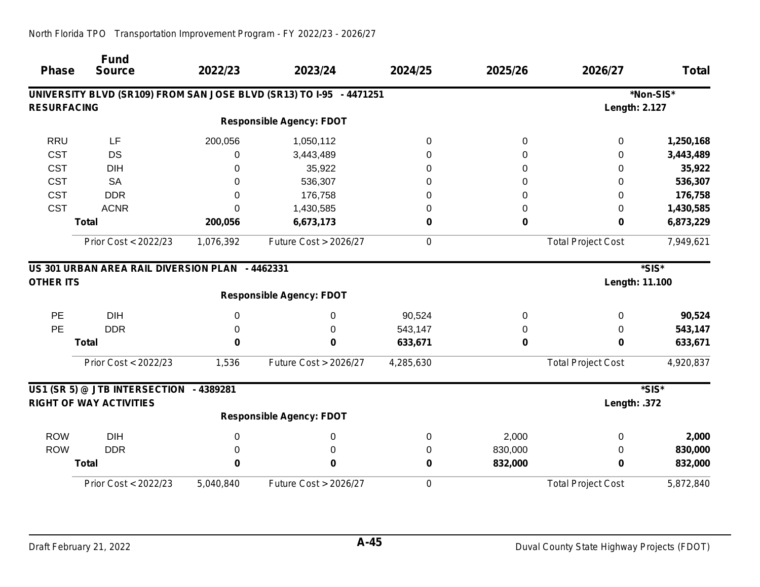| Phase | Fund Source | 2022/23 | 2023/24 | 2024/25 | 2025/26 | 2026/27 | Total |
|---|---|---|---|---|---|---|---|
| **UNIVERSITY BLVD (SR109) FROM SAN JOSE BLVD (SR13) TO I-95 - 4471251** | | | | | | | ***Non-SIS*** |
| **RESURFACING** | | | | | | **Length: 2.127** | |
| | | | **Responsible Agency: FDOT** | | | | |
| RRU | LF | 200,056 | 1,050,112 | 0 | 0 | 0 | **1,250,168** |
| CST | DS | 0 | 3,443,489 | 0 | 0 | 0 | **3,443,489** |
| CST | DIH | 0 | 35,922 | 0 | 0 | 0 | **35,922** |
| CST | SA | 0 | 536,307 | 0 | 0 | 0 | **536,307** |
| CST | DDR | 0 | 176,758 | 0 | 0 | 0 | **176,758** |
| CST | ACNR | 0 | 1,430,585 | 0 | 0 | 0 | **1,430,585** |
| | **Total** | **200,056** | **6,673,173** | **0** | **0** | **0** | **6,873,229** |
| | Prior Cost < 2022/23 | 1,076,392 | Future Cost > 2026/27 | 0 | | Total Project Cost | 7,949,621 |

| Phase | Fund Source | 2022/23 | 2023/24 | 2024/25 | 2025/26 | 2026/27 | Total |
|---|---|---|---|---|---|---|---|
| **US 301 URBAN AREA RAIL DIVERSION PLAN - 4462331** | | | | | | | ***SIS*** |
| **OTHER ITS** | | | | | | **Length: 11.100** | |
| | | | **Responsible Agency: FDOT** | | | | |
| PE | DIH | 0 | 0 | 90,524 | 0 | 0 | **90,524** |
| PE | DDR | 0 | 0 | 543,147 | 0 | 0 | **543,147** |
| | **Total** | **0** | **0** | **633,671** | **0** | **0** | **633,671** |
| | Prior Cost < 2022/23 | 1,536 | Future Cost > 2026/27 | 4,285,630 | | Total Project Cost | 4,920,837 |

| Phase | Fund Source | 2022/23 | 2023/24 | 2024/25 | 2025/26 | 2026/27 | Total |
|---|---|---|---|---|---|---|---|
| **US1 (SR 5) @ JTB INTERSECTION - 4389281** | | | | | | | ***SIS*** |
| **RIGHT OF WAY ACTIVITIES** | | | | | | **Length: .372** | |
| | | | **Responsible Agency: FDOT** | | | | |
| ROW | DIH | 0 | 0 | 0 | 2,000 | 0 | **2,000** |
| ROW | DDR | 0 | 0 | 0 | 830,000 | 0 | **830,000** |
| | **Total** | **0** | **0** | **0** | **832,000** | **0** | **832,000** |
| | Prior Cost < 2022/23 | 5,040,840 | Future Cost > 2026/27 | 0 | | Total Project Cost | 5,872,840 |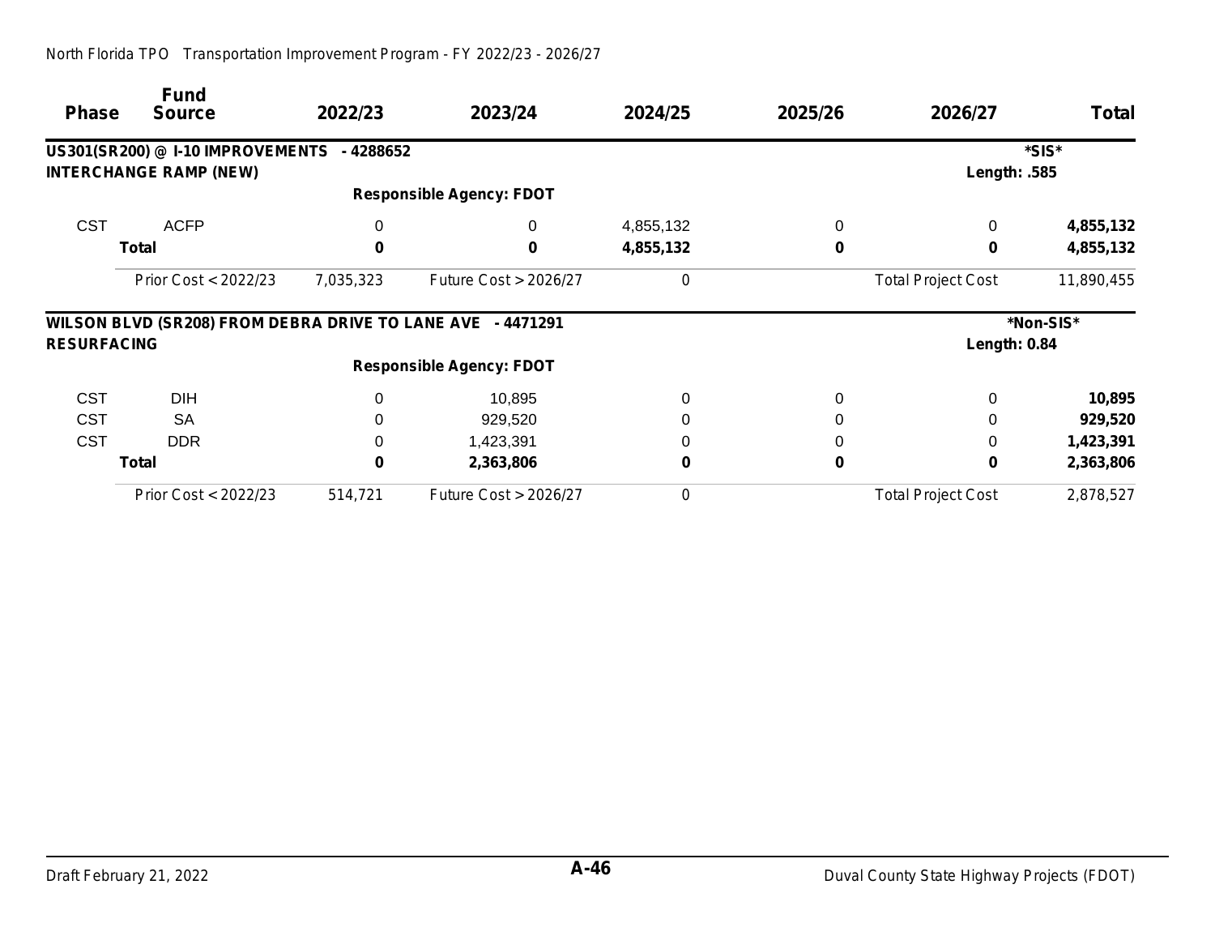| Phase | Fund Source | 2022/23 | 2023/24 | 2024/25 | 2025/26 | 2026/27 | Total |
|---|---|---|---|---|---|---|---|
| **US301(SR200) @ I-10 IMPROVEMENTS - 4288652** | | | | | | | ***SIS*** |
| **INTERCHANGE RAMP (NEW)** | | | | | | **Length: .585** | |
| | | | **Responsible Agency: FDOT** | | | | |
| CST | ACFP | 0 | 0 | 4,855,132 | 0 | 0 | **4,855,132** |
| | **Total** | **0** | **0** | **4,855,132** | **0** | **0** | **4,855,132** |
| | Prior Cost < 2022/23 | 7,035,323 | Future Cost > 2026/27 | 0 | | Total Project Cost | 11,890,455 |
| **WILSON BLVD (SR208) FROM DEBRA DRIVE TO LANE AVE - 4471291** | | | | | | | ***Non-SIS*** |
| **RESURFACING** | | | | | | **Length: 0.84** | |
| | | | **Responsible Agency: FDOT** | | | | |
| CST | DIH | 0 | 10,895 | 0 | 0 | 0 | **10,895** |
| CST | SA | 0 | 929,520 | 0 | 0 | 0 | **929,520** |
| CST | DDR | 0 | 1,423,391 | 0 | 0 | 0 | **1,423,391** |
| | **Total** | **0** | **2,363,806** | **0** | **0** | **0** | **2,363,806** |
| | Prior Cost < 2022/23 | 514,721 | Future Cost > 2026/27 | 0 | | Total Project Cost | 2,878,527 |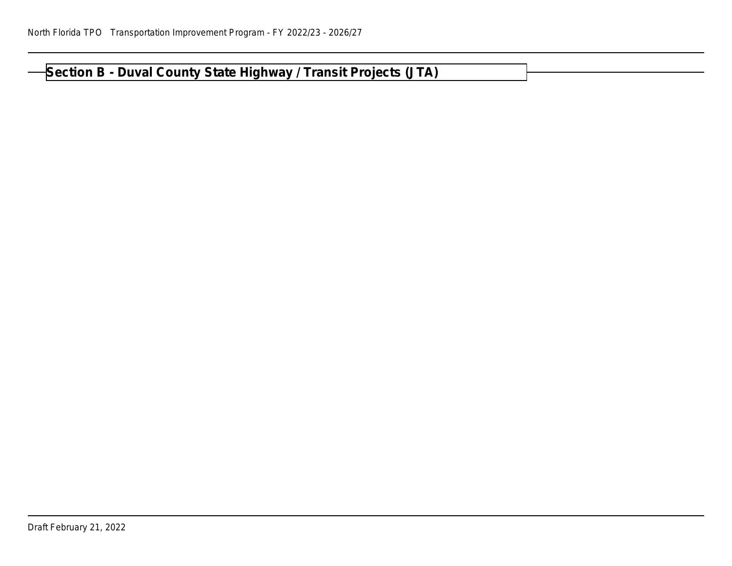## Section B - Duval County State Highway / Transit Projects (JTA)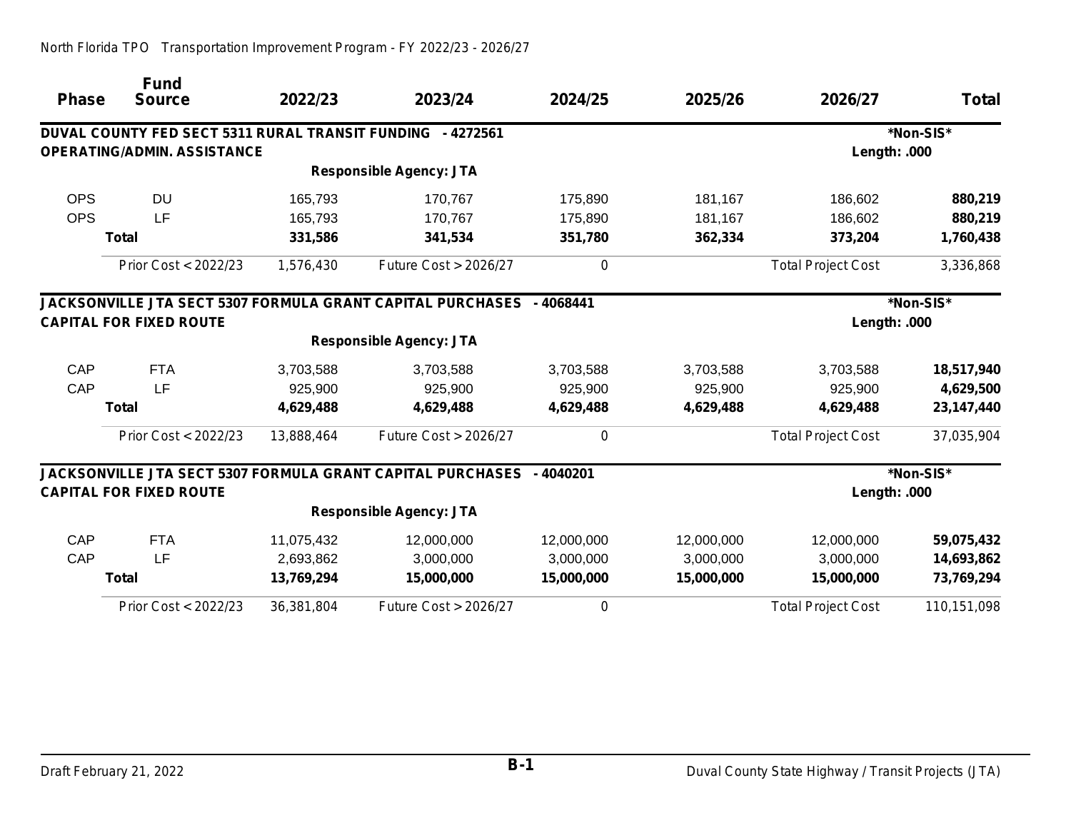| Phase | Fund Source | 2022/23 | 2023/24 | 2024/25 | 2025/26 | 2026/27 | Total |
|---|---|---|---|---|---|---|---|
| **DUVAL COUNTY FED SECT 5311 RURAL TRANSIT FUNDING - 4272561** | | | | | | | ***Non-SIS*** |
| **OPERATING/ADMIN. ASSISTANCE** | | | | | | | **Length: .000** |
| | | | **Responsible Agency: JTA** | | | | |
| OPS | DU | 165,793 | 170,767 | 175,890 | 181,167 | 186,602 | **880,219** |
| OPS | LF | 165,793 | 170,767 | 175,890 | 181,167 | 186,602 | **880,219** |
| | **Total** | **331,586** | **341,534** | **351,780** | **362,334** | **373,204** | **1,760,438** |
| | Prior Cost < 2022/23 | 1,576,430 | Future Cost > 2026/27 | 0 | | Total Project Cost | 3,336,868 |
| **JACKSONVILLE JTA SECT 5307 FORMULA GRANT CAPITAL PURCHASES - 4068441** | | | | | | | ***Non-SIS*** |
| **CAPITAL FOR FIXED ROUTE** | | | | | | | **Length: .000** |
| | | | **Responsible Agency: JTA** | | | | |
| CAP | FTA | 3,703,588 | 3,703,588 | 3,703,588 | 3,703,588 | 3,703,588 | **18,517,940** |
| CAP | LF | 925,900 | 925,900 | 925,900 | 925,900 | 925,900 | **4,629,500** |
| | **Total** | **4,629,488** | **4,629,488** | **4,629,488** | **4,629,488** | **4,629,488** | **23,147,440** |
| | Prior Cost < 2022/23 | 13,888,464 | Future Cost > 2026/27 | 0 | | Total Project Cost | 37,035,904 |
| **JACKSONVILLE JTA SECT 5307 FORMULA GRANT CAPITAL PURCHASES - 4040201** | | | | | | | ***Non-SIS*** |
| **CAPITAL FOR FIXED ROUTE** | | | | | | | **Length: .000** |
| | | | **Responsible Agency: JTA** | | | | |
| CAP | FTA | 11,075,432 | 12,000,000 | 12,000,000 | 12,000,000 | 12,000,000 | **59,075,432** |
| CAP | LF | 2,693,862 | 3,000,000 | 3,000,000 | 3,000,000 | 3,000,000 | **14,693,862** |
| | **Total** | **13,769,294** | **15,000,000** | **15,000,000** | **15,000,000** | **15,000,000** | **73,769,294** |
| | Prior Cost < 2022/23 | 36,381,804 | Future Cost > 2026/27 | 0 | | Total Project Cost | 110,151,098 |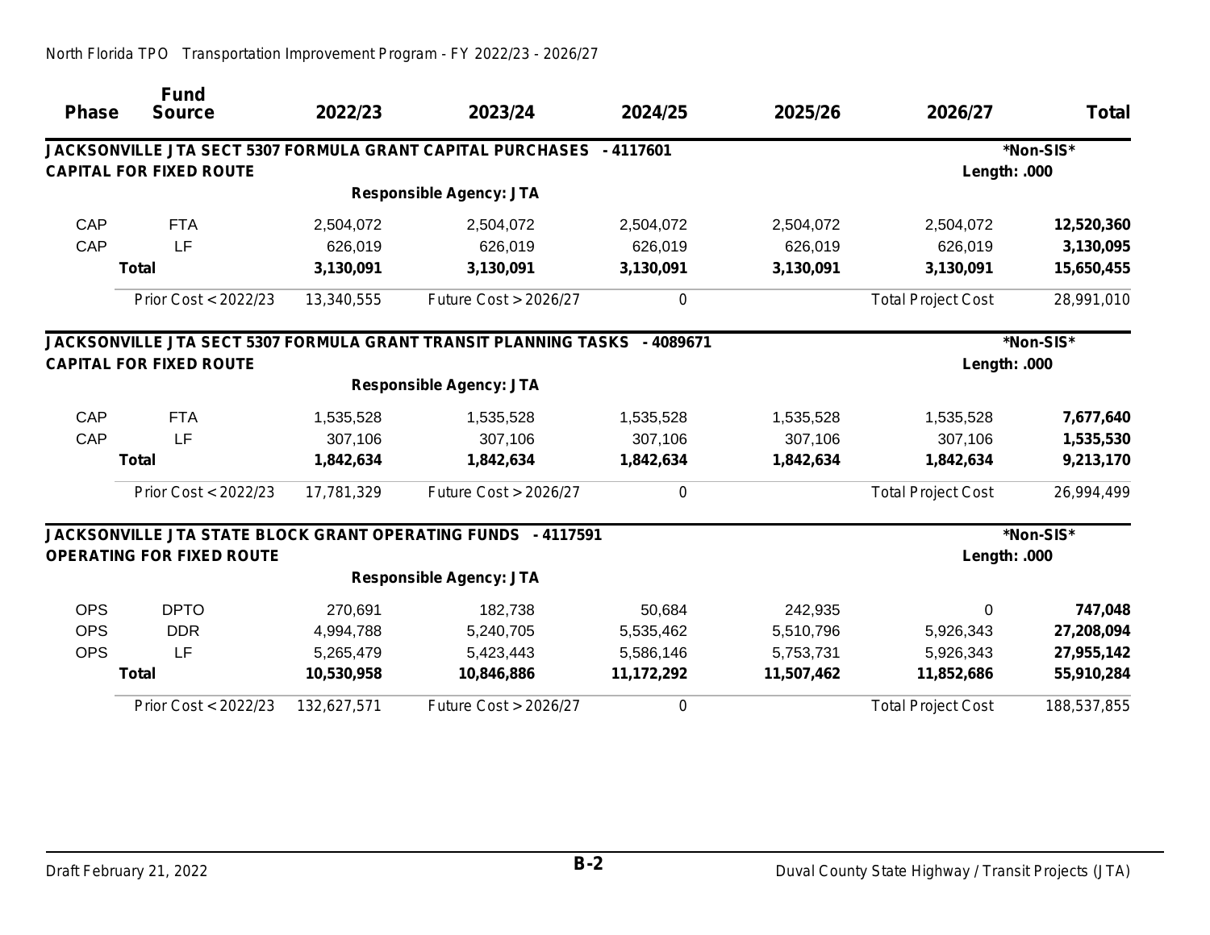| Phase | Fund Source | 2022/23 | 2023/24 | 2024/25 | 2025/26 | 2026/27 | Total |
|---|---|---|---|---|---|---|---|
| **JACKSONVILLE JTA SECT 5307 FORMULA GRANT CAPITAL PURCHASES - 4117601** | | | | | | | ***Non-SIS*** |
| **CAPITAL FOR FIXED ROUTE** | | | | | | **Length: .000** | |
| | | | **Responsible Agency: JTA** | | | | |
| CAP | FTA | 2,504,072 | 2,504,072 | 2,504,072 | 2,504,072 | 2,504,072 | **12,520,360** |
| CAP | LF | 626,019 | 626,019 | 626,019 | 626,019 | 626,019 | **3,130,095** |
| | **Total** | **3,130,091** | **3,130,091** | **3,130,091** | **3,130,091** | **3,130,091** | **15,650,455** |
| | Prior Cost < 2022/23 | 13,340,555 | Future Cost > 2026/27 | 0 | | Total Project Cost | 28,991,010 |
| **JACKSONVILLE JTA SECT 5307 FORMULA GRANT TRANSIT PLANNING TASKS - 4089671** | | | | | | | ***Non-SIS*** |
| **CAPITAL FOR FIXED ROUTE** | | | | | | **Length: .000** | |
| | | | **Responsible Agency: JTA** | | | | |
| CAP | FTA | 1,535,528 | 1,535,528 | 1,535,528 | 1,535,528 | 1,535,528 | **7,677,640** |
| CAP | LF | 307,106 | 307,106 | 307,106 | 307,106 | 307,106 | **1,535,530** |
| | **Total** | **1,842,634** | **1,842,634** | **1,842,634** | **1,842,634** | **1,842,634** | **9,213,170** |
| | Prior Cost < 2022/23 | 17,781,329 | Future Cost > 2026/27 | 0 | | Total Project Cost | 26,994,499 |
| **JACKSONVILLE JTA STATE BLOCK GRANT OPERATING FUNDS - 4117591** | | | | | | | ***Non-SIS*** |
| **OPERATING FOR FIXED ROUTE** | | | | | | **Length: .000** | |
| | | | **Responsible Agency: JTA** | | | | |
| OPS | DPTO | 270,691 | 182,738 | 50,684 | 242,935 | 0 | **747,048** |
| OPS | DDR | 4,994,788 | 5,240,705 | 5,535,462 | 5,510,796 | 5,926,343 | **27,208,094** |
| OPS | LF | 5,265,479 | 5,423,443 | 5,586,146 | 5,753,731 | 5,926,343 | **27,955,142** |
| | **Total** | **10,530,958** | **10,846,886** | **11,172,292** | **11,507,462** | **11,852,686** | **55,910,284** |
| | Prior Cost < 2022/23 | 132,627,571 | Future Cost > 2026/27 | 0 | | Total Project Cost | 188,537,855 |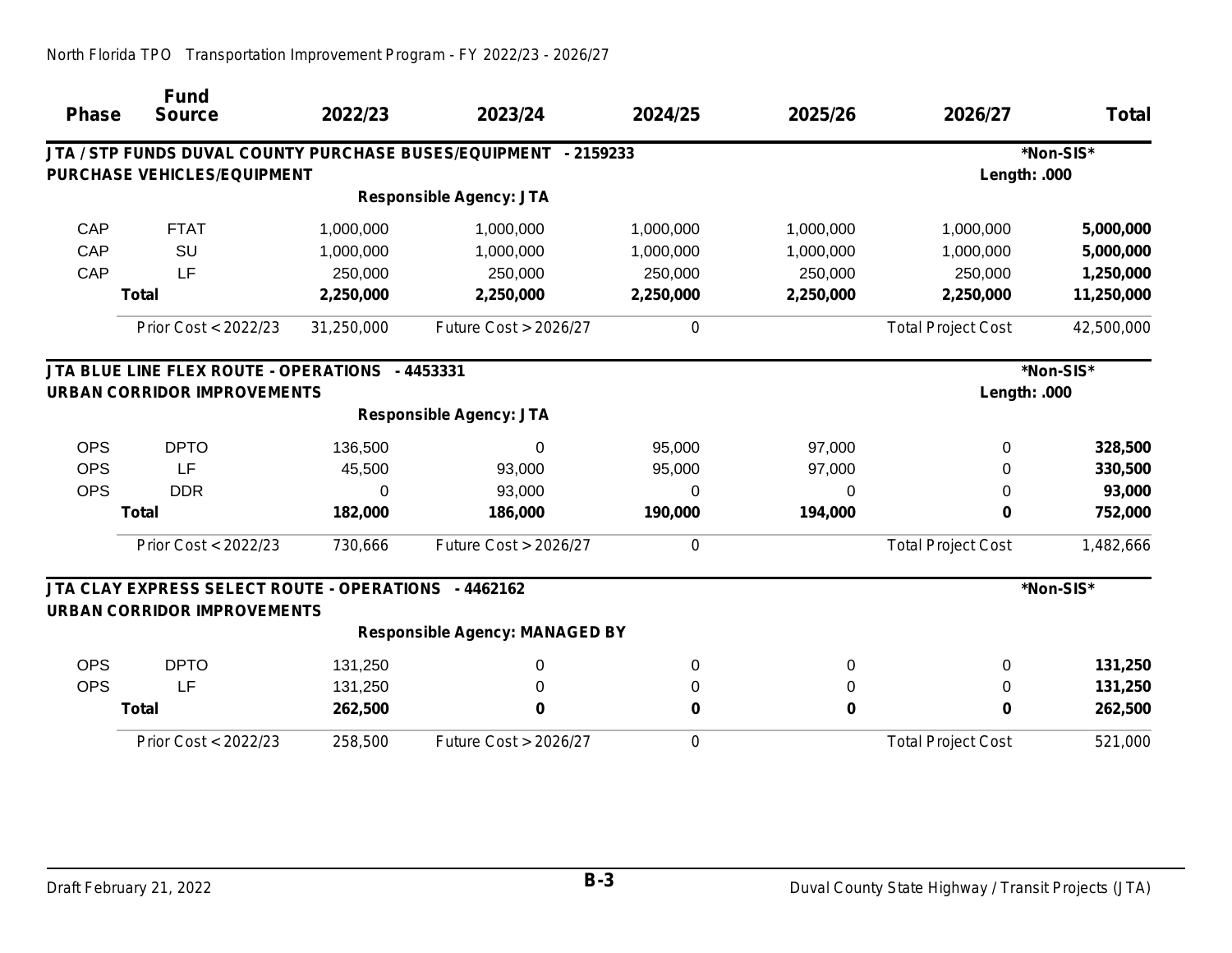| Phase | Fund Source | 2022/23 | 2023/24 | 2024/25 | 2025/26 | 2026/27 | Total |
|---|---|---|---|---|---|---|---|
| **JTA / STP FUNDS DUVAL COUNTY PURCHASE BUSES/EQUIPMENT - 2159233** | | | | | | | ***Non-SIS*** |
| **PURCHASE VEHICLES/EQUIPMENT** | | | | | | **Length: .000** | |
| | | | **Responsible Agency: JTA** | | | | |
| CAP | FTAT | 1,000,000 | 1,000,000 | 1,000,000 | 1,000,000 | 1,000,000 | **5,000,000** |
| CAP | SU | 1,000,000 | 1,000,000 | 1,000,000 | 1,000,000 | 1,000,000 | **5,000,000** |
| CAP | LF | 250,000 | 250,000 | 250,000 | 250,000 | 250,000 | **1,250,000** |
| | **Total** | **2,250,000** | **2,250,000** | **2,250,000** | **2,250,000** | **2,250,000** | **11,250,000** |
| | Prior Cost < 2022/23 | 31,250,000 | Future Cost > 2026/27 | 0 | | Total Project Cost | 42,500,000 |
| **JTA BLUE LINE FLEX ROUTE - OPERATIONS - 4453331** | | | | | | | ***Non-SIS*** |
| **URBAN CORRIDOR IMPROVEMENTS** | | | | | | **Length: .000** | |
| | | | **Responsible Agency: JTA** | | | | |
| OPS | DPTO | 136,500 | 0 | 95,000 | 97,000 | 0 | **328,500** |
| OPS | LF | 45,500 | 93,000 | 95,000 | 97,000 | 0 | **330,500** |
| OPS | DDR | 0 | 93,000 | 0 | 0 | 0 | **93,000** |
| | **Total** | **182,000** | **186,000** | **190,000** | **194,000** | **0** | **752,000** |
| | Prior Cost < 2022/23 | 730,666 | Future Cost > 2026/27 | 0 | | Total Project Cost | 1,482,666 |
| **JTA CLAY EXPRESS SELECT ROUTE - OPERATIONS - 4462162** | | | | | | | ***Non-SIS*** |
| **URBAN CORRIDOR IMPROVEMENTS** | | | | | | | |
| | | | **Responsible Agency: MANAGED BY** | | | | |
| OPS | DPTO | 131,250 | 0 | 0 | 0 | 0 | **131,250** |
| OPS | LF | 131,250 | 0 | 0 | 0 | 0 | **131,250** |
| | **Total** | **262,500** | **0** | **0** | **0** | **0** | **262,500** |
| | Prior Cost < 2022/23 | 258,500 | Future Cost > 2026/27 | 0 | | Total Project Cost | 521,000 |

Draft February 21, 2022

Duval County State Highway / Transit Projects (JTA)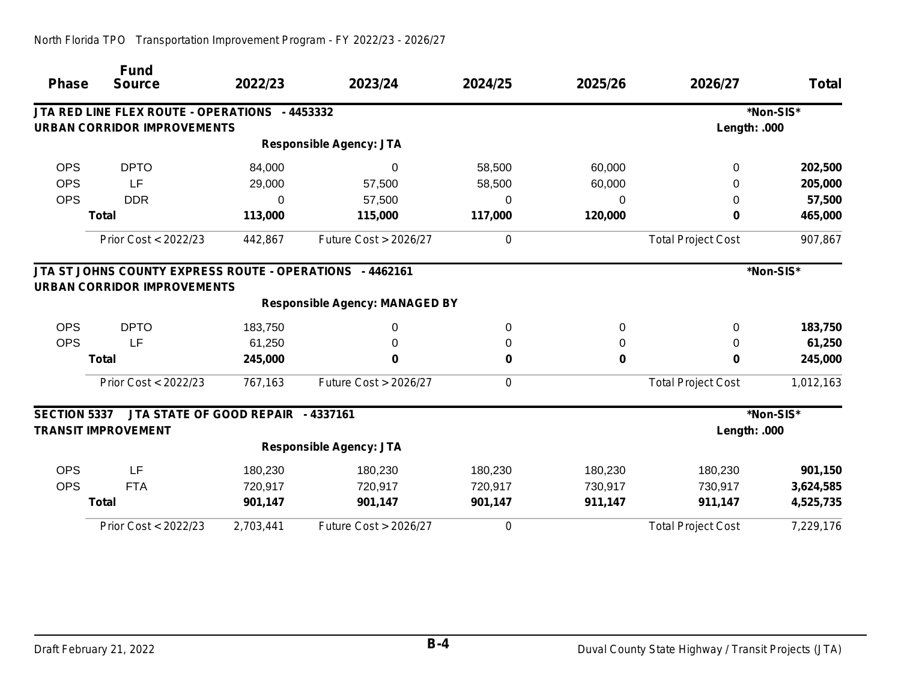| Phase | Fund Source | 2022/23 | 2023/24 | 2024/25 | 2025/26 | 2026/27 | Total |
|---|---|---|---|---|---|---|---|
| **JTA RED LINE FLEX ROUTE - OPERATIONS - 4453332** | | | | | | | **\*Non-SIS\*** |
| **URBAN CORRIDOR IMPROVEMENTS** | | | | | | **Length: .000** | |
| | | | **Responsible Agency: JTA** | | | | |
| OPS | DPTO | 84,000 | 0 | 58,500 | 60,000 | 0 | **202,500** |
| OPS | LF | 29,000 | 57,500 | 58,500 | 60,000 | 0 | **205,000** |
| OPS | DDR | 0 | 57,500 | 0 | 0 | 0 | **57,500** |
| | **Total** | **113,000** | **115,000** | **117,000** | **120,000** | **0** | **465,000** |
| | Prior Cost < 2022/23 | 442,867 | Future Cost > 2026/27 | 0 | | Total Project Cost | 907,867 |
| **JTA ST JOHNS COUNTY EXPRESS ROUTE - OPERATIONS - 4462161** | | | | | | | **\*Non-SIS\*** |
| **URBAN CORRIDOR IMPROVEMENTS** | | | | | | | |
| | | | **Responsible Agency: MANAGED BY** | | | | |
| OPS | DPTO | 183,750 | 0 | 0 | 0 | 0 | **183,750** |
| OPS | LF | 61,250 | 0 | 0 | 0 | 0 | **61,250** |
| | **Total** | **245,000** | **0** | **0** | **0** | **0** | **245,000** |
| | Prior Cost < 2022/23 | 767,163 | Future Cost > 2026/27 | 0 | | Total Project Cost | 1,012,163 |
| **SECTION 5337 JTA STATE OF GOOD REPAIR - 4337161** | | | | | | | **\*Non-SIS\*** |
| **TRANSIT IMPROVEMENT** | | | | | | **Length: .000** | |
| | | | **Responsible Agency: JTA** | | | | |
| OPS | LF | 180,230 | 180,230 | 180,230 | 180,230 | 180,230 | **901,150** |
| OPS | FTA | 720,917 | 720,917 | 720,917 | 730,917 | 730,917 | **3,624,585** |
| | **Total** | **901,147** | **901,147** | **901,147** | **911,147** | **911,147** | **4,525,735** |
| | Prior Cost < 2022/23 | 2,703,441 | Future Cost > 2026/27 | 0 | | Total Project Cost | 7,229,176 |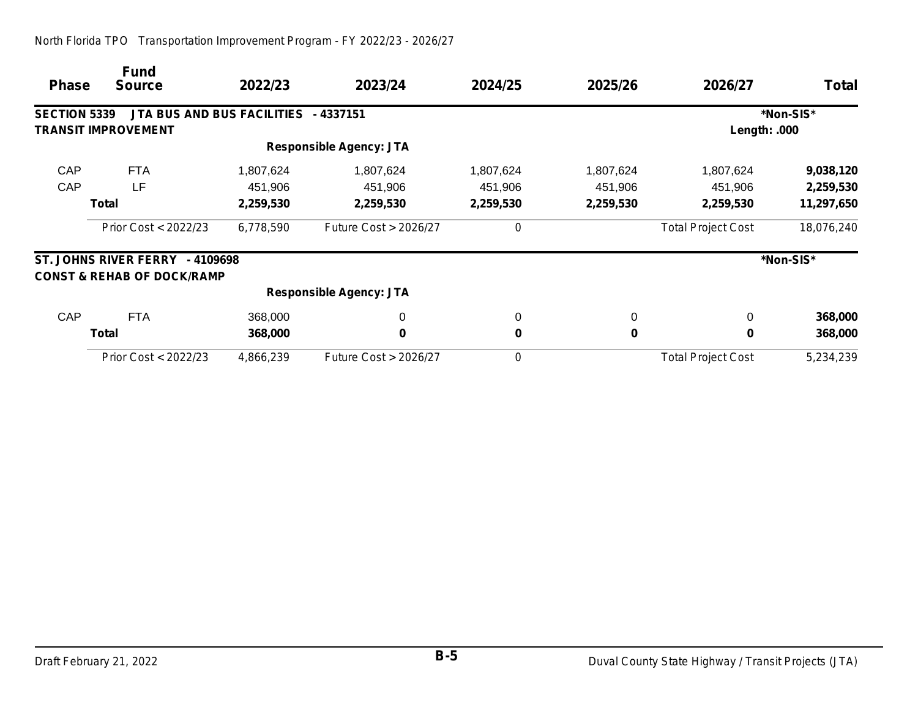| Phase | Fund Source | 2022/23 | 2023/24 | 2024/25 | 2025/26 | 2026/27 | Total |
|---|---|---|---|---|---|---|---|
| **SECTION 5339 JTA BUS AND BUS FACILITIES - 4337151** | | | | | | | ***Non-SIS*** |
| **TRANSIT IMPROVEMENT** | | | | | | **Length: .000** | |
| | | | **Responsible Agency: JTA** | | | | |
| CAP | FTA | 1,807,624 | 1,807,624 | 1,807,624 | 1,807,624 | 1,807,624 | **9,038,120** |
| CAP | LF | 451,906 | 451,906 | 451,906 | 451,906 | 451,906 | **2,259,530** |
| | **Total** | **2,259,530** | **2,259,530** | **2,259,530** | **2,259,530** | **2,259,530** | **11,297,650** |
| | Prior Cost < 2022/23 | 6,778,590 | Future Cost > 2026/27 | 0 | | Total Project Cost | 18,076,240 |
| **ST. JOHNS RIVER FERRY - 4109698** | | | | | | | ***Non-SIS*** |
| **CONST & REHAB OF DOCK/RAMP** | | | | | | | |
| | | | **Responsible Agency: JTA** | | | | |
| CAP | FTA | 368,000 | 0 | 0 | 0 | 0 | **368,000** |
| | **Total** | **368,000** | **0** | **0** | **0** | **0** | **368,000** |
| | Prior Cost < 2022/23 | 4,866,239 | Future Cost > 2026/27 | 0 | | Total Project Cost | 5,234,239 |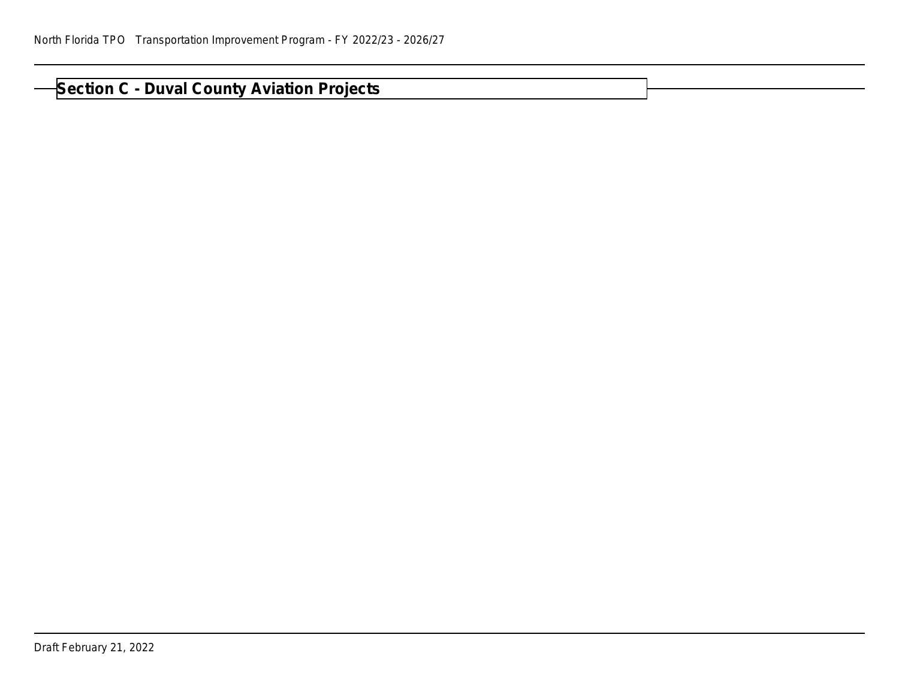## Section C - Duval County Aviation Projects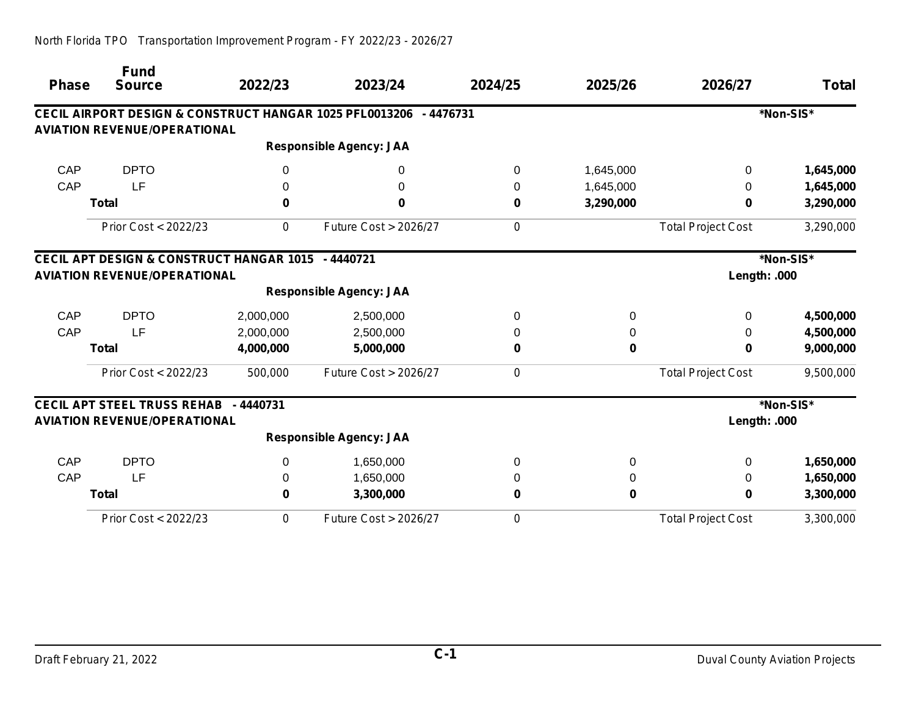| Phase | Fund Source | 2022/23 | 2023/24 | 2024/25 | 2025/26 | 2026/27 | Total |
|---|---|---|---|---|---|---|---|
| **CECIL AIRPORT DESIGN & CONSTRUCT HANGAR 1025 PFL0013206 - 4476731** | | | | | | | ***Non-SIS*** |
| **AVIATION REVENUE/OPERATIONAL** | | | | | | | |
| | | | **Responsible Agency: JAA** | | | | |
| CAP | DPTO | 0 | 0 | 0 | 1,645,000 | 0 | **1,645,000** |
| CAP | LF | 0 | 0 | 0 | 1,645,000 | 0 | **1,645,000** |
| | **Total** | **0** | **0** | **0** | **3,290,000** | **0** | **3,290,000** |
| | Prior Cost < 2022/23 | 0 | Future Cost > 2026/27 | 0 | | Total Project Cost | 3,290,000 |
| **CECIL APT DESIGN & CONSTRUCT HANGAR 1015 - 4440721** | | | | | | | ***Non-SIS*** |
| **AVIATION REVENUE/OPERATIONAL** | | | | | | | **Length: .000** |
| | | | **Responsible Agency: JAA** | | | | |
| CAP | DPTO | 2,000,000 | 2,500,000 | 0 | 0 | 0 | **4,500,000** |
| CAP | LF | 2,000,000 | 2,500,000 | 0 | 0 | 0 | **4,500,000** |
| | **Total** | **4,000,000** | **5,000,000** | **0** | **0** | **0** | **9,000,000** |
| | Prior Cost < 2022/23 | 500,000 | Future Cost > 2026/27 | 0 | | Total Project Cost | 9,500,000 |
| **CECIL APT STEEL TRUSS REHAB - 4440731** | | | | | | | ***Non-SIS*** |
| **AVIATION REVENUE/OPERATIONAL** | | | | | | | **Length: .000** |
| | | | **Responsible Agency: JAA** | | | | |
| CAP | DPTO | 0 | 1,650,000 | 0 | 0 | 0 | **1,650,000** |
| CAP | LF | 0 | 1,650,000 | 0 | 0 | 0 | **1,650,000** |
| | **Total** | **0** | **3,300,000** | **0** | **0** | **0** | **3,300,000** |
| | Prior Cost < 2022/23 | 0 | Future Cost > 2026/27 | 0 | | Total Project Cost | 3,300,000 |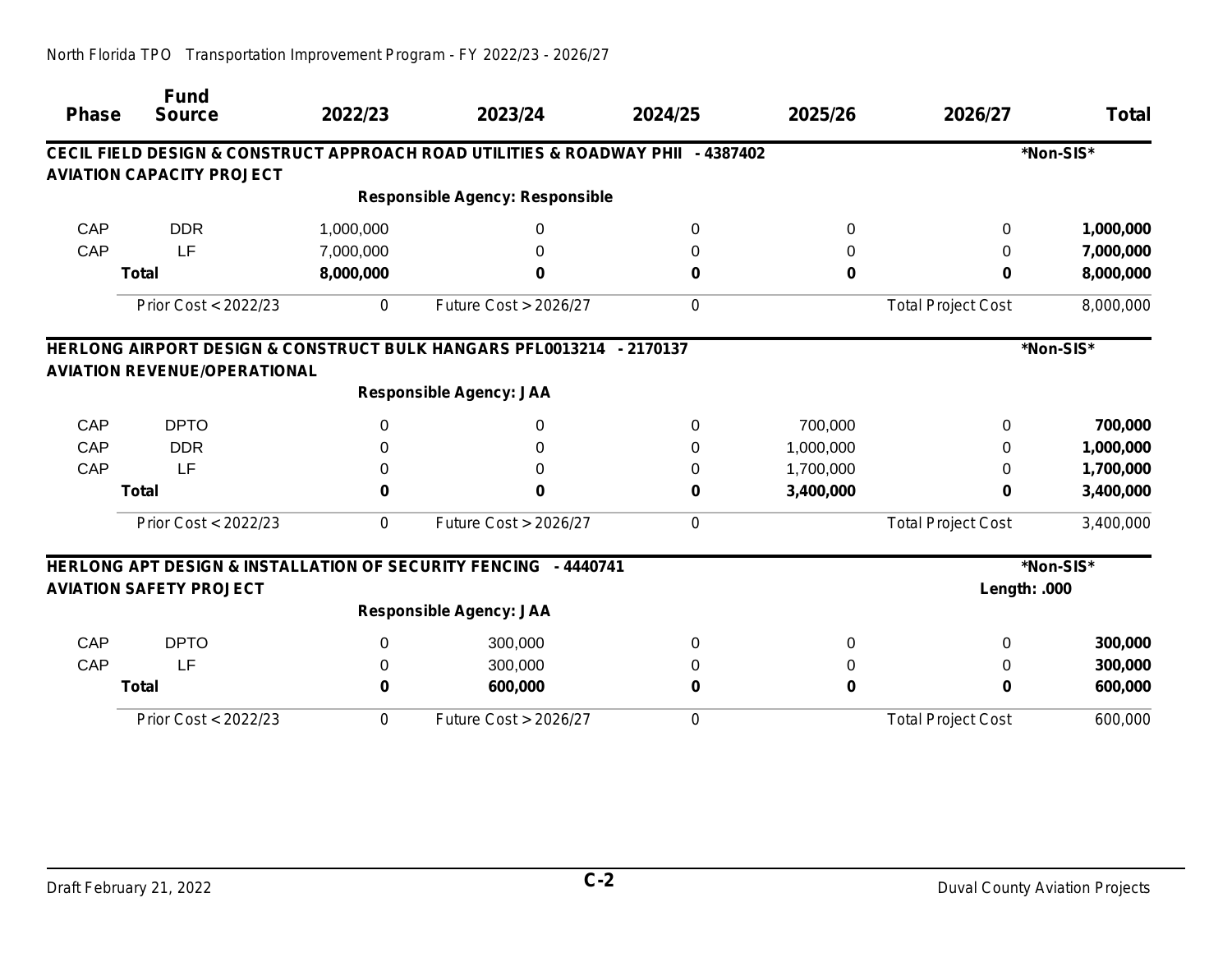| Phase | Fund Source | 2022/23 | 2023/24 | 2024/25 | 2025/26 | 2026/27 | Total |
|---|---|---|---|---|---|---|---|

**CECIL FIELD DESIGN & CONSTRUCT APPROACH ROAD UTILITIES & ROADWAY PHII - 4387402** *Non-SIS*

**AVIATION CAPACITY PROJECT**

**Responsible Agency: Responsible**

| Phase | Fund Source | 2022/23 | 2023/24 | 2024/25 | 2025/26 | 2026/27 | Total |
|---|---|---|---|---|---|---|---|
| CAP | DDR | 1,000,000 | 0 | 0 | 0 | 0 | **1,000,000** |
| CAP | LF | 7,000,000 | 0 | 0 | 0 | 0 | **7,000,000** |
| | **Total** | **8,000,000** | **0** | **0** | **0** | **0** | **8,000,000** |

| | | | | |
|---|---|---|---|---|
| Prior Cost < 2022/23 | 0 | Future Cost > 2026/27 | 0 | Total Project Cost 8,000,000 |

**HERLONG AIRPORT DESIGN & CONSTRUCT BULK HANGARS PFL0013214 - 2170137** *Non-SIS*

**AVIATION REVENUE/OPERATIONAL**

**Responsible Agency: JAA**

| Phase | Fund Source | 2022/23 | 2023/24 | 2024/25 | 2025/26 | 2026/27 | Total |
|---|---|---|---|---|---|---|---|
| CAP | DPTO | 0 | 0 | 0 | 700,000 | 0 | **700,000** |
| CAP | DDR | 0 | 0 | 0 | 1,000,000 | 0 | **1,000,000** |
| CAP | LF | 0 | 0 | 0 | 1,700,000 | 0 | **1,700,000** |
| | **Total** | **0** | **0** | **0** | **3,400,000** | **0** | **3,400,000** |

| | | | | |
|---|---|---|---|---|
| Prior Cost < 2022/23 | 0 | Future Cost > 2026/27 | 0 | Total Project Cost 3,400,000 |

**HERLONG APT DESIGN & INSTALLATION OF SECURITY FENCING - 4440741** *Non-SIS*

**AVIATION SAFETY PROJECT** **Length: .000**

**Responsible Agency: JAA**

| Phase | Fund Source | 2022/23 | 2023/24 | 2024/25 | 2025/26 | 2026/27 | Total |
|---|---|---|---|---|---|---|---|
| CAP | DPTO | 0 | 300,000 | 0 | 0 | 0 | **300,000** |
| CAP | LF | 0 | 300,000 | 0 | 0 | 0 | **300,000** |
| | **Total** | **0** | **600,000** | **0** | **0** | **0** | **600,000** |

| | | | | |
|---|---|---|---|---|
| Prior Cost < 2022/23 | 0 | Future Cost > 2026/27 | 0 | Total Project Cost 600,000 |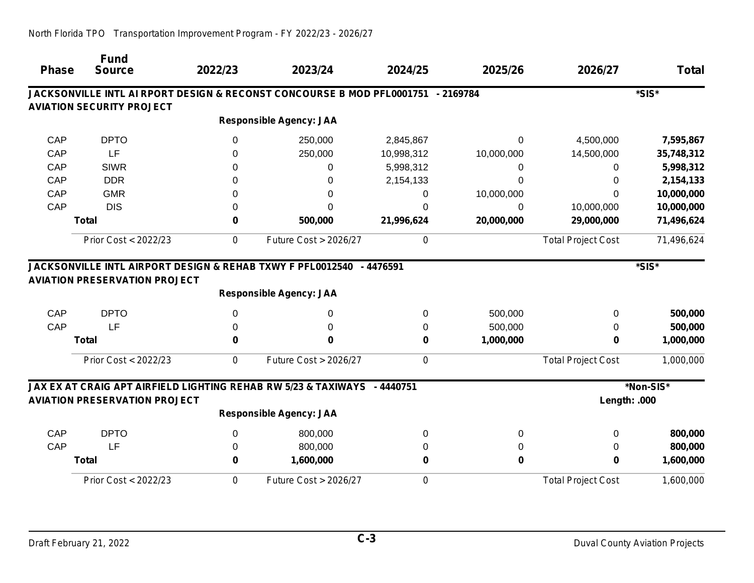| Phase | Fund Source | 2022/23 | 2023/24 | 2024/25 | 2025/26 | 2026/27 | Total |
|---|---|---|---|---|---|---|---|

**JACKSONVILLE INTL AIRPORT DESIGN & RECONST CONCOURSE B MOD PFL0001751 - 2169784** *SIS*

**AVIATION SECURITY PROJECT**

**Responsible Agency: JAA**

| Phase | Fund Source | 2022/23 | 2023/24 | 2024/25 | 2025/26 | 2026/27 | Total |
|---|---|---|---|---|---|---|---|
| CAP | DPTO | 0 | 250,000 | 2,845,867 | 0 | 4,500,000 | **7,595,867** |
| CAP | LF | 0 | 250,000 | 10,998,312 | 10,000,000 | 14,500,000 | **35,748,312** |
| CAP | SIWR | 0 | 0 | 5,998,312 | 0 | 0 | **5,998,312** |
| CAP | DDR | 0 | 0 | 2,154,133 | 0 | 0 | **2,154,133** |
| CAP | GMR | 0 | 0 | 0 | 10,000,000 | 0 | **10,000,000** |
| CAP | DIS | 0 | 0 | 0 | 0 | 10,000,000 | **10,000,000** |
| | **Total** | **0** | **500,000** | **21,996,624** | **20,000,000** | **29,000,000** | **71,496,624** |

Prior Cost < 2022/23: 0 | Future Cost > 2026/27: 0 | Total Project Cost: 71,496,624

**JACKSONVILLE INTL AIRPORT DESIGN & REHAB TXWY F PFL0012540 - 4476591** *SIS*

**AVIATION PRESERVATION PROJECT**

**Responsible Agency: JAA**

| Phase | Fund Source | 2022/23 | 2023/24 | 2024/25 | 2025/26 | 2026/27 | Total |
|---|---|---|---|---|---|---|---|
| CAP | DPTO | 0 | 0 | 0 | 500,000 | 0 | **500,000** |
| CAP | LF | 0 | 0 | 0 | 500,000 | 0 | **500,000** |
| | **Total** | **0** | **0** | **0** | **1,000,000** | **0** | **1,000,000** |

Prior Cost < 2022/23: 0 | Future Cost > 2026/27: 0 | Total Project Cost: 1,000,000

**JAX EX AT CRAIG APT AIRFIELD LIGHTING REHAB RW 5/23 & TAXIWAYS - 4440751** *Non-SIS*

**AVIATION PRESERVATION PROJECT** Length: .000

**Responsible Agency: JAA**

| Phase | Fund Source | 2022/23 | 2023/24 | 2024/25 | 2025/26 | 2026/27 | Total |
|---|---|---|---|---|---|---|---|
| CAP | DPTO | 0 | 800,000 | 0 | 0 | 0 | **800,000** |
| CAP | LF | 0 | 800,000 | 0 | 0 | 0 | **800,000** |
| | **Total** | **0** | **1,600,000** | **0** | **0** | **0** | **1,600,000** |

Prior Cost < 2022/23: 0 | Future Cost > 2026/27: 0 | Total Project Cost: 1,600,000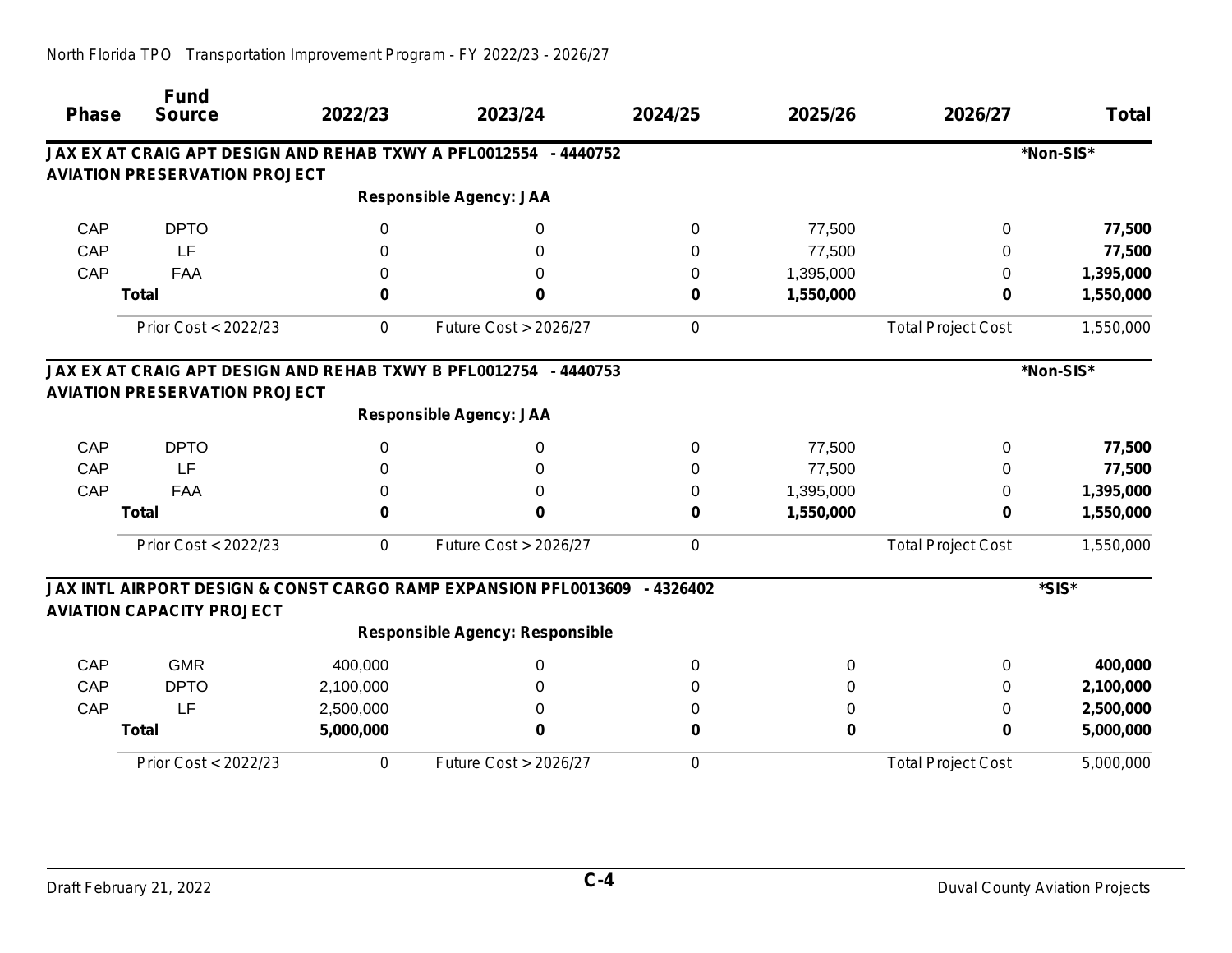| Phase | Fund Source | 2022/23 | 2023/24 | 2024/25 | 2025/26 | 2026/27 | Total |
|---|---|---|---|---|---|---|---|
| **JAX EX AT CRAIG APT DESIGN AND REHAB TXWY A PFL0012554 - 4440752** | | | | | | | ***Non-SIS*** |
| **AVIATION PRESERVATION PROJECT** | | | | | | | |
| | | | **Responsible Agency: JAA** | | | | |
| CAP | DPTO | 0 | 0 | 0 | 77,500 | 0 | **77,500** |
| CAP | LF | 0 | 0 | 0 | 77,500 | 0 | **77,500** |
| CAP | FAA | 0 | 0 | 0 | 1,395,000 | 0 | **1,395,000** |
| | **Total** | **0** | **0** | **0** | **1,550,000** | **0** | **1,550,000** |
| | Prior Cost < 2022/23 | 0 | Future Cost > 2026/27 | 0 | | Total Project Cost | 1,550,000 |
| **JAX EX AT CRAIG APT DESIGN AND REHAB TXWY B PFL0012754 - 4440753** | | | | | | | ***Non-SIS*** |
| **AVIATION PRESERVATION PROJECT** | | | | | | | |
| | | | **Responsible Agency: JAA** | | | | |
| CAP | DPTO | 0 | 0 | 0 | 77,500 | 0 | **77,500** |
| CAP | LF | 0 | 0 | 0 | 77,500 | 0 | **77,500** |
| CAP | FAA | 0 | 0 | 0 | 1,395,000 | 0 | **1,395,000** |
| | **Total** | **0** | **0** | **0** | **1,550,000** | **0** | **1,550,000** |
| | Prior Cost < 2022/23 | 0 | Future Cost > 2026/27 | 0 | | Total Project Cost | 1,550,000 |
| **JAX INTL AIRPORT DESIGN & CONST CARGO RAMP EXPANSION PFL0013609 - 4326402** | | | | | | | ***SIS*** |
| **AVIATION CAPACITY PROJECT** | | | | | | | |
| | | | **Responsible Agency: Responsible** | | | | |
| CAP | GMR | 400,000 | 0 | 0 | 0 | 0 | **400,000** |
| CAP | DPTO | 2,100,000 | 0 | 0 | 0 | 0 | **2,100,000** |
| CAP | LF | 2,500,000 | 0 | 0 | 0 | 0 | **2,500,000** |
| | **Total** | **5,000,000** | **0** | **0** | **0** | **0** | **5,000,000** |
| | Prior Cost < 2022/23 | 0 | Future Cost > 2026/27 | 0 | | Total Project Cost | 5,000,000 |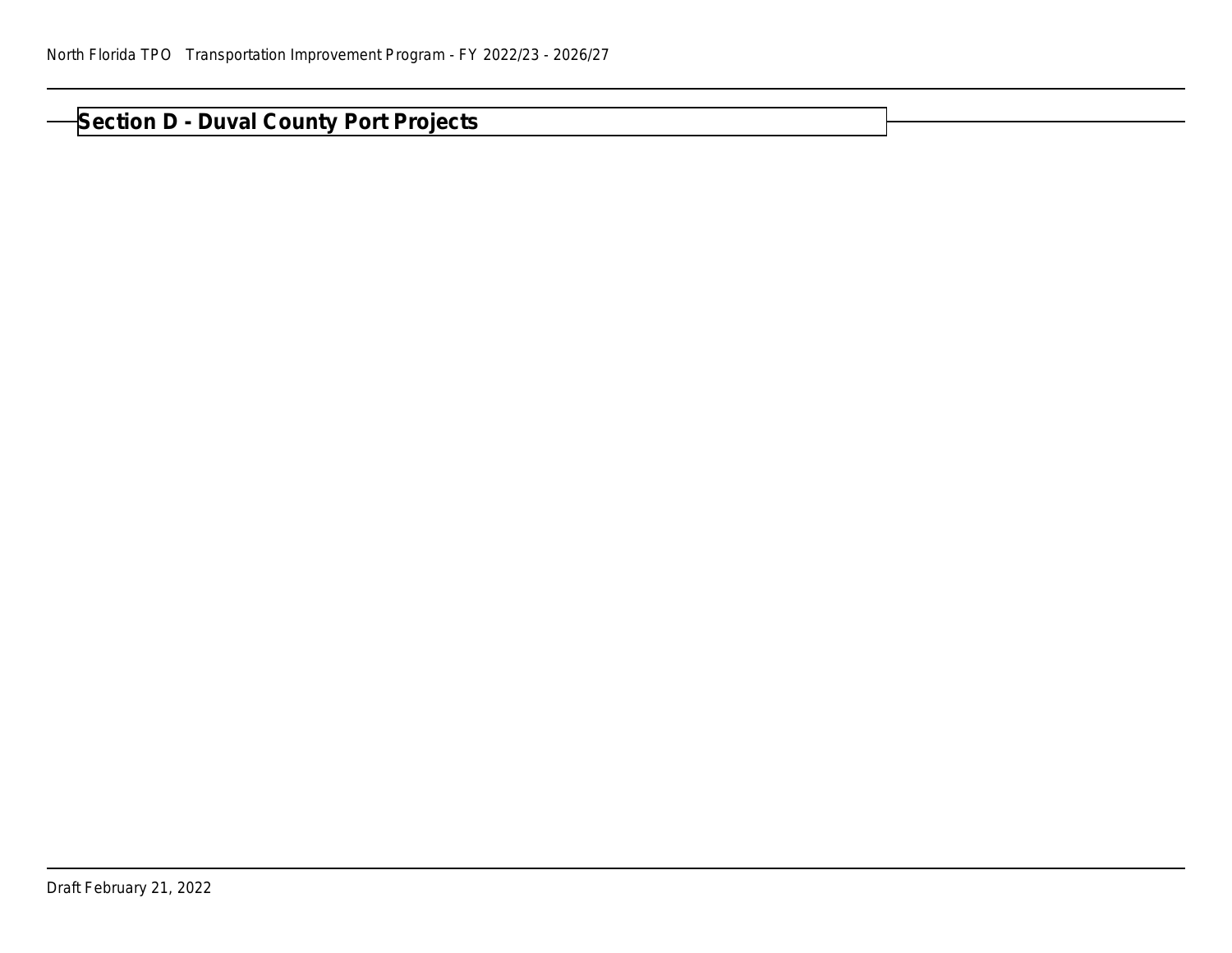## Section D - Duval County Port Projects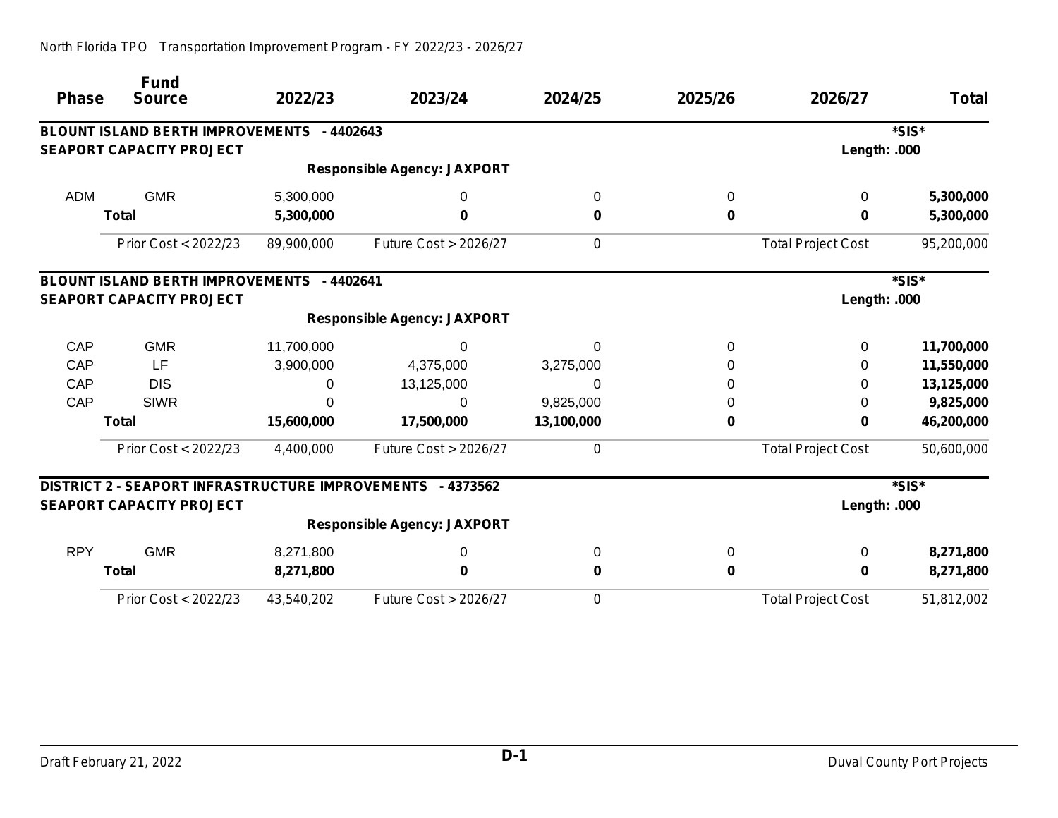| Phase | Fund Source | 2022/23 | 2023/24 | 2024/25 | 2025/26 | 2026/27 | Total |
|---|---|---|---|---|---|---|---|
| **BLOUNT ISLAND BERTH IMPROVEMENTS - 4402643** | | | | | | | ***SIS*** |
| **SEAPORT CAPACITY PROJECT** | | | | | | **Length: .000** | |
| | | | **Responsible Agency: JAXPORT** | | | | |
| ADM | GMR | 5,300,000 | 0 | 0 | 0 | 0 | **5,300,000** |
| | **Total** | **5,300,000** | **0** | **0** | **0** | **0** | **5,300,000** |
| | Prior Cost < 2022/23 | 89,900,000 | Future Cost > 2026/27 | 0 | | Total Project Cost | 95,200,000 |
| **BLOUNT ISLAND BERTH IMPROVEMENTS - 4402641** | | | | | | | ***SIS*** |
| **SEAPORT CAPACITY PROJECT** | | | | | | **Length: .000** | |
| | | | **Responsible Agency: JAXPORT** | | | | |
| CAP | GMR | 11,700,000 | 0 | 0 | 0 | 0 | **11,700,000** |
| CAP | LF | 3,900,000 | 4,375,000 | 3,275,000 | 0 | 0 | **11,550,000** |
| CAP | DIS | 0 | 13,125,000 | 0 | 0 | 0 | **13,125,000** |
| CAP | SIWR | 0 | 0 | 9,825,000 | 0 | 0 | **9,825,000** |
| | **Total** | **15,600,000** | **17,500,000** | **13,100,000** | **0** | **0** | **46,200,000** |
| | Prior Cost < 2022/23 | 4,400,000 | Future Cost > 2026/27 | 0 | | Total Project Cost | 50,600,000 |
| **DISTRICT 2 - SEAPORT INFRASTRUCTURE IMPROVEMENTS - 4373562** | | | | | | | ***SIS*** |
| **SEAPORT CAPACITY PROJECT** | | | | | | **Length: .000** | |
| | | | **Responsible Agency: JAXPORT** | | | | |
| RPY | GMR | 8,271,800 | 0 | 0 | 0 | 0 | **8,271,800** |
| | **Total** | **8,271,800** | **0** | **0** | **0** | **0** | **8,271,800** |
| | Prior Cost < 2022/23 | 43,540,202 | Future Cost > 2026/27 | 0 | | Total Project Cost | 51,812,002 |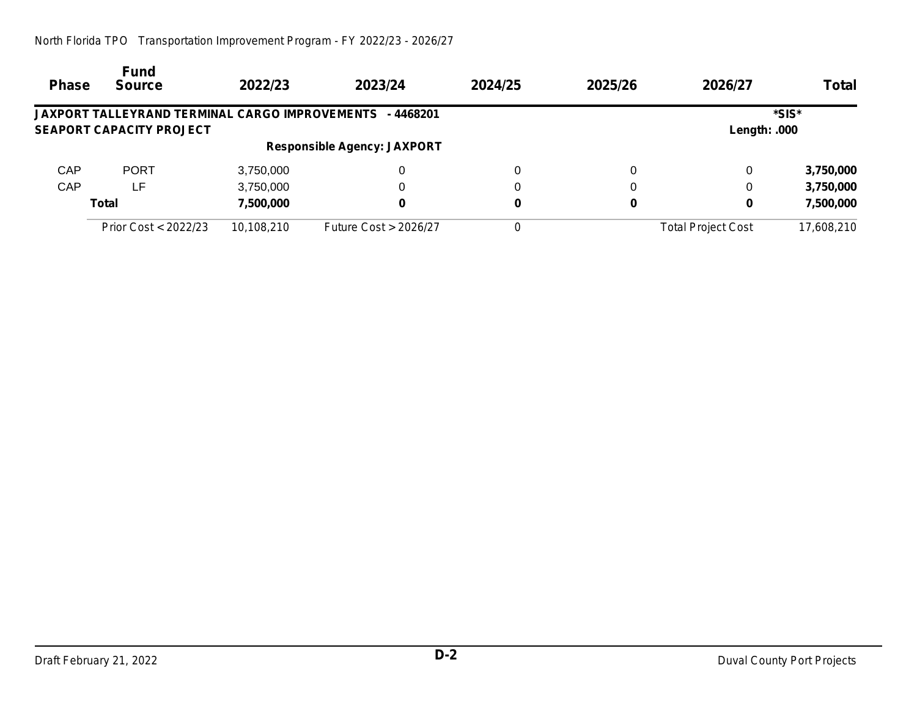| Phase | Fund Source | 2022/23 | 2023/24 | 2024/25 | 2025/26 | 2026/27 | Total |
|---|---|---|---|---|---|---|---|
| **JAXPORT TALLEYRAND TERMINAL CARGO IMPROVEMENTS - 4468201** | | | | | | | ***SIS*** |
| **SEAPORT CAPACITY PROJECT** | | | | | | **Length: .000** | |
| | | | **Responsible Agency: JAXPORT** | | | | |
| CAP | PORT | 3,750,000 | 0 | 0 | 0 | 0 | **3,750,000** |
| CAP | LF | 3,750,000 | 0 | 0 | 0 | 0 | **3,750,000** |
| **Total** | | **7,500,000** | **0** | **0** | **0** | **0** | **7,500,000** |
| | Prior Cost < 2022/23 | 10,108,210 | Future Cost > 2026/27 | 0 | | Total Project Cost | 17,608,210 |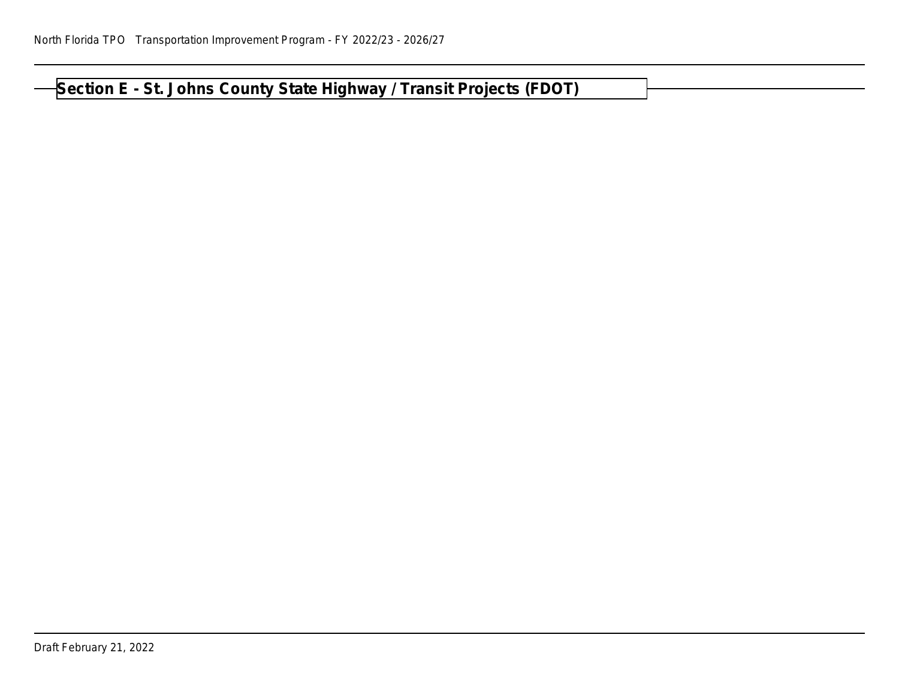# Section E - St. Johns County State Highway / Transit Projects (FDOT)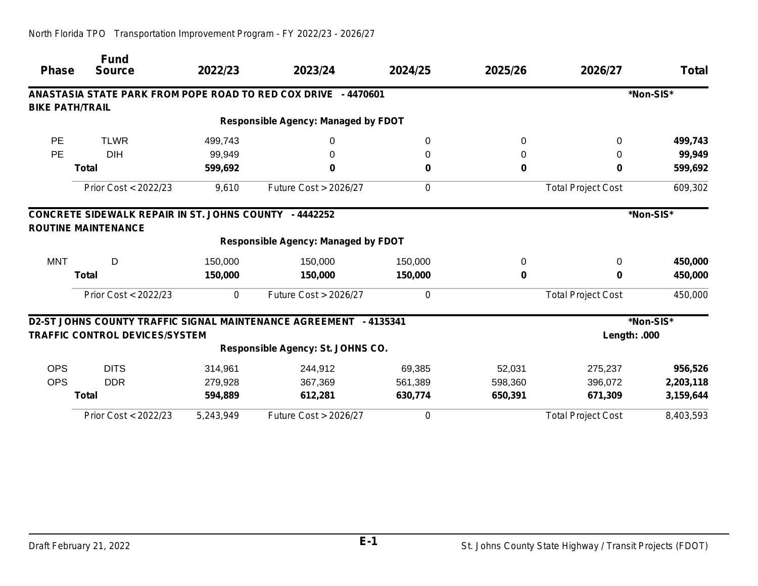| Phase | Fund Source | 2022/23 | 2023/24 | 2024/25 | 2025/26 | 2026/27 | Total |
|---|---|---|---|---|---|---|---|
| **ANASTASIA STATE PARK FROM POPE ROAD TO RED COX DRIVE - 4470601** | | | | | | | ***Non-SIS*** |
| **BIKE PATH/TRAIL** | | | | | | | |
| | | | **Responsible Agency: Managed by FDOT** | | | | |
| PE | TLWR | 499,743 | 0 | 0 | 0 | 0 | **499,743** |
| PE | DIH | 99,949 | 0 | 0 | 0 | 0 | **99,949** |
| | **Total** | **599,692** | **0** | **0** | **0** | **0** | **599,692** |
| | Prior Cost < 2022/23 | 9,610 | Future Cost > 2026/27 | 0 | | Total Project Cost | 609,302 |
| **CONCRETE SIDEWALK REPAIR IN ST. JOHNS COUNTY - 4442252** | | | | | | | ***Non-SIS*** |
| **ROUTINE MAINTENANCE** | | | | | | | |
| | | | **Responsible Agency: Managed by FDOT** | | | | |
| MNT | D | 150,000 | 150,000 | 150,000 | 0 | 0 | **450,000** |
| | **Total** | **150,000** | **150,000** | **150,000** | **0** | **0** | **450,000** |
| | Prior Cost < 2022/23 | 0 | Future Cost > 2026/27 | 0 | | Total Project Cost | 450,000 |
| **D2-ST JOHNS COUNTY TRAFFIC SIGNAL MAINTENANCE AGREEMENT - 4135341** | | | | | | | ***Non-SIS*** |
| **TRAFFIC CONTROL DEVICES/SYSTEM** | | | | | | | **Length: .000** |
| | | | **Responsible Agency: St. JOHNS CO.** | | | | |
| OPS | DITS | 314,961 | 244,912 | 69,385 | 52,031 | 275,237 | **956,526** |
| OPS | DDR | 279,928 | 367,369 | 561,389 | 598,360 | 396,072 | **2,203,118** |
| | **Total** | **594,889** | **612,281** | **630,774** | **650,391** | **671,309** | **3,159,644** |
| | Prior Cost < 2022/23 | 5,243,949 | Future Cost > 2026/27 | 0 | | Total Project Cost | 8,403,593 |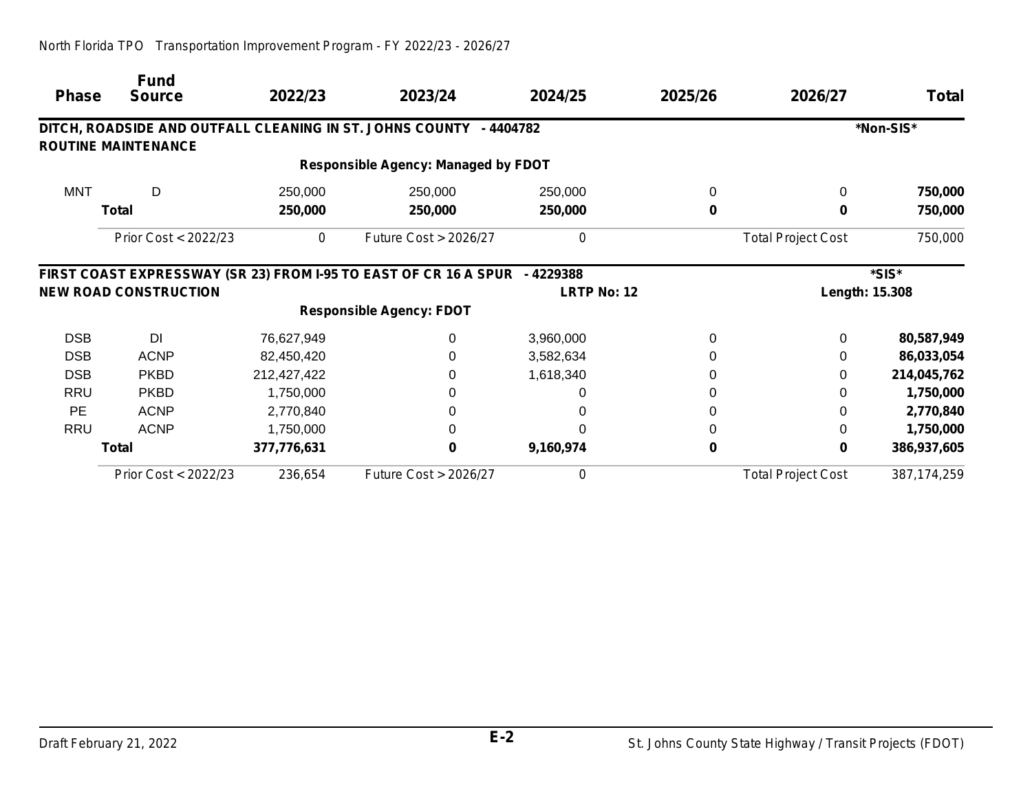| Phase | Fund Source | 2022/23 | 2023/24 | 2024/25 | 2025/26 | 2026/27 | Total |
|---|---|---|---|---|---|---|---|

**DITCH, ROADSIDE AND OUTFALL CLEANING IN ST. JOHNS COUNTY - 4404782** — *Non-SIS*

**ROUTINE MAINTENANCE**

**Responsible Agency: Managed by FDOT**

| Phase | Fund Source | 2022/23 | 2023/24 | 2024/25 | 2025/26 | 2026/27 | Total |
|---|---|---|---|---|---|---|---|
| MNT | D | 250,000 | 250,000 | 250,000 | 0 | 0 | **750,000** |
| **Total** | | **250,000** | **250,000** | **250,000** | **0** | **0** | **750,000** |
| | Prior Cost < 2022/23 | 0 | Future Cost > 2026/27 | 0 | | Total Project Cost | 750,000 |

**FIRST COAST EXPRESSWAY (SR 23) FROM I-95 TO EAST OF CR 16 A SPUR - 4229388** — *SIS*

**NEW ROAD CONSTRUCTION** — **LRTP No: 12** — **Length: 15.308**

**Responsible Agency: FDOT**

| Phase | Fund Source | 2022/23 | 2023/24 | 2024/25 | 2025/26 | 2026/27 | Total |
|---|---|---|---|---|---|---|---|
| DSB | DI | 76,627,949 | 0 | 3,960,000 | 0 | 0 | **80,587,949** |
| DSB | ACNP | 82,450,420 | 0 | 3,582,634 | 0 | 0 | **86,033,054** |
| DSB | PKBD | 212,427,422 | 0 | 1,618,340 | 0 | 0 | **214,045,762** |
| RRU | PKBD | 1,750,000 | 0 | 0 | 0 | 0 | **1,750,000** |
| PE | ACNP | 2,770,840 | 0 | 0 | 0 | 0 | **2,770,840** |
| RRU | ACNP | 1,750,000 | 0 | 0 | 0 | 0 | **1,750,000** |
| **Total** | | **377,776,631** | **0** | **9,160,974** | **0** | **0** | **386,937,605** |
| | Prior Cost < 2022/23 | 236,654 | Future Cost > 2026/27 | 0 | | Total Project Cost | 387,174,259 |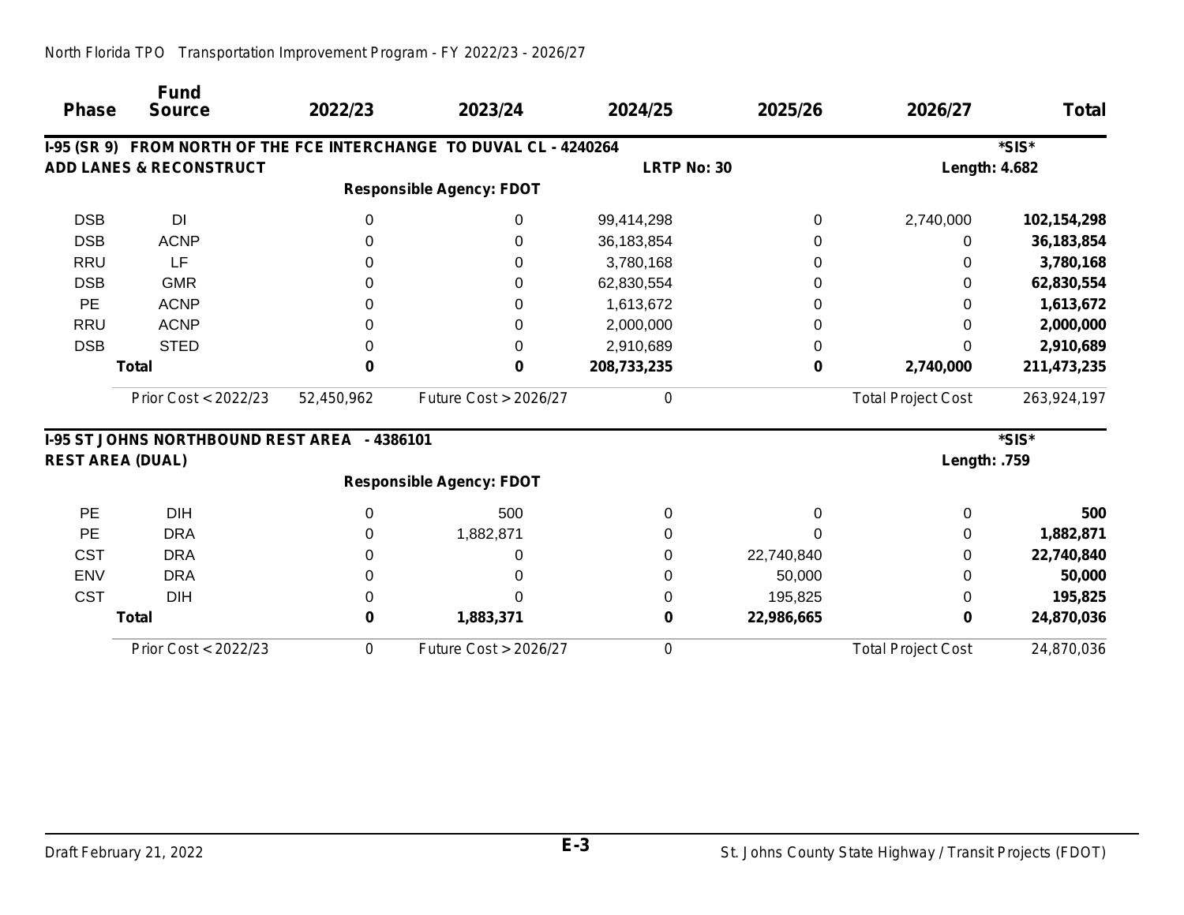| Phase | Fund Source | 2022/23 | 2023/24 | 2024/25 | 2025/26 | 2026/27 | Total |
|---|---|---|---|---|---|---|---|

**I-95 (SR 9) FROM NORTH OF THE FCE INTERCHANGE TO DUVAL CL - 4240264** *SIS*

**ADD LANES & RECONSTRUCT** **LRTP No: 30** **Length: 4.682**

**Responsible Agency: FDOT**

| Phase | Fund Source | 2022/23 | 2023/24 | 2024/25 | 2025/26 | 2026/27 | Total |
|---|---|---|---|---|---|---|---|
| DSB | DI | 0 | 0 | 99,414,298 | 0 | 2,740,000 | **102,154,298** |
| DSB | ACNP | 0 | 0 | 36,183,854 | 0 | 0 | **36,183,854** |
| RRU | LF | 0 | 0 | 3,780,168 | 0 | 0 | **3,780,168** |
| DSB | GMR | 0 | 0 | 62,830,554 | 0 | 0 | **62,830,554** |
| PE | ACNP | 0 | 0 | 1,613,672 | 0 | 0 | **1,613,672** |
| RRU | ACNP | 0 | 0 | 2,000,000 | 0 | 0 | **2,000,000** |
| DSB | STED | 0 | 0 | 2,910,689 | 0 | 0 | **2,910,689** |
| **Total** | | **0** | **0** | **208,733,235** | **0** | **2,740,000** | **211,473,235** |

| | | | | | |
|---|---|---|---|---|---|
| Prior Cost < 2022/23 | 52,450,962 | Future Cost > 2026/27 | 0 | Total Project Cost | 263,924,197 |

**I-95 ST JOHNS NORTHBOUND REST AREA - 4386101** *SIS*

**REST AREA (DUAL)** **Length: .759**

**Responsible Agency: FDOT**

| Phase | Fund Source | 2022/23 | 2023/24 | 2024/25 | 2025/26 | 2026/27 | Total |
|---|---|---|---|---|---|---|---|
| PE | DIH | 0 | 500 | 0 | 0 | 0 | **500** |
| PE | DRA | 0 | 1,882,871 | 0 | 0 | 0 | **1,882,871** |
| CST | DRA | 0 | 0 | 0 | 22,740,840 | 0 | **22,740,840** |
| ENV | DRA | 0 | 0 | 0 | 50,000 | 0 | **50,000** |
| CST | DIH | 0 | 0 | 0 | 195,825 | 0 | **195,825** |
| **Total** | | **0** | **1,883,371** | **0** | **22,986,665** | **0** | **24,870,036** |

| | | | | | |
|---|---|---|---|---|---|
| Prior Cost < 2022/23 | 0 | Future Cost > 2026/27 | 0 | Total Project Cost | 24,870,036 |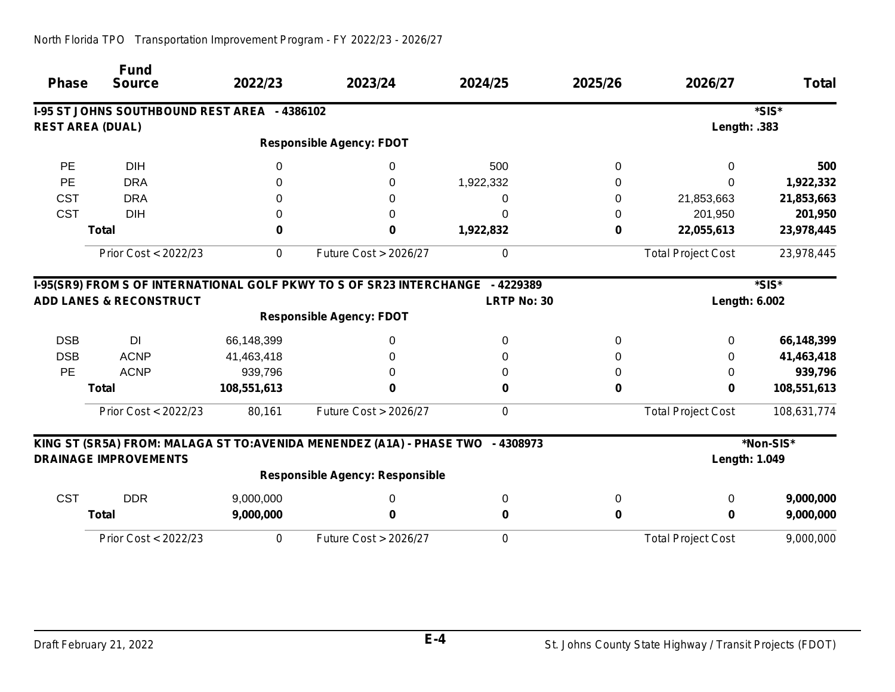| Phase | Fund Source | 2022/23 | 2023/24 | 2024/25 | 2025/26 | 2026/27 | Total |
|---|---|---|---|---|---|---|---|
| **I-95 ST JOHNS SOUTHBOUND REST AREA - 4386102** | | | | | | | ***SIS*** |
| **REST AREA (DUAL)** | | | | | | **Length: .383** | |
| | | | **Responsible Agency: FDOT** | | | | |
| PE | DIH | 0 | 0 | 500 | 0 | 0 | **500** |
| PE | DRA | 0 | 0 | 1,922,332 | 0 | 0 | **1,922,332** |
| CST | DRA | 0 | 0 | 0 | 0 | 21,853,663 | **21,853,663** |
| CST | DIH | 0 | 0 | 0 | 0 | 201,950 | **201,950** |
| | **Total** | **0** | **0** | **1,922,832** | **0** | **22,055,613** | **23,978,445** |
| | Prior Cost < 2022/23 | 0 | Future Cost > 2026/27 | 0 | | Total Project Cost | 23,978,445 |

| Phase | Fund Source | 2022/23 | 2023/24 | 2024/25 | 2025/26 | 2026/27 | Total |
|---|---|---|---|---|---|---|---|
| **I-95(SR9) FROM S OF INTERNATIONAL GOLF PKWY TO S OF SR23 INTERCHANGE - 4229389** | | | | | | | ***SIS*** |
| **ADD LANES & RECONSTRUCT** | | | | **LRTP No: 30** | | **Length: 6.002** | |
| | | | **Responsible Agency: FDOT** | | | | |
| DSB | DI | 66,148,399 | 0 | 0 | 0 | 0 | **66,148,399** |
| DSB | ACNP | 41,463,418 | 0 | 0 | 0 | 0 | **41,463,418** |
| PE | ACNP | 939,796 | 0 | 0 | 0 | 0 | **939,796** |
| | **Total** | **108,551,613** | **0** | **0** | **0** | **0** | **108,551,613** |
| | Prior Cost < 2022/23 | 80,161 | Future Cost > 2026/27 | 0 | | Total Project Cost | 108,631,774 |

| Phase | Fund Source | 2022/23 | 2023/24 | 2024/25 | 2025/26 | 2026/27 | Total |
|---|---|---|---|---|---|---|---|
| **KING ST (SR5A) FROM: MALAGA ST TO:AVENIDA MENENDEZ (A1A) - PHASE TWO - 4308973** | | | | | | | ***Non-SIS*** |
| **DRAINAGE IMPROVEMENTS** | | | | | | **Length: 1.049** | |
| | | | **Responsible Agency: Responsible** | | | | |
| CST | DDR | 9,000,000 | 0 | 0 | 0 | 0 | **9,000,000** |
| | **Total** | **9,000,000** | **0** | **0** | **0** | **0** | **9,000,000** |
| | Prior Cost < 2022/23 | 0 | Future Cost > 2026/27 | 0 | | Total Project Cost | 9,000,000 |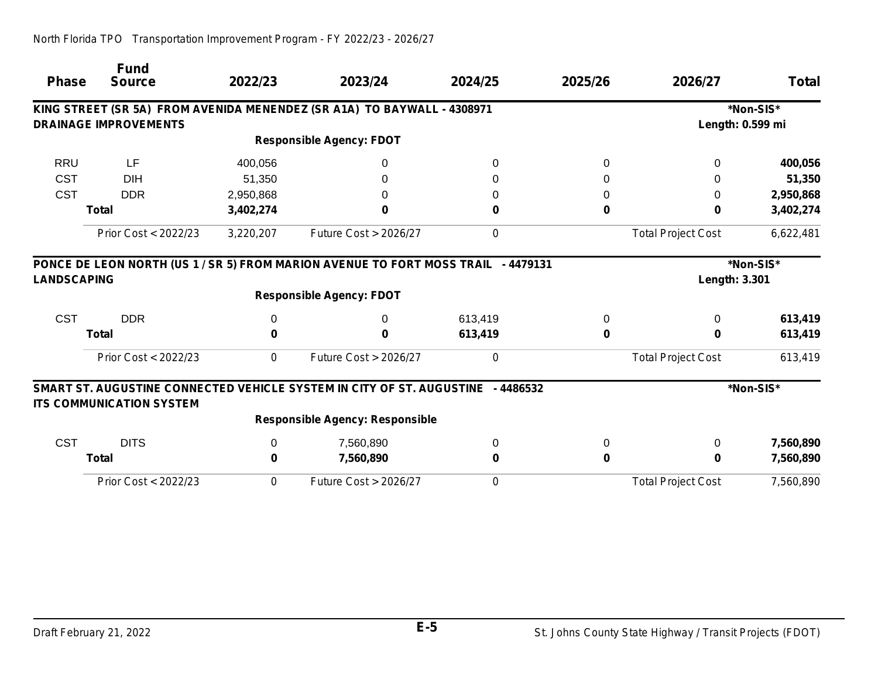| Phase | Fund Source | 2022/23 | 2023/24 | 2024/25 | 2025/26 | 2026/27 | Total |
|---|---|---|---|---|---|---|---|
| **KING STREET (SR 5A) FROM AVENIDA MENENDEZ (SR A1A) TO BAYWALL - 4308971** | | | | | | | **\*Non-SIS\*** |
| **DRAINAGE IMPROVEMENTS** | | | | | | | **Length: 0.599 mi** |
| | | | **Responsible Agency: FDOT** | | | | |
| RRU | LF | 400,056 | 0 | 0 | 0 | 0 | **400,056** |
| CST | DIH | 51,350 | 0 | 0 | 0 | 0 | **51,350** |
| CST | DDR | 2,950,868 | 0 | 0 | 0 | 0 | **2,950,868** |
| | **Total** | **3,402,274** | **0** | **0** | **0** | **0** | **3,402,274** |
| | Prior Cost < 2022/23 | 3,220,207 | Future Cost > 2026/27 | 0 | | Total Project Cost | 6,622,481 |
| **PONCE DE LEON NORTH (US 1 / SR 5) FROM MARION AVENUE TO FORT MOSS TRAIL - 4479131** | | | | | | | **\*Non-SIS\*** |
| **LANDSCAPING** | | | | | | | **Length: 3.301** |
| | | | **Responsible Agency: FDOT** | | | | |
| CST | DDR | 0 | 0 | 613,419 | 0 | 0 | **613,419** |
| | **Total** | **0** | **0** | **613,419** | **0** | **0** | **613,419** |
| | Prior Cost < 2022/23 | 0 | Future Cost > 2026/27 | 0 | | Total Project Cost | 613,419 |
| **SMART ST. AUGUSTINE CONNECTED VEHICLE SYSTEM IN CITY OF ST. AUGUSTINE - 4486532** | | | | | | | **\*Non-SIS\*** |
| **ITS COMMUNICATION SYSTEM** | | | | | | | |
| | | | **Responsible Agency: Responsible** | | | | |
| CST | DITS | 0 | 7,560,890 | 0 | 0 | 0 | **7,560,890** |
| | **Total** | **0** | **7,560,890** | **0** | **0** | **0** | **7,560,890** |
| | Prior Cost < 2022/23 | 0 | Future Cost > 2026/27 | 0 | | Total Project Cost | 7,560,890 |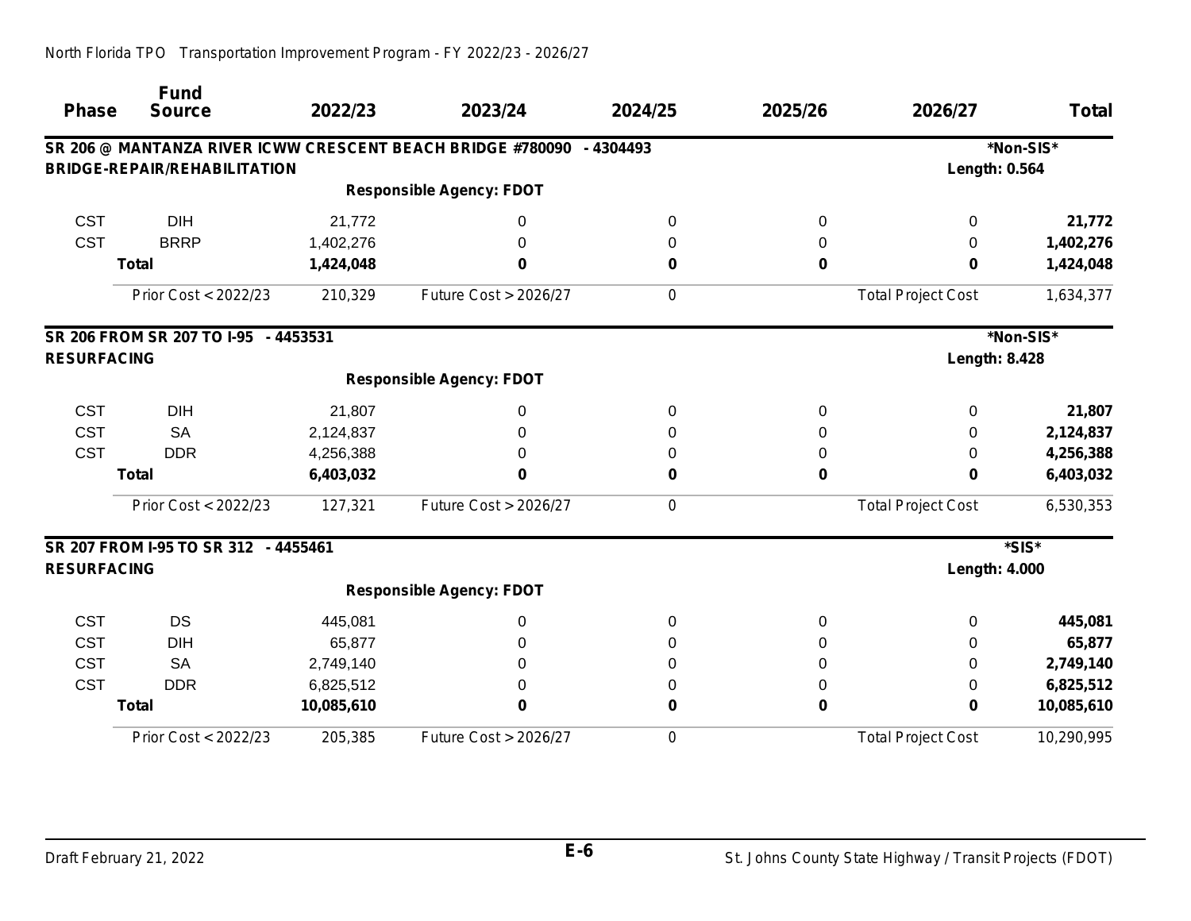| Phase | Fund Source | 2022/23 | 2023/24 | 2024/25 | 2025/26 | 2026/27 | Total |
|---|---|---|---|---|---|---|---|
| **SR 206 @ MANTANZA RIVER ICWW CRESCENT BEACH BRIDGE #780090 - 4304493** | | | | | | | ***Non-SIS*** |
| **BRIDGE-REPAIR/REHABILITATION** | | | | | | **Length: 0.564** | |
| | | | **Responsible Agency: FDOT** | | | | |
| CST | DIH | 21,772 | 0 | 0 | 0 | 0 | **21,772** |
| CST | BRRP | 1,402,276 | 0 | 0 | 0 | 0 | **1,402,276** |
| | **Total** | **1,424,048** | **0** | **0** | **0** | **0** | **1,424,048** |
| | Prior Cost < 2022/23 | 210,329 | Future Cost > 2026/27 | 0 | | Total Project Cost | 1,634,377 |
| **SR 206 FROM SR 207 TO I-95 - 4453531** | | | | | | | ***Non-SIS*** |
| **RESURFACING** | | | | | | **Length: 8.428** | |
| | | | **Responsible Agency: FDOT** | | | | |
| CST | DIH | 21,807 | 0 | 0 | 0 | 0 | **21,807** |
| CST | SA | 2,124,837 | 0 | 0 | 0 | 0 | **2,124,837** |
| CST | DDR | 4,256,388 | 0 | 0 | 0 | 0 | **4,256,388** |
| | **Total** | **6,403,032** | **0** | **0** | **0** | **0** | **6,403,032** |
| | Prior Cost < 2022/23 | 127,321 | Future Cost > 2026/27 | 0 | | Total Project Cost | 6,530,353 |
| **SR 207 FROM I-95 TO SR 312 - 4455461** | | | | | | | ***SIS*** |
| **RESURFACING** | | | | | | **Length: 4.000** | |
| | | | **Responsible Agency: FDOT** | | | | |
| CST | DS | 445,081 | 0 | 0 | 0 | 0 | **445,081** |
| CST | DIH | 65,877 | 0 | 0 | 0 | 0 | **65,877** |
| CST | SA | 2,749,140 | 0 | 0 | 0 | 0 | **2,749,140** |
| CST | DDR | 6,825,512 | 0 | 0 | 0 | 0 | **6,825,512** |
| | **Total** | **10,085,610** | **0** | **0** | **0** | **0** | **10,085,610** |
| | Prior Cost < 2022/23 | 205,385 | Future Cost > 2026/27 | 0 | | Total Project Cost | 10,290,995 |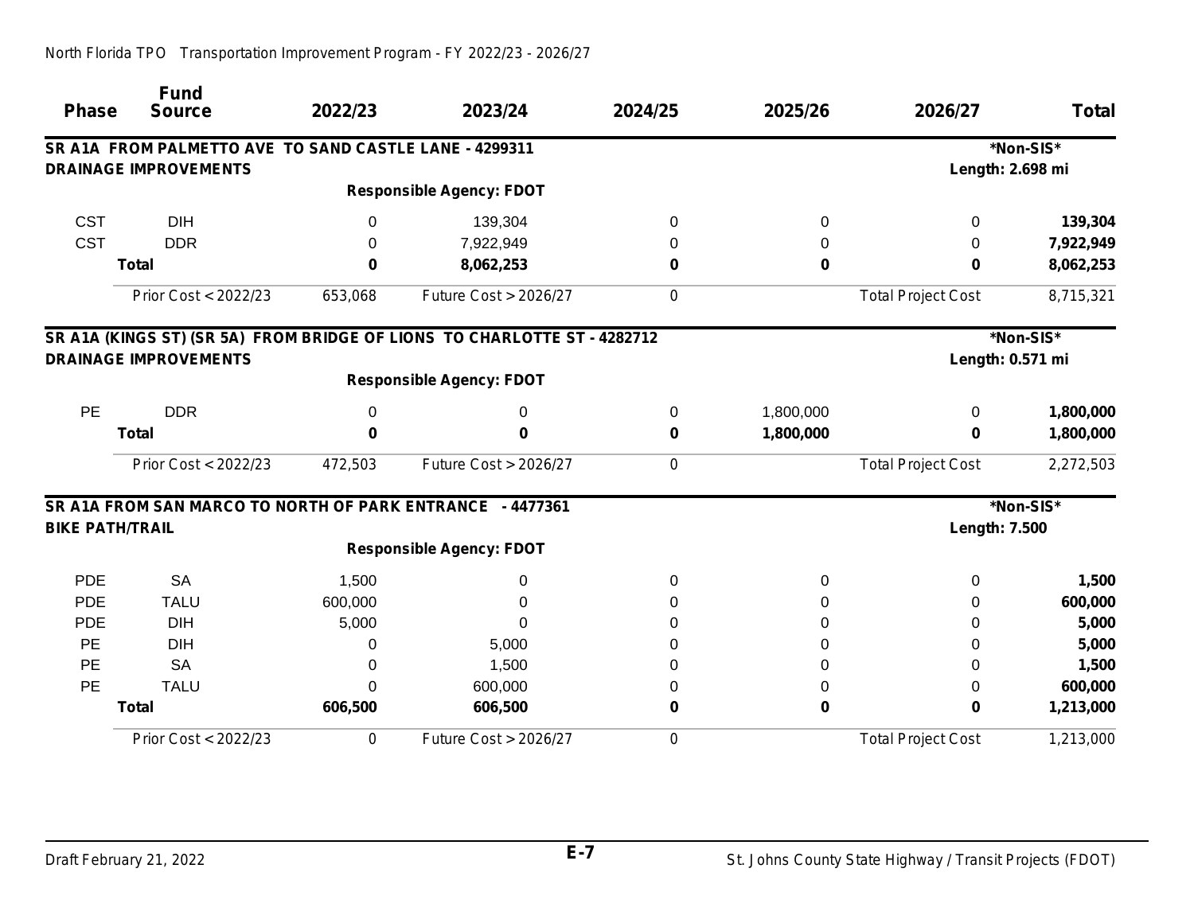| Phase | Fund Source | 2022/23 | 2023/24 | 2024/25 | 2025/26 | 2026/27 | Total |
|---|---|---|---|---|---|---|---|
| **SR A1A FROM PALMETTO AVE TO SAND CASTLE LANE - 4299311** | | | | | | | ***Non-SIS*** |
| **DRAINAGE IMPROVEMENTS** | | | | | | | **Length: 2.698 mi** |
| | | | **Responsible Agency: FDOT** | | | | |
| CST | DIH | 0 | 139,304 | 0 | 0 | 0 | **139,304** |
| CST | DDR | 0 | 7,922,949 | 0 | 0 | 0 | **7,922,949** |
| | **Total** | **0** | **8,062,253** | **0** | **0** | **0** | **8,062,253** |
| | Prior Cost < 2022/23 | 653,068 | Future Cost > 2026/27 | 0 | | Total Project Cost | 8,715,321 |
| **SR A1A (KINGS ST) (SR 5A) FROM BRIDGE OF LIONS TO CHARLOTTE ST - 4282712** | | | | | | | ***Non-SIS*** |
| **DRAINAGE IMPROVEMENTS** | | | | | | | **Length: 0.571 mi** |
| | | | **Responsible Agency: FDOT** | | | | |
| PE | DDR | 0 | 0 | 0 | 1,800,000 | 0 | **1,800,000** |
| | **Total** | **0** | **0** | **0** | **1,800,000** | **0** | **1,800,000** |
| | Prior Cost < 2022/23 | 472,503 | Future Cost > 2026/27 | 0 | | Total Project Cost | 2,272,503 |
| **SR A1A FROM SAN MARCO TO NORTH OF PARK ENTRANCE - 4477361** | | | | | | | ***Non-SIS*** |
| **BIKE PATH/TRAIL** | | | | | | | **Length: 7.500** |
| | | | **Responsible Agency: FDOT** | | | | |
| PDE | SA | 1,500 | 0 | 0 | 0 | 0 | **1,500** |
| PDE | TALU | 600,000 | 0 | 0 | 0 | 0 | **600,000** |
| PDE | DIH | 5,000 | 0 | 0 | 0 | 0 | **5,000** |
| PE | DIH | 0 | 5,000 | 0 | 0 | 0 | **5,000** |
| PE | SA | 0 | 1,500 | 0 | 0 | 0 | **1,500** |
| PE | TALU | 0 | 600,000 | 0 | 0 | 0 | **600,000** |
| | **Total** | **606,500** | **606,500** | **0** | **0** | **0** | **1,213,000** |
| | Prior Cost < 2022/23 | 0 | Future Cost > 2026/27 | 0 | | Total Project Cost | 1,213,000 |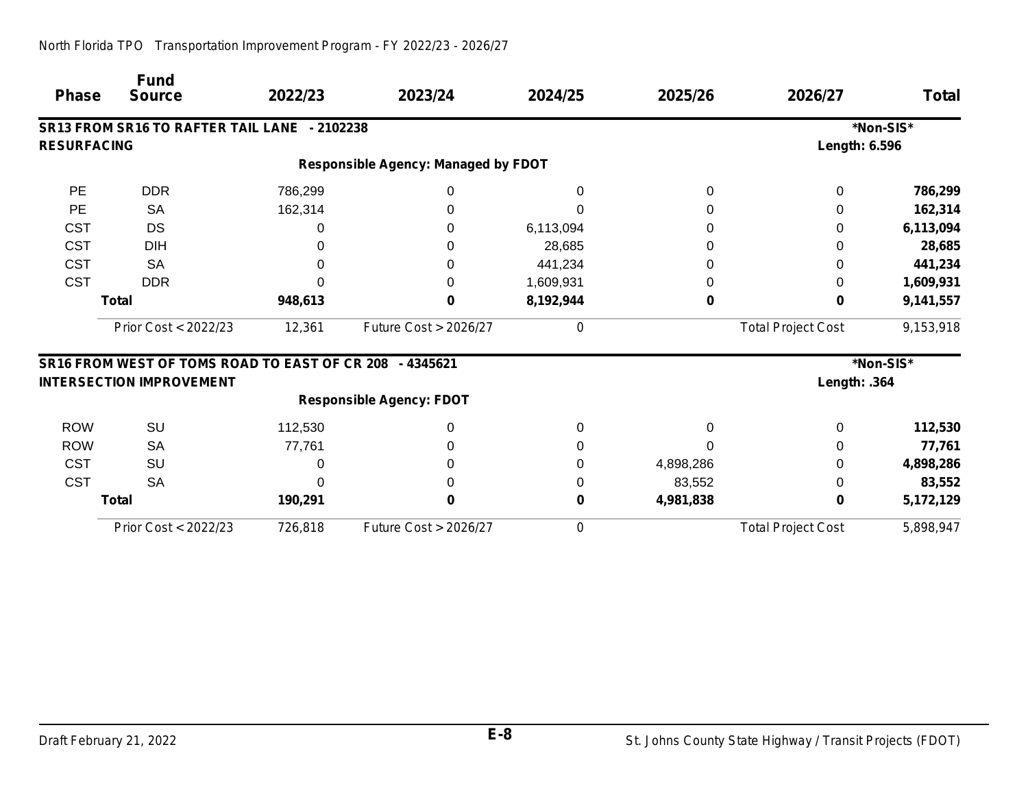| Phase | Fund Source | 2022/23 | 2023/24 | 2024/25 | 2025/26 | 2026/27 | Total |
|---|---|---|---|---|---|---|---|
| **SR13 FROM SR16 TO RAFTER TAIL LANE - 2102238** | | | | | | | ***Non-SIS*** |
| **RESURFACING** | | | | | | **Length: 6.596** | |
| | | | **Responsible Agency: Managed by FDOT** | | | | |
| PE | DDR | 786,299 | 0 | 0 | 0 | 0 | **786,299** |
| PE | SA | 162,314 | 0 | 0 | 0 | 0 | **162,314** |
| CST | DS | 0 | 0 | 6,113,094 | 0 | 0 | **6,113,094** |
| CST | DIH | 0 | 0 | 28,685 | 0 | 0 | **28,685** |
| CST | SA | 0 | 0 | 441,234 | 0 | 0 | **441,234** |
| CST | DDR | 0 | 0 | 1,609,931 | 0 | 0 | **1,609,931** |
| | **Total** | **948,613** | **0** | **8,192,944** | **0** | **0** | **9,141,557** |
| | Prior Cost < 2022/23 | 12,361 | Future Cost > 2026/27 | 0 | | Total Project Cost | 9,153,918 |
| **SR16 FROM WEST OF TOMS ROAD TO EAST OF CR 208 - 4345621** | | | | | | | ***Non-SIS*** |
| **INTERSECTION IMPROVEMENT** | | | | | | **Length: .364** | |
| | | | **Responsible Agency: FDOT** | | | | |
| ROW | SU | 112,530 | 0 | 0 | 0 | 0 | **112,530** |
| ROW | SA | 77,761 | 0 | 0 | 0 | 0 | **77,761** |
| CST | SU | 0 | 0 | 0 | 4,898,286 | 0 | **4,898,286** |
| CST | SA | 0 | 0 | 0 | 83,552 | 0 | **83,552** |
| | **Total** | **190,291** | **0** | **0** | **4,981,838** | **0** | **5,172,129** |
| | Prior Cost < 2022/23 | 726,818 | Future Cost > 2026/27 | 0 | | Total Project Cost | 5,898,947 |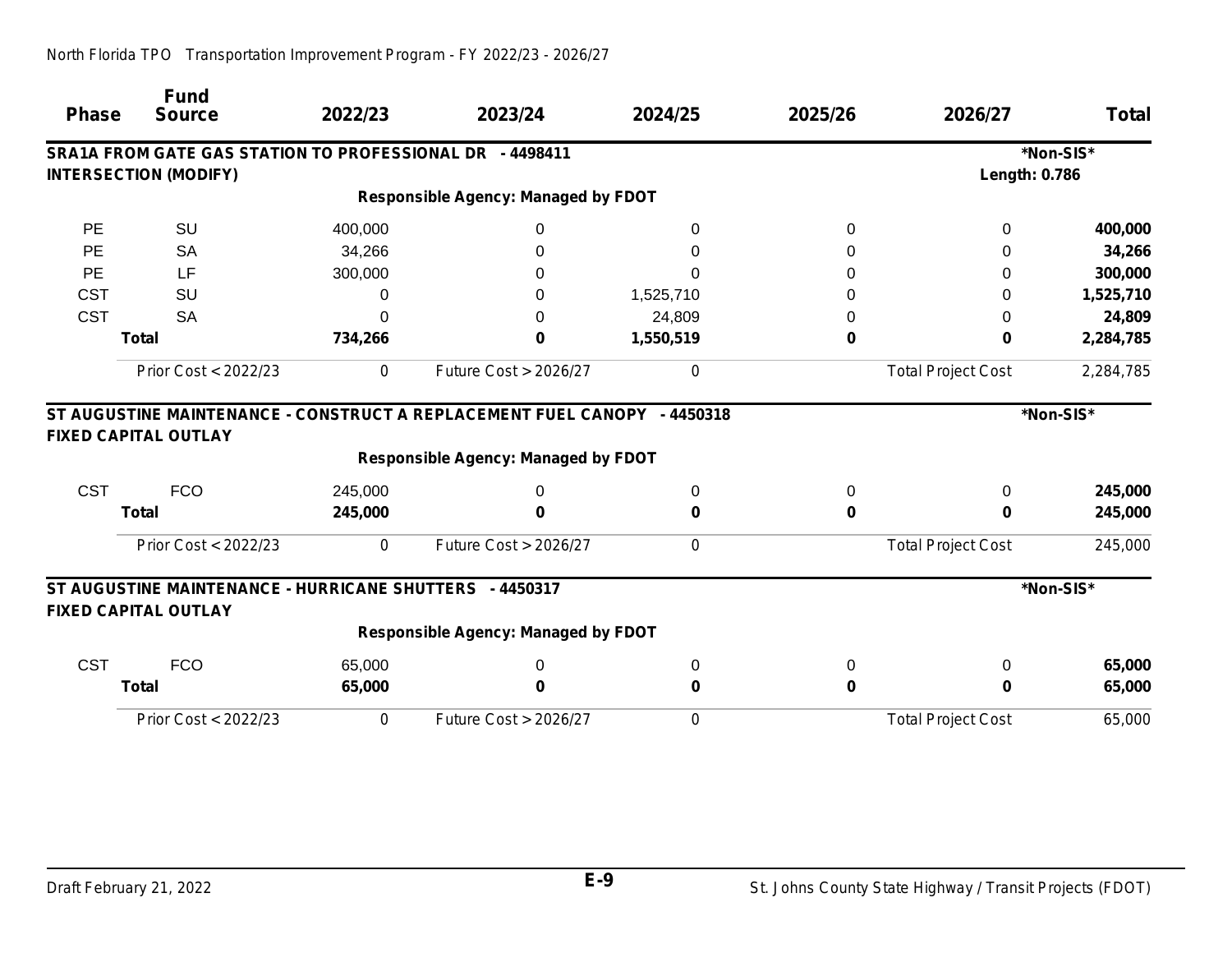| Phase | Fund Source | 2022/23 | 2023/24 | 2024/25 | 2025/26 | 2026/27 | Total |
|---|---|---|---|---|---|---|---|
| **SRA1A FROM GATE GAS STATION TO PROFESSIONAL DR - 4498411** | | | | | | | ***Non-SIS*** |
| **INTERSECTION (MODIFY)** | | | | | | | **Length: 0.786** |
| | | | **Responsible Agency: Managed by FDOT** | | | | |
| PE | SU | 400,000 | 0 | 0 | 0 | 0 | **400,000** |
| PE | SA | 34,266 | 0 | 0 | 0 | 0 | **34,266** |
| PE | LF | 300,000 | 0 | 0 | 0 | 0 | **300,000** |
| CST | SU | 0 | 0 | 1,525,710 | 0 | 0 | **1,525,710** |
| CST | SA | 0 | 0 | 24,809 | 0 | 0 | **24,809** |
| | **Total** | **734,266** | **0** | **1,550,519** | **0** | **0** | **2,284,785** |
| | Prior Cost < 2022/23 | 0 | Future Cost > 2026/27 | 0 | | Total Project Cost | 2,284,785 |

| Phase | Fund Source | 2022/23 | 2023/24 | 2024/25 | 2025/26 | 2026/27 | Total |
|---|---|---|---|---|---|---|---|
| **ST AUGUSTINE MAINTENANCE - CONSTRUCT A REPLACEMENT FUEL CANOPY - 4450318** | | | | | | | ***Non-SIS*** |
| **FIXED CAPITAL OUTLAY** | | | | | | | |
| | | | **Responsible Agency: Managed by FDOT** | | | | |
| CST | FCO | 245,000 | 0 | 0 | 0 | 0 | **245,000** |
| | **Total** | **245,000** | **0** | **0** | **0** | **0** | **245,000** |
| | Prior Cost < 2022/23 | 0 | Future Cost > 2026/27 | 0 | | Total Project Cost | 245,000 |

| Phase | Fund Source | 2022/23 | 2023/24 | 2024/25 | 2025/26 | 2026/27 | Total |
|---|---|---|---|---|---|---|---|
| **ST AUGUSTINE MAINTENANCE - HURRICANE SHUTTERS - 4450317** | | | | | | | ***Non-SIS*** |
| **FIXED CAPITAL OUTLAY** | | | | | | | |
| | | | **Responsible Agency: Managed by FDOT** | | | | |
| CST | FCO | 65,000 | 0 | 0 | 0 | 0 | **65,000** |
| | **Total** | **65,000** | **0** | **0** | **0** | **0** | **65,000** |
| | Prior Cost < 2022/23 | 0 | Future Cost > 2026/27 | 0 | | Total Project Cost | 65,000 |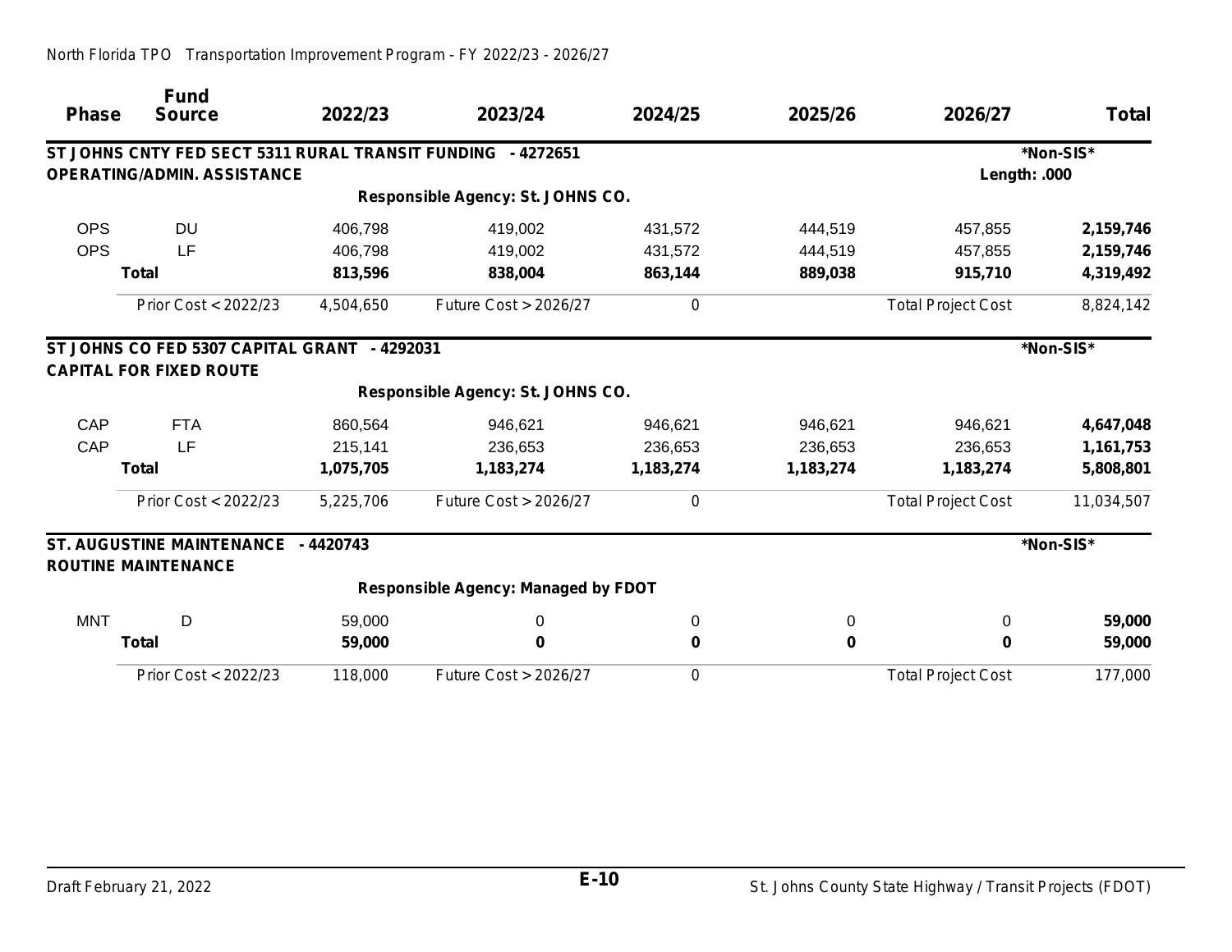| Phase | Fund Source | 2022/23 | 2023/24 | 2024/25 | 2025/26 | 2026/27 | Total |
|---|---|---|---|---|---|---|---|

**ST JOHNS CNTY FED SECT 5311 RURAL TRANSIT FUNDING - 4272651** — *Non-SIS*

**OPERATING/ADMIN. ASSISTANCE** — Length: .000

**Responsible Agency: St. JOHNS CO.**

| Phase | Fund Source | 2022/23 | 2023/24 | 2024/25 | 2025/26 | 2026/27 | Total |
|---|---|---|---|---|---|---|---|
| OPS | DU | 406,798 | 419,002 | 431,572 | 444,519 | 457,855 | **2,159,746** |
| OPS | LF | 406,798 | 419,002 | 431,572 | 444,519 | 457,855 | **2,159,746** |
| | **Total** | **813,596** | **838,004** | **863,144** | **889,038** | **915,710** | **4,319,492** |
| | Prior Cost < 2022/23 | 4,504,650 | Future Cost > 2026/27 | 0 | | Total Project Cost | 8,824,142 |

**ST JOHNS CO FED 5307 CAPITAL GRANT - 4292031** — *Non-SIS*

**CAPITAL FOR FIXED ROUTE**

**Responsible Agency: St. JOHNS CO.**

| Phase | Fund Source | 2022/23 | 2023/24 | 2024/25 | 2025/26 | 2026/27 | Total |
|---|---|---|---|---|---|---|---|
| CAP | FTA | 860,564 | 946,621 | 946,621 | 946,621 | 946,621 | **4,647,048** |
| CAP | LF | 215,141 | 236,653 | 236,653 | 236,653 | 236,653 | **1,161,753** |
| | **Total** | **1,075,705** | **1,183,274** | **1,183,274** | **1,183,274** | **1,183,274** | **5,808,801** |
| | Prior Cost < 2022/23 | 5,225,706 | Future Cost > 2026/27 | 0 | | Total Project Cost | 11,034,507 |

**ST. AUGUSTINE MAINTENANCE - 4420743** — *Non-SIS*

**ROUTINE MAINTENANCE**

**Responsible Agency: Managed by FDOT**

| Phase | Fund Source | 2022/23 | 2023/24 | 2024/25 | 2025/26 | 2026/27 | Total |
|---|---|---|---|---|---|---|---|
| MNT | D | 59,000 | 0 | 0 | 0 | 0 | **59,000** |
| | **Total** | **59,000** | **0** | **0** | **0** | **0** | **59,000** |
| | Prior Cost < 2022/23 | 118,000 | Future Cost > 2026/27 | 0 | | Total Project Cost | 177,000 |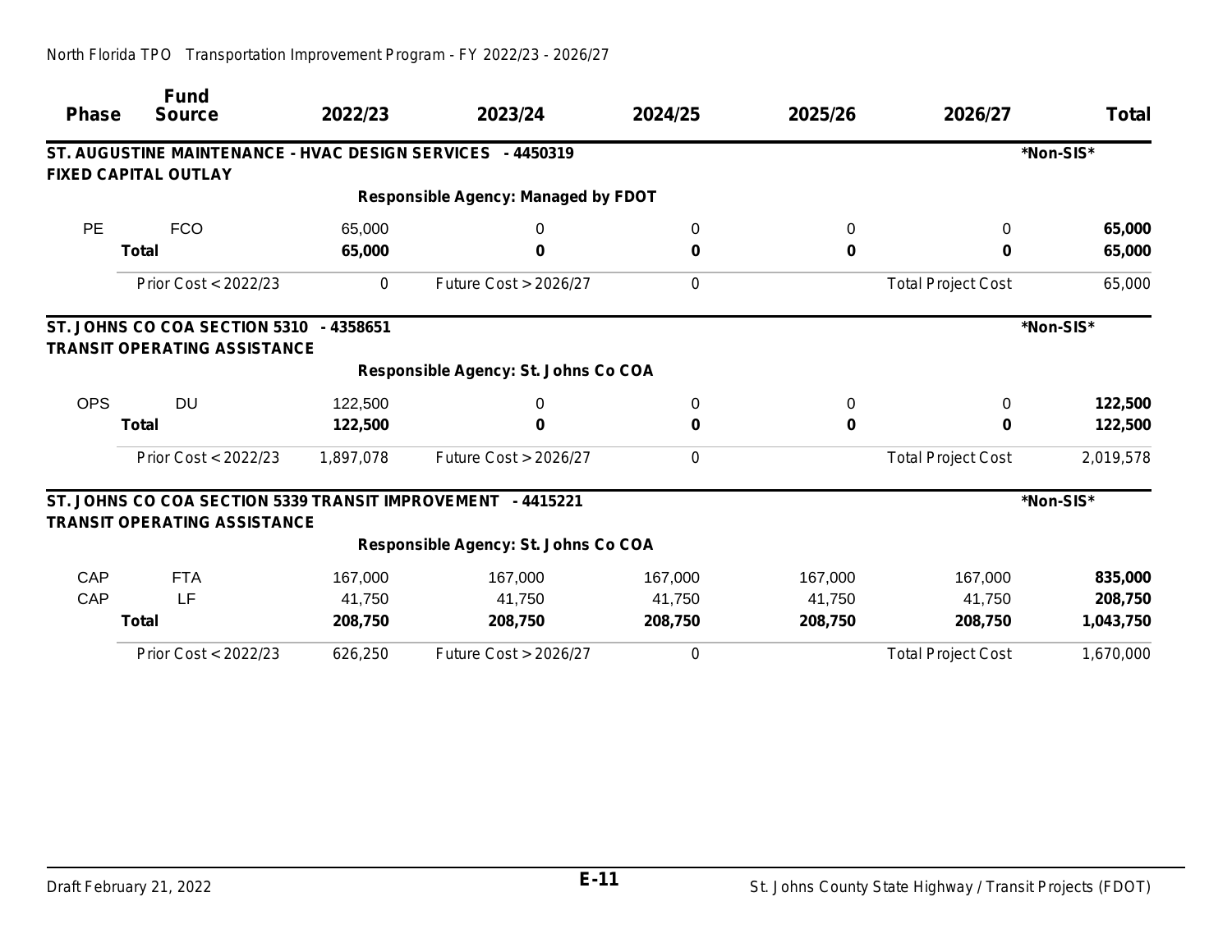| Phase | Fund Source | 2022/23 | 2023/24 | 2024/25 | 2025/26 | 2026/27 | Total |
|---|---|---|---|---|---|---|---|

**ST. AUGUSTINE MAINTENANCE - HVAC DESIGN SERVICES - 4450319** *Non-SIS*

**FIXED CAPITAL OUTLAY**

**Responsible Agency: Managed by FDOT**

| Phase | Fund Source | 2022/23 | 2023/24 | 2024/25 | 2025/26 | 2026/27 | Total |
|---|---|---|---|---|---|---|---|
| PE | FCO | 65,000 | 0 | 0 | 0 | 0 | **65,000** |
| | **Total** | **65,000** | **0** | **0** | **0** | **0** | **65,000** |
| | Prior Cost < 2022/23 | 0 | Future Cost > 2026/27 | 0 | | Total Project Cost | 65,000 |

**ST. JOHNS CO COA SECTION 5310 - 4358651** *Non-SIS*

**TRANSIT OPERATING ASSISTANCE**

**Responsible Agency: St. Johns Co COA**

| Phase | Fund Source | 2022/23 | 2023/24 | 2024/25 | 2025/26 | 2026/27 | Total |
|---|---|---|---|---|---|---|---|
| OPS | DU | 122,500 | 0 | 0 | 0 | 0 | **122,500** |
| | **Total** | **122,500** | **0** | **0** | **0** | **0** | **122,500** |
| | Prior Cost < 2022/23 | 1,897,078 | Future Cost > 2026/27 | 0 | | Total Project Cost | 2,019,578 |

**ST. JOHNS CO COA SECTION 5339 TRANSIT IMPROVEMENT - 4415221** *Non-SIS*

**TRANSIT OPERATING ASSISTANCE**

**Responsible Agency: St. Johns Co COA**

| Phase | Fund Source | 2022/23 | 2023/24 | 2024/25 | 2025/26 | 2026/27 | Total |
|---|---|---|---|---|---|---|---|
| CAP | FTA | 167,000 | 167,000 | 167,000 | 167,000 | 167,000 | **835,000** |
| CAP | LF | 41,750 | 41,750 | 41,750 | 41,750 | 41,750 | **208,750** |
| | **Total** | **208,750** | **208,750** | **208,750** | **208,750** | **208,750** | **1,043,750** |
| | Prior Cost < 2022/23 | 626,250 | Future Cost > 2026/27 | 0 | | Total Project Cost | 1,670,000 |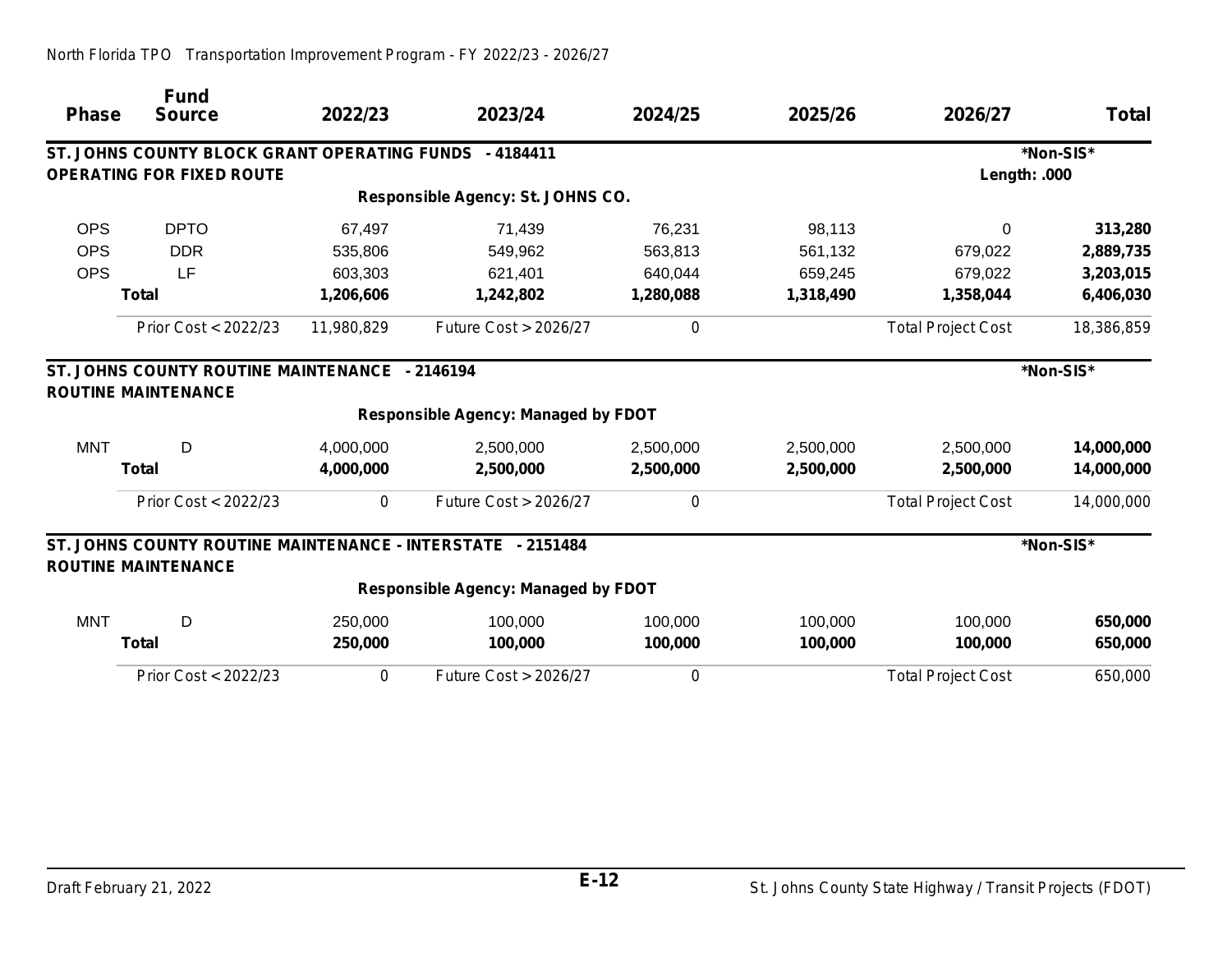| Phase | Fund Source | 2022/23 | 2023/24 | 2024/25 | 2025/26 | 2026/27 | Total |
|---|---|---|---|---|---|---|---|

**ST. JOHNS COUNTY BLOCK GRANT OPERATING FUNDS - 4184411** *Non-SIS*

**OPERATING FOR FIXED ROUTE** Length: .000

**Responsible Agency: St. JOHNS CO.**

| Phase | Fund Source | 2022/23 | 2023/24 | 2024/25 | 2025/26 | 2026/27 | Total |
|---|---|---|---|---|---|---|---|
| OPS | DPTO | 67,497 | 71,439 | 76,231 | 98,113 | 0 | **313,280** |
| OPS | DDR | 535,806 | 549,962 | 563,813 | 561,132 | 679,022 | **2,889,735** |
| OPS | LF | 603,303 | 621,401 | 640,044 | 659,245 | 679,022 | **3,203,015** |
| | **Total** | **1,206,606** | **1,242,802** | **1,280,088** | **1,318,490** | **1,358,044** | **6,406,030** |
| | Prior Cost < 2022/23 | 11,980,829 | Future Cost > 2026/27 | 0 | | Total Project Cost | 18,386,859 |

**ST. JOHNS COUNTY ROUTINE MAINTENANCE - 2146194** *Non-SIS*

**ROUTINE MAINTENANCE**

**Responsible Agency: Managed by FDOT**

| Phase | Fund Source | 2022/23 | 2023/24 | 2024/25 | 2025/26 | 2026/27 | Total |
|---|---|---|---|---|---|---|---|
| MNT | D | 4,000,000 | 2,500,000 | 2,500,000 | 2,500,000 | 2,500,000 | **14,000,000** |
| | **Total** | **4,000,000** | **2,500,000** | **2,500,000** | **2,500,000** | **2,500,000** | **14,000,000** |
| | Prior Cost < 2022/23 | 0 | Future Cost > 2026/27 | 0 | | Total Project Cost | 14,000,000 |

**ST. JOHNS COUNTY ROUTINE MAINTENANCE - INTERSTATE - 2151484** *Non-SIS*

**ROUTINE MAINTENANCE**

**Responsible Agency: Managed by FDOT**

| Phase | Fund Source | 2022/23 | 2023/24 | 2024/25 | 2025/26 | 2026/27 | Total |
|---|---|---|---|---|---|---|---|
| MNT | D | 250,000 | 100,000 | 100,000 | 100,000 | 100,000 | **650,000** |
| | **Total** | **250,000** | **100,000** | **100,000** | **100,000** | **100,000** | **650,000** |
| | Prior Cost < 2022/23 | 0 | Future Cost > 2026/27 | 0 | | Total Project Cost | 650,000 |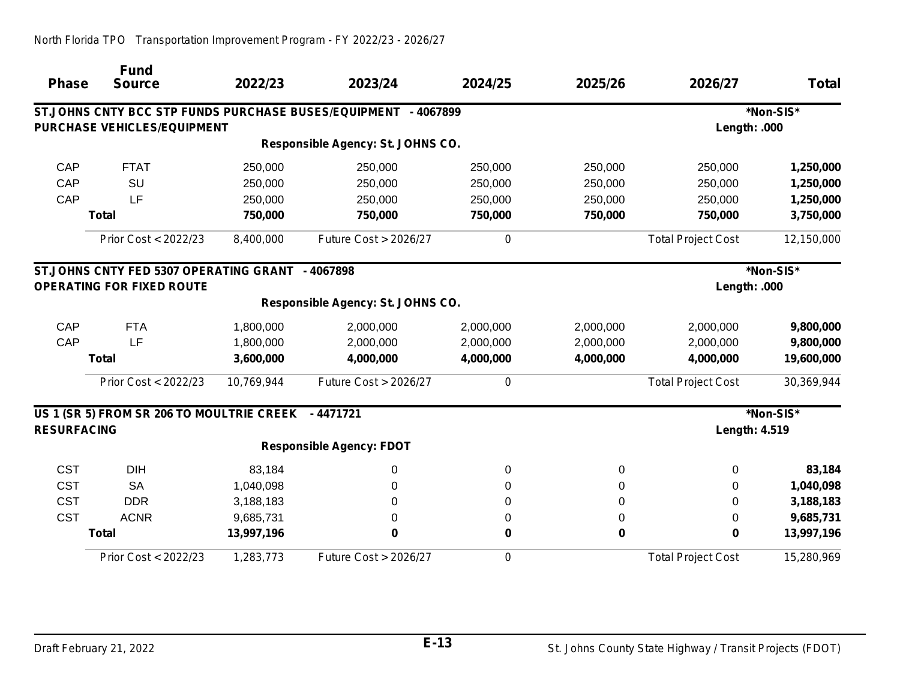| Phase | Fund Source | 2022/23 | 2023/24 | 2024/25 | 2025/26 | 2026/27 | Total |
|---|---|---|---|---|---|---|---|
| **ST.JOHNS CNTY BCC STP FUNDS PURCHASE BUSES/EQUIPMENT - 4067899** | | | | | | | ***Non-SIS*** |
| **PURCHASE VEHICLES/EQUIPMENT** | | | | | | **Length: .000** | |
| | | | **Responsible Agency: St. JOHNS CO.** | | | | |
| CAP | FTAT | 250,000 | 250,000 | 250,000 | 250,000 | 250,000 | **1,250,000** |
| CAP | SU | 250,000 | 250,000 | 250,000 | 250,000 | 250,000 | **1,250,000** |
| CAP | LF | 250,000 | 250,000 | 250,000 | 250,000 | 250,000 | **1,250,000** |
| | **Total** | **750,000** | **750,000** | **750,000** | **750,000** | **750,000** | **3,750,000** |
| | Prior Cost < 2022/23 | 8,400,000 | Future Cost > 2026/27 | 0 | | Total Project Cost | 12,150,000 |
| **ST.JOHNS CNTY FED 5307 OPERATING GRANT - 4067898** | | | | | | | ***Non-SIS*** |
| **OPERATING FOR FIXED ROUTE** | | | | | | **Length: .000** | |
| | | | **Responsible Agency: St. JOHNS CO.** | | | | |
| CAP | FTA | 1,800,000 | 2,000,000 | 2,000,000 | 2,000,000 | 2,000,000 | **9,800,000** |
| CAP | LF | 1,800,000 | 2,000,000 | 2,000,000 | 2,000,000 | 2,000,000 | **9,800,000** |
| | **Total** | **3,600,000** | **4,000,000** | **4,000,000** | **4,000,000** | **4,000,000** | **19,600,000** |
| | Prior Cost < 2022/23 | 10,769,944 | Future Cost > 2026/27 | 0 | | Total Project Cost | 30,369,944 |
| **US 1 (SR 5) FROM SR 206 TO MOULTRIE CREEK - 4471721** | | | | | | | ***Non-SIS*** |
| **RESURFACING** | | | | | | **Length: 4.519** | |
| | | | **Responsible Agency: FDOT** | | | | |
| CST | DIH | 83,184 | 0 | 0 | 0 | 0 | **83,184** |
| CST | SA | 1,040,098 | 0 | 0 | 0 | 0 | **1,040,098** |
| CST | DDR | 3,188,183 | 0 | 0 | 0 | 0 | **3,188,183** |
| CST | ACNR | 9,685,731 | 0 | 0 | 0 | 0 | **9,685,731** |
| | **Total** | **13,997,196** | **0** | **0** | **0** | **0** | **13,997,196** |
| | Prior Cost < 2022/23 | 1,283,773 | Future Cost > 2026/27 | 0 | | Total Project Cost | 15,280,969 |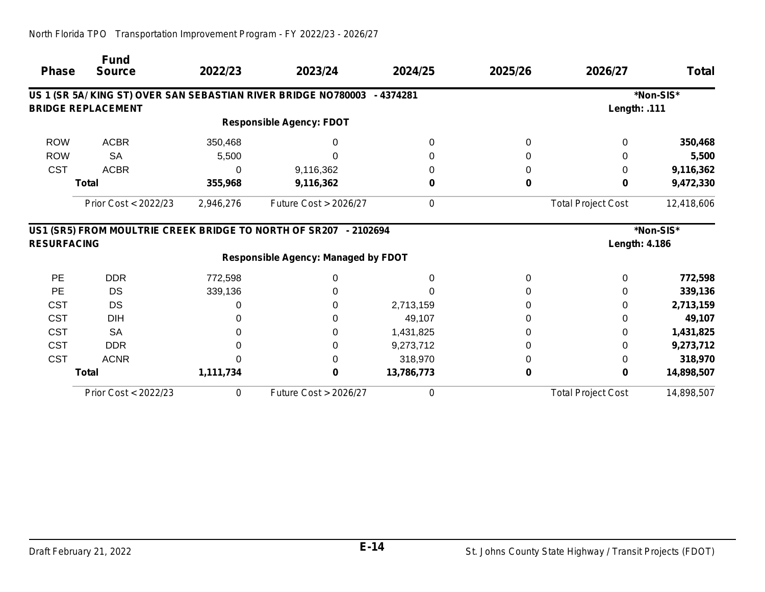| Phase | Fund Source | 2022/23 | 2023/24 | 2024/25 | 2025/26 | 2026/27 | Total |
|---|---|---|---|---|---|---|---|
| **US 1 (SR 5A/ KING ST) OVER SAN SEBASTIAN RIVER BRIDGE NO780003 - 4374281** | | | | | | | ***Non-SIS*** |
| **BRIDGE REPLACEMENT** | | | | | | **Length: .111** | |
| | | | **Responsible Agency: FDOT** | | | | |
| ROW | ACBR | 350,468 | 0 | 0 | 0 | 0 | **350,468** |
| ROW | SA | 5,500 | 0 | 0 | 0 | 0 | **5,500** |
| CST | ACBR | 0 | 9,116,362 | 0 | 0 | 0 | **9,116,362** |
| **Total** | | **355,968** | **9,116,362** | **0** | **0** | **0** | **9,472,330** |
| | Prior Cost < 2022/23 | 2,946,276 | Future Cost > 2026/27 | 0 | | Total Project Cost | 12,418,606 |
| **US1 (SR5) FROM MOULTRIE CREEK BRIDGE TO NORTH OF SR207 - 2102694** | | | | | | | ***Non-SIS*** |
| **RESURFACING** | | | | | | **Length: 4.186** | |
| | | | **Responsible Agency: Managed by FDOT** | | | | |
| PE | DDR | 772,598 | 0 | 0 | 0 | 0 | **772,598** |
| PE | DS | 339,136 | 0 | 0 | 0 | 0 | **339,136** |
| CST | DS | 0 | 0 | 2,713,159 | 0 | 0 | **2,713,159** |
| CST | DIH | 0 | 0 | 49,107 | 0 | 0 | **49,107** |
| CST | SA | 0 | 0 | 1,431,825 | 0 | 0 | **1,431,825** |
| CST | DDR | 0 | 0 | 9,273,712 | 0 | 0 | **9,273,712** |
| CST | ACNR | 0 | 0 | 318,970 | 0 | 0 | **318,970** |
| **Total** | | **1,111,734** | **0** | **13,786,773** | **0** | **0** | **14,898,507** |
| | Prior Cost < 2022/23 | 0 | Future Cost > 2026/27 | 0 | | Total Project Cost | 14,898,507 |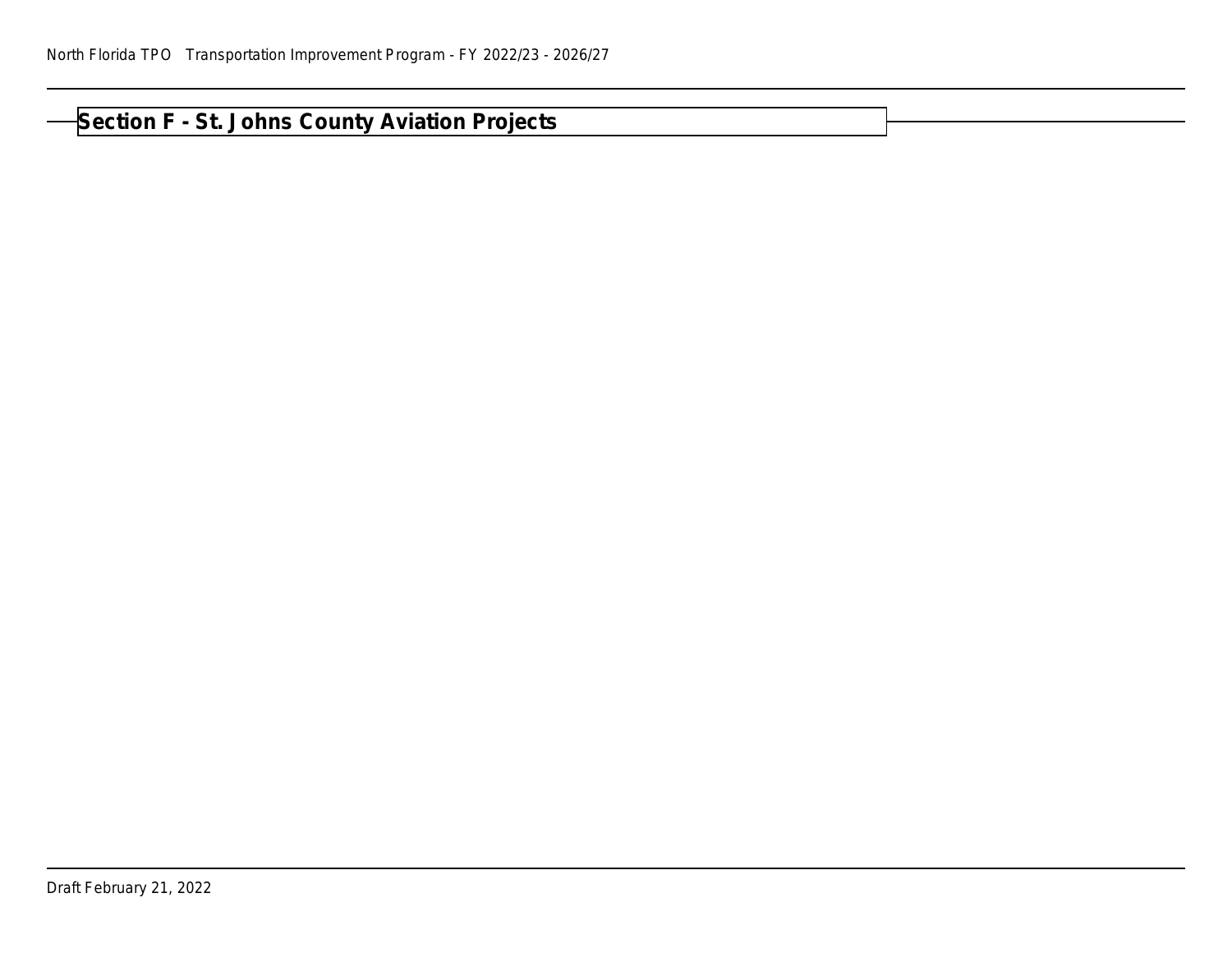## Section F - St. Johns County Aviation Projects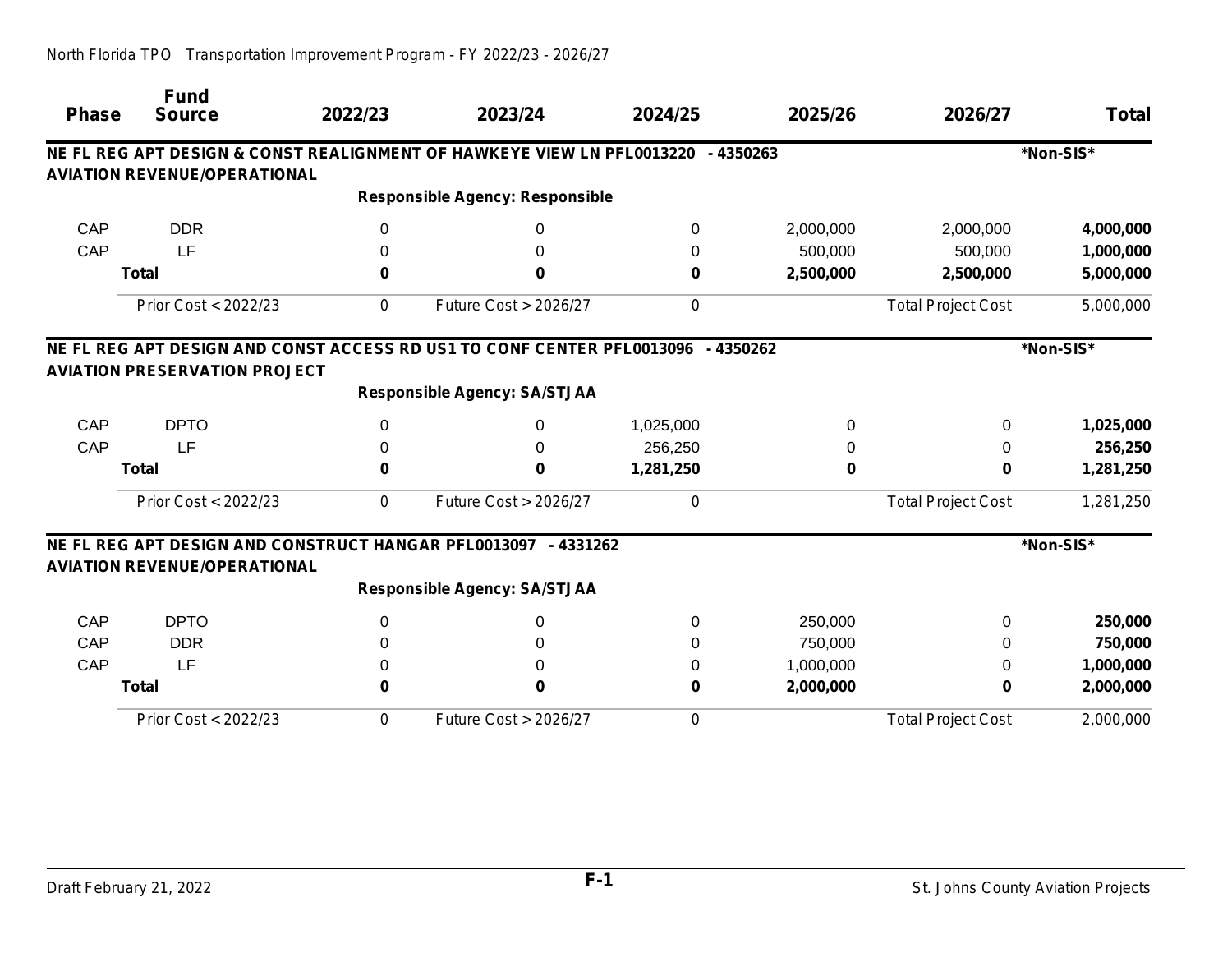| Phase | Fund Source | 2022/23 | 2023/24 | 2024/25 | 2025/26 | 2026/27 | Total |
|---|---|---|---|---|---|---|---|
| **NE FL REG APT DESIGN & CONST REALIGNMENT OF HAWKEYE VIEW LN PFL0013220 - 4350263** | | | | | | | ***Non-SIS*** |
| **AVIATION REVENUE/OPERATIONAL** | | | | | | | |
| | | **Responsible Agency: Responsible** | | | | | |
| CAP | DDR | 0 | 0 | 0 | 2,000,000 | 2,000,000 | **4,000,000** |
| CAP | LF | 0 | 0 | 0 | 500,000 | 500,000 | **1,000,000** |
| | **Total** | **0** | **0** | **0** | **2,500,000** | **2,500,000** | **5,000,000** |
| | Prior Cost < 2022/23 | 0 | Future Cost > 2026/27 | 0 | | Total Project Cost | 5,000,000 |
| **NE FL REG APT DESIGN AND CONST ACCESS RD US1 TO CONF CENTER PFL0013096 - 4350262** | | | | | | | ***Non-SIS*** |
| **AVIATION PRESERVATION PROJECT** | | | | | | | |
| | | **Responsible Agency: SA/STJAA** | | | | | |
| CAP | DPTO | 0 | 0 | 1,025,000 | 0 | 0 | **1,025,000** |
| CAP | LF | 0 | 0 | 256,250 | 0 | 0 | **256,250** |
| | **Total** | **0** | **0** | **1,281,250** | **0** | **0** | **1,281,250** |
| | Prior Cost < 2022/23 | 0 | Future Cost > 2026/27 | 0 | | Total Project Cost | 1,281,250 |
| **NE FL REG APT DESIGN AND CONSTRUCT HANGAR PFL0013097 - 4331262** | | | | | | | ***Non-SIS*** |
| **AVIATION REVENUE/OPERATIONAL** | | | | | | | |
| | | **Responsible Agency: SA/STJAA** | | | | | |
| CAP | DPTO | 0 | 0 | 0 | 250,000 | 0 | **250,000** |
| CAP | DDR | 0 | 0 | 0 | 750,000 | 0 | **750,000** |
| CAP | LF | 0 | 0 | 0 | 1,000,000 | 0 | **1,000,000** |
| | **Total** | **0** | **0** | **0** | **2,000,000** | **0** | **2,000,000** |
| | Prior Cost < 2022/23 | 0 | Future Cost > 2026/27 | 0 | | Total Project Cost | 2,000,000 |

Draft February 21, 2022

St. Johns County Aviation Projects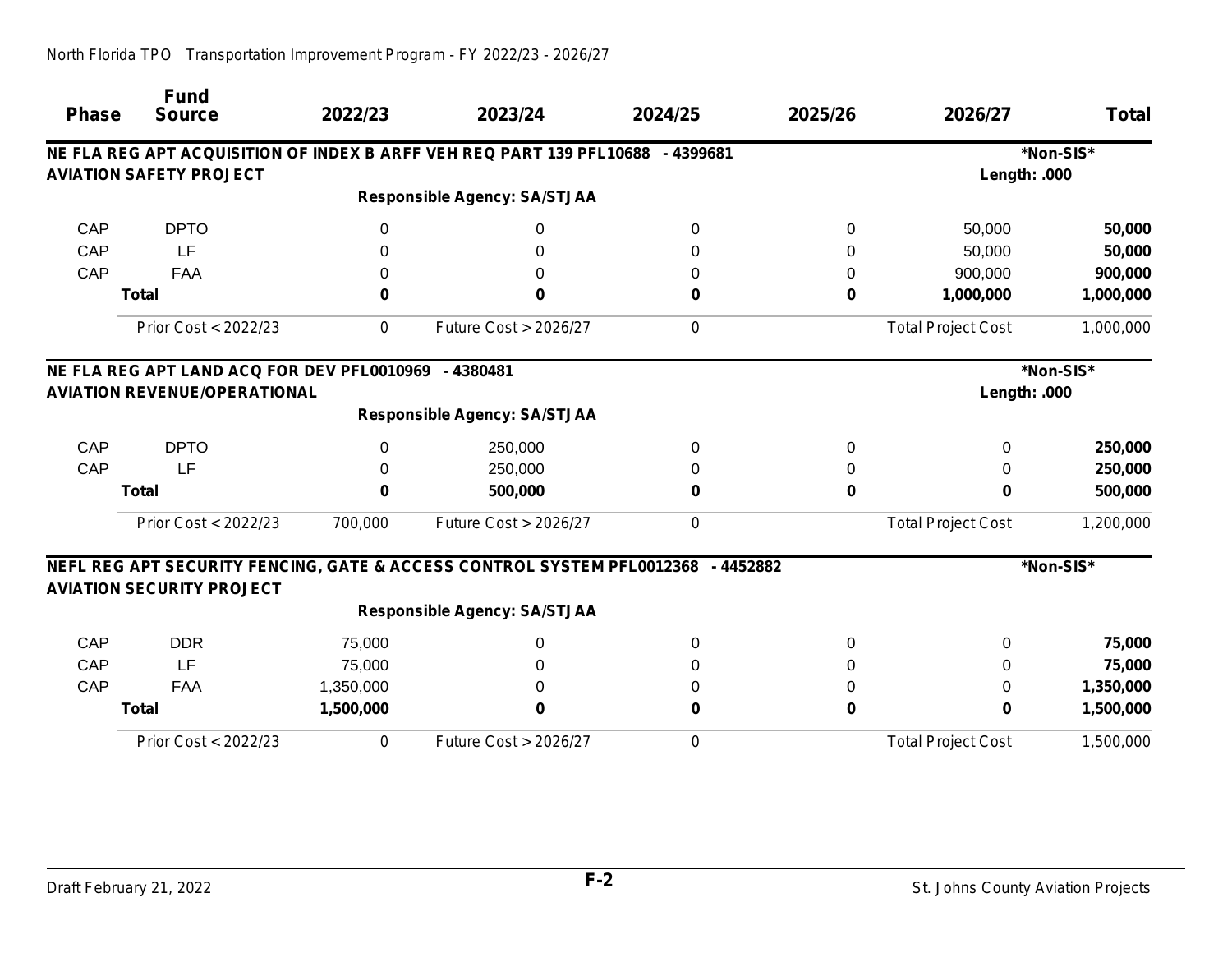| Phase | Fund Source | 2022/23 | 2023/24 | 2024/25 | 2025/26 | 2026/27 | Total |
|---|---|---|---|---|---|---|---|

**NE FLA REG APT ACQUISITION OF INDEX B ARFF VEH REQ PART 139 PFL10688 - 4399681** *Non-SIS*

**AVIATION SAFETY PROJECT** Length: .000

**Responsible Agency: SA/STJAA**

| Phase | Fund Source | 2022/23 | 2023/24 | 2024/25 | 2025/26 | 2026/27 | Total |
|---|---|---|---|---|---|---|---|
| CAP | DPTO | 0 | 0 | 0 | 0 | 50,000 | **50,000** |
| CAP | LF | 0 | 0 | 0 | 0 | 50,000 | **50,000** |
| CAP | FAA | 0 | 0 | 0 | 0 | 900,000 | **900,000** |
| | **Total** | **0** | **0** | **0** | **0** | **1,000,000** | **1,000,000** |

| Prior Cost < 2022/23 | 0 | Future Cost > 2026/27 | 0 | Total Project Cost | 1,000,000 |
|---|---|---|---|---|---|

**NE FLA REG APT LAND ACQ FOR DEV PFL0010969 - 4380481** *Non-SIS*

**AVIATION REVENUE/OPERATIONAL** Length: .000

**Responsible Agency: SA/STJAA**

| Phase | Fund Source | 2022/23 | 2023/24 | 2024/25 | 2025/26 | 2026/27 | Total |
|---|---|---|---|---|---|---|---|
| CAP | DPTO | 0 | 250,000 | 0 | 0 | 0 | **250,000** |
| CAP | LF | 0 | 250,000 | 0 | 0 | 0 | **250,000** |
| | **Total** | **0** | **500,000** | **0** | **0** | **0** | **500,000** |

| Prior Cost < 2022/23 | 700,000 | Future Cost > 2026/27 | 0 | Total Project Cost | 1,200,000 |
|---|---|---|---|---|---|

**NEFL REG APT SECURITY FENCING, GATE & ACCESS CONTROL SYSTEM PFL0012368 - 4452882** *Non-SIS*

**AVIATION SECURITY PROJECT**

**Responsible Agency: SA/STJAA**

| Phase | Fund Source | 2022/23 | 2023/24 | 2024/25 | 2025/26 | 2026/27 | Total |
|---|---|---|---|---|---|---|---|
| CAP | DDR | 75,000 | 0 | 0 | 0 | 0 | **75,000** |
| CAP | LF | 75,000 | 0 | 0 | 0 | 0 | **75,000** |
| CAP | FAA | 1,350,000 | 0 | 0 | 0 | 0 | **1,350,000** |
| | **Total** | **1,500,000** | **0** | **0** | **0** | **0** | **1,500,000** |

| Prior Cost < 2022/23 | 0 | Future Cost > 2026/27 | 0 | Total Project Cost | 1,500,000 |
|---|---|---|---|---|---|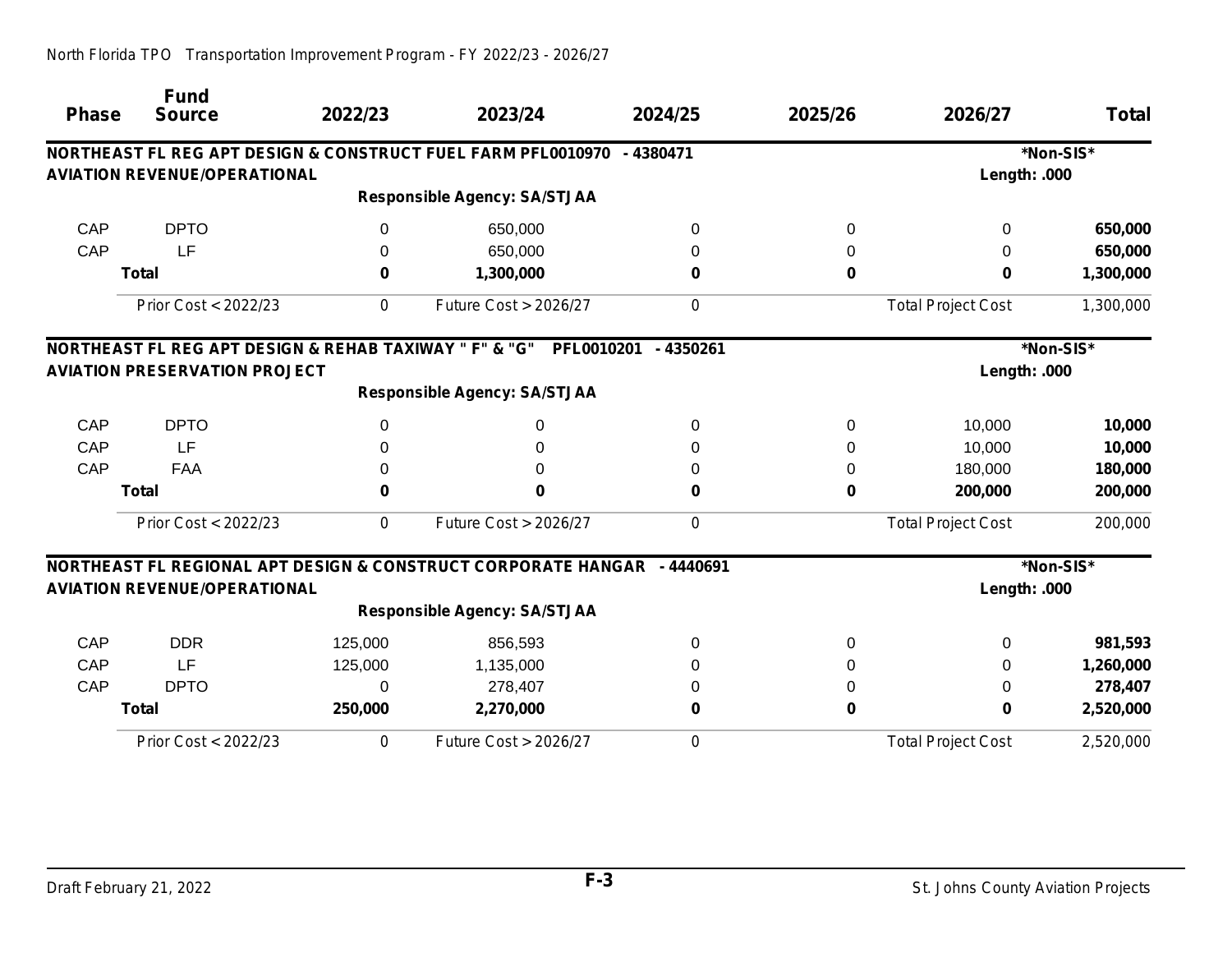| Phase | Fund Source | 2022/23 | 2023/24 | 2024/25 | 2025/26 | 2026/27 | Total |
|---|---|---|---|---|---|---|---|
| **NORTHEAST FL REG APT DESIGN & CONSTRUCT FUEL FARM PFL0010970 - 4380471** | | | | | | | ***Non-SIS*** |
| **AVIATION REVENUE/OPERATIONAL** | | | | | | | **Length: .000** |
| | | | **Responsible Agency: SA/STJAA** | | | | |
| CAP | DPTO | 0 | 650,000 | 0 | 0 | 0 | **650,000** |
| CAP | LF | 0 | 650,000 | 0 | 0 | 0 | **650,000** |
| | **Total** | **0** | **1,300,000** | **0** | **0** | **0** | **1,300,000** |
| | Prior Cost < 2022/23 | 0 | Future Cost > 2026/27 | 0 | | Total Project Cost | 1,300,000 |
| **NORTHEAST FL REG APT DESIGN & REHAB TAXIWAY " F" & "G" PFL0010201 - 4350261** | | | | | | | ***Non-SIS*** |
| **AVIATION PRESERVATION PROJECT** | | | | | | | **Length: .000** |
| | | | **Responsible Agency: SA/STJAA** | | | | |
| CAP | DPTO | 0 | 0 | 0 | 0 | 10,000 | **10,000** |
| CAP | LF | 0 | 0 | 0 | 0 | 10,000 | **10,000** |
| CAP | FAA | 0 | 0 | 0 | 0 | 180,000 | **180,000** |
| | **Total** | **0** | **0** | **0** | **0** | **200,000** | **200,000** |
| | Prior Cost < 2022/23 | 0 | Future Cost > 2026/27 | 0 | | Total Project Cost | 200,000 |
| **NORTHEAST FL REGIONAL APT DESIGN & CONSTRUCT CORPORATE HANGAR - 4440691** | | | | | | | ***Non-SIS*** |
| **AVIATION REVENUE/OPERATIONAL** | | | | | | | **Length: .000** |
| | | | **Responsible Agency: SA/STJAA** | | | | |
| CAP | DDR | 125,000 | 856,593 | 0 | 0 | 0 | **981,593** |
| CAP | LF | 125,000 | 1,135,000 | 0 | 0 | 0 | **1,260,000** |
| CAP | DPTO | 0 | 278,407 | 0 | 0 | 0 | **278,407** |
| | **Total** | **250,000** | **2,270,000** | **0** | **0** | **0** | **2,520,000** |
| | Prior Cost < 2022/23 | 0 | Future Cost > 2026/27 | 0 | | Total Project Cost | 2,520,000 |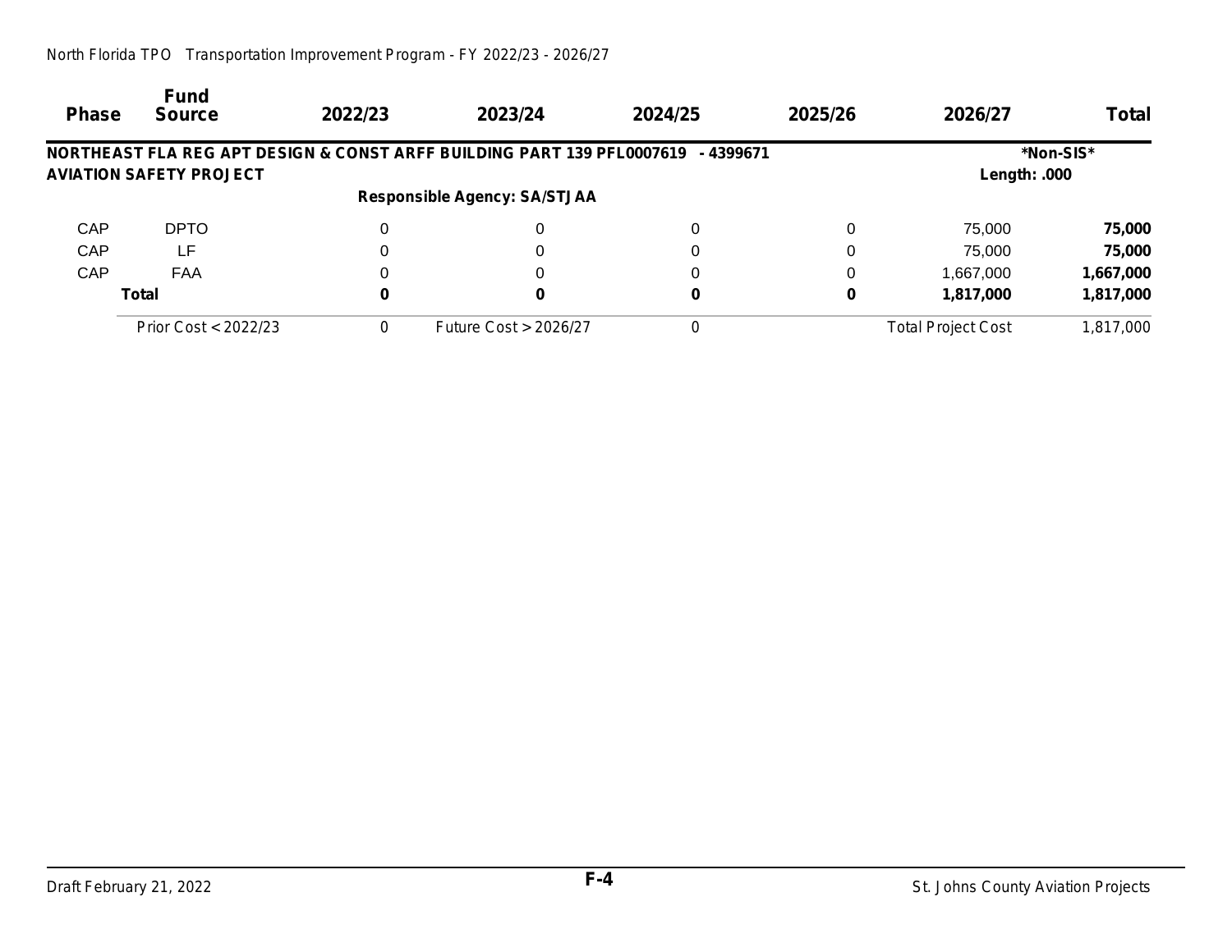| Phase | Fund Source | 2022/23 | 2023/24 | 2024/25 | 2025/26 | 2026/27 | Total |
|---|---|---|---|---|---|---|---|
| **NORTHEAST FLA REG APT DESIGN & CONST ARFF BUILDING PART 139 PFL0007619 - 4399671** | | | | | | | ***Non-SIS*** |
| **AVIATION SAFETY PROJECT** | | | | | | **Length: .000** | |
| | | **Responsible Agency: SA/STJAA** | | | | | |
| CAP | DPTO | 0 | 0 | 0 | 0 | 75,000 | **75,000** |
| CAP | LF | 0 | 0 | 0 | 0 | 75,000 | **75,000** |
| CAP | FAA | 0 | 0 | 0 | 0 | 1,667,000 | **1,667,000** |
| **Total** | | **0** | **0** | **0** | **0** | **1,817,000** | **1,817,000** |
| | Prior Cost < 2022/23 | 0 | Future Cost > 2026/27 | 0 | | Total Project Cost | 1,817,000 |

Draft February 21, 2022

St. Johns County Aviation Projects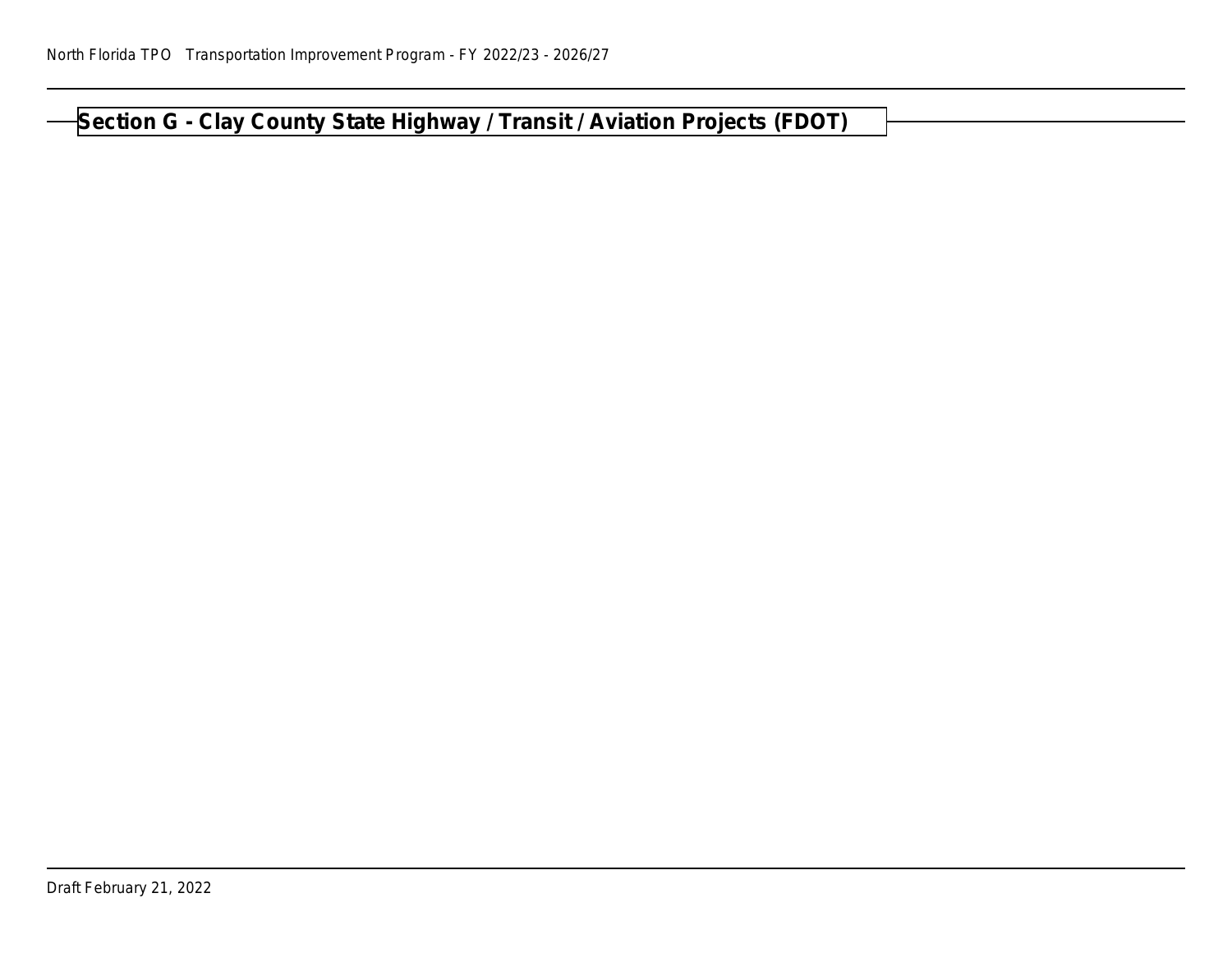## Section G - Clay County State Highway / Transit / Aviation Projects (FDOT)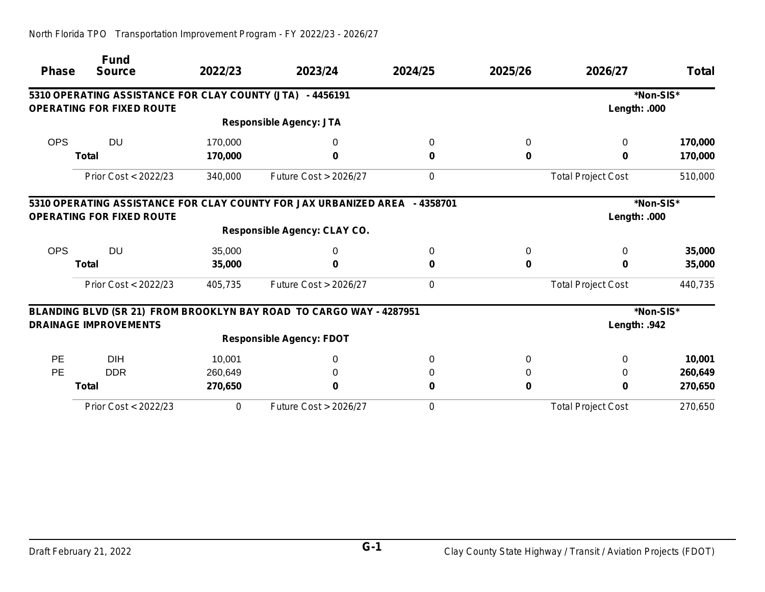| Phase | Fund Source | 2022/23 | 2023/24 | 2024/25 | 2025/26 | 2026/27 | Total |
|---|---|---|---|---|---|---|---|
| **5310 OPERATING ASSISTANCE FOR CLAY COUNTY (JTA) - 4456191** | | | | | | | ***Non-SIS*** |
| **OPERATING FOR FIXED ROUTE** | | | | | | | **Length: .000** |
| | | | **Responsible Agency: JTA** | | | | |
| OPS | DU | 170,000 | 0 | 0 | 0 | 0 | **170,000** |
| | **Total** | **170,000** | **0** | **0** | **0** | **0** | **170,000** |
| | Prior Cost < 2022/23 | 340,000 | Future Cost > 2026/27 | 0 | | Total Project Cost | 510,000 |
| **5310 OPERATING ASSISTANCE FOR CLAY COUNTY FOR JAX URBANIZED AREA - 4358701** | | | | | | | ***Non-SIS*** |
| **OPERATING FOR FIXED ROUTE** | | | | | | | **Length: .000** |
| | | | **Responsible Agency: CLAY CO.** | | | | |
| OPS | DU | 35,000 | 0 | 0 | 0 | 0 | **35,000** |
| | **Total** | **35,000** | **0** | **0** | **0** | **0** | **35,000** |
| | Prior Cost < 2022/23 | 405,735 | Future Cost > 2026/27 | 0 | | Total Project Cost | 440,735 |
| **BLANDING BLVD (SR 21) FROM BROOKLYN BAY ROAD TO CARGO WAY - 4287951** | | | | | | | ***Non-SIS*** |
| **DRAINAGE IMPROVEMENTS** | | | | | | | **Length: .942** |
| | | | **Responsible Agency: FDOT** | | | | |
| PE | DIH | 10,001 | 0 | 0 | 0 | 0 | **10,001** |
| PE | DDR | 260,649 | 0 | 0 | 0 | 0 | **260,649** |
| | **Total** | **270,650** | **0** | **0** | **0** | **0** | **270,650** |
| | Prior Cost < 2022/23 | 0 | Future Cost > 2026/27 | 0 | | Total Project Cost | 270,650 |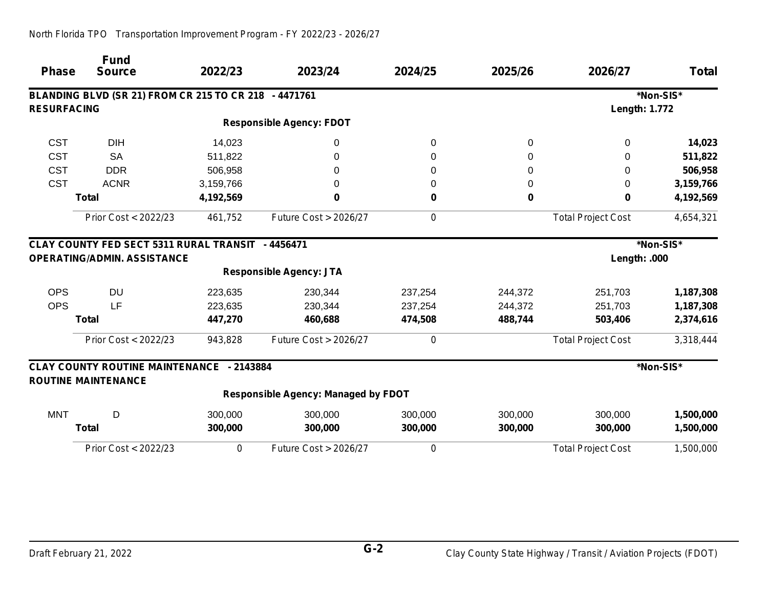| Phase | Fund Source | 2022/23 | 2023/24 | 2024/25 | 2025/26 | 2026/27 | Total |
|---|---|---|---|---|---|---|---|
| **BLANDING BLVD (SR 21) FROM CR 215 TO CR 218 - 4471761** | | | | | | | ***Non-SIS*** |
| **RESURFACING** | | | | | | **Length: 1.772** | |
| | | | **Responsible Agency: FDOT** | | | | |
| CST | DIH | 14,023 | 0 | 0 | 0 | 0 | **14,023** |
| CST | SA | 511,822 | 0 | 0 | 0 | 0 | **511,822** |
| CST | DDR | 506,958 | 0 | 0 | 0 | 0 | **506,958** |
| CST | ACNR | 3,159,766 | 0 | 0 | 0 | 0 | **3,159,766** |
| | **Total** | **4,192,569** | **0** | **0** | **0** | **0** | **4,192,569** |
| | Prior Cost < 2022/23 | 461,752 | Future Cost > 2026/27 | 0 | | Total Project Cost | 4,654,321 |
| **CLAY COUNTY FED SECT 5311 RURAL TRANSIT - 4456471** | | | | | | | ***Non-SIS*** |
| **OPERATING/ADMIN. ASSISTANCE** | | | | | | **Length: .000** | |
| | | | **Responsible Agency: JTA** | | | | |
| OPS | DU | 223,635 | 230,344 | 237,254 | 244,372 | 251,703 | **1,187,308** |
| OPS | LF | 223,635 | 230,344 | 237,254 | 244,372 | 251,703 | **1,187,308** |
| | **Total** | **447,270** | **460,688** | **474,508** | **488,744** | **503,406** | **2,374,616** |
| | Prior Cost < 2022/23 | 943,828 | Future Cost > 2026/27 | 0 | | Total Project Cost | 3,318,444 |
| **CLAY COUNTY ROUTINE MAINTENANCE - 2143884** | | | | | | | ***Non-SIS*** |
| **ROUTINE MAINTENANCE** | | | | | | | |
| | | | **Responsible Agency: Managed by FDOT** | | | | |
| MNT | D | 300,000 | 300,000 | 300,000 | 300,000 | 300,000 | **1,500,000** |
| | **Total** | **300,000** | **300,000** | **300,000** | **300,000** | **300,000** | **1,500,000** |
| | Prior Cost < 2022/23 | 0 | Future Cost > 2026/27 | 0 | | Total Project Cost | 1,500,000 |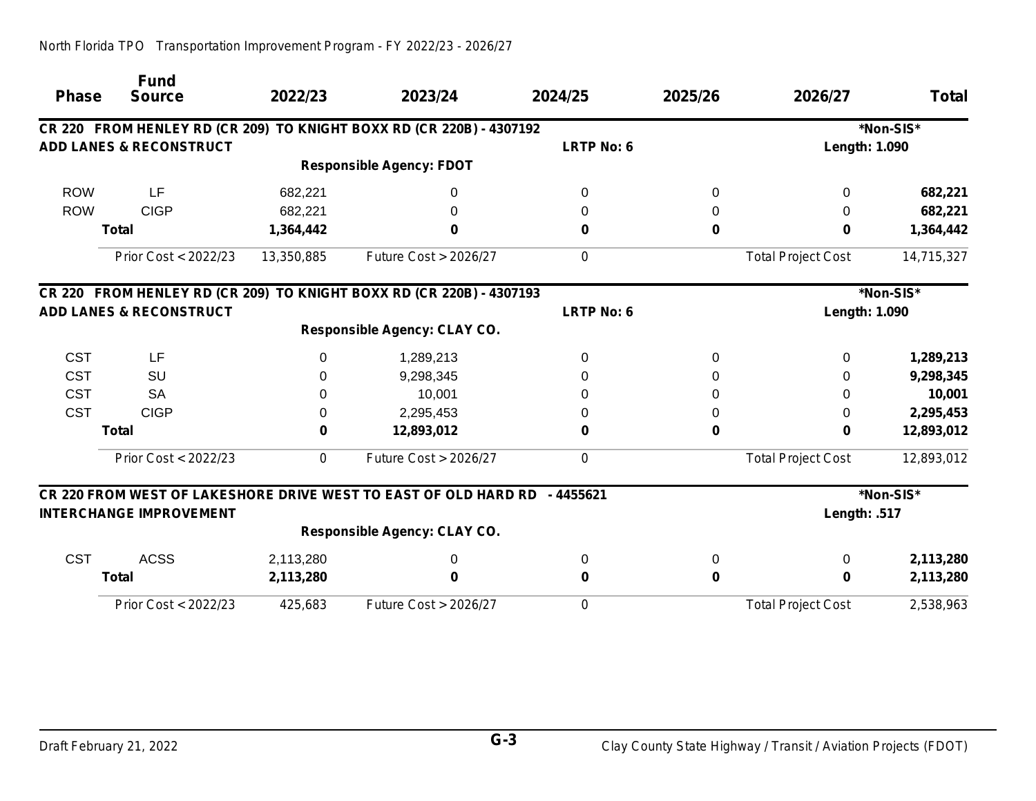| Phase | Fund Source | 2022/23 | 2023/24 | 2024/25 | 2025/26 | 2026/27 | Total |
|---|---|---|---|---|---|---|---|
| **CR 220 FROM HENLEY RD (CR 209) TO KNIGHT BOXX RD (CR 220B) - 4307192** | | | | | | | ***Non-SIS*** |
| **ADD LANES & RECONSTRUCT** | | | | **LRTP No: 6** | | **Length: 1.090** | |
| | | | **Responsible Agency: FDOT** | | | | |
| ROW | LF | 682,221 | 0 | 0 | 0 | 0 | **682,221** |
| ROW | CIGP | 682,221 | 0 | 0 | 0 | 0 | **682,221** |
| | **Total** | **1,364,442** | **0** | **0** | **0** | **0** | **1,364,442** |
| | Prior Cost < 2022/23 | 13,350,885 | Future Cost > 2026/27 | 0 | | Total Project Cost | 14,715,327 |
| **CR 220 FROM HENLEY RD (CR 209) TO KNIGHT BOXX RD (CR 220B) - 4307193** | | | | | | | ***Non-SIS*** |
| **ADD LANES & RECONSTRUCT** | | | | **LRTP No: 6** | | **Length: 1.090** | |
| | | | **Responsible Agency: CLAY CO.** | | | | |
| CST | LF | 0 | 1,289,213 | 0 | 0 | 0 | **1,289,213** |
| CST | SU | 0 | 9,298,345 | 0 | 0 | 0 | **9,298,345** |
| CST | SA | 0 | 10,001 | 0 | 0 | 0 | **10,001** |
| CST | CIGP | 0 | 2,295,453 | 0 | 0 | 0 | **2,295,453** |
| | **Total** | **0** | **12,893,012** | **0** | **0** | **0** | **12,893,012** |
| | Prior Cost < 2022/23 | 0 | Future Cost > 2026/27 | 0 | | Total Project Cost | 12,893,012 |
| **CR 220 FROM WEST OF LAKESHORE DRIVE WEST TO EAST OF OLD HARD RD - 4455621** | | | | | | | ***Non-SIS*** |
| **INTERCHANGE IMPROVEMENT** | | | | | | **Length: .517** | |
| | | | **Responsible Agency: CLAY CO.** | | | | |
| CST | ACSS | 2,113,280 | 0 | 0 | 0 | 0 | **2,113,280** |
| | **Total** | **2,113,280** | **0** | **0** | **0** | **0** | **2,113,280** |
| | Prior Cost < 2022/23 | 425,683 | Future Cost > 2026/27 | 0 | | Total Project Cost | 2,538,963 |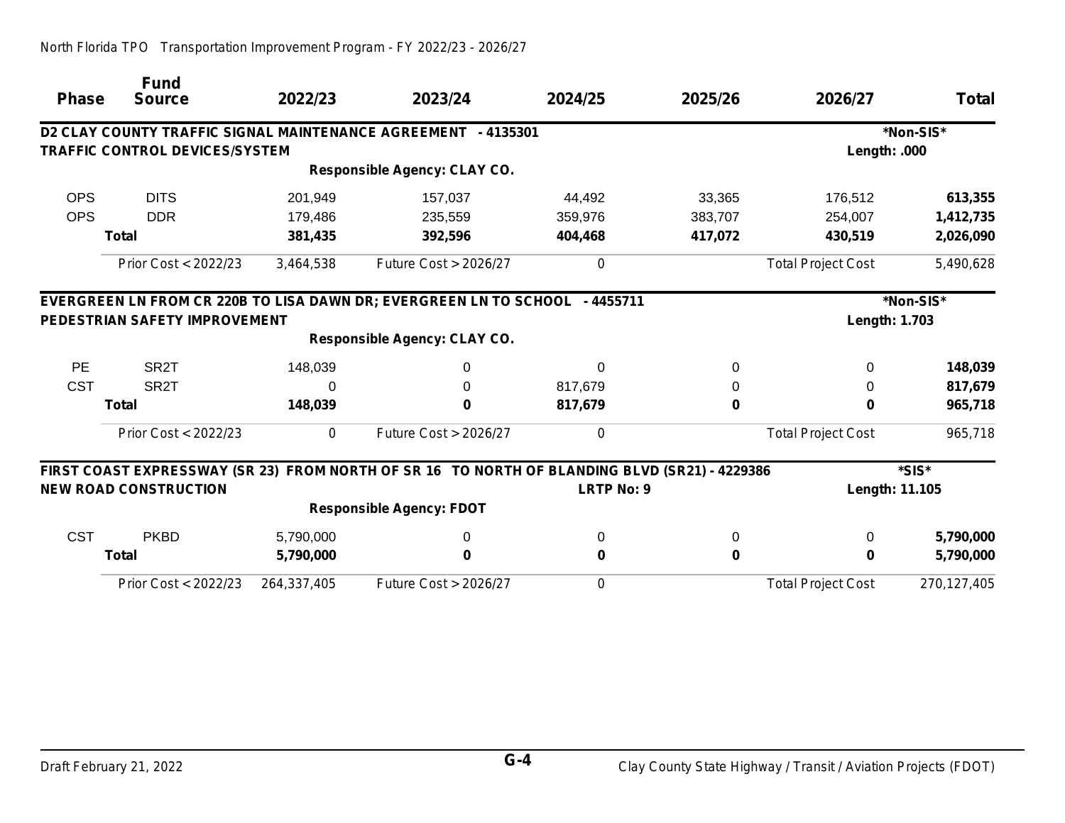| Phase | Fund Source | 2022/23 | 2023/24 | 2024/25 | 2025/26 | 2026/27 | Total |
|---|---|---|---|---|---|---|---|
| **D2 CLAY COUNTY TRAFFIC SIGNAL MAINTENANCE AGREEMENT - 4135301** | | | | | | | ***Non-SIS*** |
| **TRAFFIC CONTROL DEVICES/SYSTEM** | | | | | | **Length: .000** | |
| | | | **Responsible Agency: CLAY CO.** | | | | |
| OPS | DITS | 201,949 | 157,037 | 44,492 | 33,365 | 176,512 | **613,355** |
| OPS | DDR | 179,486 | 235,559 | 359,976 | 383,707 | 254,007 | **1,412,735** |
| | **Total** | **381,435** | **392,596** | **404,468** | **417,072** | **430,519** | **2,026,090** |
| | Prior Cost < 2022/23 | 3,464,538 | Future Cost > 2026/27 | 0 | | Total Project Cost | 5,490,628 |
| **EVERGREEN LN FROM CR 220B TO LISA DAWN DR; EVERGREEN LN TO SCHOOL - 4455711** | | | | | | | ***Non-SIS*** |
| **PEDESTRIAN SAFETY IMPROVEMENT** | | | | | | **Length: 1.703** | |
| | | | **Responsible Agency: CLAY CO.** | | | | |
| PE | SR2T | 148,039 | 0 | 0 | 0 | 0 | **148,039** |
| CST | SR2T | 0 | 0 | 817,679 | 0 | 0 | **817,679** |
| | **Total** | **148,039** | **0** | **817,679** | **0** | **0** | **965,718** |
| | Prior Cost < 2022/23 | 0 | Future Cost > 2026/27 | 0 | | Total Project Cost | 965,718 |
| **FIRST COAST EXPRESSWAY (SR 23) FROM NORTH OF SR 16 TO NORTH OF BLANDING BLVD (SR21) - 4229386** | | | | | | | ***SIS*** |
| **NEW ROAD CONSTRUCTION** | | | | **LRTP No: 9** | | **Length: 11.105** | |
| | | | **Responsible Agency: FDOT** | | | | |
| CST | PKBD | 5,790,000 | 0 | 0 | 0 | 0 | **5,790,000** |
| | **Total** | **5,790,000** | **0** | **0** | **0** | **0** | **5,790,000** |
| | Prior Cost < 2022/23 | 264,337,405 | Future Cost > 2026/27 | 0 | | Total Project Cost | 270,127,405 |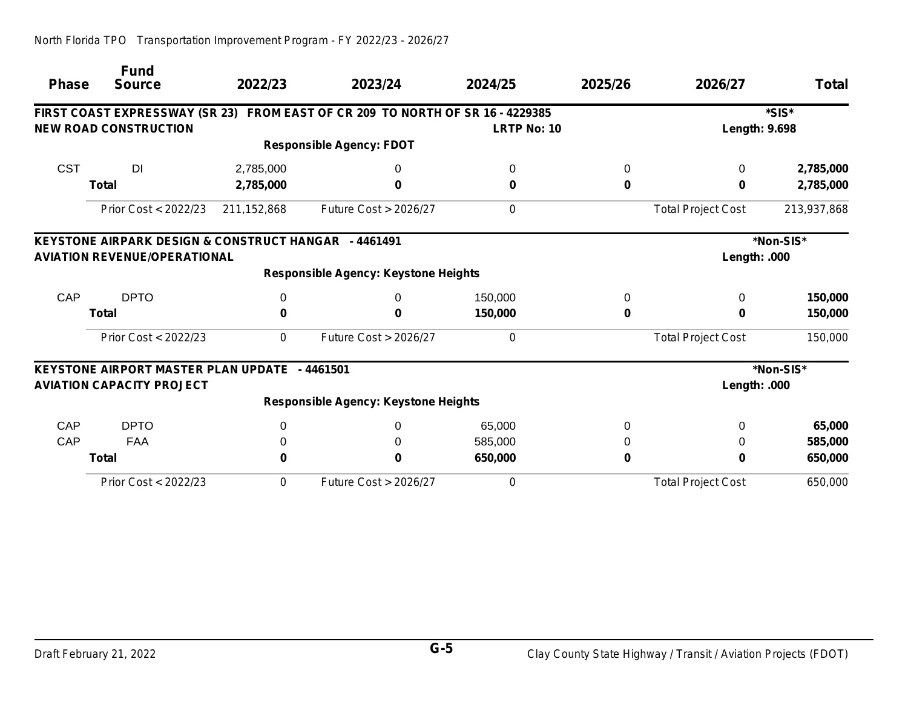| Phase | Fund Source | 2022/23 | 2023/24 | 2024/25 | 2025/26 | 2026/27 | Total |
|---|---|---|---|---|---|---|---|
| **FIRST COAST EXPRESSWAY (SR 23) FROM EAST OF CR 209 TO NORTH OF SR 16 - 4229385** | | | | | | | ***SIS*** |
| **NEW ROAD CONSTRUCTION** | | | | **LRTP No: 10** | | **Length: 9.698** | |
| | | | **Responsible Agency: FDOT** | | | | |
| CST | DI | 2,785,000 | 0 | 0 | 0 | 0 | **2,785,000** |
| | **Total** | **2,785,000** | **0** | **0** | **0** | **0** | **2,785,000** |
| | Prior Cost < 2022/23 | 211,152,868 | Future Cost > 2026/27 | 0 | | Total Project Cost | 213,937,868 |
| **KEYSTONE AIRPARK DESIGN & CONSTRUCT HANGAR - 4461491** | | | | | | | ***Non-SIS*** |
| **AVIATION REVENUE/OPERATIONAL** | | | | | | **Length: .000** | |
| | | | **Responsible Agency: Keystone Heights** | | | | |
| CAP | DPTO | 0 | 0 | 150,000 | 0 | 0 | **150,000** |
| | **Total** | **0** | **0** | **150,000** | **0** | **0** | **150,000** |
| | Prior Cost < 2022/23 | 0 | Future Cost > 2026/27 | 0 | | Total Project Cost | 150,000 |
| **KEYSTONE AIRPORT MASTER PLAN UPDATE - 4461501** | | | | | | | ***Non-SIS*** |
| **AVIATION CAPACITY PROJECT** | | | | | | **Length: .000** | |
| | | | **Responsible Agency: Keystone Heights** | | | | |
| CAP | DPTO | 0 | 0 | 65,000 | 0 | 0 | **65,000** |
| CAP | FAA | 0 | 0 | 585,000 | 0 | 0 | **585,000** |
| | **Total** | **0** | **0** | **650,000** | **0** | **0** | **650,000** |
| | Prior Cost < 2022/23 | 0 | Future Cost > 2026/27 | 0 | | Total Project Cost | 650,000 |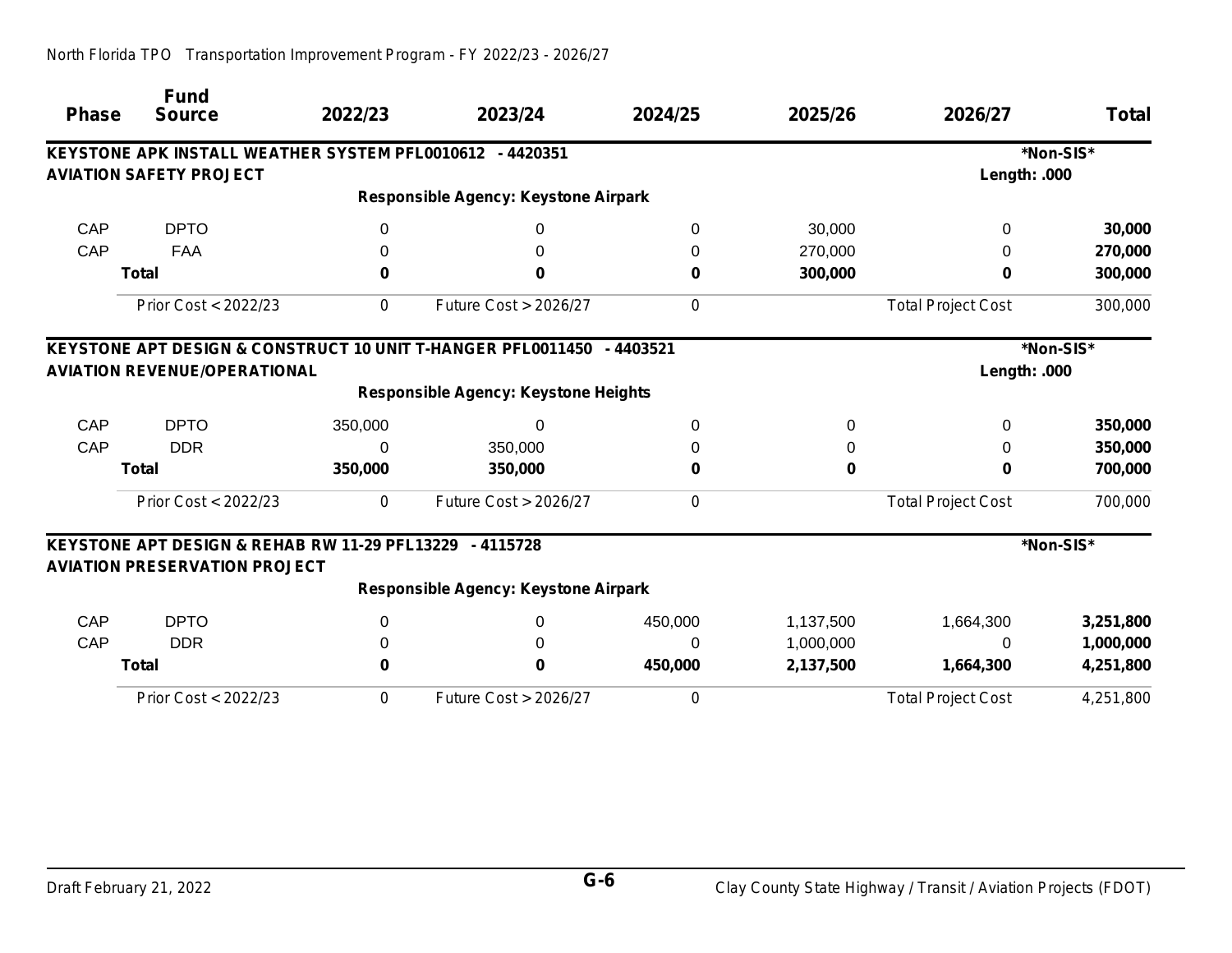| Phase | Fund Source | 2022/23 | 2023/24 | 2024/25 | 2025/26 | 2026/27 | Total |
|---|---|---|---|---|---|---|---|
| **KEYSTONE APK INSTALL WEATHER SYSTEM PFL0010612 - 4420351** | | | | | | | ***Non-SIS*** |
| **AVIATION SAFETY PROJECT** | | | | | | | **Length: .000** |
| | | | **Responsible Agency: Keystone Airpark** | | | | |
| CAP | DPTO | 0 | 0 | 0 | 30,000 | 0 | **30,000** |
| CAP | FAA | 0 | 0 | 0 | 270,000 | 0 | **270,000** |
| | **Total** | **0** | **0** | **0** | **300,000** | **0** | **300,000** |
| | Prior Cost < 2022/23 | 0 | Future Cost > 2026/27 | 0 | | Total Project Cost | 300,000 |
| **KEYSTONE APT DESIGN & CONSTRUCT 10 UNIT T-HANGER PFL0011450 - 4403521** | | | | | | | ***Non-SIS*** |
| **AVIATION REVENUE/OPERATIONAL** | | | | | | | **Length: .000** |
| | | | **Responsible Agency: Keystone Heights** | | | | |
| CAP | DPTO | 350,000 | 0 | 0 | 0 | 0 | **350,000** |
| CAP | DDR | 0 | 350,000 | 0 | 0 | 0 | **350,000** |
| | **Total** | **350,000** | **350,000** | **0** | **0** | **0** | **700,000** |
| | Prior Cost < 2022/23 | 0 | Future Cost > 2026/27 | 0 | | Total Project Cost | 700,000 |
| **KEYSTONE APT DESIGN & REHAB RW 11-29 PFL13229 - 4115728** | | | | | | | ***Non-SIS*** |
| **AVIATION PRESERVATION PROJECT** | | | | | | | |
| | | | **Responsible Agency: Keystone Airpark** | | | | |
| CAP | DPTO | 0 | 0 | 450,000 | 1,137,500 | 1,664,300 | **3,251,800** |
| CAP | DDR | 0 | 0 | 0 | 1,000,000 | 0 | **1,000,000** |
| | **Total** | **0** | **0** | **450,000** | **2,137,500** | **1,664,300** | **4,251,800** |
| | Prior Cost < 2022/23 | 0 | Future Cost > 2026/27 | 0 | | Total Project Cost | 4,251,800 |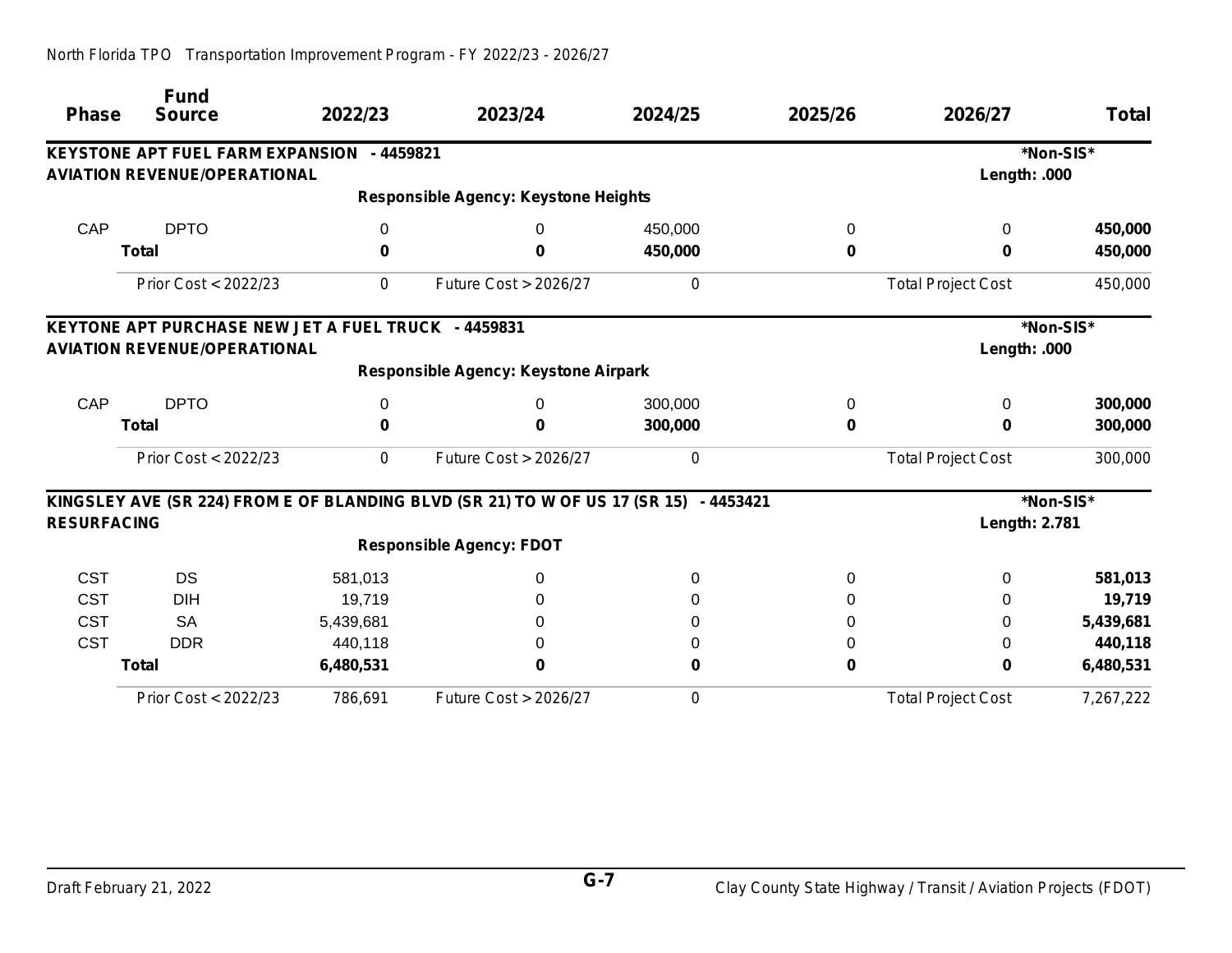| Phase | Fund Source | 2022/23 | 2023/24 | 2024/25 | 2025/26 | 2026/27 | Total |
|---|---|---|---|---|---|---|---|
| **KEYSTONE APT FUEL FARM EXPANSION - 4459821** | | | | | | | **\*Non-SIS\*** |
| **AVIATION REVENUE/OPERATIONAL** | | | | | | **Length: .000** | |
| | | | **Responsible Agency: Keystone Heights** | | | | |
| CAP | DPTO | 0 | 0 | 450,000 | 0 | 0 | **450,000** |
| | **Total** | **0** | **0** | **450,000** | **0** | **0** | **450,000** |
| | Prior Cost < 2022/23 | 0 | Future Cost > 2026/27 | 0 | | Total Project Cost | 450,000 |
| **KEYTONE APT PURCHASE NEW JET A FUEL TRUCK - 4459831** | | | | | | | **\*Non-SIS\*** |
| **AVIATION REVENUE/OPERATIONAL** | | | | | | **Length: .000** | |
| | | | **Responsible Agency: Keystone Airpark** | | | | |
| CAP | DPTO | 0 | 0 | 300,000 | 0 | 0 | **300,000** |
| | **Total** | **0** | **0** | **300,000** | **0** | **0** | **300,000** |
| | Prior Cost < 2022/23 | 0 | Future Cost > 2026/27 | 0 | | Total Project Cost | 300,000 |
| **KINGSLEY AVE (SR 224) FROM E OF BLANDING BLVD (SR 21) TO W OF US 17 (SR 15) - 4453421** | | | | | | | **\*Non-SIS\*** |
| **RESURFACING** | | | | | | **Length: 2.781** | |
| | | | **Responsible Agency: FDOT** | | | | |
| CST | DS | 581,013 | 0 | 0 | 0 | 0 | **581,013** |
| CST | DIH | 19,719 | 0 | 0 | 0 | 0 | **19,719** |
| CST | SA | 5,439,681 | 0 | 0 | 0 | 0 | **5,439,681** |
| CST | DDR | 440,118 | 0 | 0 | 0 | 0 | **440,118** |
| | **Total** | **6,480,531** | **0** | **0** | **0** | **0** | **6,480,531** |
| | Prior Cost < 2022/23 | 786,691 | Future Cost > 2026/27 | 0 | | Total Project Cost | 7,267,222 |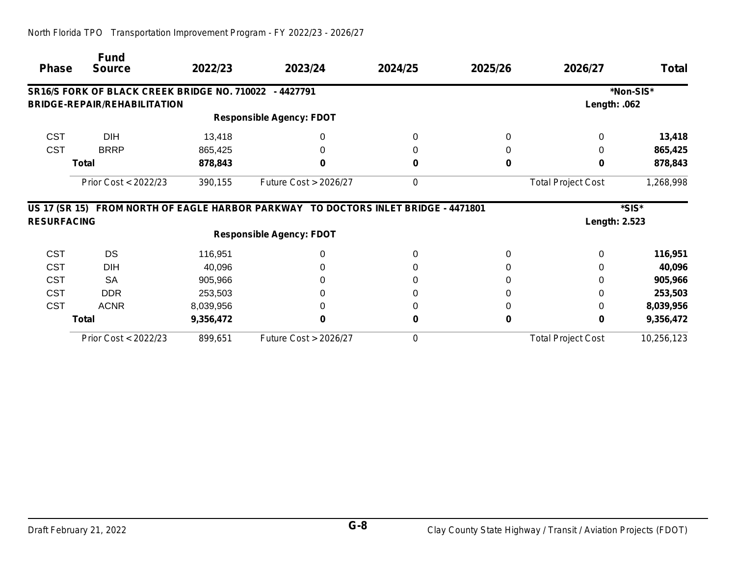| Phase | Fund Source | 2022/23 | 2023/24 | 2024/25 | 2025/26 | 2026/27 | Total |
|---|---|---|---|---|---|---|---|

**SR16/S FORK OF BLACK CREEK BRIDGE NO. 710022 - 4427791** — *Non-SIS*

**BRIDGE-REPAIR/REHABILITATION** — Length: .062

**Responsible Agency: FDOT**

| Phase | Fund Source | 2022/23 | 2023/24 | 2024/25 | 2025/26 | 2026/27 | Total |
|---|---|---|---|---|---|---|---|
| CST | DIH | 13,418 | 0 | 0 | 0 | 0 | **13,418** |
| CST | BRRP | 865,425 | 0 | 0 | 0 | 0 | **865,425** |
| | **Total** | **878,843** | **0** | **0** | **0** | **0** | **878,843** |
| | Prior Cost < 2022/23 | 390,155 | Future Cost > 2026/27 | 0 | | Total Project Cost | 1,268,998 |

**US 17 (SR 15) FROM NORTH OF EAGLE HARBOR PARKWAY TO DOCTORS INLET BRIDGE - 4471801** — *SIS*

**RESURFACING** — Length: 2.523

**Responsible Agency: FDOT**

| Phase | Fund Source | 2022/23 | 2023/24 | 2024/25 | 2025/26 | 2026/27 | Total |
|---|---|---|---|---|---|---|---|
| CST | DS | 116,951 | 0 | 0 | 0 | 0 | **116,951** |
| CST | DIH | 40,096 | 0 | 0 | 0 | 0 | **40,096** |
| CST | SA | 905,966 | 0 | 0 | 0 | 0 | **905,966** |
| CST | DDR | 253,503 | 0 | 0 | 0 | 0 | **253,503** |
| CST | ACNR | 8,039,956 | 0 | 0 | 0 | 0 | **8,039,956** |
| | **Total** | **9,356,472** | **0** | **0** | **0** | **0** | **9,356,472** |
| | Prior Cost < 2022/23 | 899,651 | Future Cost > 2026/27 | 0 | | Total Project Cost | 10,256,123 |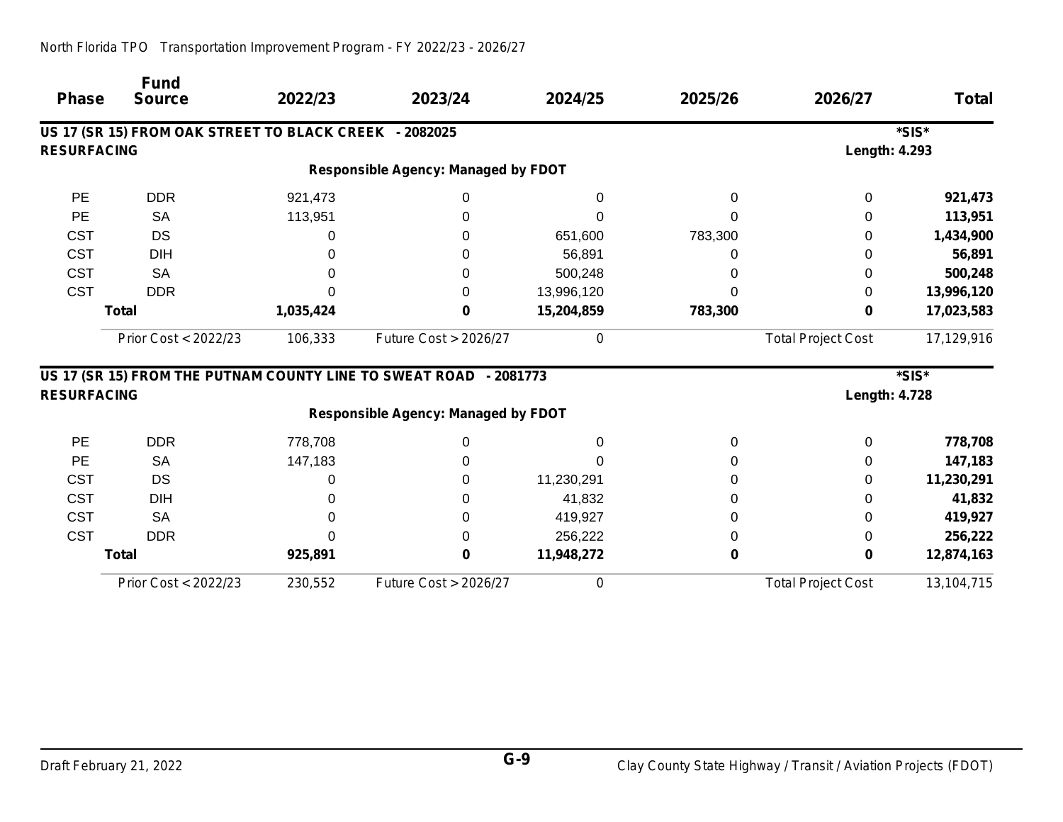| Phase | Fund Source | 2022/23 | 2023/24 | 2024/25 | 2025/26 | 2026/27 | Total |
|---|---|---|---|---|---|---|---|
| **US 17 (SR 15) FROM OAK STREET TO BLACK CREEK - 2082025** | | | | | | | ***SIS*** |
| **RESURFACING** | | | | | | **Length: 4.293** | |
| | | | **Responsible Agency: Managed by FDOT** | | | | |
| PE | DDR | 921,473 | 0 | 0 | 0 | 0 | **921,473** |
| PE | SA | 113,951 | 0 | 0 | 0 | 0 | **113,951** |
| CST | DS | 0 | 0 | 651,600 | 783,300 | 0 | **1,434,900** |
| CST | DIH | 0 | 0 | 56,891 | 0 | 0 | **56,891** |
| CST | SA | 0 | 0 | 500,248 | 0 | 0 | **500,248** |
| CST | DDR | 0 | 0 | 13,996,120 | 0 | 0 | **13,996,120** |
| | **Total** | **1,035,424** | **0** | **15,204,859** | **783,300** | **0** | **17,023,583** |
| | Prior Cost < 2022/23 | 106,333 | Future Cost > 2026/27 | 0 | | Total Project Cost | 17,129,916 |
| **US 17 (SR 15) FROM THE PUTNAM COUNTY LINE TO SWEAT ROAD - 2081773** | | | | | | | ***SIS*** |
| **RESURFACING** | | | | | | **Length: 4.728** | |
| | | | **Responsible Agency: Managed by FDOT** | | | | |
| PE | DDR | 778,708 | 0 | 0 | 0 | 0 | **778,708** |
| PE | SA | 147,183 | 0 | 0 | 0 | 0 | **147,183** |
| CST | DS | 0 | 0 | 11,230,291 | 0 | 0 | **11,230,291** |
| CST | DIH | 0 | 0 | 41,832 | 0 | 0 | **41,832** |
| CST | SA | 0 | 0 | 419,927 | 0 | 0 | **419,927** |
| CST | DDR | 0 | 0 | 256,222 | 0 | 0 | **256,222** |
| | **Total** | **925,891** | **0** | **11,948,272** | **0** | **0** | **12,874,163** |
| | Prior Cost < 2022/23 | 230,552 | Future Cost > 2026/27 | 0 | | Total Project Cost | 13,104,715 |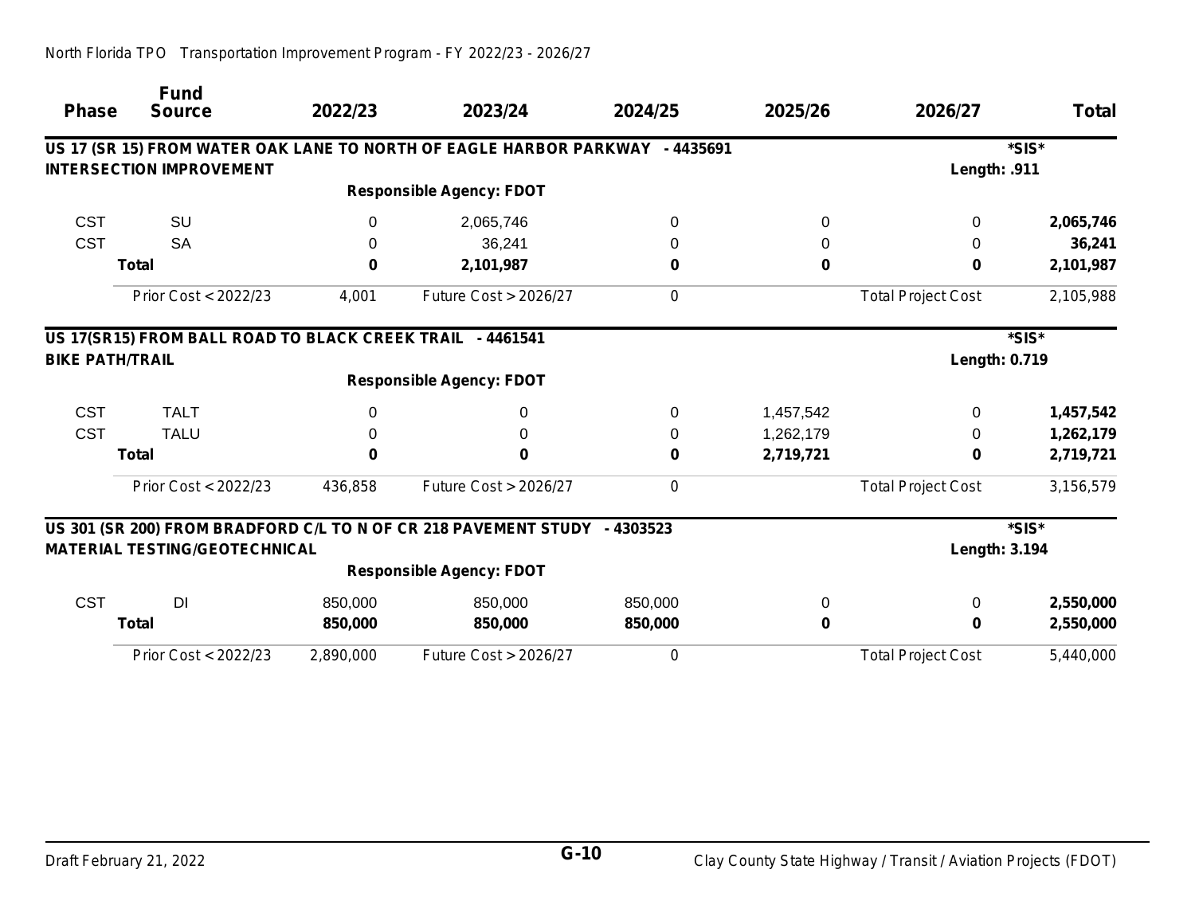| Phase | Fund Source | 2022/23 | 2023/24 | 2024/25 | 2025/26 | 2026/27 | Total |
|---|---|---|---|---|---|---|---|
| **US 17 (SR 15) FROM WATER OAK LANE TO NORTH OF EAGLE HARBOR PARKWAY - 4435691** | | | | | | | ***SIS*** |
| **INTERSECTION IMPROVEMENT** | | | | | | **Length: .911** | |
| | | | **Responsible Agency: FDOT** | | | | |
| CST | SU | 0 | 2,065,746 | 0 | 0 | 0 | **2,065,746** |
| CST | SA | 0 | 36,241 | 0 | 0 | 0 | **36,241** |
| | **Total** | **0** | **2,101,987** | **0** | **0** | **0** | **2,101,987** |
| | Prior Cost < 2022/23 | 4,001 | Future Cost > 2026/27 | 0 | | Total Project Cost | 2,105,988 |
| **US 17(SR15) FROM BALL ROAD TO BLACK CREEK TRAIL - 4461541** | | | | | | | ***SIS*** |
| **BIKE PATH/TRAIL** | | | | | | **Length: 0.719** | |
| | | | **Responsible Agency: FDOT** | | | | |
| CST | TALT | 0 | 0 | 0 | 1,457,542 | 0 | **1,457,542** |
| CST | TALU | 0 | 0 | 0 | 1,262,179 | 0 | **1,262,179** |
| | **Total** | **0** | **0** | **0** | **2,719,721** | **0** | **2,719,721** |
| | Prior Cost < 2022/23 | 436,858 | Future Cost > 2026/27 | 0 | | Total Project Cost | 3,156,579 |
| **US 301 (SR 200) FROM BRADFORD C/L TO N OF CR 218 PAVEMENT STUDY - 4303523** | | | | | | | ***SIS*** |
| **MATERIAL TESTING/GEOTECHNICAL** | | | | | | **Length: 3.194** | |
| | | | **Responsible Agency: FDOT** | | | | |
| CST | DI | 850,000 | 850,000 | 850,000 | 0 | 0 | **2,550,000** |
| | **Total** | **850,000** | **850,000** | **850,000** | **0** | **0** | **2,550,000** |
| | Prior Cost < 2022/23 | 2,890,000 | Future Cost > 2026/27 | 0 | | Total Project Cost | 5,440,000 |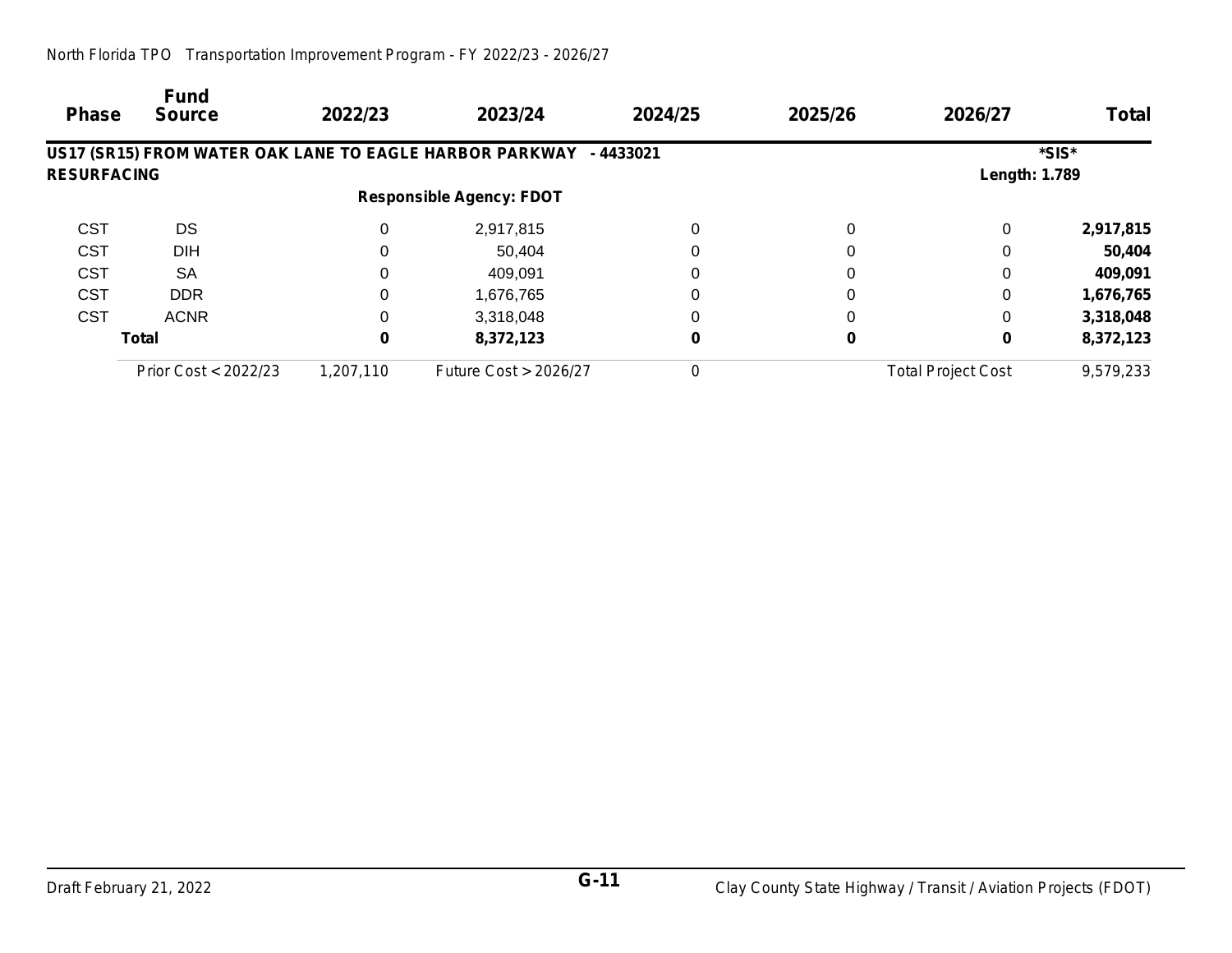| Phase | Fund Source | 2022/23 | 2023/24 | 2024/25 | 2025/26 | 2026/27 | Total |
|---|---|---|---|---|---|---|---|
| **US17 (SR15) FROM WATER OAK LANE TO EAGLE HARBOR PARKWAY - 4433021** | | | | | | | ***SIS*** |
| **RESURFACING** | | | | | | | **Length: 1.789** |
| | | | **Responsible Agency: FDOT** | | | | |
| CST | DS | 0 | 2,917,815 | 0 | 0 | 0 | **2,917,815** |
| CST | DIH | 0 | 50,404 | 0 | 0 | 0 | **50,404** |
| CST | SA | 0 | 409,091 | 0 | 0 | 0 | **409,091** |
| CST | DDR | 0 | 1,676,765 | 0 | 0 | 0 | **1,676,765** |
| CST | ACNR | 0 | 3,318,048 | 0 | 0 | 0 | **3,318,048** |
| **Total** | | **0** | **8,372,123** | **0** | **0** | **0** | **8,372,123** |
| | Prior Cost < 2022/23 | 1,207,110 | Future Cost > 2026/27 | 0 | | Total Project Cost | 9,579,233 |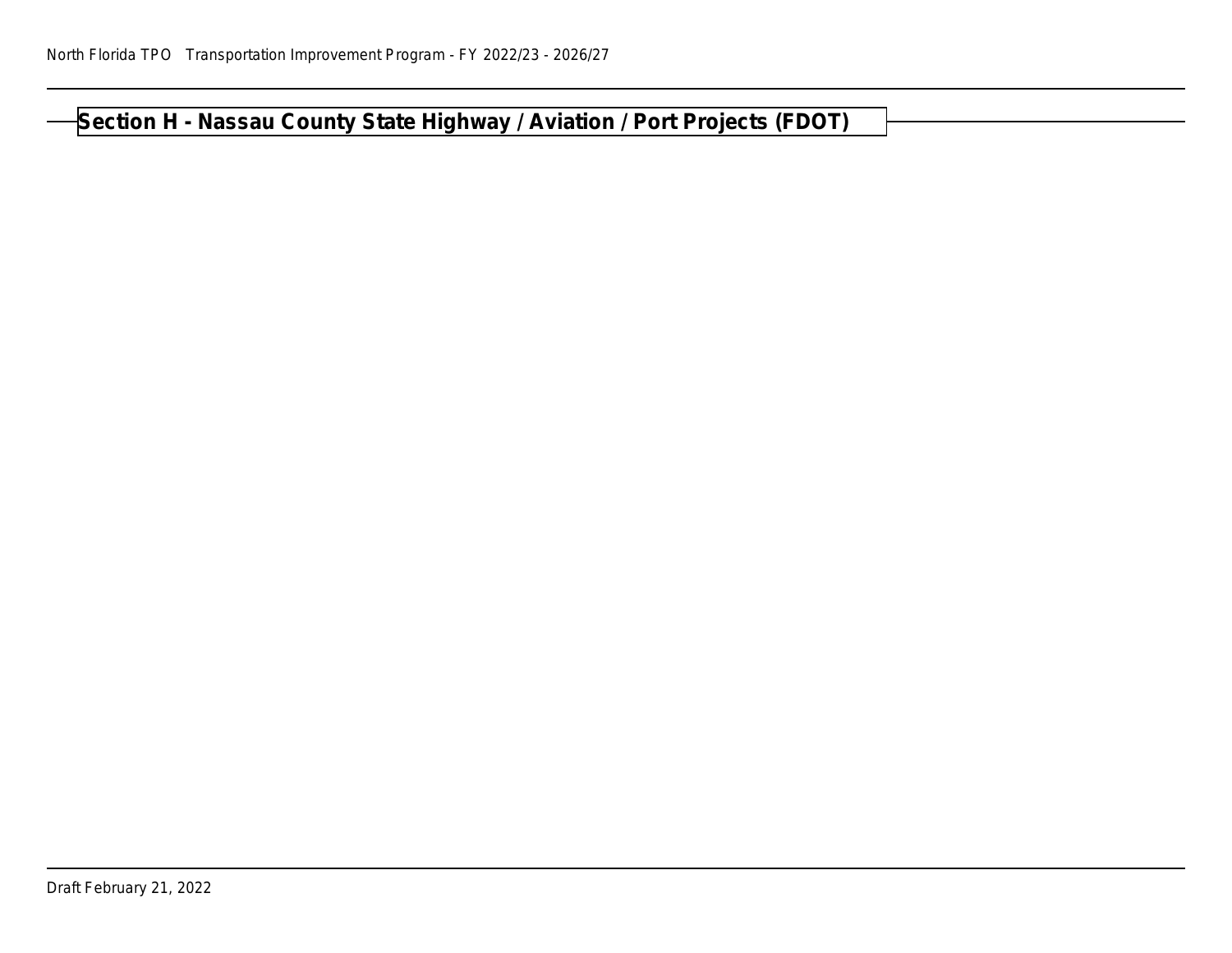## Section H - Nassau County State Highway / Aviation / Port Projects (FDOT)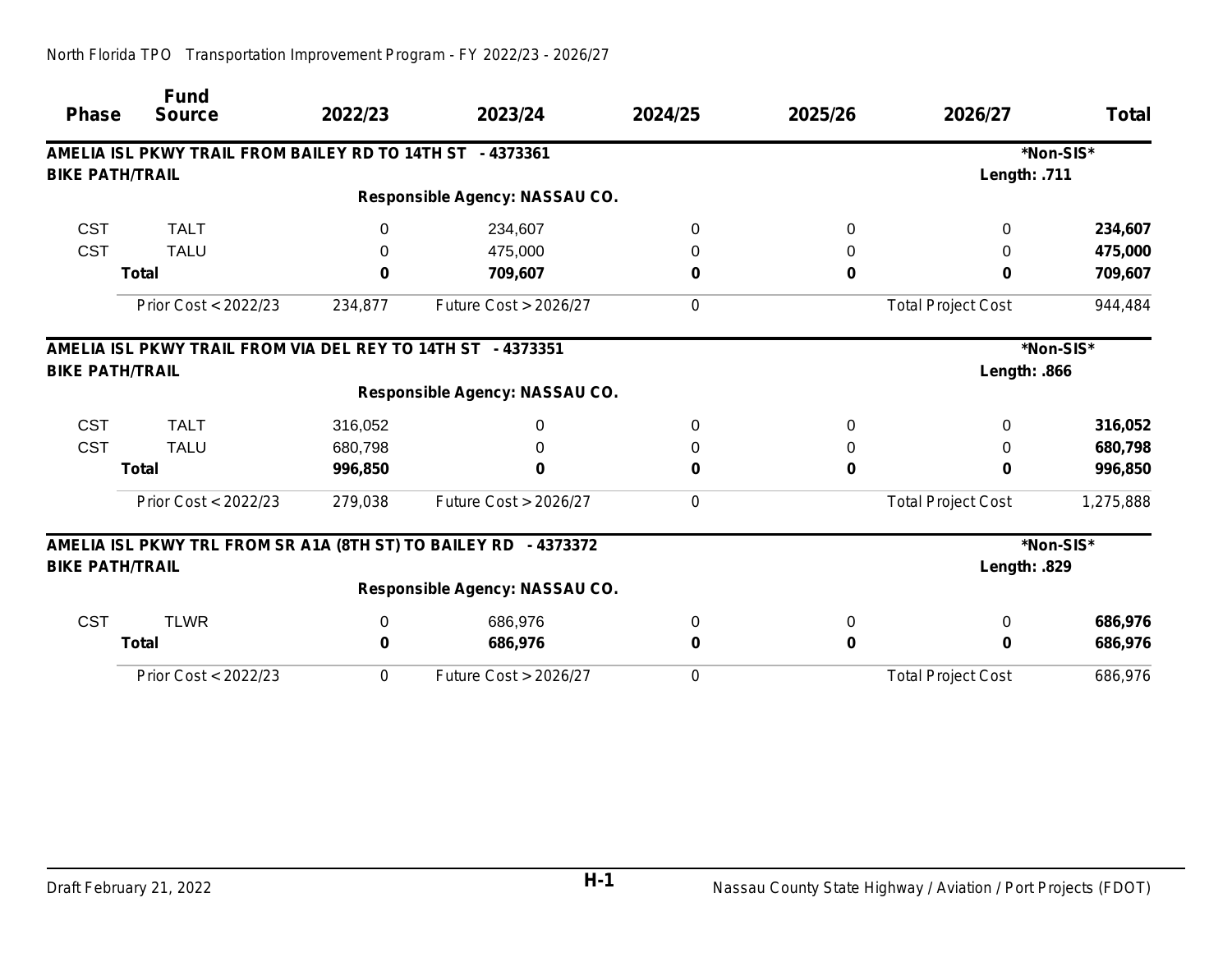| Phase | Fund Source | 2022/23 | 2023/24 | 2024/25 | 2025/26 | 2026/27 | Total |
|---|---|---|---|---|---|---|---|
| **AMELIA ISL PKWY TRAIL FROM BAILEY RD TO 14TH ST - 4373361** | | | | | | | **\*Non-SIS\*** |
| **BIKE PATH/TRAIL** | | | | | | **Length: .711** | |
| | | | **Responsible Agency: NASSAU CO.** | | | | |
| CST | TALT | 0 | 234,607 | 0 | 0 | 0 | **234,607** |
| CST | TALU | 0 | 475,000 | 0 | 0 | 0 | **475,000** |
| | **Total** | **0** | **709,607** | **0** | **0** | **0** | **709,607** |
| | Prior Cost < 2022/23 | 234,877 | Future Cost > 2026/27 | 0 | | Total Project Cost | 944,484 |
| **AMELIA ISL PKWY TRAIL FROM VIA DEL REY TO 14TH ST - 4373351** | | | | | | | **\*Non-SIS\*** |
| **BIKE PATH/TRAIL** | | | | | | **Length: .866** | |
| | | | **Responsible Agency: NASSAU CO.** | | | | |
| CST | TALT | 316,052 | 0 | 0 | 0 | 0 | **316,052** |
| CST | TALU | 680,798 | 0 | 0 | 0 | 0 | **680,798** |
| | **Total** | **996,850** | **0** | **0** | **0** | **0** | **996,850** |
| | Prior Cost < 2022/23 | 279,038 | Future Cost > 2026/27 | 0 | | Total Project Cost | 1,275,888 |
| **AMELIA ISL PKWY TRL FROM SR A1A (8TH ST) TO BAILEY RD - 4373372** | | | | | | | **\*Non-SIS\*** |
| **BIKE PATH/TRAIL** | | | | | | **Length: .829** | |
| | | | **Responsible Agency: NASSAU CO.** | | | | |
| CST | TLWR | 0 | 686,976 | 0 | 0 | 0 | **686,976** |
| | **Total** | **0** | **686,976** | **0** | **0** | **0** | **686,976** |
| | Prior Cost < 2022/23 | 0 | Future Cost > 2026/27 | 0 | | Total Project Cost | 686,976 |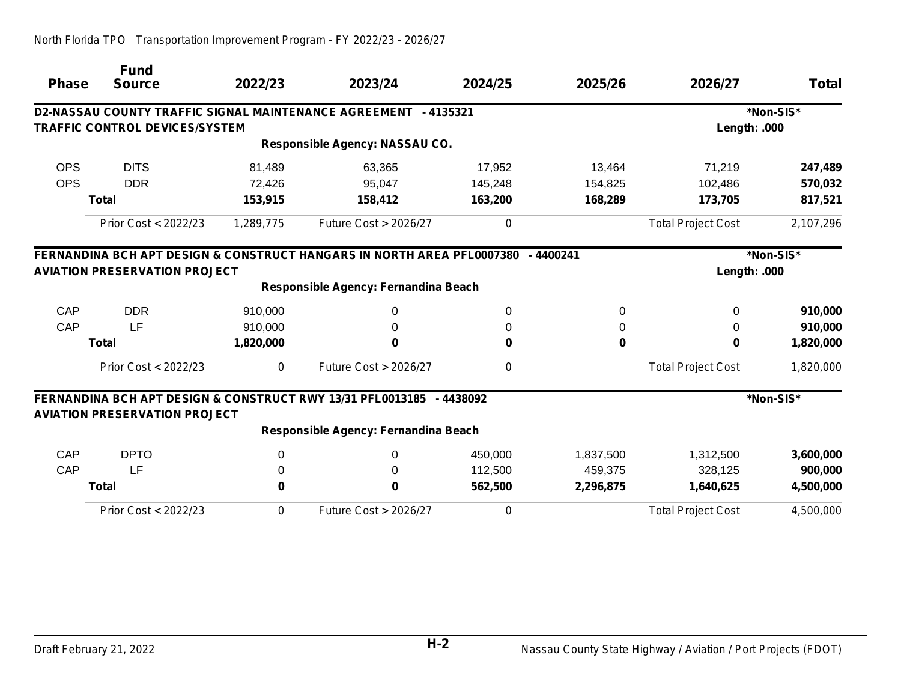| Phase | Fund Source | 2022/23 | 2023/24 | 2024/25 | 2025/26 | 2026/27 | Total |
|---|---|---|---|---|---|---|---|
| **D2-NASSAU COUNTY TRAFFIC SIGNAL MAINTENANCE AGREEMENT - 4135321** | | | | | | | ***Non-SIS*** |
| **TRAFFIC CONTROL DEVICES/SYSTEM** | | | | | | **Length: .000** | |
| | | | **Responsible Agency: NASSAU CO.** | | | | |
| OPS | DITS | 81,489 | 63,365 | 17,952 | 13,464 | 71,219 | **247,489** |
| OPS | DDR | 72,426 | 95,047 | 145,248 | 154,825 | 102,486 | **570,032** |
| | **Total** | **153,915** | **158,412** | **163,200** | **168,289** | **173,705** | **817,521** |
| | Prior Cost < 2022/23 | 1,289,775 | Future Cost > 2026/27 | 0 | | Total Project Cost | 2,107,296 |
| **FERNANDINA BCH APT DESIGN & CONSTRUCT HANGARS IN NORTH AREA PFL0007380 - 4400241** | | | | | | | ***Non-SIS*** |
| **AVIATION PRESERVATION PROJECT** | | | | | | **Length: .000** | |
| | | | **Responsible Agency: Fernandina Beach** | | | | |
| CAP | DDR | 910,000 | 0 | 0 | 0 | 0 | **910,000** |
| CAP | LF | 910,000 | 0 | 0 | 0 | 0 | **910,000** |
| | **Total** | **1,820,000** | **0** | **0** | **0** | **0** | **1,820,000** |
| | Prior Cost < 2022/23 | 0 | Future Cost > 2026/27 | 0 | | Total Project Cost | 1,820,000 |
| **FERNANDINA BCH APT DESIGN & CONSTRUCT RWY 13/31 PFL0013185 - 4438092** | | | | | | | ***Non-SIS*** |
| **AVIATION PRESERVATION PROJECT** | | | | | | | |
| | | | **Responsible Agency: Fernandina Beach** | | | | |
| CAP | DPTO | 0 | 0 | 450,000 | 1,837,500 | 1,312,500 | **3,600,000** |
| CAP | LF | 0 | 0 | 112,500 | 459,375 | 328,125 | **900,000** |
| | **Total** | **0** | **0** | **562,500** | **2,296,875** | **1,640,625** | **4,500,000** |
| | Prior Cost < 2022/23 | 0 | Future Cost > 2026/27 | 0 | | Total Project Cost | 4,500,000 |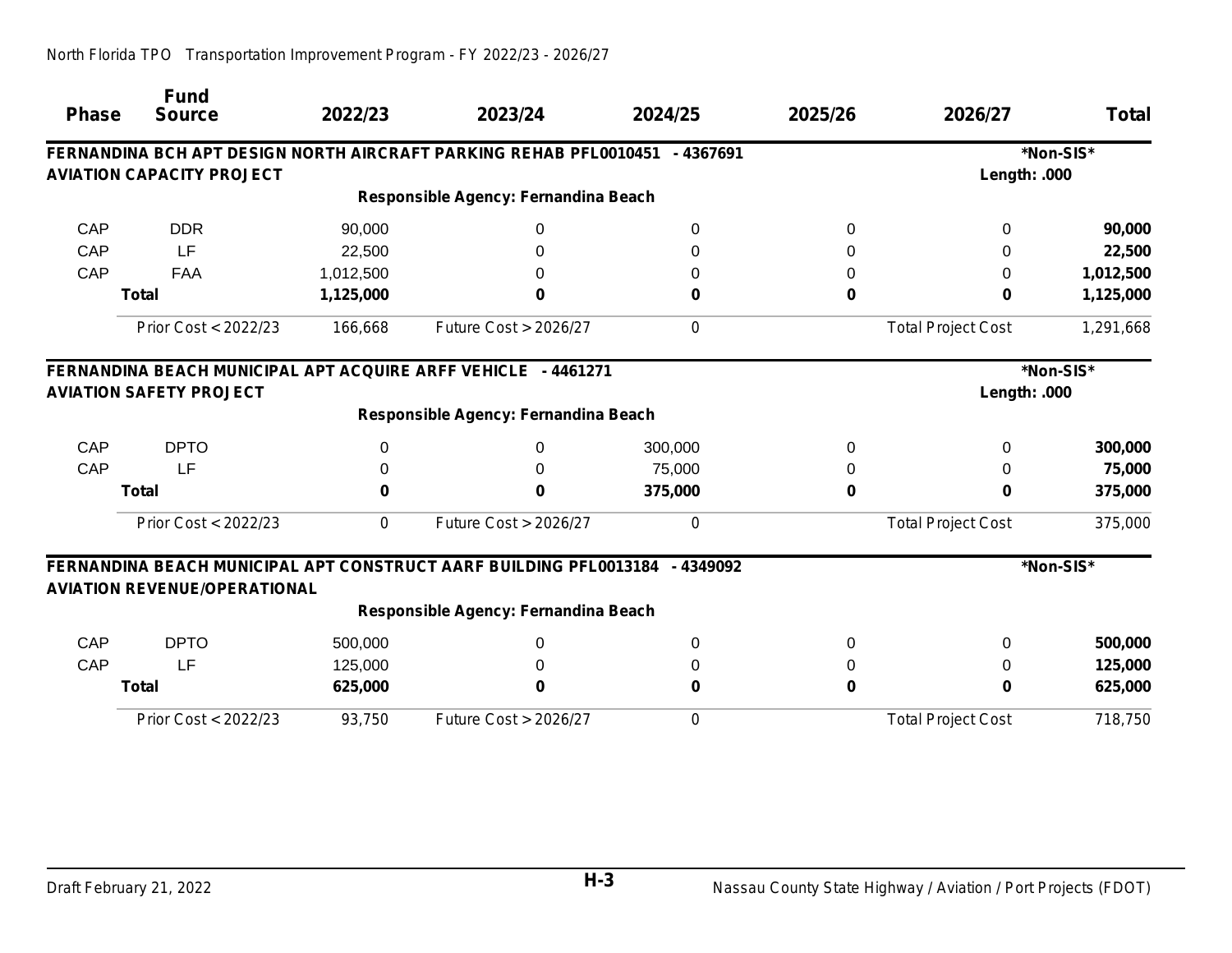| Phase | Fund Source | 2022/23 | 2023/24 | 2024/25 | 2025/26 | 2026/27 | Total |
|---|---|---|---|---|---|---|---|
| **FERNANDINA BCH APT DESIGN NORTH AIRCRAFT PARKING REHAB PFL0010451 - 4367691** | | | | | | | ***Non-SIS*** |
| **AVIATION CAPACITY PROJECT** | | | | | | | **Length: .000** |
| | | | **Responsible Agency: Fernandina Beach** | | | | |
| CAP | DDR | 90,000 | 0 | 0 | 0 | 0 | **90,000** |
| CAP | LF | 22,500 | 0 | 0 | 0 | 0 | **22,500** |
| CAP | FAA | 1,012,500 | 0 | 0 | 0 | 0 | **1,012,500** |
| | **Total** | **1,125,000** | **0** | **0** | **0** | **0** | **1,125,000** |
| | Prior Cost < 2022/23 | 166,668 | Future Cost > 2026/27 | 0 | | Total Project Cost | 1,291,668 |
| **FERNANDINA BEACH MUNICIPAL APT ACQUIRE ARFF VEHICLE - 4461271** | | | | | | | ***Non-SIS*** |
| **AVIATION SAFETY PROJECT** | | | | | | | **Length: .000** |
| | | | **Responsible Agency: Fernandina Beach** | | | | |
| CAP | DPTO | 0 | 0 | 300,000 | 0 | 0 | **300,000** |
| CAP | LF | 0 | 0 | 75,000 | 0 | 0 | **75,000** |
| | **Total** | **0** | **0** | **375,000** | **0** | **0** | **375,000** |
| | Prior Cost < 2022/23 | 0 | Future Cost > 2026/27 | 0 | | Total Project Cost | 375,000 |
| **FERNANDINA BEACH MUNICIPAL APT CONSTRUCT AARF BUILDING PFL0013184 - 4349092** | | | | | | | ***Non-SIS*** |
| **AVIATION REVENUE/OPERATIONAL** | | | | | | | |
| | | | **Responsible Agency: Fernandina Beach** | | | | |
| CAP | DPTO | 500,000 | 0 | 0 | 0 | 0 | **500,000** |
| CAP | LF | 125,000 | 0 | 0 | 0 | 0 | **125,000** |
| | **Total** | **625,000** | **0** | **0** | **0** | **0** | **625,000** |
| | Prior Cost < 2022/23 | 93,750 | Future Cost > 2026/27 | 0 | | Total Project Cost | 718,750 |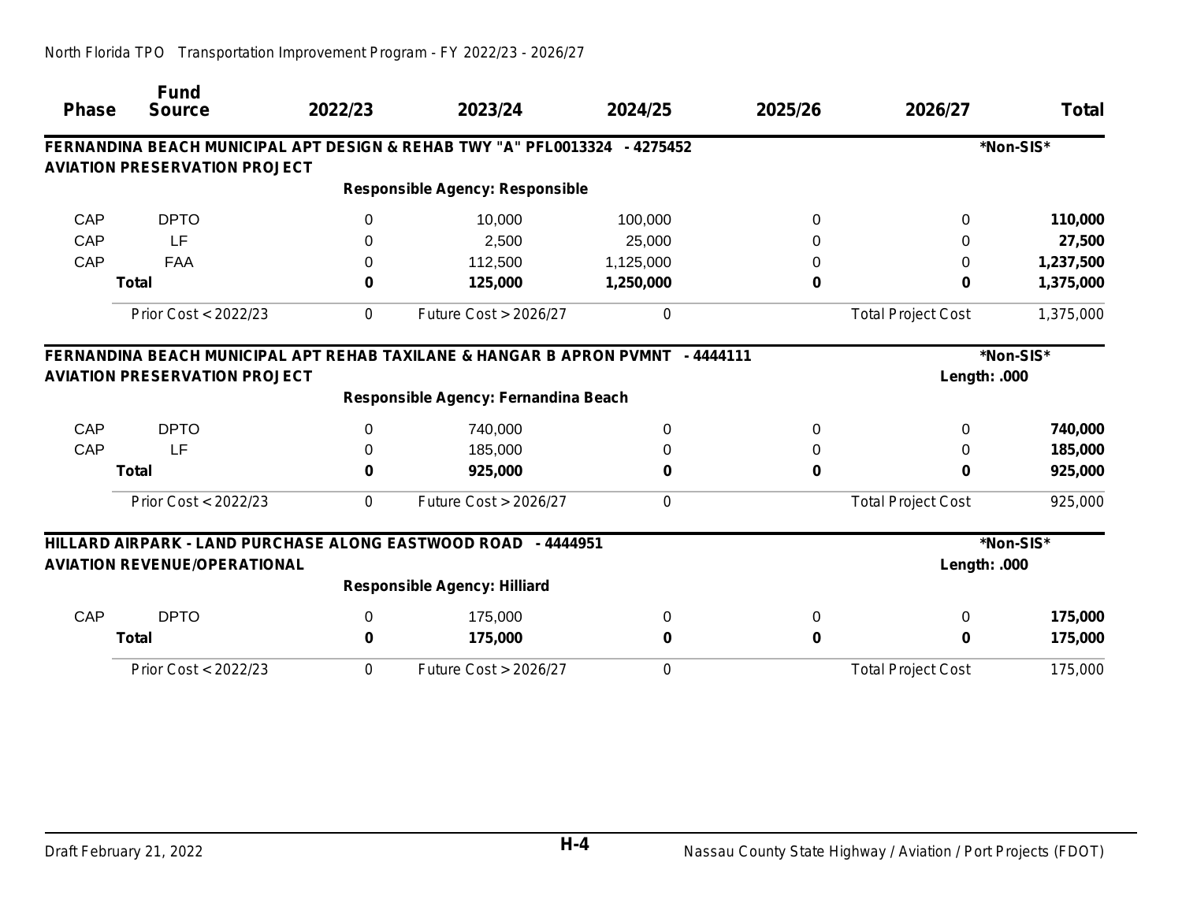| Phase | Fund Source | 2022/23 | 2023/24 | 2024/25 | 2025/26 | 2026/27 | Total |
|---|---|---|---|---|---|---|---|
| **FERNANDINA BEACH MUNICIPAL APT DESIGN & REHAB TWY "A" PFL0013324 - 4275452** | | | | | | | ***Non-SIS*** |
| **AVIATION PRESERVATION PROJECT** | | | | | | | |
| | | | **Responsible Agency: Responsible** | | | | |
| CAP | DPTO | 0 | 10,000 | 100,000 | 0 | 0 | **110,000** |
| CAP | LF | 0 | 2,500 | 25,000 | 0 | 0 | **27,500** |
| CAP | FAA | 0 | 112,500 | 1,125,000 | 0 | 0 | **1,237,500** |
| | **Total** | **0** | **125,000** | **1,250,000** | **0** | **0** | **1,375,000** |
| | Prior Cost < 2022/23 | 0 | Future Cost > 2026/27 | 0 | | Total Project Cost | 1,375,000 |
| **FERNANDINA BEACH MUNICIPAL APT REHAB TAXILANE & HANGAR B APRON PVMNT - 4444111** | | | | | | | ***Non-SIS*** |
| **AVIATION PRESERVATION PROJECT** | | | | | | **Length: .000** | |
| | | | **Responsible Agency: Fernandina Beach** | | | | |
| CAP | DPTO | 0 | 740,000 | 0 | 0 | 0 | **740,000** |
| CAP | LF | 0 | 185,000 | 0 | 0 | 0 | **185,000** |
| | **Total** | **0** | **925,000** | **0** | **0** | **0** | **925,000** |
| | Prior Cost < 2022/23 | 0 | Future Cost > 2026/27 | 0 | | Total Project Cost | 925,000 |
| **HILLARD AIRPARK - LAND PURCHASE ALONG EASTWOOD ROAD - 4444951** | | | | | | | ***Non-SIS*** |
| **AVIATION REVENUE/OPERATIONAL** | | | | | | **Length: .000** | |
| | | | **Responsible Agency: Hilliard** | | | | |
| CAP | DPTO | 0 | 175,000 | 0 | 0 | 0 | **175,000** |
| | **Total** | **0** | **175,000** | **0** | **0** | **0** | **175,000** |
| | Prior Cost < 2022/23 | 0 | Future Cost > 2026/27 | 0 | | Total Project Cost | 175,000 |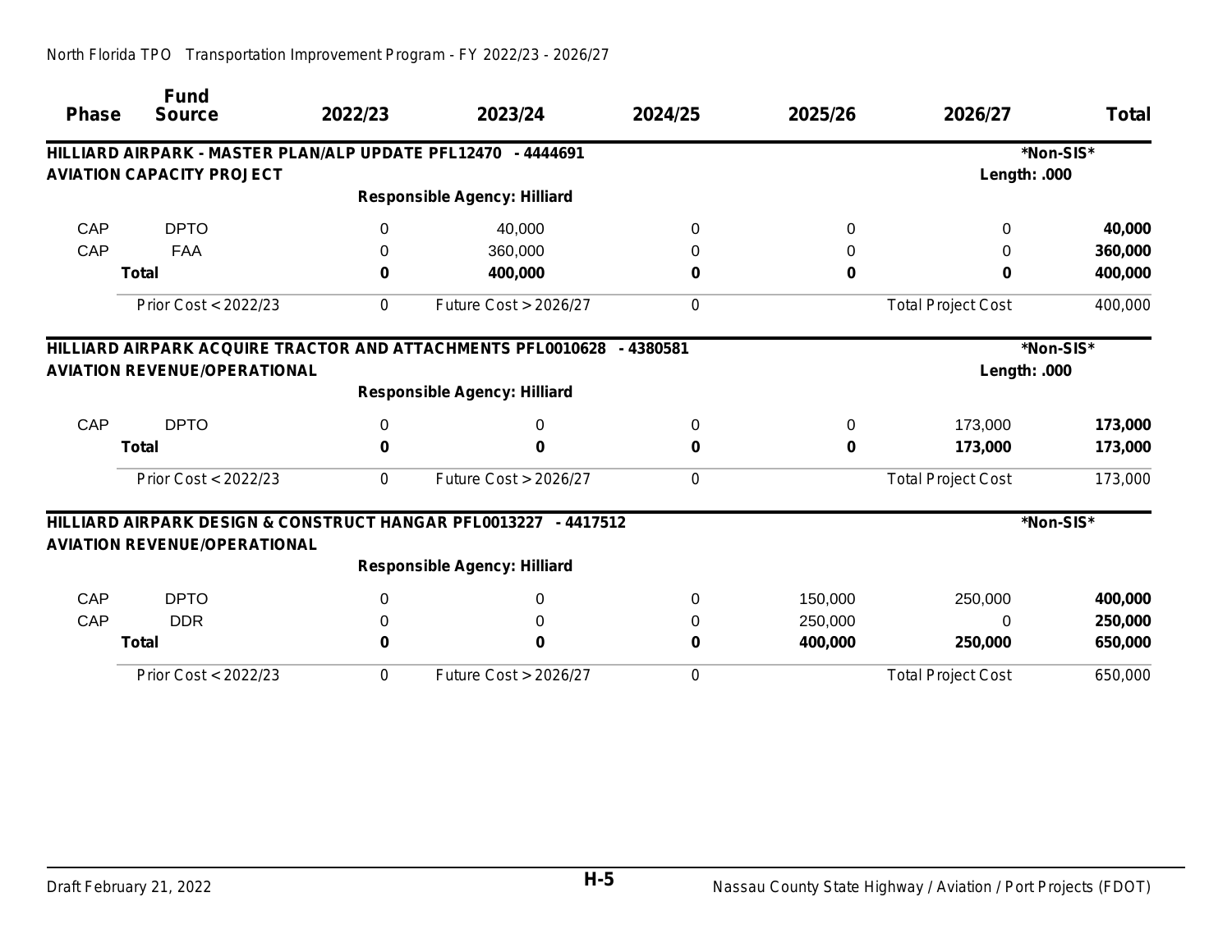| Phase | Fund Source | 2022/23 | 2023/24 | 2024/25 | 2025/26 | 2026/27 | Total |
|---|---|---|---|---|---|---|---|
| **HILLIARD AIRPARK - MASTER PLAN/ALP UPDATE PFL12470 - 4444691** | | | | | | | ***Non-SIS*** |
| **AVIATION CAPACITY PROJECT** | | | | | | | **Length: .000** |
| | | | **Responsible Agency: Hilliard** | | | | |
| CAP | DPTO | 0 | 40,000 | 0 | 0 | 0 | **40,000** |
| CAP | FAA | 0 | 360,000 | 0 | 0 | 0 | **360,000** |
| | **Total** | **0** | **400,000** | **0** | **0** | **0** | **400,000** |
| | Prior Cost < 2022/23 | 0 | Future Cost > 2026/27 | 0 | | Total Project Cost | 400,000 |
| **HILLIARD AIRPARK ACQUIRE TRACTOR AND ATTACHMENTS PFL0010628 - 4380581** | | | | | | | ***Non-SIS*** |
| **AVIATION REVENUE/OPERATIONAL** | | | | | | | **Length: .000** |
| | | | **Responsible Agency: Hilliard** | | | | |
| CAP | DPTO | 0 | 0 | 0 | 0 | 173,000 | **173,000** |
| | **Total** | **0** | **0** | **0** | **0** | **173,000** | **173,000** |
| | Prior Cost < 2022/23 | 0 | Future Cost > 2026/27 | 0 | | Total Project Cost | 173,000 |
| **HILLIARD AIRPARK DESIGN & CONSTRUCT HANGAR PFL0013227 - 4417512** | | | | | | | ***Non-SIS*** |
| **AVIATION REVENUE/OPERATIONAL** | | | | | | | |
| | | | **Responsible Agency: Hilliard** | | | | |
| CAP | DPTO | 0 | 0 | 0 | 150,000 | 250,000 | **400,000** |
| CAP | DDR | 0 | 0 | 0 | 250,000 | 0 | **250,000** |
| | **Total** | **0** | **0** | **0** | **400,000** | **250,000** | **650,000** |
| | Prior Cost < 2022/23 | 0 | Future Cost > 2026/27 | 0 | | Total Project Cost | 650,000 |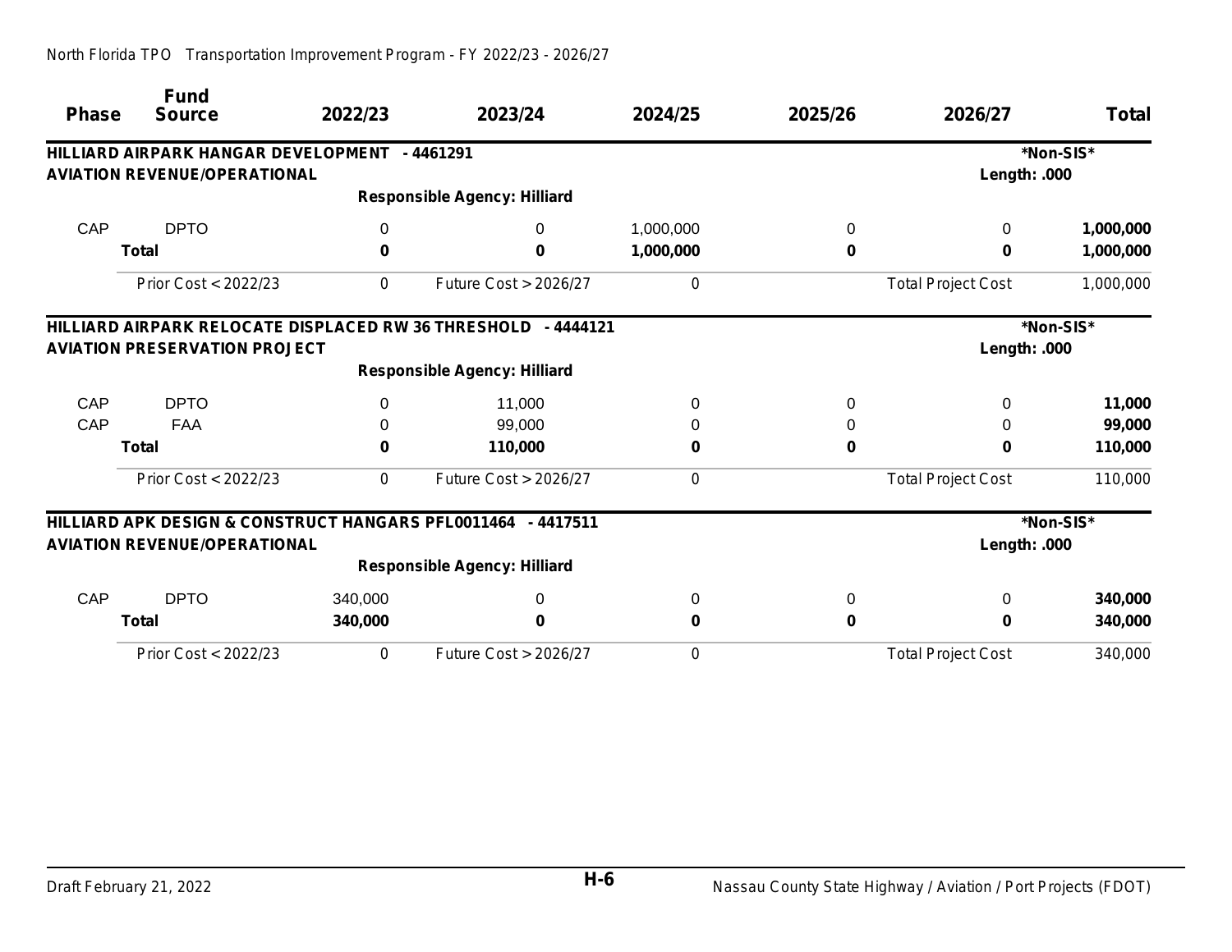| Phase | Fund Source | 2022/23 | 2023/24 | 2024/25 | 2025/26 | 2026/27 | Total |
|---|---|---|---|---|---|---|---|
| **HILLIARD AIRPARK HANGAR DEVELOPMENT - 4461291** | | | | | | | **\*Non-SIS\*** |
| **AVIATION REVENUE/OPERATIONAL** | | | | | | **Length: .000** | |
| | | | **Responsible Agency: Hilliard** | | | | |
| CAP | DPTO | 0 | 0 | 1,000,000 | 0 | 0 | **1,000,000** |
| | **Total** | **0** | **0** | **1,000,000** | **0** | **0** | **1,000,000** |
| | Prior Cost < 2022/23 | 0 | Future Cost > 2026/27 | 0 | | Total Project Cost | 1,000,000 |
| **HILLIARD AIRPARK RELOCATE DISPLACED RW 36 THRESHOLD - 4444121** | | | | | | | **\*Non-SIS\*** |
| **AVIATION PRESERVATION PROJECT** | | | | | | **Length: .000** | |
| | | | **Responsible Agency: Hilliard** | | | | |
| CAP | DPTO | 0 | 11,000 | 0 | 0 | 0 | **11,000** |
| CAP | FAA | 0 | 99,000 | 0 | 0 | 0 | **99,000** |
| | **Total** | **0** | **110,000** | **0** | **0** | **0** | **110,000** |
| | Prior Cost < 2022/23 | 0 | Future Cost > 2026/27 | 0 | | Total Project Cost | 110,000 |
| **HILLIARD APK DESIGN & CONSTRUCT HANGARS PFL0011464 - 4417511** | | | | | | | **\*Non-SIS\*** |
| **AVIATION REVENUE/OPERATIONAL** | | | | | | **Length: .000** | |
| | | | **Responsible Agency: Hilliard** | | | | |
| CAP | DPTO | 340,000 | 0 | 0 | 0 | 0 | **340,000** |
| | **Total** | **340,000** | **0** | **0** | **0** | **0** | **340,000** |
| | Prior Cost < 2022/23 | 0 | Future Cost > 2026/27 | 0 | | Total Project Cost | 340,000 |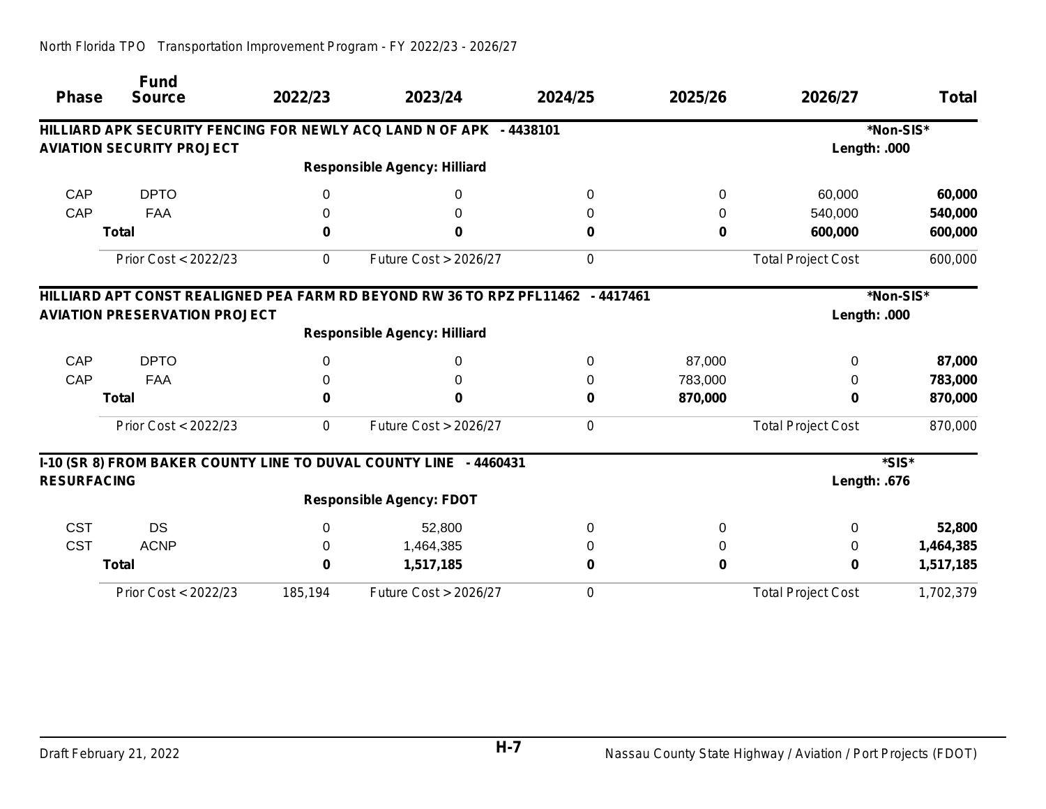| Phase | Fund Source | 2022/23 | 2023/24 | 2024/25 | 2025/26 | 2026/27 | Total |
|---|---|---|---|---|---|---|---|
| **HILLIARD APK SECURITY FENCING FOR NEWLY ACQ LAND N OF APK - 4438101** | | | | | | | ***Non-SIS*** |
| **AVIATION SECURITY PROJECT** | | | | | | **Length: .000** | |
| | | | **Responsible Agency: Hilliard** | | | | |
| CAP | DPTO | 0 | 0 | 0 | 0 | 60,000 | **60,000** |
| CAP | FAA | 0 | 0 | 0 | 0 | 540,000 | **540,000** |
| | **Total** | **0** | **0** | **0** | **0** | **600,000** | **600,000** |
| | Prior Cost < 2022/23 | 0 | Future Cost > 2026/27 | 0 | | Total Project Cost | 600,000 |
| **HILLIARD APT CONST REALIGNED PEA FARM RD BEYOND RW 36 TO RPZ PFL11462 - 4417461** | | | | | | | ***Non-SIS*** |
| **AVIATION PRESERVATION PROJECT** | | | | | | **Length: .000** | |
| | | | **Responsible Agency: Hilliard** | | | | |
| CAP | DPTO | 0 | 0 | 0 | 87,000 | 0 | **87,000** |
| CAP | FAA | 0 | 0 | 0 | 783,000 | 0 | **783,000** |
| | **Total** | **0** | **0** | **0** | **870,000** | **0** | **870,000** |
| | Prior Cost < 2022/23 | 0 | Future Cost > 2026/27 | 0 | | Total Project Cost | 870,000 |
| **I-10 (SR 8) FROM BAKER COUNTY LINE TO DUVAL COUNTY LINE - 4460431** | | | | | | | ***SIS*** |
| **RESURFACING** | | | | | | **Length: .676** | |
| | | | **Responsible Agency: FDOT** | | | | |
| CST | DS | 0 | 52,800 | 0 | 0 | 0 | **52,800** |
| CST | ACNP | 0 | 1,464,385 | 0 | 0 | 0 | **1,464,385** |
| | **Total** | **0** | **1,517,185** | **0** | **0** | **0** | **1,517,185** |
| | Prior Cost < 2022/23 | 185,194 | Future Cost > 2026/27 | 0 | | Total Project Cost | 1,702,379 |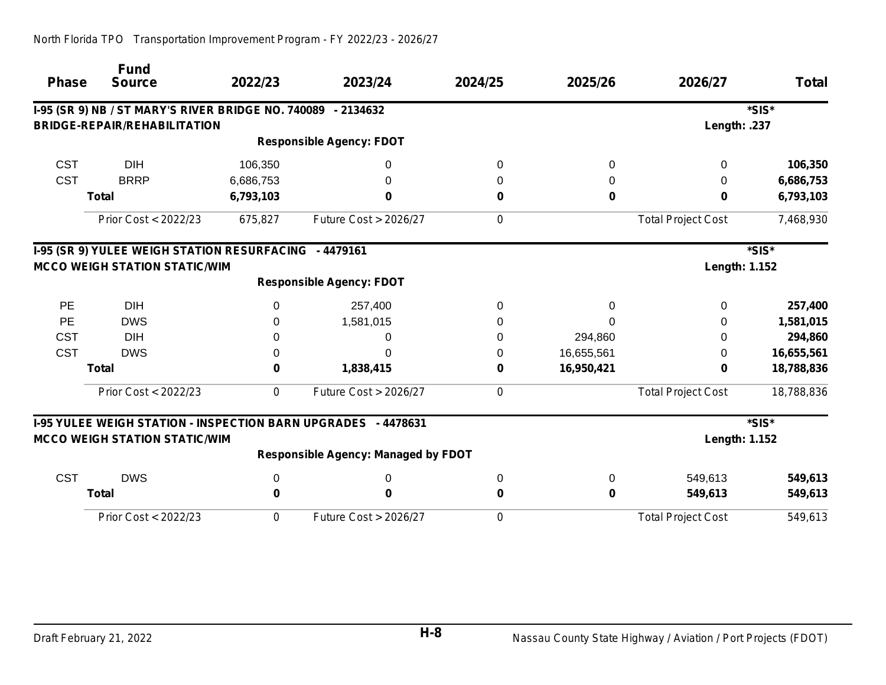| Phase | Fund Source | 2022/23 | 2023/24 | 2024/25 | 2025/26 | 2026/27 | Total |
|---|---|---|---|---|---|---|---|
| **I-95 (SR 9) NB / ST MARY'S RIVER BRIDGE NO. 740089 - 2134632** | | | | | | | ***SIS*** |
| **BRIDGE-REPAIR/REHABILITATION** | | | | | | **Length: .237** | |
| | | | **Responsible Agency: FDOT** | | | | |
| CST | DIH | 106,350 | 0 | 0 | 0 | 0 | **106,350** |
| CST | BRRP | 6,686,753 | 0 | 0 | 0 | 0 | **6,686,753** |
| | **Total** | **6,793,103** | **0** | **0** | **0** | **0** | **6,793,103** |
| | Prior Cost < 2022/23 | 675,827 | Future Cost > 2026/27 | 0 | | Total Project Cost | 7,468,930 |
| **I-95 (SR 9) YULEE WEIGH STATION RESURFACING - 4479161** | | | | | | | ***SIS*** |
| **MCCO WEIGH STATION STATIC/WIM** | | | | | | **Length: 1.152** | |
| | | | **Responsible Agency: FDOT** | | | | |
| PE | DIH | 0 | 257,400 | 0 | 0 | 0 | **257,400** |
| PE | DWS | 0 | 1,581,015 | 0 | 0 | 0 | **1,581,015** |
| CST | DIH | 0 | 0 | 0 | 294,860 | 0 | **294,860** |
| CST | DWS | 0 | 0 | 0 | 16,655,561 | 0 | **16,655,561** |
| | **Total** | **0** | **1,838,415** | **0** | **16,950,421** | **0** | **18,788,836** |
| | Prior Cost < 2022/23 | 0 | Future Cost > 2026/27 | 0 | | Total Project Cost | 18,788,836 |
| **I-95 YULEE WEIGH STATION - INSPECTION BARN UPGRADES - 4478631** | | | | | | | ***SIS*** |
| **MCCO WEIGH STATION STATIC/WIM** | | | | | | **Length: 1.152** | |
| | | | **Responsible Agency: Managed by FDOT** | | | | |
| CST | DWS | 0 | 0 | 0 | 0 | 549,613 | **549,613** |
| | **Total** | **0** | **0** | **0** | **0** | **549,613** | **549,613** |
| | Prior Cost < 2022/23 | 0 | Future Cost > 2026/27 | 0 | | Total Project Cost | 549,613 |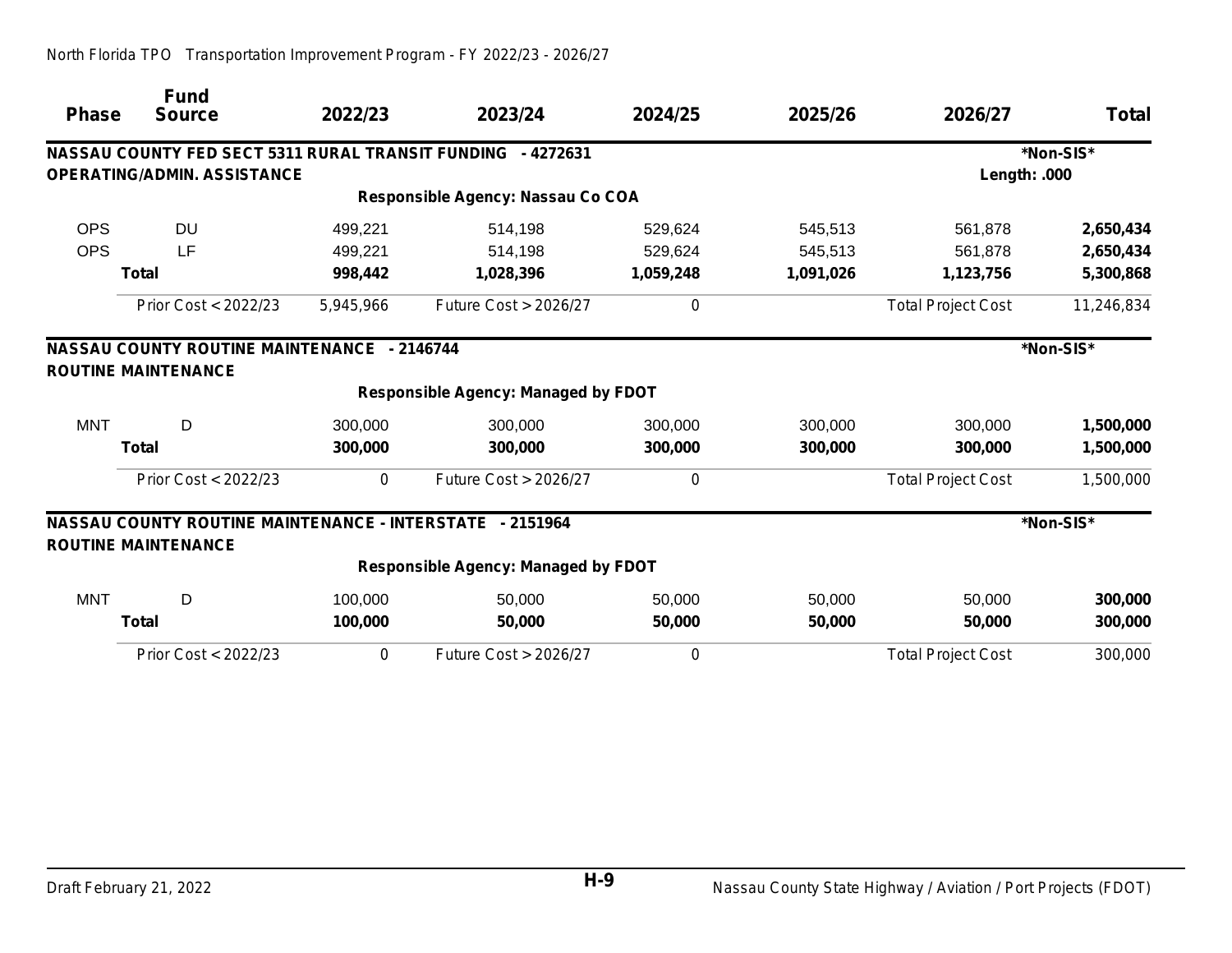| Phase | Fund Source | 2022/23 | 2023/24 | 2024/25 | 2025/26 | 2026/27 | Total |
|---|---|---|---|---|---|---|---|
| **NASSAU COUNTY FED SECT 5311 RURAL TRANSIT FUNDING - 4272631** | | | | | | | ***Non-SIS*** |
| **OPERATING/ADMIN. ASSISTANCE** | | | | | | **Length: .000** | |
| | | | **Responsible Agency: Nassau Co COA** | | | | |
| OPS | DU | 499,221 | 514,198 | 529,624 | 545,513 | 561,878 | **2,650,434** |
| OPS | LF | 499,221 | 514,198 | 529,624 | 545,513 | 561,878 | **2,650,434** |
| | **Total** | **998,442** | **1,028,396** | **1,059,248** | **1,091,026** | **1,123,756** | **5,300,868** |
| | Prior Cost < 2022/23 | 5,945,966 | Future Cost > 2026/27 | 0 | | Total Project Cost | 11,246,834 |
| **NASSAU COUNTY ROUTINE MAINTENANCE - 2146744** | | | | | | | ***Non-SIS*** |
| **ROUTINE MAINTENANCE** | | | | | | | |
| | | | **Responsible Agency: Managed by FDOT** | | | | |
| MNT | D | 300,000 | 300,000 | 300,000 | 300,000 | 300,000 | **1,500,000** |
| | **Total** | **300,000** | **300,000** | **300,000** | **300,000** | **300,000** | **1,500,000** |
| | Prior Cost < 2022/23 | 0 | Future Cost > 2026/27 | 0 | | Total Project Cost | 1,500,000 |
| **NASSAU COUNTY ROUTINE MAINTENANCE - INTERSTATE - 2151964** | | | | | | | ***Non-SIS*** |
| **ROUTINE MAINTENANCE** | | | | | | | |
| | | | **Responsible Agency: Managed by FDOT** | | | | |
| MNT | D | 100,000 | 50,000 | 50,000 | 50,000 | 50,000 | **300,000** |
| | **Total** | **100,000** | **50,000** | **50,000** | **50,000** | **50,000** | **300,000** |
| | Prior Cost < 2022/23 | 0 | Future Cost > 2026/27 | 0 | | Total Project Cost | 300,000 |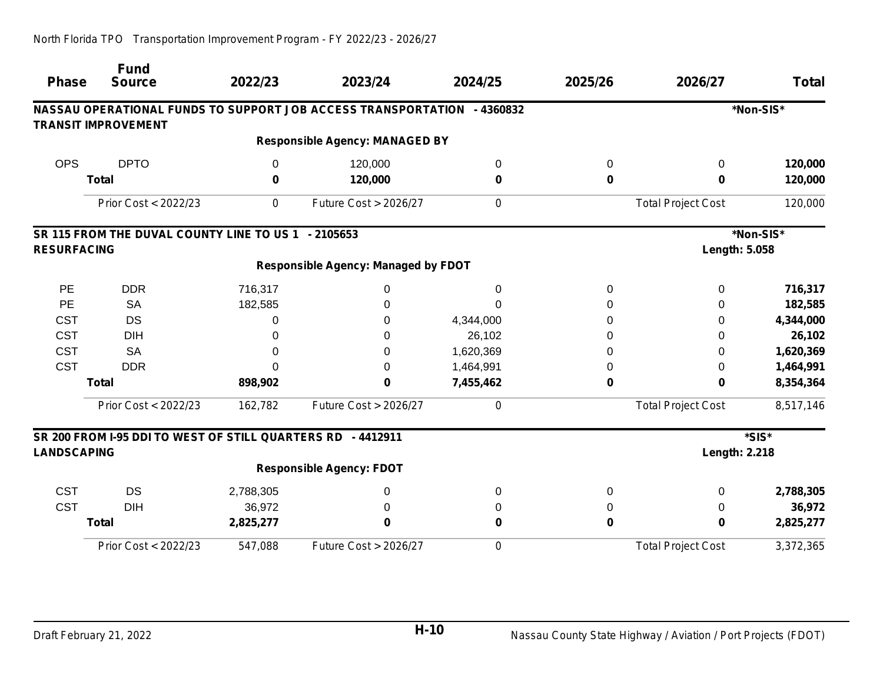| Phase | Fund Source | 2022/23 | 2023/24 | 2024/25 | 2025/26 | 2026/27 | Total |
|---|---|---|---|---|---|---|---|

**NASSAU OPERATIONAL FUNDS TO SUPPORT JOB ACCESS TRANSPORTATION - 4360832** *Non-SIS*

**TRANSIT IMPROVEMENT**

**Responsible Agency: MANAGED BY**

| Phase | Fund Source | 2022/23 | 2023/24 | 2024/25 | 2025/26 | 2026/27 | Total |
|---|---|---|---|---|---|---|---|
| OPS | DPTO | 0 | 120,000 | 0 | 0 | 0 | **120,000** |
| **Total** | | **0** | **120,000** | **0** | **0** | **0** | **120,000** |
| Prior Cost < 2022/23 | | 0 | Future Cost > 2026/27 | 0 | | Total Project Cost | 120,000 |

**SR 115 FROM THE DUVAL COUNTY LINE TO US 1 - 2105653** *Non-SIS*

**RESURFACING** **Length: 5.058**

**Responsible Agency: Managed by FDOT**

| Phase | Fund Source | 2022/23 | 2023/24 | 2024/25 | 2025/26 | 2026/27 | Total |
|---|---|---|---|---|---|---|---|
| PE | DDR | 716,317 | 0 | 0 | 0 | 0 | **716,317** |
| PE | SA | 182,585 | 0 | 0 | 0 | 0 | **182,585** |
| CST | DS | 0 | 0 | 4,344,000 | 0 | 0 | **4,344,000** |
| CST | DIH | 0 | 0 | 26,102 | 0 | 0 | **26,102** |
| CST | SA | 0 | 0 | 1,620,369 | 0 | 0 | **1,620,369** |
| CST | DDR | 0 | 0 | 1,464,991 | 0 | 0 | **1,464,991** |
| **Total** | | **898,902** | **0** | **7,455,462** | **0** | **0** | **8,354,364** |
| Prior Cost < 2022/23 | | 162,782 | Future Cost > 2026/27 | 0 | | Total Project Cost | 8,517,146 |

**SR 200 FROM I-95 DDI TO WEST OF STILL QUARTERS RD - 4412911** *SIS*

**LANDSCAPING** **Length: 2.218**

**Responsible Agency: FDOT**

| Phase | Fund Source | 2022/23 | 2023/24 | 2024/25 | 2025/26 | 2026/27 | Total |
|---|---|---|---|---|---|---|---|
| CST | DS | 2,788,305 | 0 | 0 | 0 | 0 | **2,788,305** |
| CST | DIH | 36,972 | 0 | 0 | 0 | 0 | **36,972** |
| **Total** | | **2,825,277** | **0** | **0** | **0** | **0** | **2,825,277** |
| Prior Cost < 2022/23 | | 547,088 | Future Cost > 2026/27 | 0 | | Total Project Cost | 3,372,365 |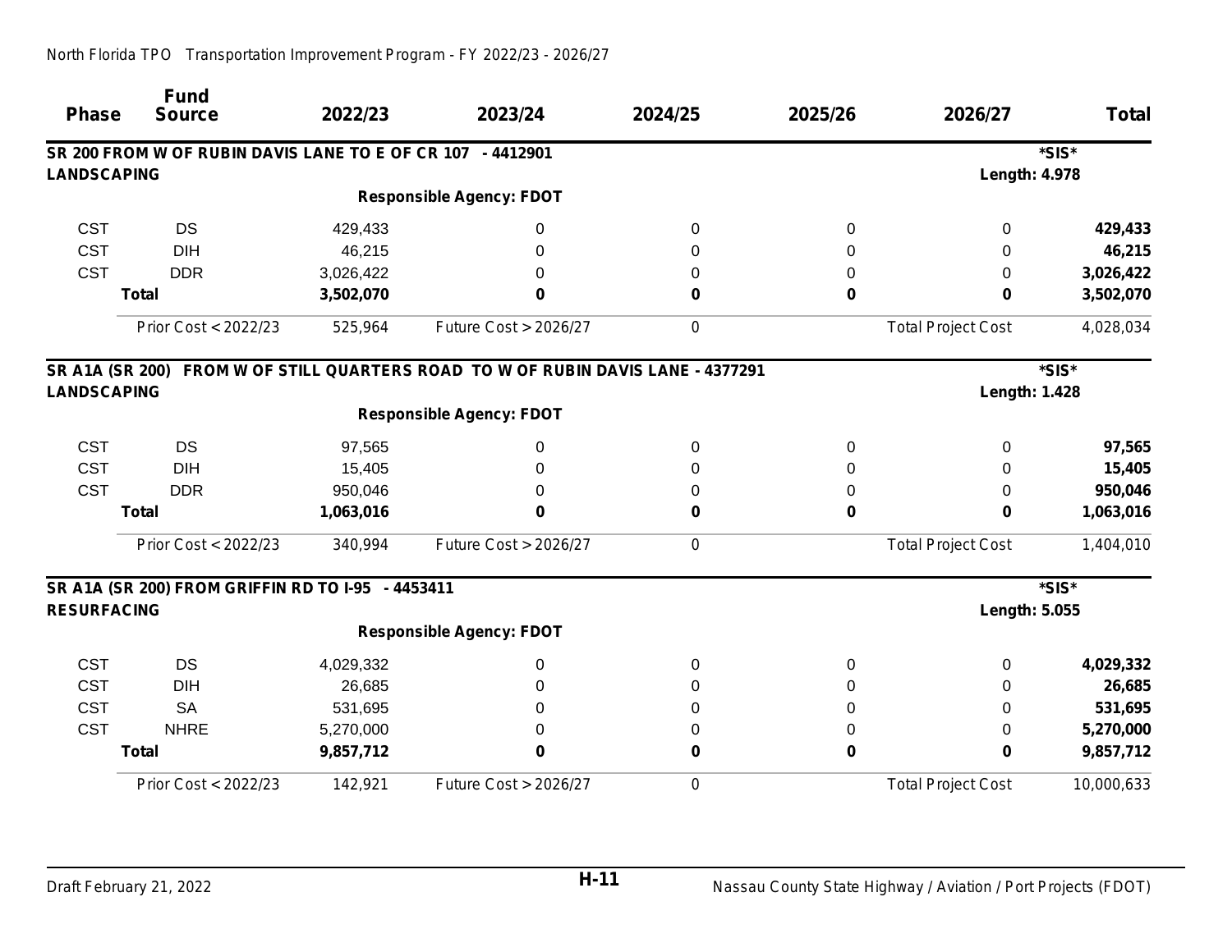| Phase | Fund Source | 2022/23 | 2023/24 | 2024/25 | 2025/26 | 2026/27 | Total |
|---|---|---|---|---|---|---|---|
| **SR 200 FROM W OF RUBIN DAVIS LANE TO E OF CR 107 - 4412901** | | | | | | | ***SIS*** |
| **LANDSCAPING** | | | | | | **Length: 4.978** | |
| | | | **Responsible Agency: FDOT** | | | | |
| CST | DS | 429,433 | 0 | 0 | 0 | 0 | **429,433** |
| CST | DIH | 46,215 | 0 | 0 | 0 | 0 | **46,215** |
| CST | DDR | 3,026,422 | 0 | 0 | 0 | 0 | **3,026,422** |
| | **Total** | **3,502,070** | **0** | **0** | **0** | **0** | **3,502,070** |
| | Prior Cost < 2022/23 | 525,964 | Future Cost > 2026/27 | 0 | | Total Project Cost | 4,028,034 |
| **SR A1A (SR 200) FROM W OF STILL QUARTERS ROAD TO W OF RUBIN DAVIS LANE - 4377291** | | | | | | | ***SIS*** |
| **LANDSCAPING** | | | | | | **Length: 1.428** | |
| | | | **Responsible Agency: FDOT** | | | | |
| CST | DS | 97,565 | 0 | 0 | 0 | 0 | **97,565** |
| CST | DIH | 15,405 | 0 | 0 | 0 | 0 | **15,405** |
| CST | DDR | 950,046 | 0 | 0 | 0 | 0 | **950,046** |
| | **Total** | **1,063,016** | **0** | **0** | **0** | **0** | **1,063,016** |
| | Prior Cost < 2022/23 | 340,994 | Future Cost > 2026/27 | 0 | | Total Project Cost | 1,404,010 |
| **SR A1A (SR 200) FROM GRIFFIN RD TO I-95 - 4453411** | | | | | | | ***SIS*** |
| **RESURFACING** | | | | | | **Length: 5.055** | |
| | | | **Responsible Agency: FDOT** | | | | |
| CST | DS | 4,029,332 | 0 | 0 | 0 | 0 | **4,029,332** |
| CST | DIH | 26,685 | 0 | 0 | 0 | 0 | **26,685** |
| CST | SA | 531,695 | 0 | 0 | 0 | 0 | **531,695** |
| CST | NHRE | 5,270,000 | 0 | 0 | 0 | 0 | **5,270,000** |
| | **Total** | **9,857,712** | **0** | **0** | **0** | **0** | **9,857,712** |
| | Prior Cost < 2022/23 | 142,921 | Future Cost > 2026/27 | 0 | | Total Project Cost | 10,000,633 |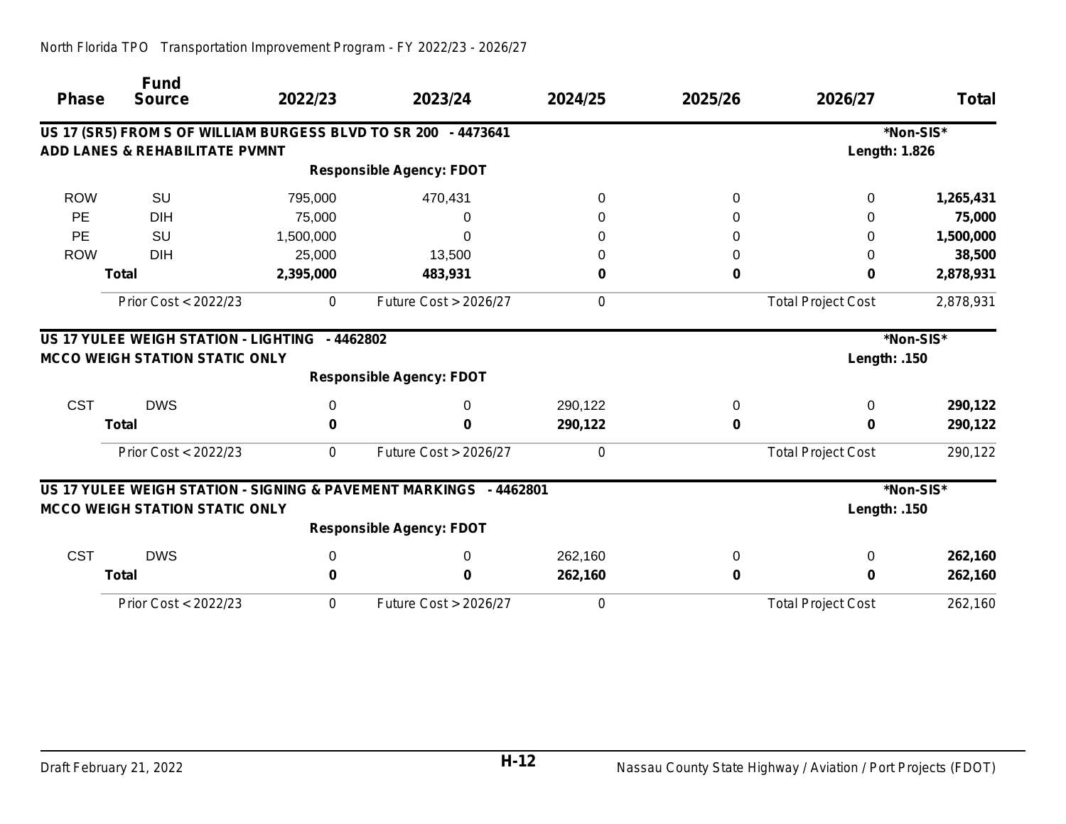| Phase | Fund Source | 2022/23 | 2023/24 | 2024/25 | 2025/26 | 2026/27 | Total |
|---|---|---|---|---|---|---|---|
| **US 17 (SR5) FROM S OF WILLIAM BURGESS BLVD TO SR 200 - 4473641** | | | | | | | ***Non-SIS*** |
| **ADD LANES & REHABILITATE PVMNT** | | | | | | | **Length: 1.826** |
| | | | **Responsible Agency: FDOT** | | | | |
| ROW | SU | 795,000 | 470,431 | 0 | 0 | 0 | **1,265,431** |
| PE | DIH | 75,000 | 0 | 0 | 0 | 0 | **75,000** |
| PE | SU | 1,500,000 | 0 | 0 | 0 | 0 | **1,500,000** |
| ROW | DIH | 25,000 | 13,500 | 0 | 0 | 0 | **38,500** |
| | **Total** | **2,395,000** | **483,931** | **0** | **0** | **0** | **2,878,931** |
| | Prior Cost < 2022/23 | 0 | Future Cost > 2026/27 | 0 | | Total Project Cost | 2,878,931 |
| **US 17 YULEE WEIGH STATION - LIGHTING - 4462802** | | | | | | | ***Non-SIS*** |
| **MCCO WEIGH STATION STATIC ONLY** | | | | | | | **Length: .150** |
| | | | **Responsible Agency: FDOT** | | | | |
| CST | DWS | 0 | 0 | 290,122 | 0 | 0 | **290,122** |
| | **Total** | **0** | **0** | **290,122** | **0** | **0** | **290,122** |
| | Prior Cost < 2022/23 | 0 | Future Cost > 2026/27 | 0 | | Total Project Cost | 290,122 |
| **US 17 YULEE WEIGH STATION - SIGNING & PAVEMENT MARKINGS - 4462801** | | | | | | | ***Non-SIS*** |
| **MCCO WEIGH STATION STATIC ONLY** | | | | | | | **Length: .150** |
| | | | **Responsible Agency: FDOT** | | | | |
| CST | DWS | 0 | 0 | 262,160 | 0 | 0 | **262,160** |
| | **Total** | **0** | **0** | **262,160** | **0** | **0** | **262,160** |
| | Prior Cost < 2022/23 | 0 | Future Cost > 2026/27 | 0 | | Total Project Cost | 262,160 |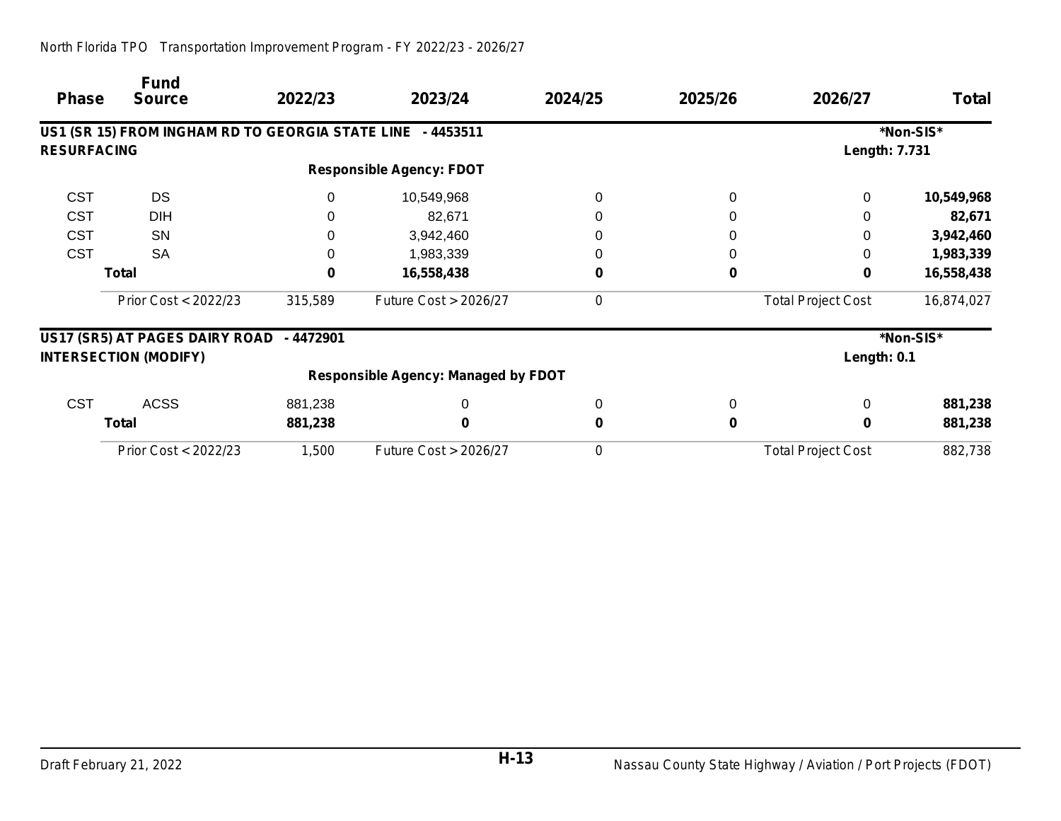| Phase | Fund Source | 2022/23 | 2023/24 | 2024/25 | 2025/26 | 2026/27 | Total |
|---|---|---|---|---|---|---|---|
| **US1 (SR 15) FROM INGHAM RD TO GEORGIA STATE LINE - 4453511** | | | | | | | ***Non-SIS*** |
| **RESURFACING** | | | | | | **Length: 7.731** | |
| | | | **Responsible Agency: FDOT** | | | | |
| CST | DS | 0 | 10,549,968 | 0 | 0 | 0 | **10,549,968** |
| CST | DIH | 0 | 82,671 | 0 | 0 | 0 | **82,671** |
| CST | SN | 0 | 3,942,460 | 0 | 0 | 0 | **3,942,460** |
| CST | SA | 0 | 1,983,339 | 0 | 0 | 0 | **1,983,339** |
| | **Total** | **0** | **16,558,438** | **0** | **0** | **0** | **16,558,438** |
| | Prior Cost < 2022/23 | 315,589 | Future Cost > 2026/27 | 0 | | Total Project Cost | 16,874,027 |
| **US17 (SR5) AT PAGES DAIRY ROAD - 4472901** | | | | | | | ***Non-SIS*** |
| **INTERSECTION (MODIFY)** | | | | | | **Length: 0.1** | |
| | | | **Responsible Agency: Managed by FDOT** | | | | |
| CST | ACSS | 881,238 | 0 | 0 | 0 | 0 | **881,238** |
| | **Total** | **881,238** | **0** | **0** | **0** | **0** | **881,238** |
| | Prior Cost < 2022/23 | 1,500 | Future Cost > 2026/27 | 0 | | Total Project Cost | 882,738 |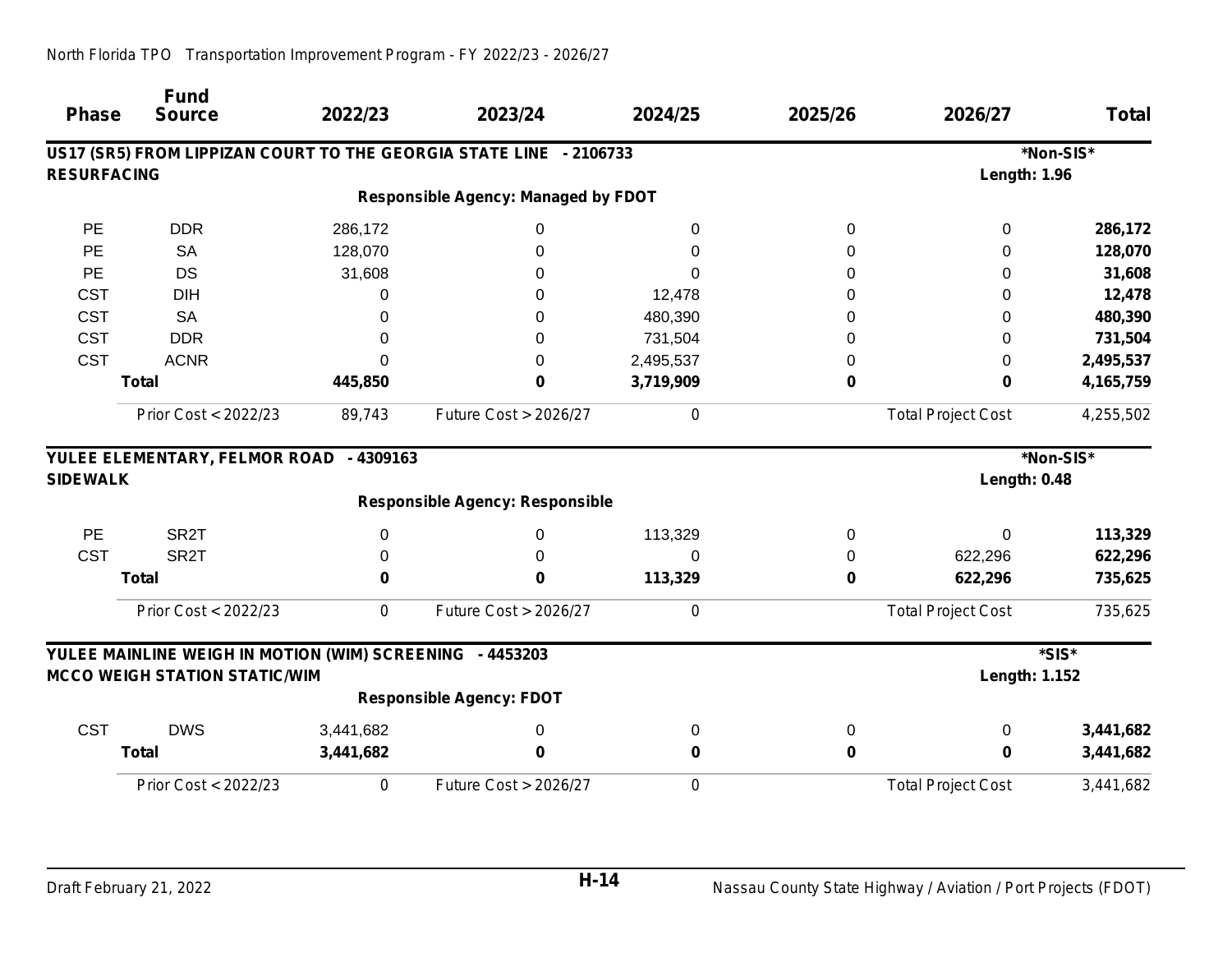| Phase | Fund Source | 2022/23 | 2023/24 | 2024/25 | 2025/26 | 2026/27 | Total |
|---|---|---|---|---|---|---|---|
| **US17 (SR5) FROM LIPPIZAN COURT TO THE GEORGIA STATE LINE - 2106733** | | | | | | | ***Non-SIS*** |
| **RESURFACING** | | | | | | **Length: 1.96** | |
| | | | **Responsible Agency: Managed by FDOT** | | | | |
| PE | DDR | 286,172 | 0 | 0 | 0 | 0 | **286,172** |
| PE | SA | 128,070 | 0 | 0 | 0 | 0 | **128,070** |
| PE | DS | 31,608 | 0 | 0 | 0 | 0 | **31,608** |
| CST | DIH | 0 | 0 | 12,478 | 0 | 0 | **12,478** |
| CST | SA | 0 | 0 | 480,390 | 0 | 0 | **480,390** |
| CST | DDR | 0 | 0 | 731,504 | 0 | 0 | **731,504** |
| CST | ACNR | 0 | 0 | 2,495,537 | 0 | 0 | **2,495,537** |
| **Total** | | **445,850** | **0** | **3,719,909** | **0** | **0** | **4,165,759** |
| | Prior Cost < 2022/23 | 89,743 | Future Cost > 2026/27 | 0 | | Total Project Cost | 4,255,502 |
| **YULEE ELEMENTARY, FELMOR ROAD - 4309163** | | | | | | | ***Non-SIS*** |
| **SIDEWALK** | | | | | | **Length: 0.48** | |
| | | | **Responsible Agency: Responsible** | | | | |
| PE | SR2T | 0 | 0 | 113,329 | 0 | 0 | **113,329** |
| CST | SR2T | 0 | 0 | 0 | 0 | 622,296 | **622,296** |
| **Total** | | **0** | **0** | **113,329** | **0** | **622,296** | **735,625** |
| | Prior Cost < 2022/23 | 0 | Future Cost > 2026/27 | 0 | | Total Project Cost | 735,625 |
| **YULEE MAINLINE WEIGH IN MOTION (WIM) SCREENING - 4453203** | | | | | | | ***SIS*** |
| **MCCO WEIGH STATION STATIC/WIM** | | | | | | **Length: 1.152** | |
| | | | **Responsible Agency: FDOT** | | | | |
| CST | DWS | 3,441,682 | 0 | 0 | 0 | 0 | **3,441,682** |
| **Total** | | **3,441,682** | **0** | **0** | **0** | **0** | **3,441,682** |
| | Prior Cost < 2022/23 | 0 | Future Cost > 2026/27 | 0 | | Total Project Cost | 3,441,682 |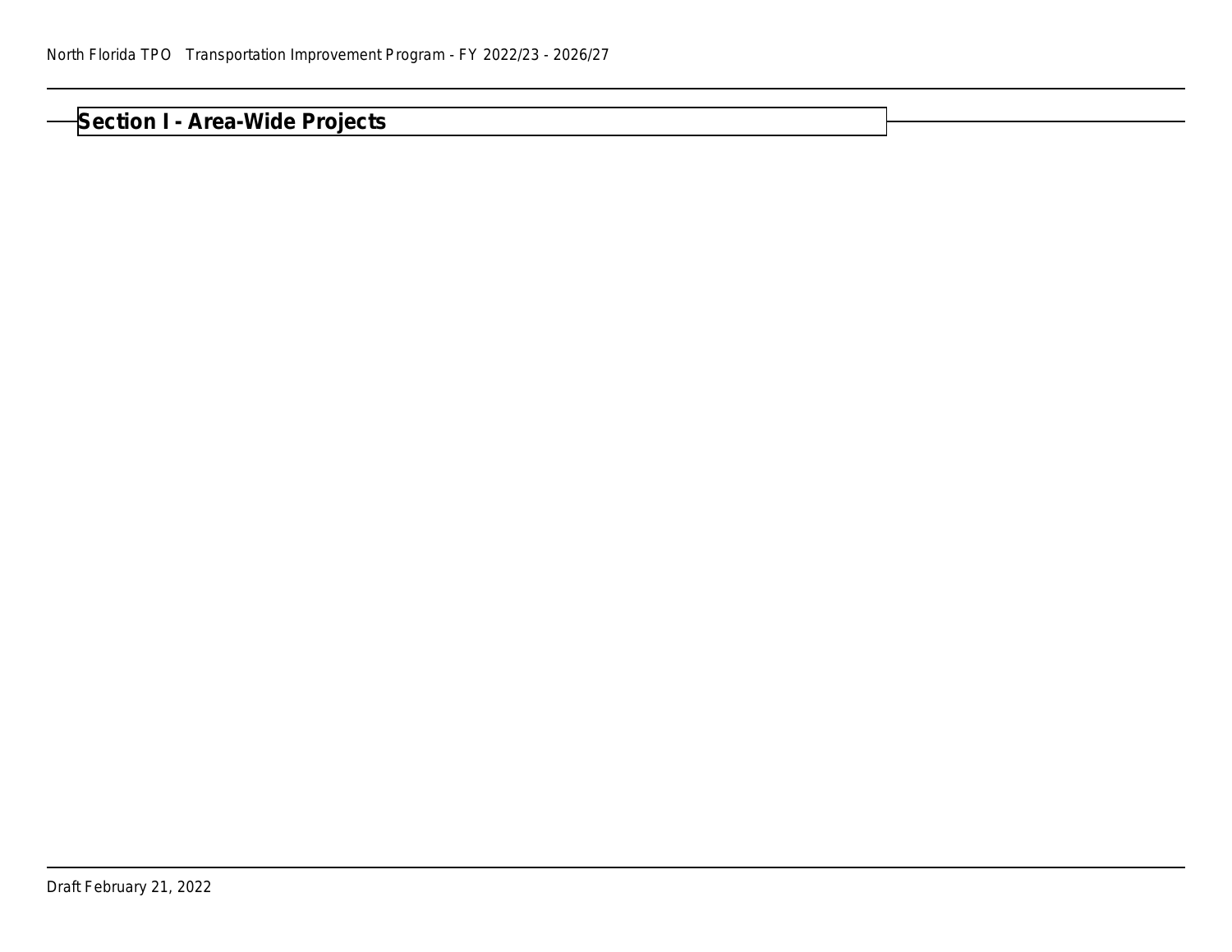# Section I - Area-Wide Projects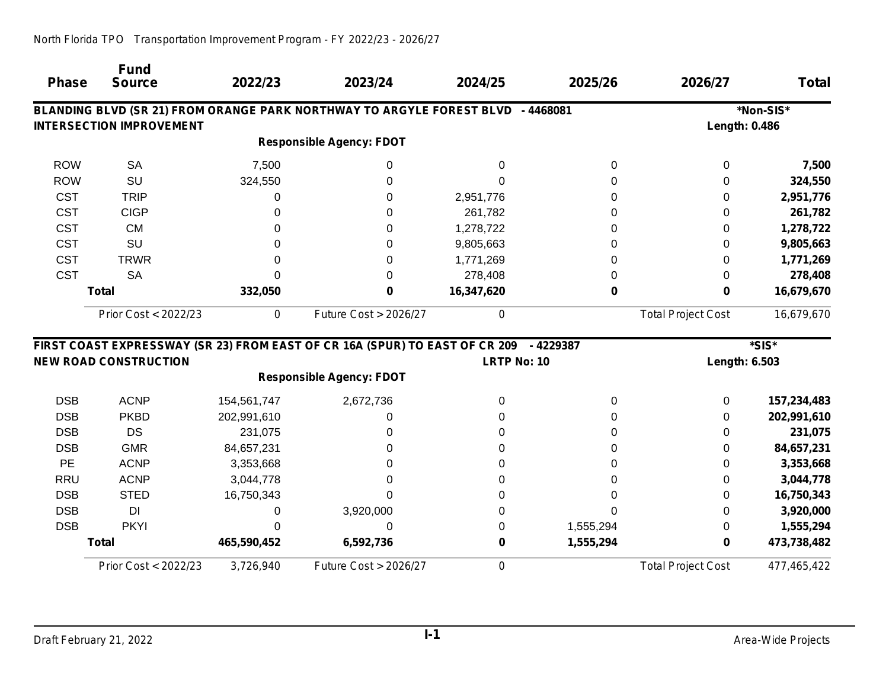| Phase | Fund Source | 2022/23 | 2023/24 | 2024/25 | 2025/26 | 2026/27 | Total |
|---|---|---|---|---|---|---|---|

**BLANDING BLVD (SR 21) FROM ORANGE PARK NORTHWAY TO ARGYLE FOREST BLVD - 4468081** — *Non-SIS*

**INTERSECTION IMPROVEMENT** — Length: 0.486

**Responsible Agency: FDOT**

| Phase | Fund Source | 2022/23 | 2023/24 | 2024/25 | 2025/26 | 2026/27 | Total |
|---|---|---|---|---|---|---|---|
| ROW | SA | 7,500 | 0 | 0 | 0 | 0 | **7,500** |
| ROW | SU | 324,550 | 0 | 0 | 0 | 0 | **324,550** |
| CST | TRIP | 0 | 0 | 2,951,776 | 0 | 0 | **2,951,776** |
| CST | CIGP | 0 | 0 | 261,782 | 0 | 0 | **261,782** |
| CST | CM | 0 | 0 | 1,278,722 | 0 | 0 | **1,278,722** |
| CST | SU | 0 | 0 | 9,805,663 | 0 | 0 | **9,805,663** |
| CST | TRWR | 0 | 0 | 1,771,269 | 0 | 0 | **1,771,269** |
| CST | SA | 0 | 0 | 278,408 | 0 | 0 | **278,408** |
| **Total** | | **332,050** | **0** | **16,347,620** | **0** | **0** | **16,679,670** |

| Prior Cost < 2022/23 | 0 | Future Cost > 2026/27 | 0 | Total Project Cost | 16,679,670 |
|---|---|---|---|---|---|

**FIRST COAST EXPRESSWAY (SR 23) FROM EAST OF CR 16A (SPUR) TO EAST OF CR 209 - 4229387** — *SIS*

**NEW ROAD CONSTRUCTION** — **LRTP No: 10** — Length: 6.503

**Responsible Agency: FDOT**

| Phase | Fund Source | 2022/23 | 2023/24 | 2024/25 | 2025/26 | 2026/27 | Total |
|---|---|---|---|---|---|---|---|
| DSB | ACNP | 154,561,747 | 2,672,736 | 0 | 0 | 0 | **157,234,483** |
| DSB | PKBD | 202,991,610 | 0 | 0 | 0 | 0 | **202,991,610** |
| DSB | DS | 231,075 | 0 | 0 | 0 | 0 | **231,075** |
| DSB | GMR | 84,657,231 | 0 | 0 | 0 | 0 | **84,657,231** |
| PE | ACNP | 3,353,668 | 0 | 0 | 0 | 0 | **3,353,668** |
| RRU | ACNP | 3,044,778 | 0 | 0 | 0 | 0 | **3,044,778** |
| DSB | STED | 16,750,343 | 0 | 0 | 0 | 0 | **16,750,343** |
| DSB | DI | 0 | 3,920,000 | 0 | 0 | 0 | **3,920,000** |
| DSB | PKYI | 0 | 0 | 0 | 1,555,294 | 0 | **1,555,294** |
| **Total** | | **465,590,452** | **6,592,736** | **0** | **1,555,294** | **0** | **473,738,482** |

| Prior Cost < 2022/23 | 3,726,940 | Future Cost > 2026/27 | 0 | Total Project Cost | 477,465,422 |
|---|---|---|---|---|---|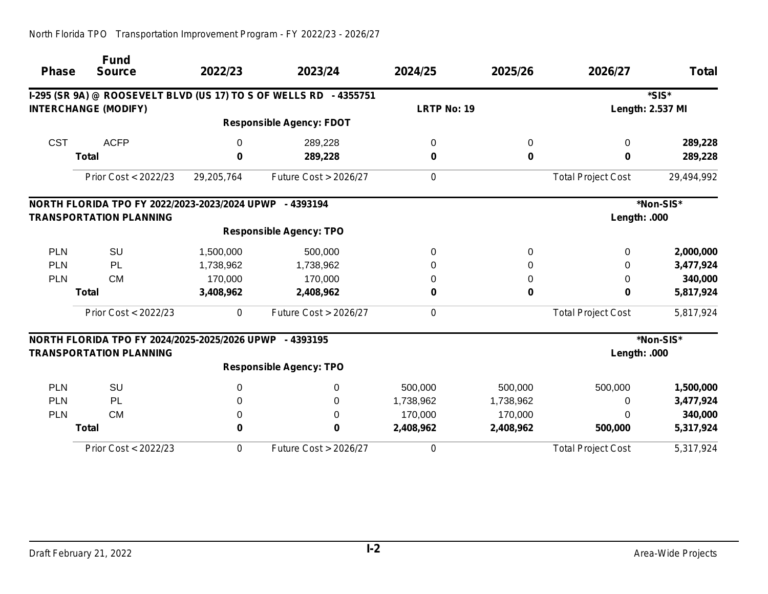| Phase | Fund Source | 2022/23 | 2023/24 | 2024/25 | 2025/26 | 2026/27 | Total |
|---|---|---|---|---|---|---|---|
| **I-295 (SR 9A) @ ROOSEVELT BLVD (US 17) TO S OF WELLS RD - 4355751** | | | | | | | **\*SIS\*** |
| **INTERCHANGE (MODIFY)** | | | | **LRTP No: 19** | | | **Length: 2.537 MI** |
| | | | **Responsible Agency: FDOT** | | | | |
| CST | ACFP | 0 | 289,228 | 0 | 0 | 0 | **289,228** |
| | **Total** | **0** | **289,228** | **0** | **0** | **0** | **289,228** |
| | Prior Cost < 2022/23 | 29,205,764 | Future Cost > 2026/27 | 0 | | Total Project Cost | 29,494,992 |
| **NORTH FLORIDA TPO FY 2022/2023-2023/2024 UPWP - 4393194** | | | | | | | **\*Non-SIS\*** |
| **TRANSPORTATION PLANNING** | | | | | | | **Length: .000** |
| | | | **Responsible Agency: TPO** | | | | |
| PLN | SU | 1,500,000 | 500,000 | 0 | 0 | 0 | **2,000,000** |
| PLN | PL | 1,738,962 | 1,738,962 | 0 | 0 | 0 | **3,477,924** |
| PLN | CM | 170,000 | 170,000 | 0 | 0 | 0 | **340,000** |
| | **Total** | **3,408,962** | **2,408,962** | **0** | **0** | **0** | **5,817,924** |
| | Prior Cost < 2022/23 | 0 | Future Cost > 2026/27 | 0 | | Total Project Cost | 5,817,924 |
| **NORTH FLORIDA TPO FY 2024/2025-2025/2026 UPWP - 4393195** | | | | | | | **\*Non-SIS\*** |
| **TRANSPORTATION PLANNING** | | | | | | | **Length: .000** |
| | | | **Responsible Agency: TPO** | | | | |
| PLN | SU | 0 | 0 | 500,000 | 500,000 | 500,000 | **1,500,000** |
| PLN | PL | 0 | 0 | 1,738,962 | 1,738,962 | 0 | **3,477,924** |
| PLN | CM | 0 | 0 | 170,000 | 170,000 | 0 | **340,000** |
| | **Total** | **0** | **0** | **2,408,962** | **2,408,962** | **500,000** | **5,317,924** |
| | Prior Cost < 2022/23 | 0 | Future Cost > 2026/27 | 0 | | Total Project Cost | 5,317,924 |